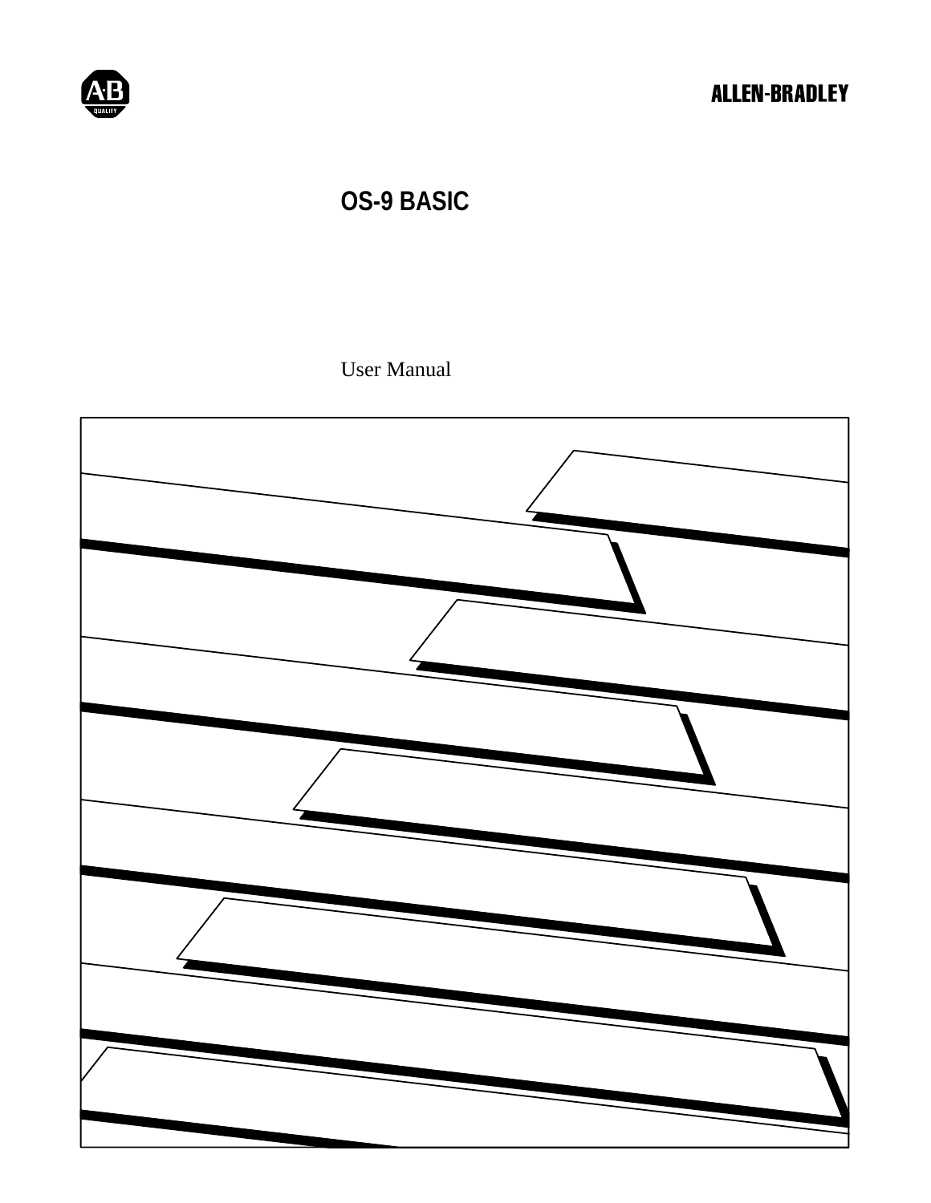ALLEN-BRADLEY

# OS-9 BASIC

User Manual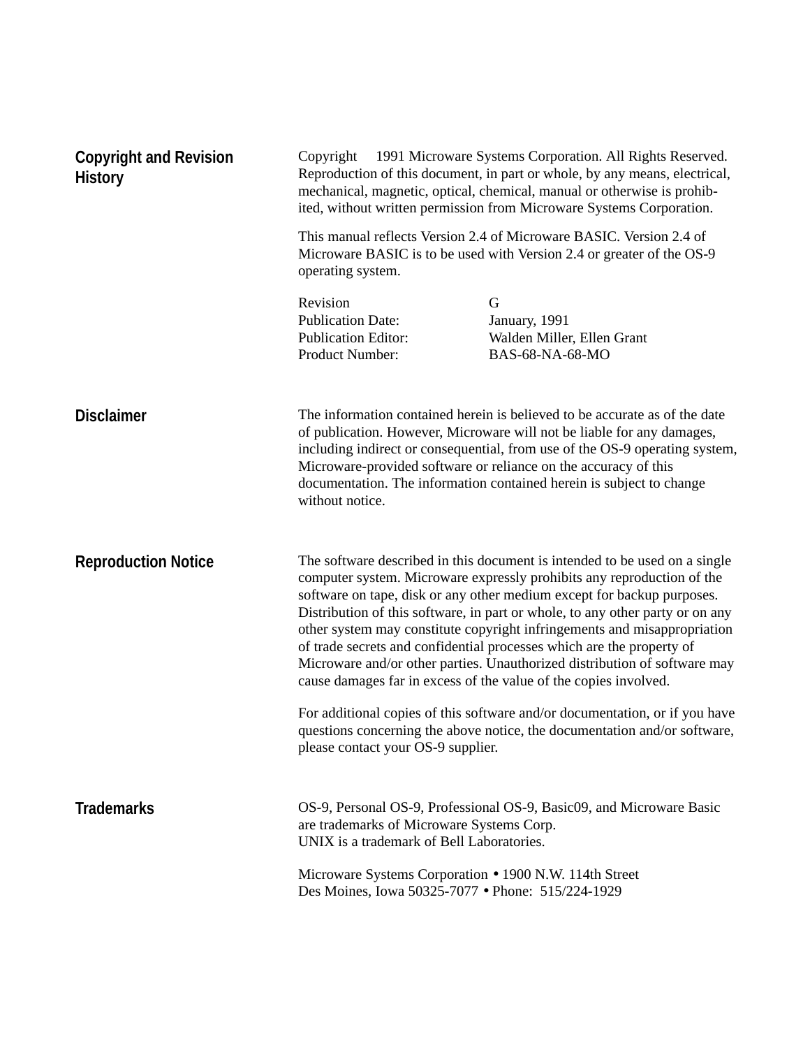## Copyright and Revision History

Copyright 1991 Microware Systems Corporation. All Rights Reserved. Reproduction of this document, in part or whole, by any means, electrical, mechanical, magnetic, optical, chemical, manual or otherwise is prohibited, without written permission from Microware Systems Corporation.

This manual reflects Version 2.4 of Microware BASIC. Version 2.4 of Microware BASIC is to be used with Version 2.4 or greater of the OS-9 operating system.

| | |
|---|---|
| Revision | G |
| Publication Date: | January, 1991 |
| Publication Editor: | Walden Miller, Ellen Grant |
| Product Number: | BAS-68-NA-68-MO |

## Disclaimer

The information contained herein is believed to be accurate as of the date of publication. However, Microware will not be liable for any damages, including indirect or consequential, from use of the OS-9 operating system, Microware-provided software or reliance on the accuracy of this documentation. The information contained herein is subject to change without notice.

## Reproduction Notice

The software described in this document is intended to be used on a single computer system. Microware expressly prohibits any reproduction of the software on tape, disk or any other medium except for backup purposes. Distribution of this software, in part or whole, to any other party or on any other system may constitute copyright infringements and misappropriation of trade secrets and confidential processes which are the property of Microware and/or other parties. Unauthorized distribution of software may cause damages far in excess of the value of the copies involved.

For additional copies of this software and/or documentation, or if you have questions concerning the above notice, the documentation and/or software, please contact your OS-9 supplier.

## Trademarks

OS-9, Personal OS-9, Professional OS-9, Basic09, and Microware Basic are trademarks of Microware Systems Corp.
UNIX is a trademark of Bell Laboratories.

Microware Systems Corporation • 1900 N.W. 114th Street
Des Moines, Iowa 50325-7077 • Phone: 515/224-1929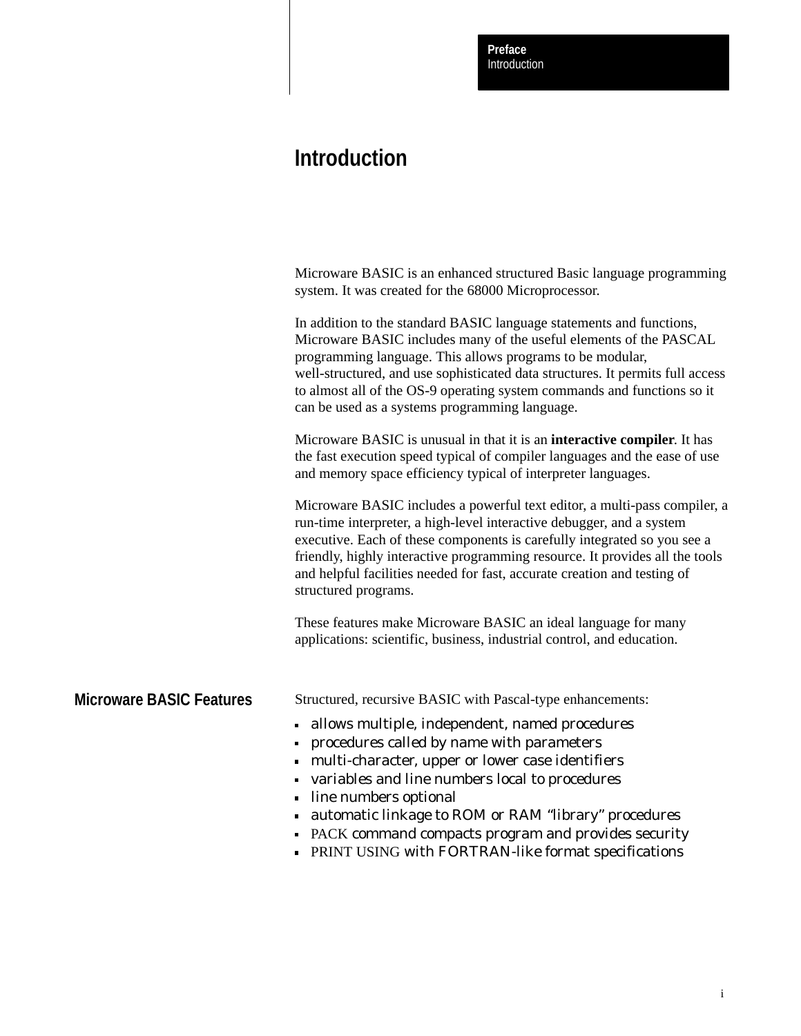# Introduction

Microware BASIC is an enhanced structured Basic language programming system. It was created for the 68000 Microprocessor.

In addition to the standard BASIC language statements and functions, Microware BASIC includes many of the useful elements of the PASCAL programming language. This allows programs to be modular, well-structured, and use sophisticated data structures. It permits full access to almost all of the OS-9 operating system commands and functions so it can be used as a systems programming language.

Microware BASIC is unusual in that it is an **interactive compiler**. It has the fast execution speed typical of compiler languages and the ease of use and memory space efficiency typical of interpreter languages.

Microware BASIC includes a powerful text editor, a multi-pass compiler, a run-time interpreter, a high-level interactive debugger, and a system executive. Each of these components is carefully integrated so you see a friendly, highly interactive programming resource. It provides all the tools and helpful facilities needed for fast, accurate creation and testing of structured programs.

These features make Microware BASIC an ideal language for many applications: scientific, business, industrial control, and education.

## Microware BASIC Features

Structured, recursive BASIC with Pascal-type enhancements:

- allows multiple, independent, named procedures
- procedures called by name with parameters
- multi-character, upper or lower case identifiers
- variables and line numbers local to procedures
- line numbers optional
- automatic linkage to ROM or RAM "library" procedures
- PACK command compacts program and provides security
- PRINT USING with FORTRAN-like format specifications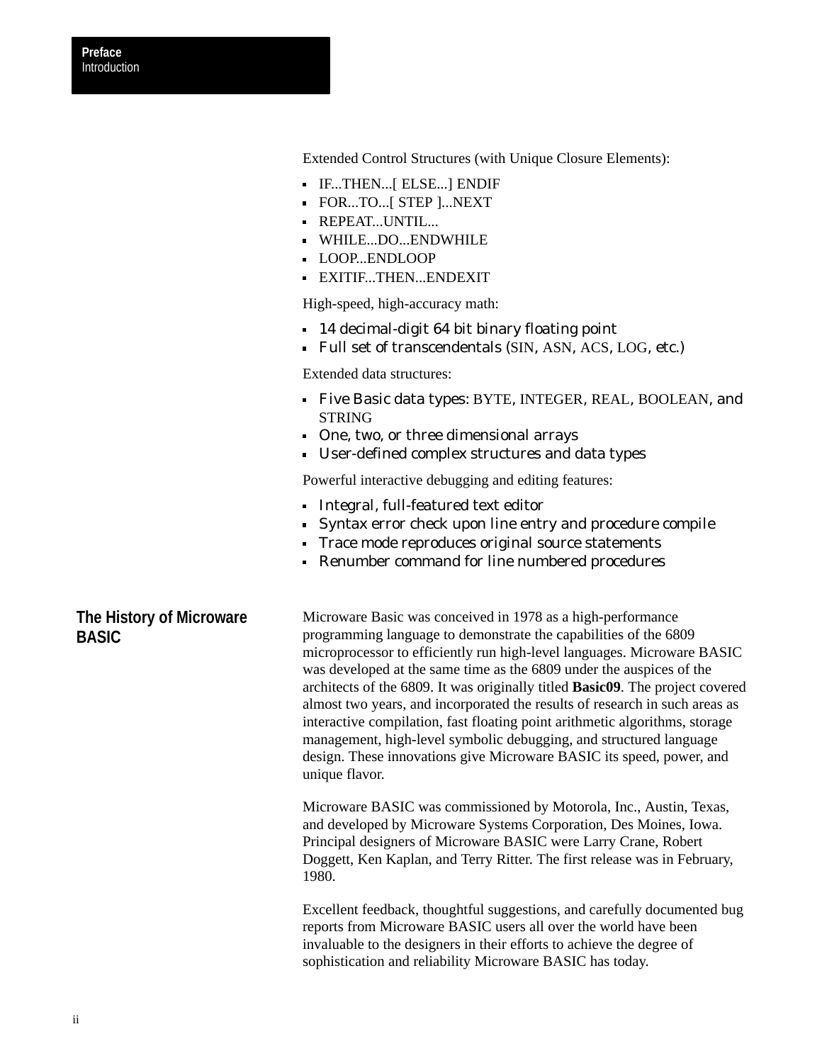Extended Control Structures (with Unique Closure Elements):

- IF...THEN...[ ELSE...] ENDIF
- FOR...TO...[ STEP ]...NEXT
- REPEAT...UNTIL...
- WHILE...DO...ENDWHILE
- LOOP...ENDLOOP
- EXITIF...THEN...ENDEXIT

High-speed, high-accuracy math:

- 14 decimal-digit 64 bit binary floating point
- Full set of transcendentals (SIN, ASN, ACS, LOG, etc.)

Extended data structures:

- Five Basic data types: BYTE, INTEGER, REAL, BOOLEAN, and STRING
- One, two, or three dimensional arrays
- User-defined complex structures and data types

Powerful interactive debugging and editing features:

- Integral, full-featured text editor
- Syntax error check upon line entry and procedure compile
- Trace mode reproduces original source statements
- Renumber command for line numbered procedures

## The History of Microware BASIC

Microware Basic was conceived in 1978 as a high-performance programming language to demonstrate the capabilities of the 6809 microprocessor to efficiently run high-level languages. Microware BASIC was developed at the same time as the 6809 under the auspices of the architects of the 6809. It was originally titled **Basic09**. The project covered almost two years, and incorporated the results of research in such areas as interactive compilation, fast floating point arithmetic algorithms, storage management, high-level symbolic debugging, and structured language design. These innovations give Microware BASIC its speed, power, and unique flavor.

Microware BASIC was commissioned by Motorola, Inc., Austin, Texas, and developed by Microware Systems Corporation, Des Moines, Iowa. Principal designers of Microware BASIC were Larry Crane, Robert Doggett, Ken Kaplan, and Terry Ritter. The first release was in February, 1980.

Excellent feedback, thoughtful suggestions, and carefully documented bug reports from Microware BASIC users all over the world have been invaluable to the designers in their efforts to achieve the degree of sophistication and reliability Microware BASIC has today.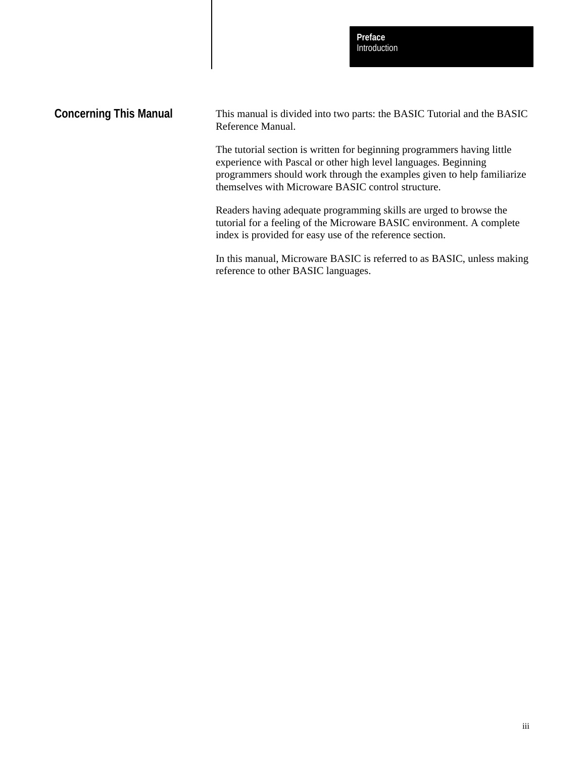## Concerning This Manual

This manual is divided into two parts: the BASIC Tutorial and the BASIC Reference Manual.

The tutorial section is written for beginning programmers having little experience with Pascal or other high level languages. Beginning programmers should work through the examples given to help familiarize themselves with Microware BASIC control structure.

Readers having adequate programming skills are urged to browse the tutorial for a feeling of the Microware BASIC environment. A complete index is provided for easy use of the reference section.

In this manual, Microware BASIC is referred to as BASIC, unless making reference to other BASIC languages.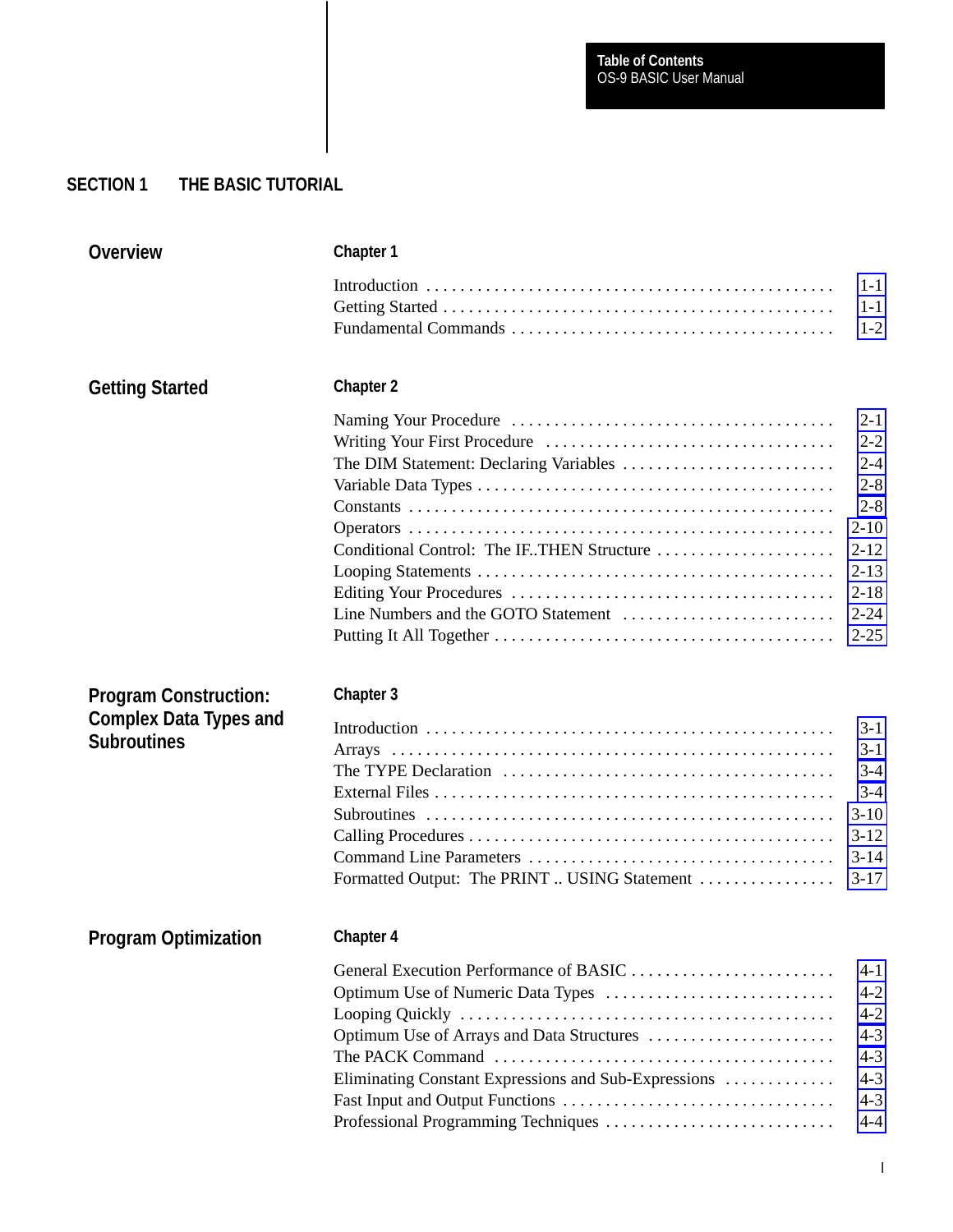## SECTION 1 THE BASIC TUTORIAL

### Overview

**Chapter 1**

| | |
|---|---|
| Introduction | 1-1 |
| Getting Started | 1-1 |
| Fundamental Commands | 1-2 |

### Getting Started

**Chapter 2**

| | |
|---|---|
| Naming Your Procedure | 2-1 |
| Writing Your First Procedure | 2-2 |
| The DIM Statement: Declaring Variables | 2-4 |
| Variable Data Types | 2-8 |
| Constants | 2-8 |
| Operators | 2-10 |
| Conditional Control: The IF..THEN Structure | 2-12 |
| Looping Statements | 2-13 |
| Editing Your Procedures | 2-18 |
| Line Numbers and the GOTO Statement | 2-24 |
| Putting It All Together | 2-25 |

### Program Construction: Complex Data Types and Subroutines

**Chapter 3**

| | |
|---|---|
| Introduction | 3-1 |
| Arrays | 3-1 |
| The TYPE Declaration | 3-4 |
| External Files | 3-4 |
| Subroutines | 3-10 |
| Calling Procedures | 3-12 |
| Command Line Parameters | 3-14 |
| Formatted Output: The PRINT .. USING Statement | 3-17 |

### Program Optimization

**Chapter 4**

| | |
|---|---|
| General Execution Performance of BASIC | 4-1 |
| Optimum Use of Numeric Data Types | 4-2 |
| Looping Quickly | 4-2 |
| Optimum Use of Arrays and Data Structures | 4-3 |
| The PACK Command | 4-3 |
| Eliminating Constant Expressions and Sub-Expressions | 4-3 |
| Fast Input and Output Functions | 4-3 |
| Professional Programming Techniques | 4-4 |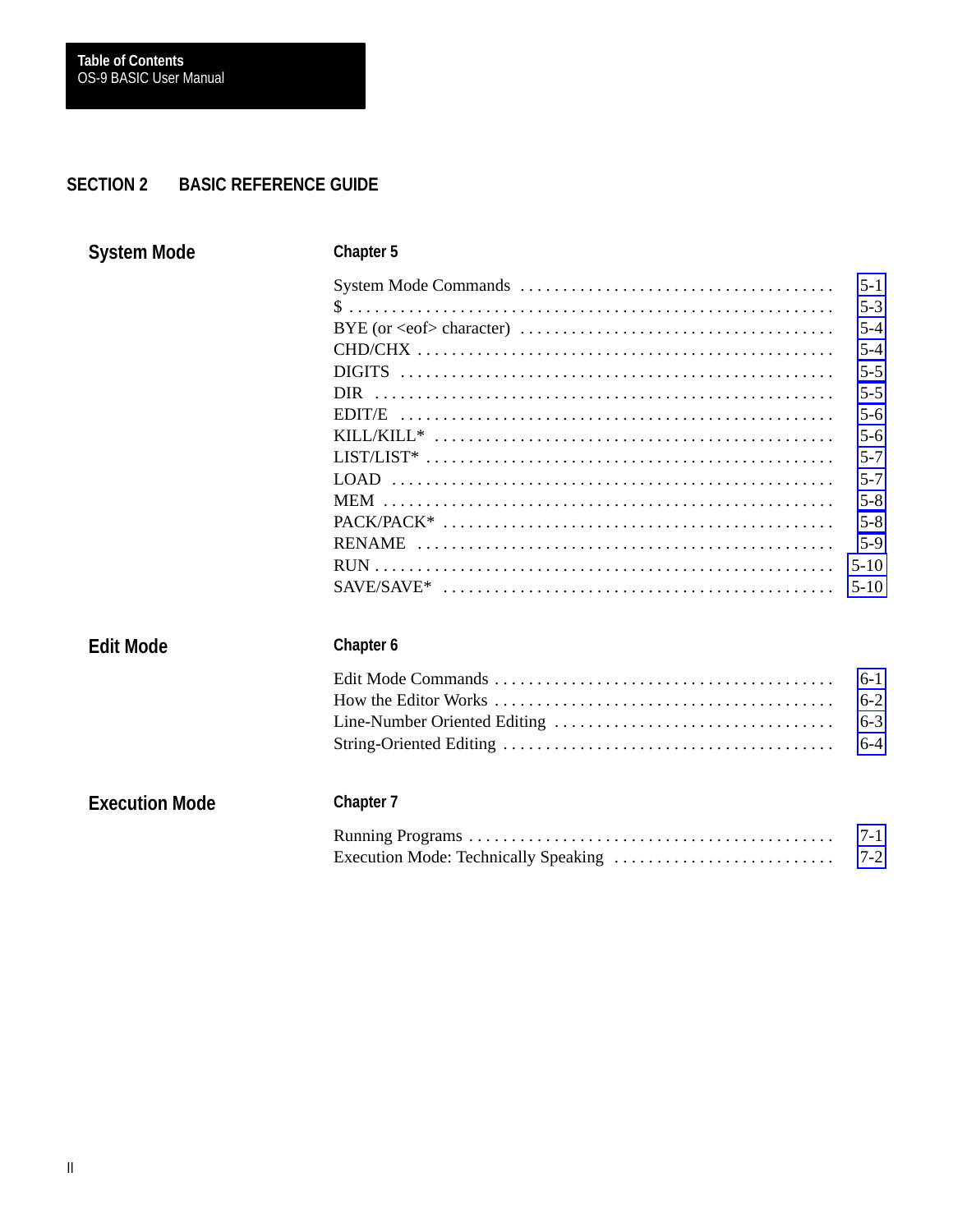## SECTION 2 BASIC REFERENCE GUIDE

### System Mode

**Chapter 5**

| | |
|---|---|
| System Mode Commands | 5-1 |
| $ | 5-3 |
| BYE (or <eof> character) | 5-4 |
| CHD/CHX | 5-4 |
| DIGITS | 5-5 |
| DIR | 5-5 |
| EDIT/E | 5-6 |
| KILL/KILL* | 5-6 |
| LIST/LIST* | 5-7 |
| LOAD | 5-7 |
| MEM | 5-8 |
| PACK/PACK* | 5-8 |
| RENAME | 5-9 |
| RUN | 5-10 |
| SAVE/SAVE* | 5-10 |

### Edit Mode

**Chapter 6**

| | |
|---|---|
| Edit Mode Commands | 6-1 |
| How the Editor Works | 6-2 |
| Line-Number Oriented Editing | 6-3 |
| String-Oriented Editing | 6-4 |

### Execution Mode

**Chapter 7**

| | |
|---|---|
| Running Programs | 7-1 |
| Execution Mode: Technically Speaking | 7-2 |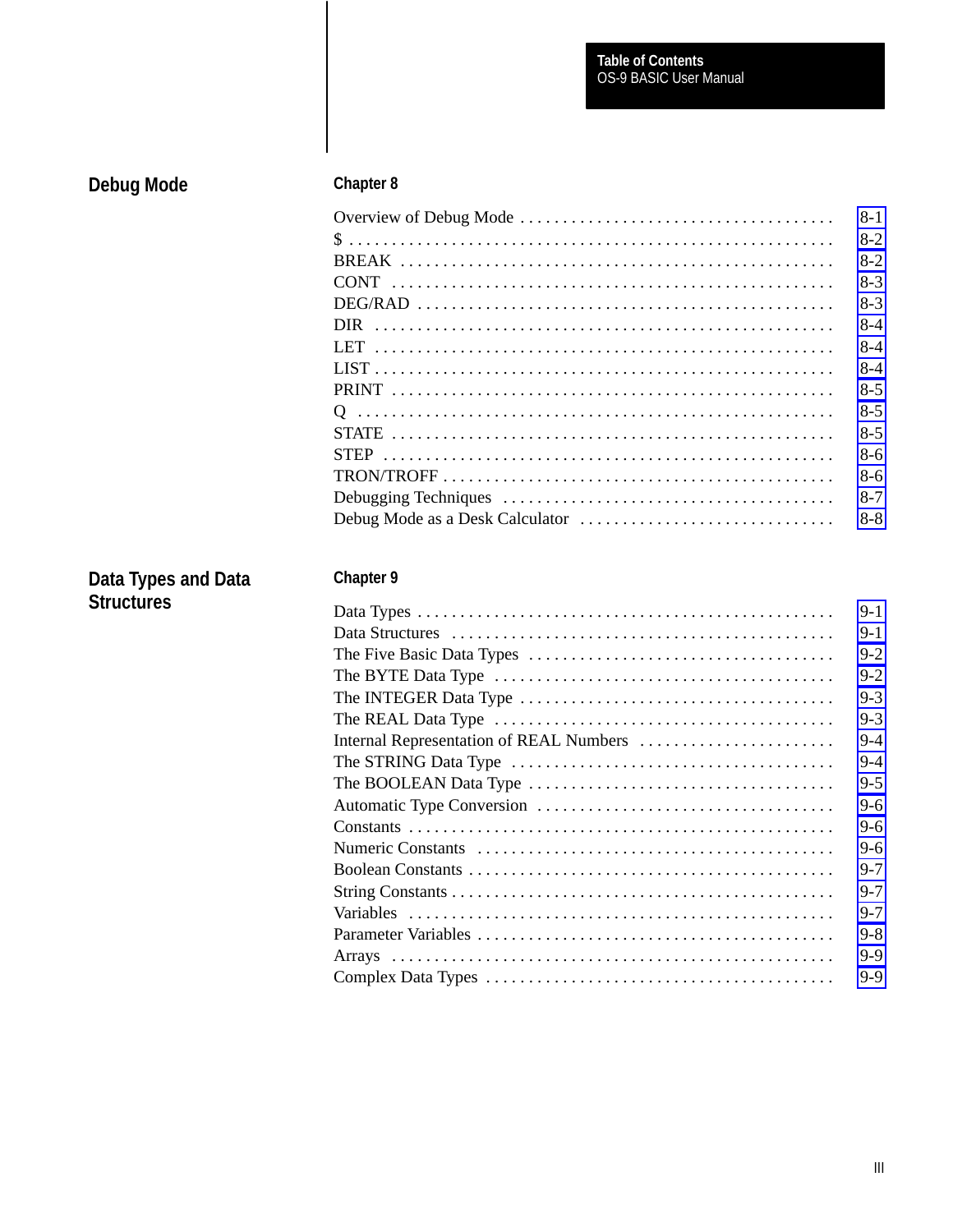## Debug Mode

### Chapter 8

| | |
|---|---|
| Overview of Debug Mode | 8-1 |
| $ | 8-2 |
| BREAK | 8-2 |
| CONT | 8-3 |
| DEG/RAD | 8-3 |
| DIR | 8-4 |
| LET | 8-4 |
| LIST | 8-4 |
| PRINT | 8-5 |
| Q | 8-5 |
| STATE | 8-5 |
| STEP | 8-6 |
| TRON/TROFF | 8-6 |
| Debugging Techniques | 8-7 |
| Debug Mode as a Desk Calculator | 8-8 |

## Data Types and Data Structures

### Chapter 9

| | |
|---|---|
| Data Types | 9-1 |
| Data Structures | 9-1 |
| The Five Basic Data Types | 9-2 |
| The BYTE Data Type | 9-2 |
| The INTEGER Data Type | 9-3 |
| The REAL Data Type | 9-3 |
| Internal Representation of REAL Numbers | 9-4 |
| The STRING Data Type | 9-4 |
| The BOOLEAN Data Type | 9-5 |
| Automatic Type Conversion | 9-6 |
| Constants | 9-6 |
| Numeric Constants | 9-6 |
| Boolean Constants | 9-7 |
| String Constants | 9-7 |
| Variables | 9-7 |
| Parameter Variables | 9-8 |
| Arrays | 9-9 |
| Complex Data Types | 9-9 |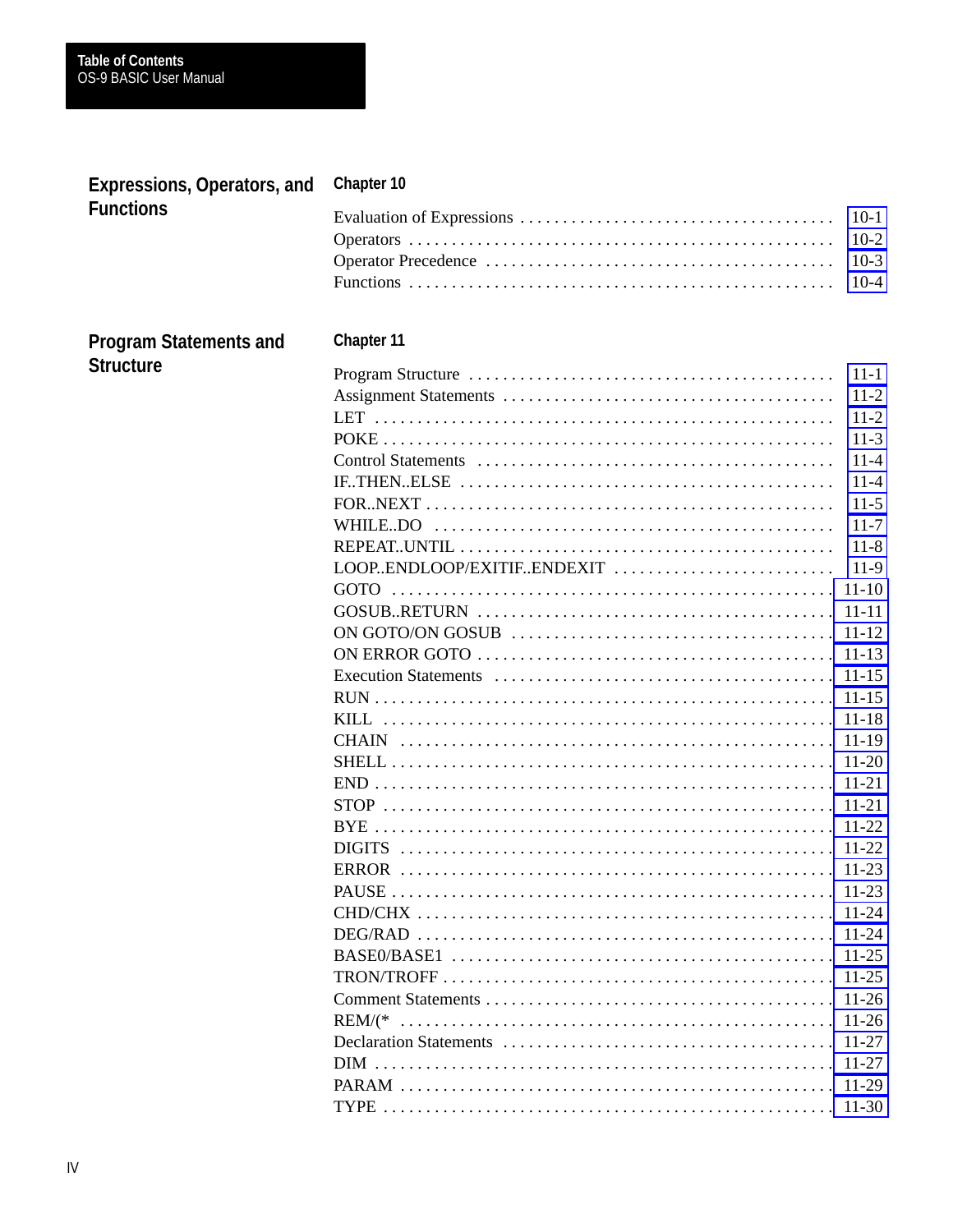## Expressions, Operators, and Functions

### Chapter 10

| | |
|---|---|
| Evaluation of Expressions | 10-1 |
| Operators | 10-2 |
| Operator Precedence | 10-3 |
| Functions | 10-4 |

## Program Statements and Structure

### Chapter 11

| | |
|---|---|
| Program Structure | 11-1 |
| Assignment Statements | 11-2 |
| LET | 11-2 |
| POKE | 11-3 |
| Control Statements | 11-4 |
| IF..THEN..ELSE | 11-4 |
| FOR..NEXT | 11-5 |
| WHILE..DO | 11-7 |
| REPEAT..UNTIL | 11-8 |
| LOOP..ENDLOOP/EXITIF..ENDEXIT | 11-9 |
| GOTO | 11-10 |
| GOSUB..RETURN | 11-11 |
| ON GOTO/ON GOSUB | 11-12 |
| ON ERROR GOTO | 11-13 |
| Execution Statements | 11-15 |
| RUN | 11-15 |
| KILL | 11-18 |
| CHAIN | 11-19 |
| SHELL | 11-20 |
| END | 11-21 |
| STOP | 11-21 |
| BYE | 11-22 |
| DIGITS | 11-22 |
| ERROR | 11-23 |
| PAUSE | 11-23 |
| CHD/CHX | 11-24 |
| DEG/RAD | 11-24 |
| BASE0/BASE1 | 11-25 |
| TRON/TROFF | 11-25 |
| Comment Statements | 11-26 |
| REM/(* | 11-26 |
| Declaration Statements | 11-27 |
| DIM | 11-27 |
| PARAM | 11-29 |
| TYPE | 11-30 |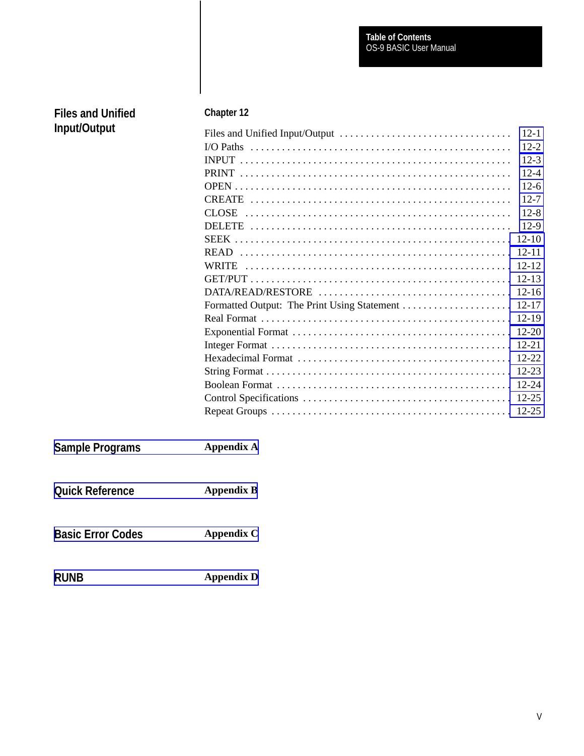## Files and Unified Input/Output

**Chapter 12**

| | |
|---|---|
| Files and Unified Input/Output | 12-1 |
| I/O Paths | 12-2 |
| INPUT | 12-3 |
| PRINT | 12-4 |
| OPEN | 12-6 |
| CREATE | 12-7 |
| CLOSE | 12-8 |
| DELETE | 12-9 |
| SEEK | 12-10 |
| READ | 12-11 |
| WRITE | 12-12 |
| GET/PUT | 12-13 |
| DATA/READ/RESTORE | 12-16 |
| Formatted Output: The Print Using Statement | 12-17 |
| Real Format | 12-19 |
| Exponential Format | 12-20 |
| Integer Format | 12-21 |
| Hexadecimal Format | 12-22 |
| String Format | 12-23 |
| Boolean Format | 12-24 |
| Control Specifications | 12-25 |
| Repeat Groups | 12-25 |

## Sample Programs — Appendix A

## Quick Reference — Appendix B

## Basic Error Codes — Appendix C

## RUNB — Appendix D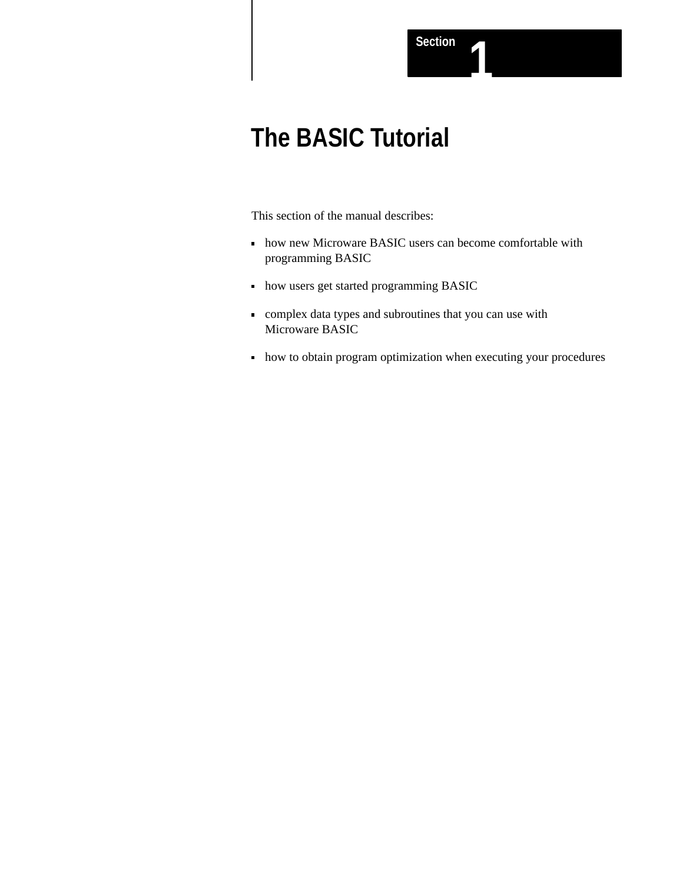Section 1

# The BASIC Tutorial

This section of the manual describes:

- how new Microware BASIC users can become comfortable with programming BASIC
- how users get started programming BASIC
- complex data types and subroutines that you can use with Microware BASIC
- how to obtain program optimization when executing your procedures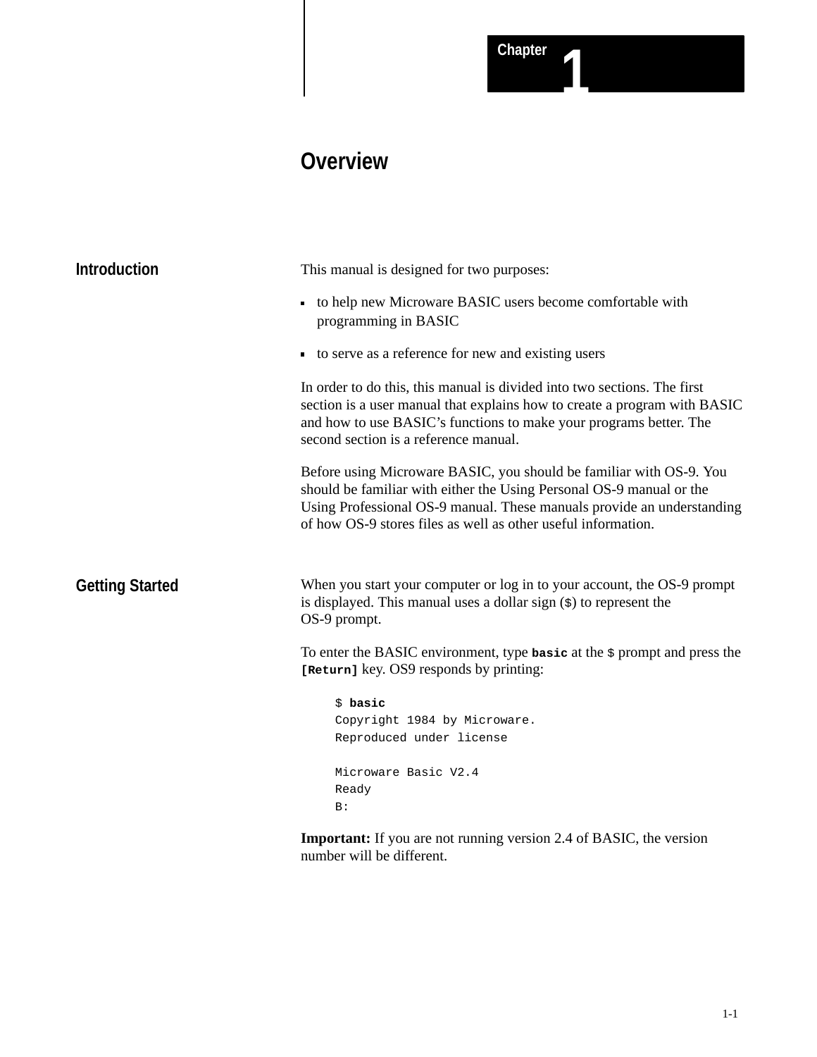# Chapter 1

# Overview

## Introduction

This manual is designed for two purposes:

- to help new Microware BASIC users become comfortable with programming in BASIC
- to serve as a reference for new and existing users

In order to do this, this manual is divided into two sections. The first section is a user manual that explains how to create a program with BASIC and how to use BASIC's functions to make your programs better. The second section is a reference manual.

Before using Microware BASIC, you should be familiar with OS-9. You should be familiar with either the Using Personal OS-9 manual or the Using Professional OS-9 manual. These manuals provide an understanding of how OS-9 stores files as well as other useful information.

## Getting Started

When you start your computer or log in to your account, the OS-9 prompt is displayed. This manual uses a dollar sign (`$`) to represent the OS-9 prompt.

To enter the BASIC environment, type **`basic`** at the `$` prompt and press the **`[Return]`** key. OS9 responds by printing:

```
$ basic
Copyright 1984 by Microware.
Reproduced under license

Microware Basic V2.4
Ready
B:
```

**Important:** If you are not running version 2.4 of BASIC, the version number will be different.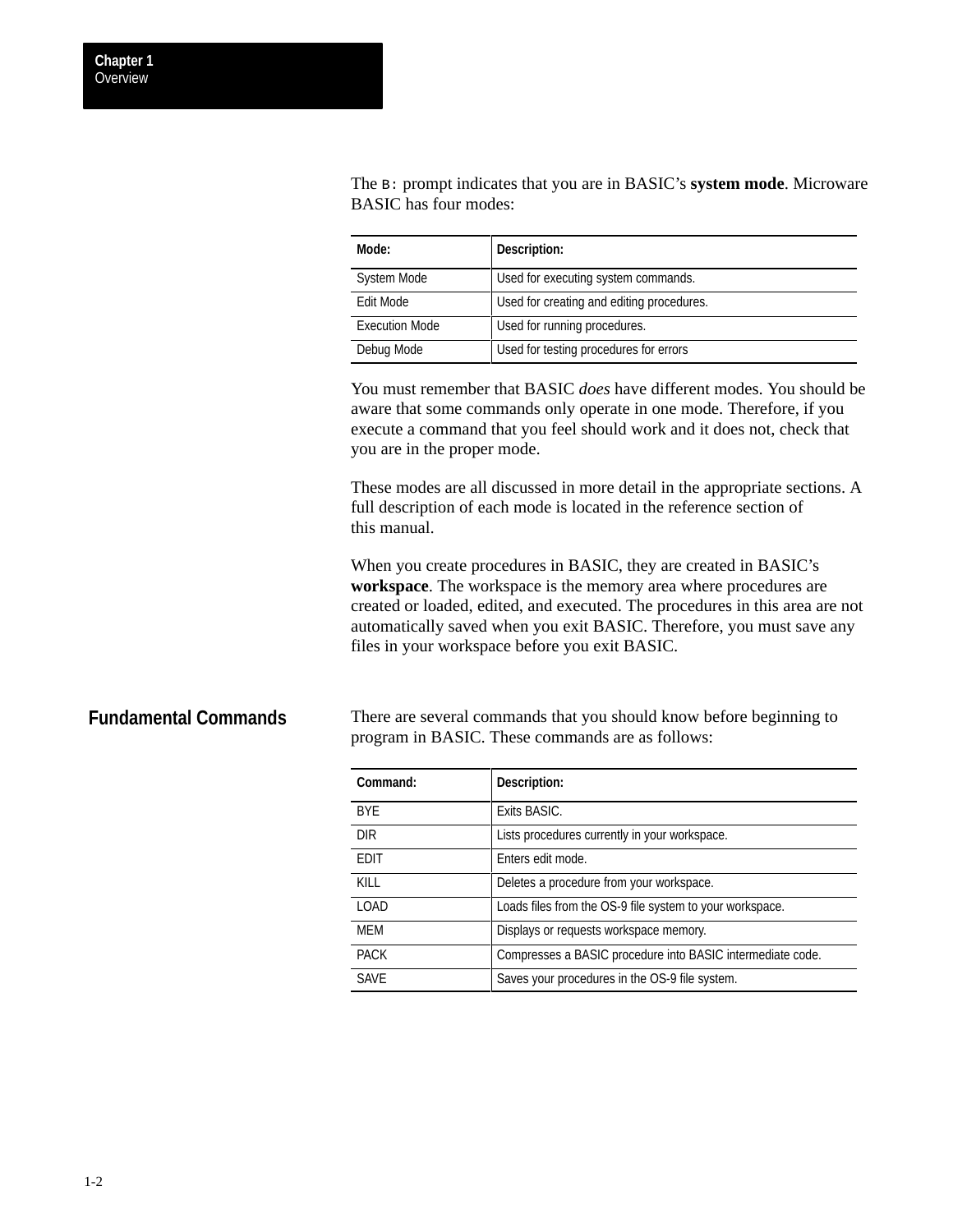The `B:` prompt indicates that you are in BASIC's **system mode**. Microware BASIC has four modes:

| Mode: | Description: |
|---|---|
| System Mode | Used for executing system commands. |
| Edit Mode | Used for creating and editing procedures. |
| Execution Mode | Used for running procedures. |
| Debug Mode | Used for testing procedures for errors |

You must remember that BASIC *does* have different modes. You should be aware that some commands only operate in one mode. Therefore, if you execute a command that you feel should work and it does not, check that you are in the proper mode.

These modes are all discussed in more detail in the appropriate sections. A full description of each mode is located in the reference section of this manual.

When you create procedures in BASIC, they are created in BASIC's **workspace**. The workspace is the memory area where procedures are created or loaded, edited, and executed. The procedures in this area are not automatically saved when you exit BASIC. Therefore, you must save any files in your workspace before you exit BASIC.

## Fundamental Commands

There are several commands that you should know before beginning to program in BASIC. These commands are as follows:

| Command: | Description: |
|---|---|
| BYE | Exits BASIC. |
| DIR | Lists procedures currently in your workspace. |
| EDIT | Enters edit mode. |
| KILL | Deletes a procedure from your workspace. |
| LOAD | Loads files from the OS-9 file system to your workspace. |
| MEM | Displays or requests workspace memory. |
| PACK | Compresses a BASIC procedure into BASIC intermediate code. |
| SAVE | Saves your procedures in the OS-9 file system. |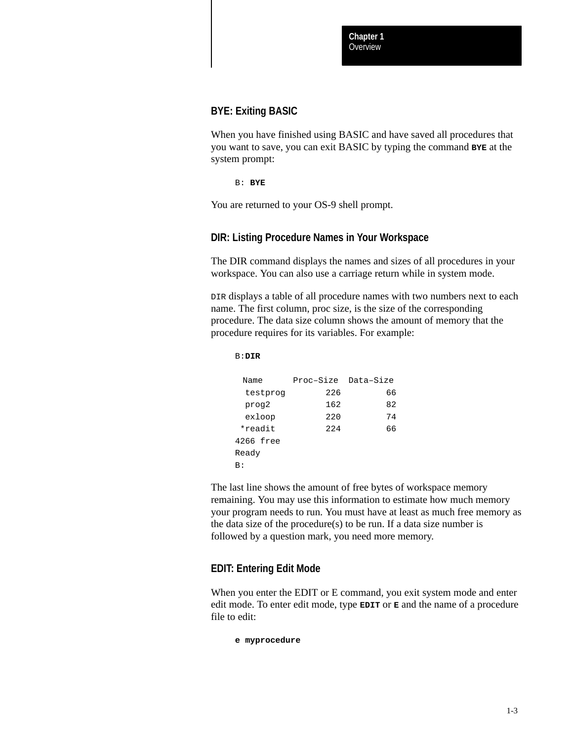## BYE: Exiting BASIC

When you have finished using BASIC and have saved all procedures that you want to save, you can exit BASIC by typing the command **BYE** at the system prompt:

```
B: BYE
```

You are returned to your OS-9 shell prompt.

## DIR: Listing Procedure Names in Your Workspace

The DIR command displays the names and sizes of all procedures in your workspace. You can also use a carriage return while in system mode.

`DIR` displays a table of all procedure names with two numbers next to each name. The first column, proc size, is the size of the corresponding procedure. The data size column shows the amount of memory that the procedure requires for its variables. For example:

```
B:DIR

  Name      Proc–Size  Data–Size
   testprog       226         66
   prog2          162         82
   exloop         220         74
  *readit         224         66
4266 free
Ready
B:
```

The last line shows the amount of free bytes of workspace memory remaining. You may use this information to estimate how much memory your program needs to run. You must have at least as much free memory as the data size of the procedure(s) to be run. If a data size number is followed by a question mark, you need more memory.

## EDIT: Entering Edit Mode

When you enter the EDIT or E command, you exit system mode and enter edit mode. To enter edit mode, type **EDIT** or **E** and the name of a procedure file to edit:

```
e myprocedure
```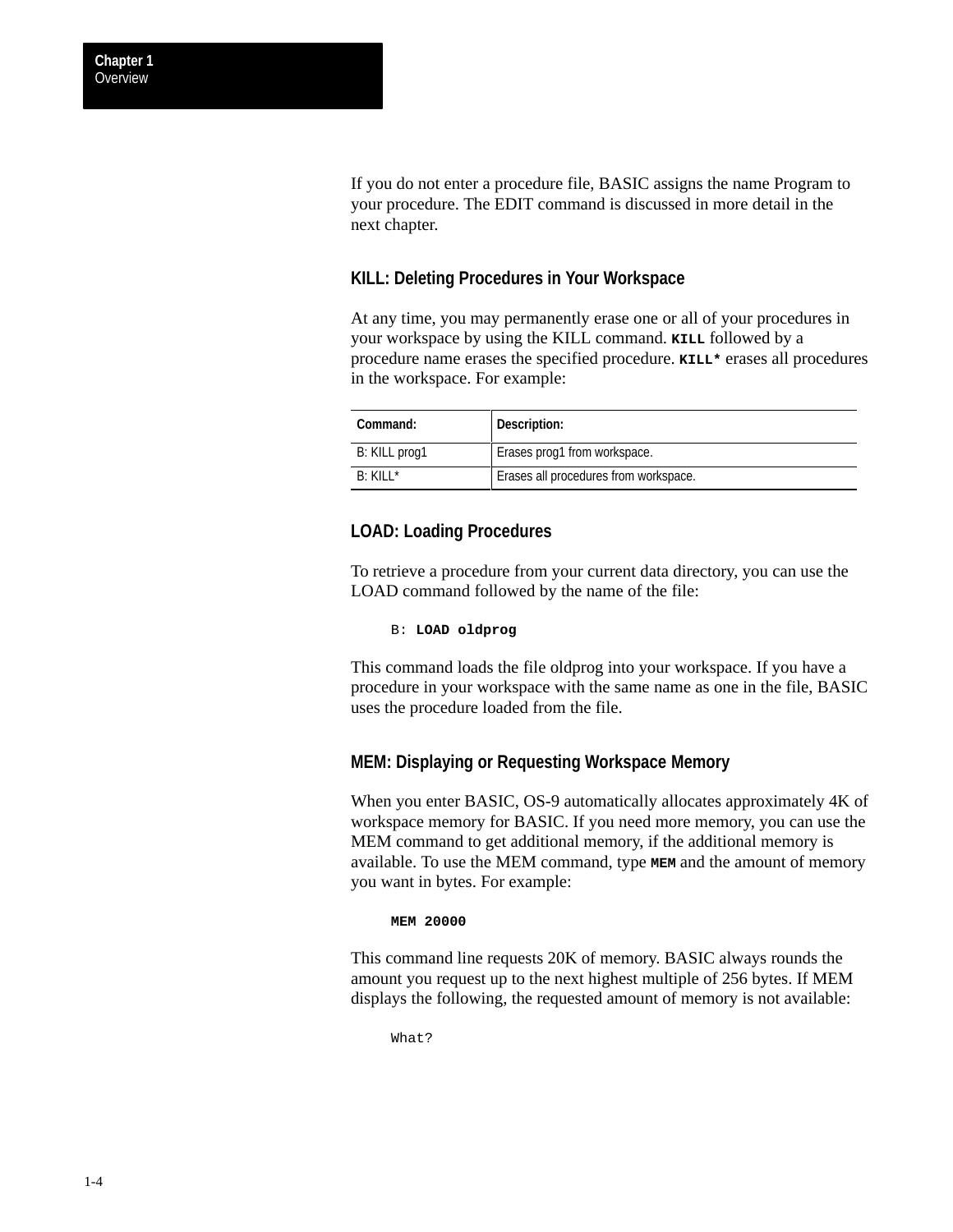If you do not enter a procedure file, BASIC assigns the name Program to your procedure. The EDIT command is discussed in more detail in the next chapter.

### KILL: Deleting Procedures in Your Workspace

At any time, you may permanently erase one or all of your procedures in your workspace by using the KILL command. **KILL** followed by a procedure name erases the specified procedure. **KILL*** erases all procedures in the workspace. For example:

| Command: | Description: |
|---|---|
| B: KILL prog1 | Erases prog1 from workspace. |
| B: KILL* | Erases all procedures from workspace. |

### LOAD: Loading Procedures

To retrieve a procedure from your current data directory, you can use the LOAD command followed by the name of the file:

```
B: LOAD oldprog
```

This command loads the file oldprog into your workspace. If you have a procedure in your workspace with the same name as one in the file, BASIC uses the procedure loaded from the file.

### MEM: Displaying or Requesting Workspace Memory

When you enter BASIC, OS-9 automatically allocates approximately 4K of workspace memory for BASIC. If you need more memory, you can use the MEM command to get additional memory, if the additional memory is available. To use the MEM command, type **MEM** and the amount of memory you want in bytes. For example:

```
MEM 20000
```

This command line requests 20K of memory. BASIC always rounds the amount you request up to the next highest multiple of 256 bytes. If MEM displays the following, the requested amount of memory is not available:

```
What?
```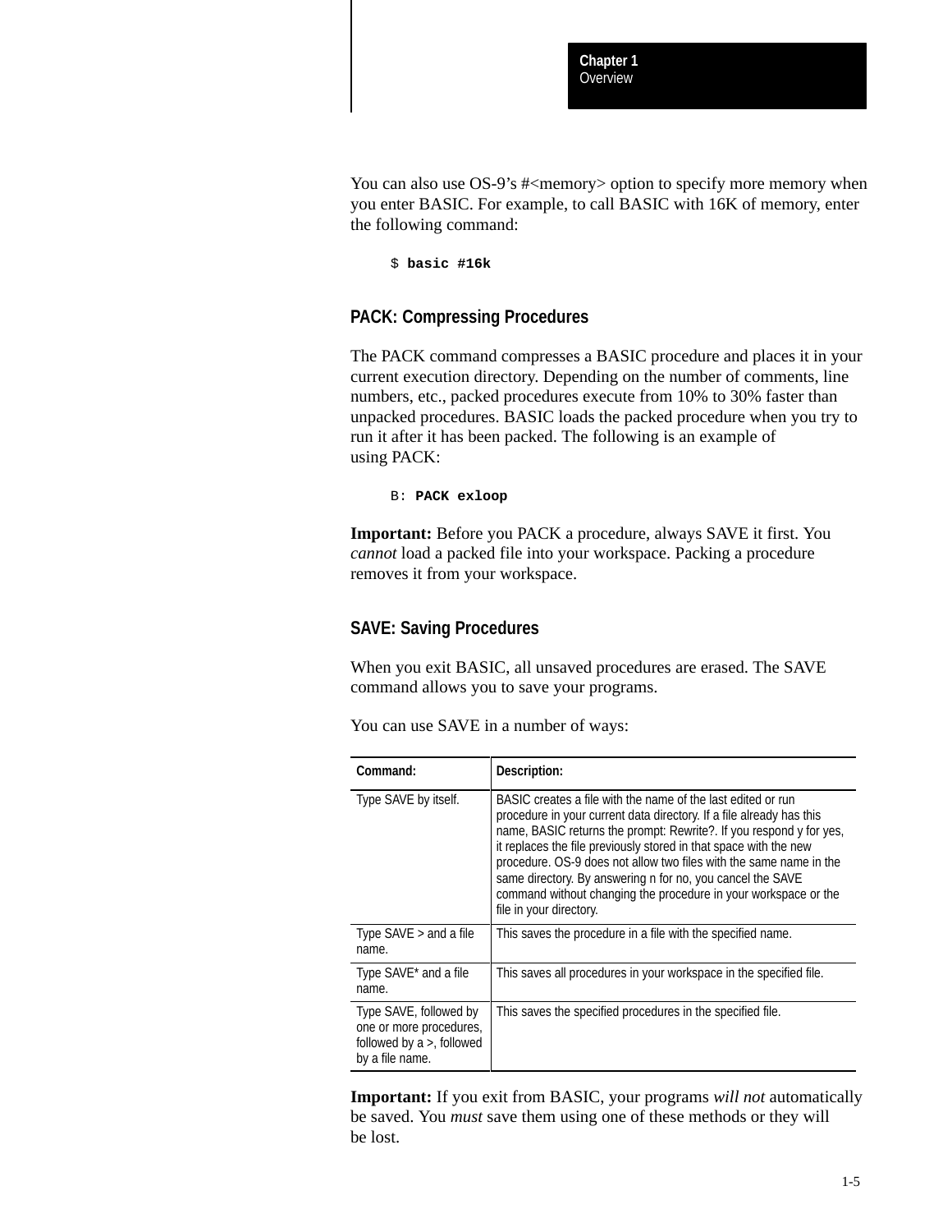You can also use OS-9's #<memory> option to specify more memory when you enter BASIC. For example, to call BASIC with 16K of memory, enter the following command:

```
$ basic #16k
```

### PACK: Compressing Procedures

The PACK command compresses a BASIC procedure and places it in your current execution directory. Depending on the number of comments, line numbers, etc., packed procedures execute from 10% to 30% faster than unpacked procedures. BASIC loads the packed procedure when you try to run it after it has been packed. The following is an example of using PACK:

```
B: PACK exloop
```

**Important:** Before you PACK a procedure, always SAVE it first. You *cannot* load a packed file into your workspace. Packing a procedure removes it from your workspace.

### SAVE: Saving Procedures

When you exit BASIC, all unsaved procedures are erased. The SAVE command allows you to save your programs.

You can use SAVE in a number of ways:

| Command: | Description: |
| --- | --- |
| Type SAVE by itself. | BASIC creates a file with the name of the last edited or run procedure in your current data directory. If a file already has this name, BASIC returns the prompt: Rewrite?. If you respond y for yes, it replaces the file previously stored in that space with the new procedure. OS-9 does not allow two files with the same name in the same directory. By answering n for no, you cancel the SAVE command without changing the procedure in your workspace or the file in your directory. |
| Type SAVE > and a file name. | This saves the procedure in a file with the specified name. |
| Type SAVE* and a file name. | This saves all procedures in your workspace in the specified file. |
| Type SAVE, followed by one or more procedures, followed by a >, followed by a file name. | This saves the specified procedures in the specified file. |

**Important:** If you exit from BASIC, your programs *will not* automatically be saved. You *must* save them using one of these methods or they will be lost.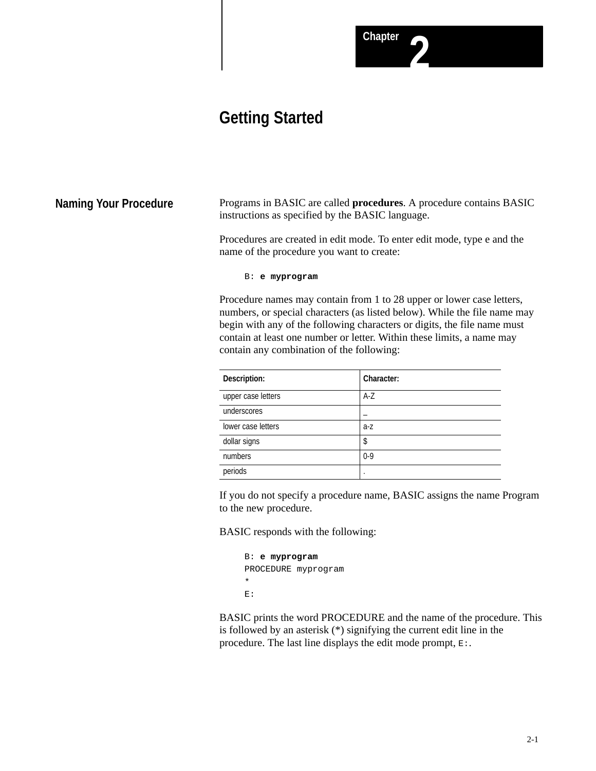# Chapter 2

# Getting Started

## Naming Your Procedure

Programs in BASIC are called **procedures**. A procedure contains BASIC instructions as specified by the BASIC language.

Procedures are created in edit mode. To enter edit mode, type e and the name of the procedure you want to create:

```
B: e myprogram
```

Procedure names may contain from 1 to 28 upper or lower case letters, numbers, or special characters (as listed below). While the file name may begin with any of the following characters or digits, the file name must contain at least one number or letter. Within these limits, a name may contain any combination of the following:

| Description: | Character: |
|---|---|
| upper case letters | A-Z |
| underscores | _ |
| lower case letters | a-z |
| dollar signs | $ |
| numbers | 0-9 |
| periods | . |

If you do not specify a procedure name, BASIC assigns the name Program to the new procedure.

BASIC responds with the following:

```
B: e myprogram
PROCEDURE myprogram
*
E:
```

BASIC prints the word PROCEDURE and the name of the procedure. This is followed by an asterisk (*) signifying the current edit line in the procedure. The last line displays the edit mode prompt, `E:`.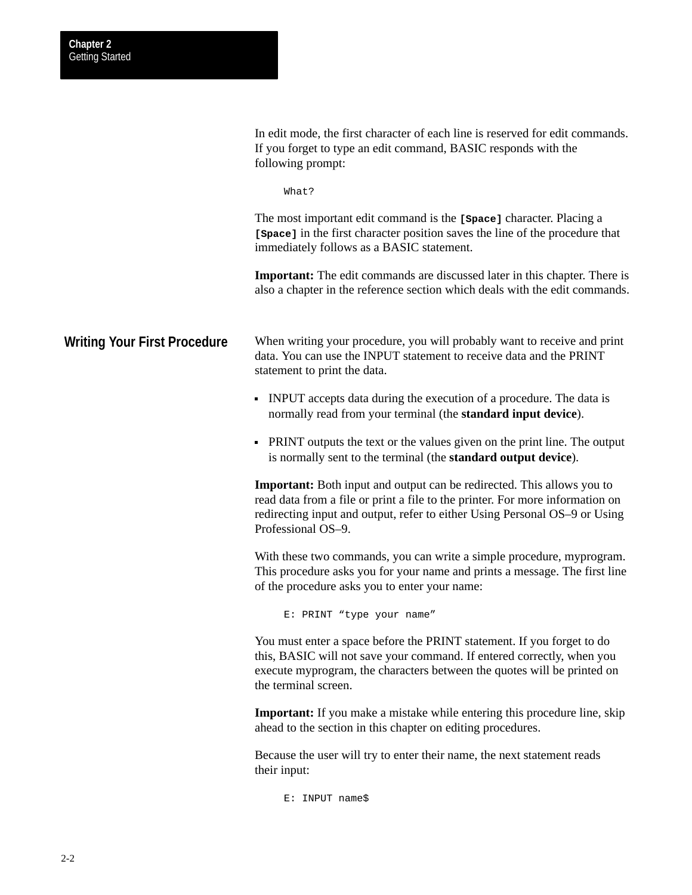In edit mode, the first character of each line is reserved for edit commands. If you forget to type an edit command, BASIC responds with the following prompt:

```
What?
```

The most important edit command is the `[Space]` character. Placing a `[Space]` in the first character position saves the line of the procedure that immediately follows as a BASIC statement.

**Important:** The edit commands are discussed later in this chapter. There is also a chapter in the reference section which deals with the edit commands.

## Writing Your First Procedure

When writing your procedure, you will probably want to receive and print data. You can use the INPUT statement to receive data and the PRINT statement to print the data.

- INPUT accepts data during the execution of a procedure. The data is normally read from your terminal (the **standard input device**).
- PRINT outputs the text or the values given on the print line. The output is normally sent to the terminal (the **standard output device**).

**Important:** Both input and output can be redirected. This allows you to read data from a file or print a file to the printer. For more information on redirecting input and output, refer to either Using Personal OS–9 or Using Professional OS–9.

With these two commands, you can write a simple procedure, myprogram. This procedure asks you for your name and prints a message. The first line of the procedure asks you to enter your name:

```
E: PRINT “type your name”
```

You must enter a space before the PRINT statement. If you forget to do this, BASIC will not save your command. If entered correctly, when you execute myprogram, the characters between the quotes will be printed on the terminal screen.

**Important:** If you make a mistake while entering this procedure line, skip ahead to the section in this chapter on editing procedures.

Because the user will try to enter their name, the next statement reads their input:

```
E: INPUT name$
```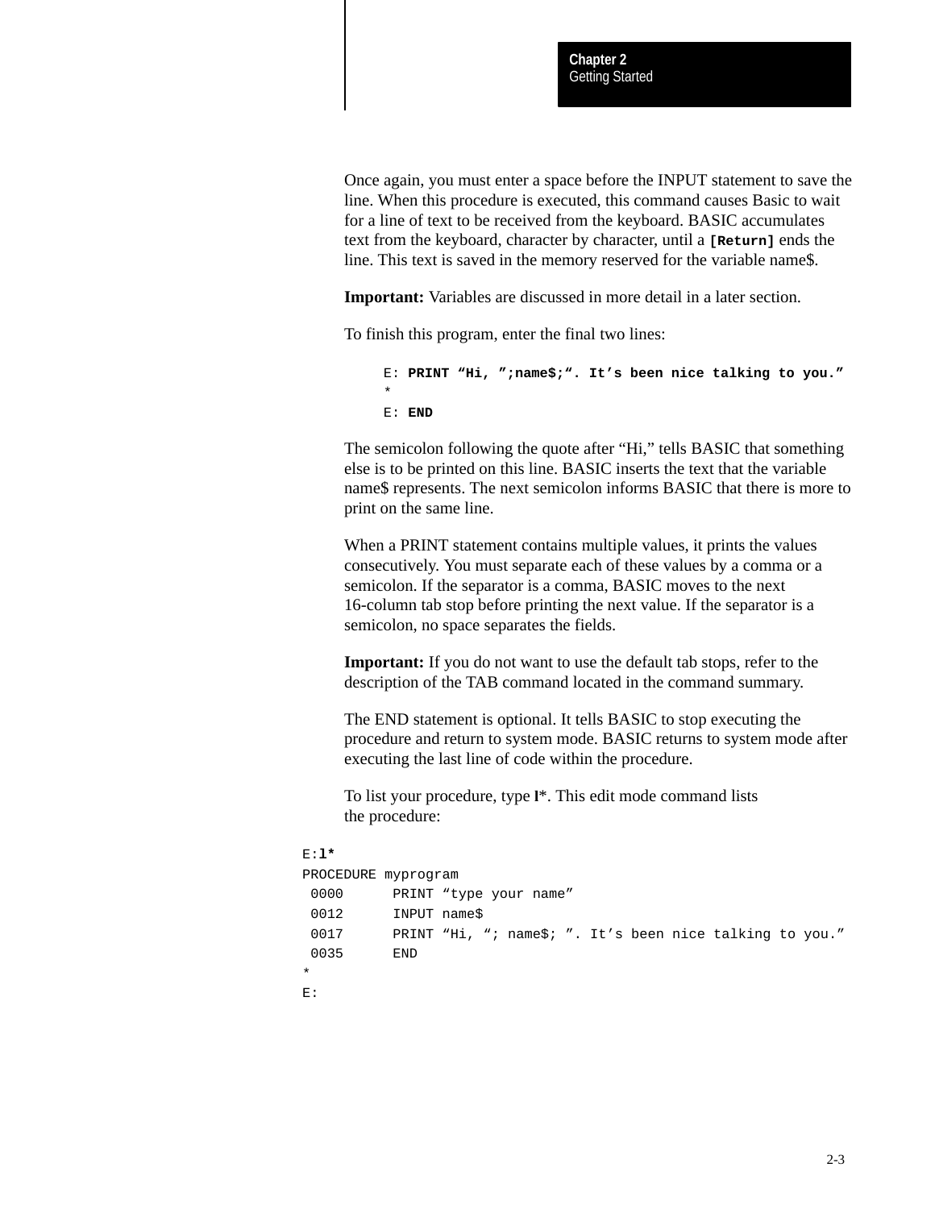Once again, you must enter a space before the INPUT statement to save the line. When this procedure is executed, this command causes Basic to wait for a line of text to be received from the keyboard. BASIC accumulates text from the keyboard, character by character, until a **[Return]** ends the line. This text is saved in the memory reserved for the variable name$.

**Important:** Variables are discussed in more detail in a later section.

To finish this program, enter the final two lines:

```
E: PRINT “Hi, ”;name$;“. It’s been nice talking to you.”
*
E: END
```

The semicolon following the quote after “Hi,” tells BASIC that something else is to be printed on this line. BASIC inserts the text that the variable name$ represents. The next semicolon informs BASIC that there is more to print on the same line.

When a PRINT statement contains multiple values, it prints the values consecutively. You must separate each of these values by a comma or a semicolon. If the separator is a comma, BASIC moves to the next 16-column tab stop before printing the next value. If the separator is a semicolon, no space separates the fields.

**Important:** If you do not want to use the default tab stops, refer to the description of the TAB command located in the command summary.

The END statement is optional. It tells BASIC to stop executing the procedure and return to system mode. BASIC returns to system mode after executing the last line of code within the procedure.

To list your procedure, type **l***. This edit mode command lists the procedure:

```
E:l*
PROCEDURE myprogram
 0000      PRINT “type your name”
 0012      INPUT name$
 0017      PRINT “Hi, “; name$; ”. It’s been nice talking to you.”
 0035      END
*
E:
```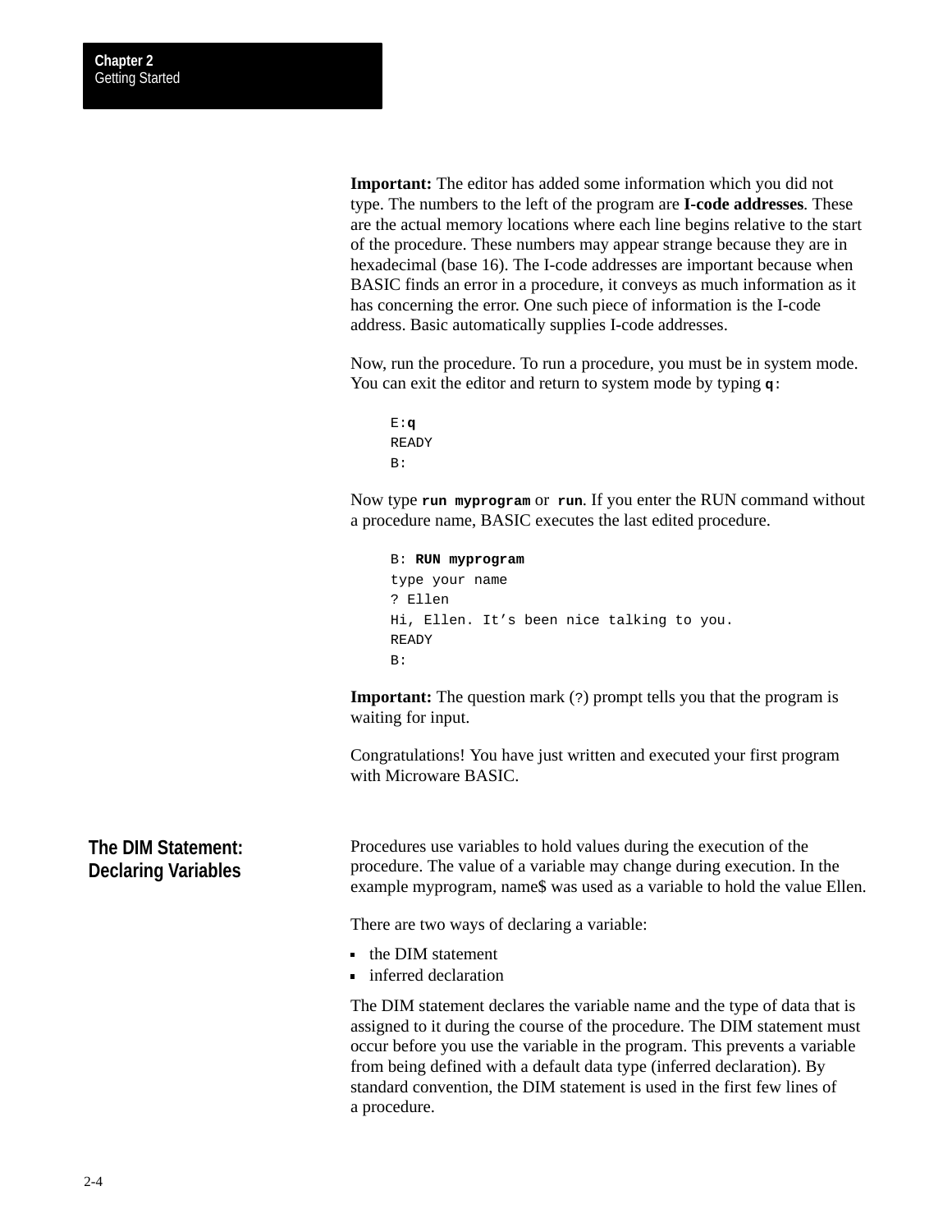**Important:** The editor has added some information which you did not type. The numbers to the left of the program are **I-code addresses**. These are the actual memory locations where each line begins relative to the start of the procedure. These numbers may appear strange because they are in hexadecimal (base 16). The I-code addresses are important because when BASIC finds an error in a procedure, it conveys as much information as it has concerning the error. One such piece of information is the I-code address. Basic automatically supplies I-code addresses.

Now, run the procedure. To run a procedure, you must be in system mode. You can exit the editor and return to system mode by typing **q**:

```
E:q
READY
B:
```

Now type **run myprogram** or **run**. If you enter the RUN command without a procedure name, BASIC executes the last edited procedure.

```
B: RUN myprogram
type your name
? Ellen
Hi, Ellen. It’s been nice talking to you.
READY
B:
```

**Important:** The question mark (?) prompt tells you that the program is waiting for input.

Congratulations! You have just written and executed your first program with Microware BASIC.

## The DIM Statement: Declaring Variables

Procedures use variables to hold values during the execution of the procedure. The value of a variable may change during execution. In the example myprogram, name$ was used as a variable to hold the value Ellen.

There are two ways of declaring a variable:

- the DIM statement
- inferred declaration

The DIM statement declares the variable name and the type of data that is assigned to it during the course of the procedure. The DIM statement must occur before you use the variable in the program. This prevents a variable from being defined with a default data type (inferred declaration). By standard convention, the DIM statement is used in the first few lines of a procedure.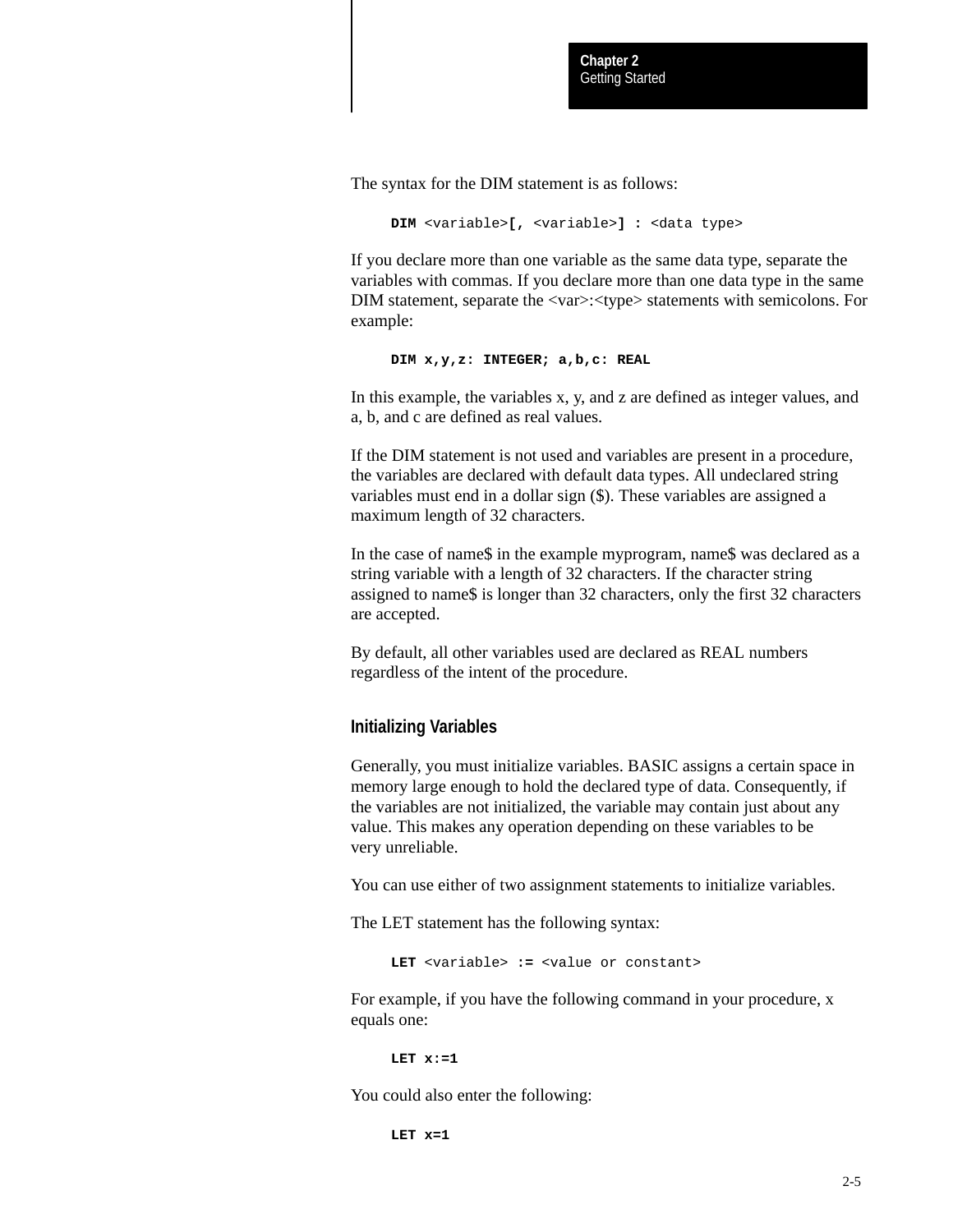The syntax for the DIM statement is as follows:

```
DIM <variable>[, <variable>] : <data type>
```

If you declare more than one variable as the same data type, separate the variables with commas. If you declare more than one data type in the same DIM statement, separate the <var>:<type> statements with semicolons. For example:

```
DIM x,y,z: INTEGER; a,b,c: REAL
```

In this example, the variables x, y, and z are defined as integer values, and a, b, and c are defined as real values.

If the DIM statement is not used and variables are present in a procedure, the variables are declared with default data types. All undeclared string variables must end in a dollar sign ($). These variables are assigned a maximum length of 32 characters.

In the case of name$ in the example myprogram, name$ was declared as a string variable with a length of 32 characters. If the character string assigned to name$ is longer than 32 characters, only the first 32 characters are accepted.

By default, all other variables used are declared as REAL numbers regardless of the intent of the procedure.

### Initializing Variables

Generally, you must initialize variables. BASIC assigns a certain space in memory large enough to hold the declared type of data. Consequently, if the variables are not initialized, the variable may contain just about any value. This makes any operation depending on these variables to be very unreliable.

You can use either of two assignment statements to initialize variables.

The LET statement has the following syntax:

```
LET <variable> := <value or constant>
```

For example, if you have the following command in your procedure, x equals one:

```
LET x:=1
```

You could also enter the following:

```
LET x=1
```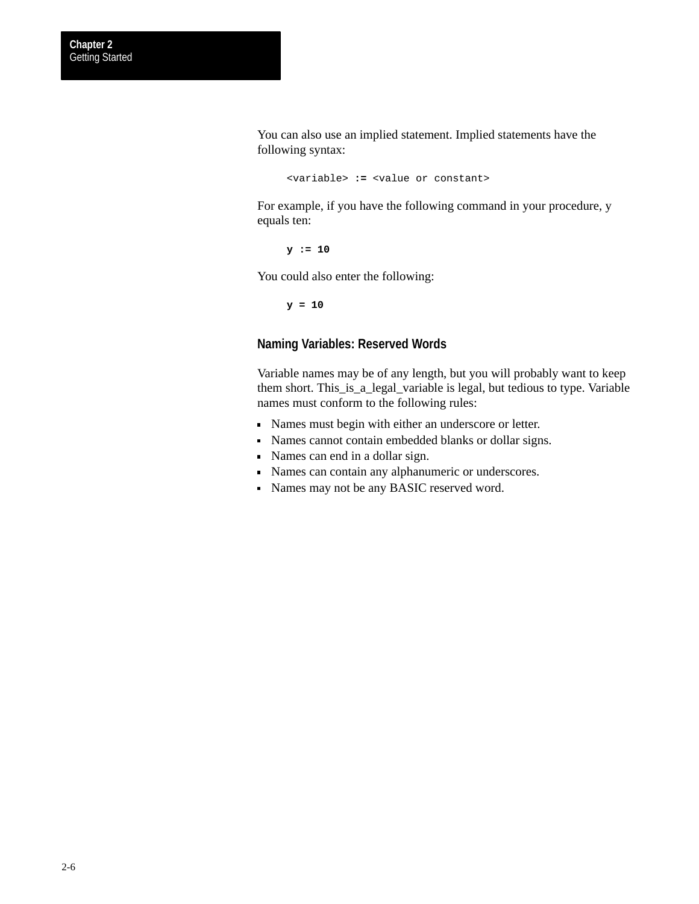You can also use an implied statement. Implied statements have the following syntax:

```
<variable> := <value or constant>
```

For example, if you have the following command in your procedure, y equals ten:

```
y := 10
```

You could also enter the following:

```
y = 10
```

### Naming Variables: Reserved Words

Variable names may be of any length, but you will probably want to keep them short. This_is_a_legal_variable is legal, but tedious to type. Variable names must conform to the following rules:

- Names must begin with either an underscore or letter.
- Names cannot contain embedded blanks or dollar signs.
- Names can end in a dollar sign.
- Names can contain any alphanumeric or underscores.
- Names may not be any BASIC reserved word.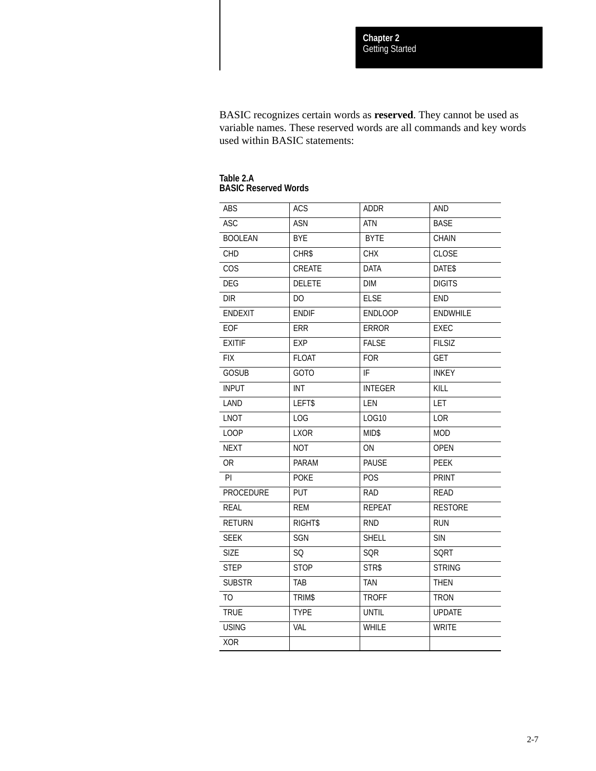BASIC recognizes certain words as **reserved**. They cannot be used as variable names. These reserved words are all commands and key words used within BASIC statements:

**Table 2.A**
**BASIC Reserved Words**

| | | | |
|---|---|---|---|
| ABS | ACS | ADDR | AND |
| ASC | ASN | ATN | BASE |
| BOOLEAN | BYE | BYTE | CHAIN |
| CHD | CHR$ | CHX | CLOSE |
| COS | CREATE | DATA | DATE$ |
| DEG | DELETE | DIM | DIGITS |
| DIR | DO | ELSE | END |
| ENDEXIT | ENDIF | ENDLOOP | ENDWHILE |
| EOF | ERR | ERROR | EXEC |
| EXITIF | EXP | FALSE | FILSIZ |
| FIX | FLOAT | FOR | GET |
| GOSUB | GOTO | IF | INKEY |
| INPUT | INT | INTEGER | KILL |
| LAND | LEFT$ | LEN | LET |
| LNOT | LOG | LOG10 | LOR |
| LOOP | LXOR | MID$ | MOD |
| NEXT | NOT | ON | OPEN |
| OR | PARAM | PAUSE | PEEK |
| PI | POKE | POS | PRINT |
| PROCEDURE | PUT | RAD | READ |
| REAL | REM | REPEAT | RESTORE |
| RETURN | RIGHT$ | RND | RUN |
| SEEK | SGN | SHELL | SIN |
| SIZE | SQ | SQR | SQRT |
| STEP | STOP | STR$ | STRING |
| SUBSTR | TAB | TAN | THEN |
| TO | TRIM$ | TROFF | TRON |
| TRUE | TYPE | UNTIL | UPDATE |
| USING | VAL | WHILE | WRITE |
| XOR | | | |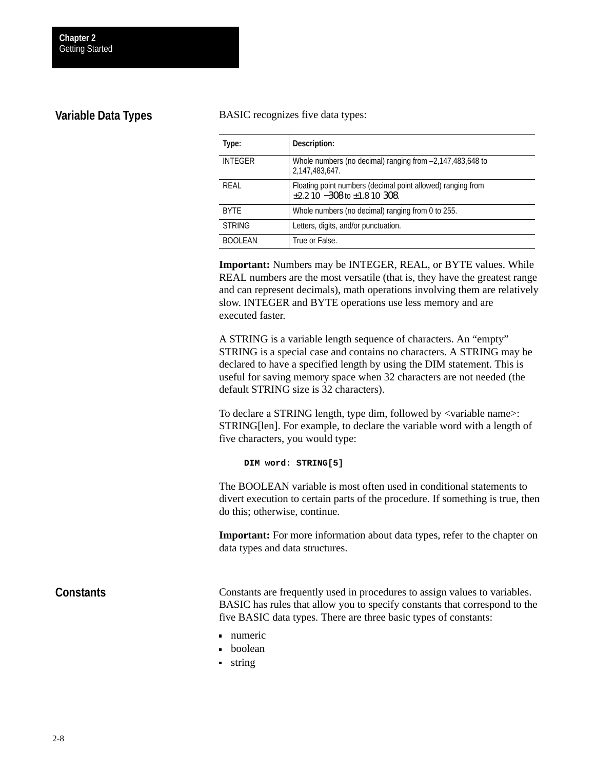## Variable Data Types

BASIC recognizes five data types:

| Type: | Description: |
|---|---|
| INTEGER | Whole numbers (no decimal) ranging from –2,147,483,648 to 2,147,483,647. |
| REAL | Floating point numbers (decimal point allowed) ranging from $\pm 2.2 \times 10^{-308}$ to $\pm 1.8 \times 10^{308}$. |
| BYTE | Whole numbers (no decimal) ranging from 0 to 255. |
| STRING | Letters, digits, and/or punctuation. |
| BOOLEAN | True or False. |

**Important:** Numbers may be INTEGER, REAL, or BYTE values. While REAL numbers are the most versatile (that is, they have the greatest range and can represent decimals), math operations involving them are relatively slow. INTEGER and BYTE operations use less memory and are executed faster.

A STRING is a variable length sequence of characters. An "empty" STRING is a special case and contains no characters. A STRING may be declared to have a specified length by using the DIM statement. This is useful for saving memory space when 32 characters are not needed (the default STRING size is 32 characters).

To declare a STRING length, type dim, followed by <variable name>: STRING[len]. For example, to declare the variable word with a length of five characters, you would type:

```
DIM word: STRING[5]
```

The BOOLEAN variable is most often used in conditional statements to divert execution to certain parts of the procedure. If something is true, then do this; otherwise, continue.

**Important:** For more information about data types, refer to the chapter on data types and data structures.

## Constants

Constants are frequently used in procedures to assign values to variables. BASIC has rules that allow you to specify constants that correspond to the five BASIC data types. There are three basic types of constants:

- numeric
- boolean
- string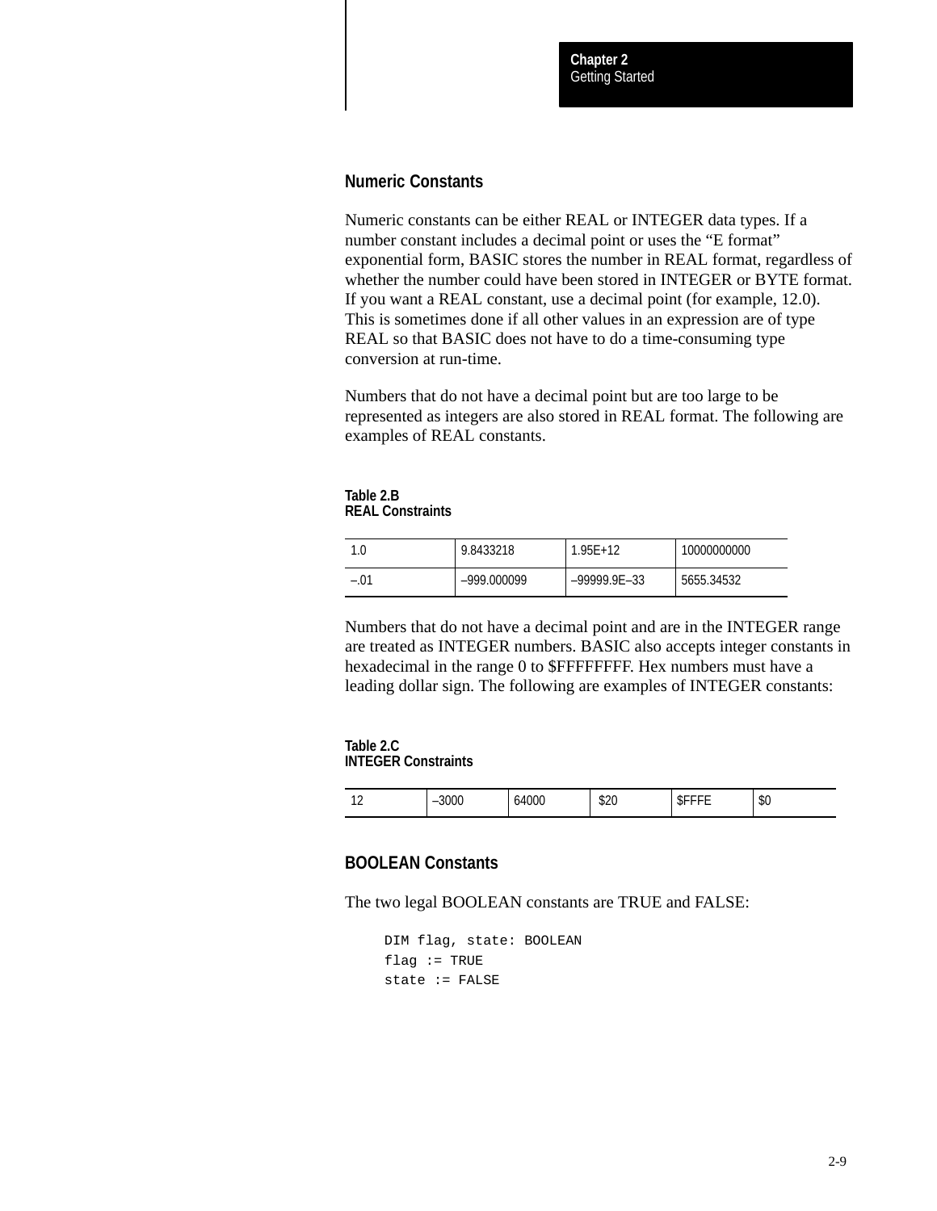## Numeric Constants

Numeric constants can be either REAL or INTEGER data types. If a number constant includes a decimal point or uses the “E format” exponential form, BASIC stores the number in REAL format, regardless of whether the number could have been stored in INTEGER or BYTE format. If you want a REAL constant, use a decimal point (for example, 12.0). This is sometimes done if all other values in an expression are of type REAL so that BASIC does not have to do a time-consuming type conversion at run-time.

Numbers that do not have a decimal point but are too large to be represented as integers are also stored in REAL format. The following are examples of REAL constants.

**Table 2.B**
**REAL Constraints**

| | | | |
|---|---|---|---|
| 1.0 | 9.8433218 | 1.95E+12 | 10000000000 |
| –.01 | –999.000099 | –99999.9E–33 | 5655.34532 |

Numbers that do not have a decimal point and are in the INTEGER range are treated as INTEGER numbers. BASIC also accepts integer constants in hexadecimal in the range 0 to $FFFFFFFF. Hex numbers must have a leading dollar sign. The following are examples of INTEGER constants:

**Table 2.C**
**INTEGER Constraints**

| | | | | | |
|---|---|---|---|---|---|
| 12 | –3000 | 64000 | $20 | $FFFE | $0 |

## BOOLEAN Constants

The two legal BOOLEAN constants are TRUE and FALSE:

```
DIM flag, state: BOOLEAN
flag := TRUE
state := FALSE
```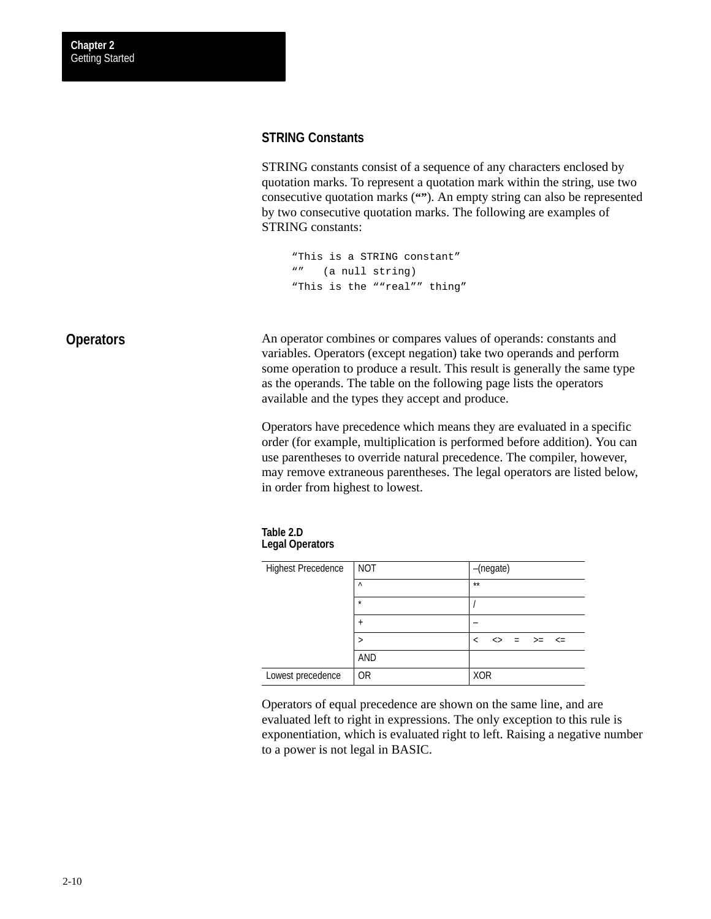### STRING Constants

STRING constants consist of a sequence of any characters enclosed by quotation marks. To represent a quotation mark within the string, use two consecutive quotation marks (**“”**). An empty string can also be represented by two consecutive quotation marks. The following are examples of STRING constants:

```
“This is a STRING constant”
“”   (a null string)
“This is the ““real”” thing”
```

## Operators

An operator combines or compares values of operands: constants and variables. Operators (except negation) take two operands and perform some operation to produce a result. This result is generally the same type as the operands. The table on the following page lists the operators available and the types they accept and produce.

Operators have precedence which means they are evaluated in a specific order (for example, multiplication is performed before addition). You can use parentheses to override natural precedence. The compiler, however, may remove extraneous parentheses. The legal operators are listed below, in order from highest to lowest.

**Table 2.D**
**Legal Operators**

| | | |
|---|---|---|
| Highest Precedence | NOT | –(negate) |
| | ^ | ** |
| | * | / |
| | + | – |
| | > | < <> = >= <= |
| | AND | |
| Lowest precedence | OR | XOR |

Operators of equal precedence are shown on the same line, and are evaluated left to right in expressions. The only exception to this rule is exponentiation, which is evaluated right to left. Raising a negative number to a power is not legal in BASIC.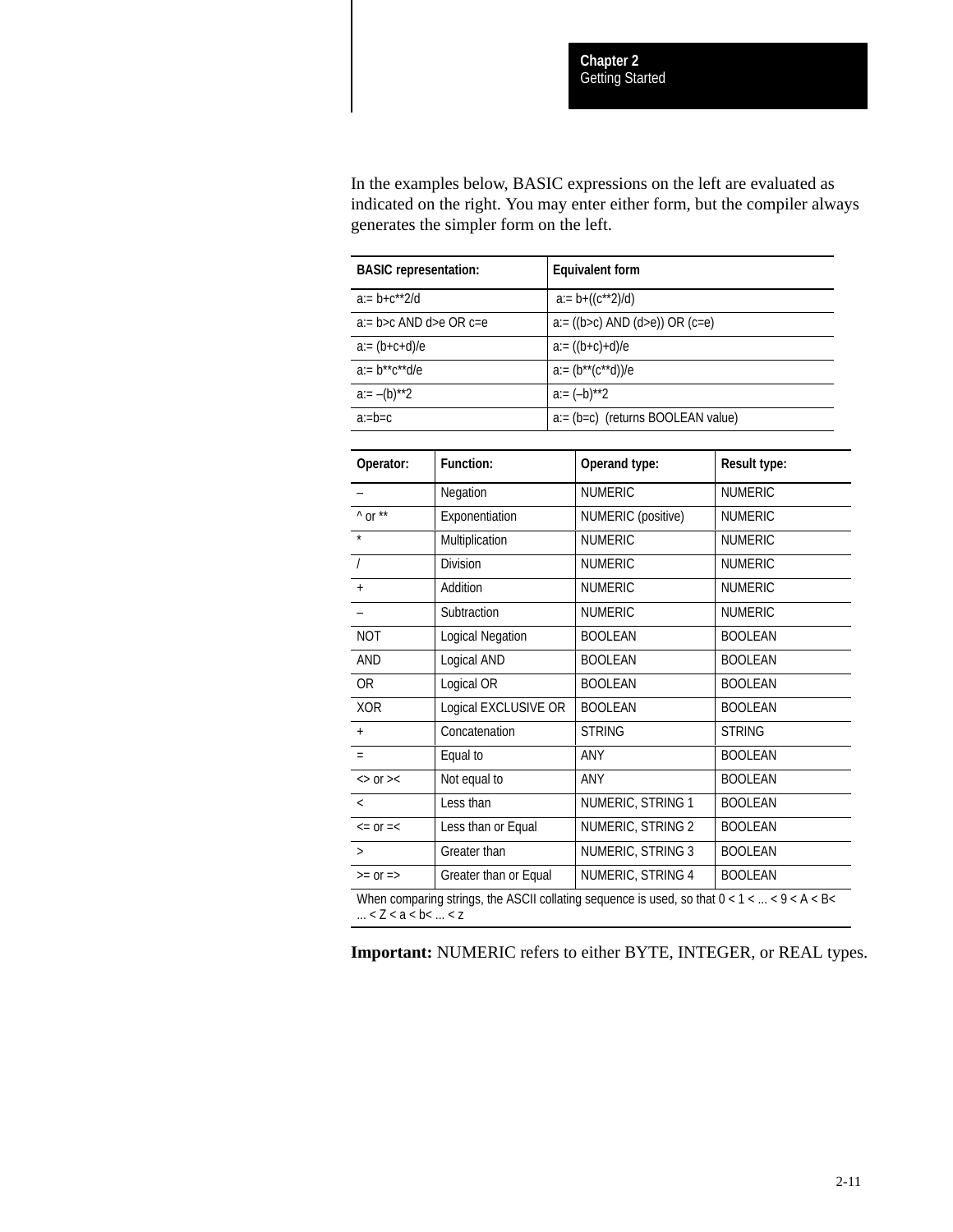In the examples below, BASIC expressions on the left are evaluated as indicated on the right. You may enter either form, but the compiler always generates the simpler form on the left.

| BASIC representation: | Equivalent form |
|---|---|
| a:= b+c**2/d | a:= b+((c**2)/d) |
| a:= b>c AND d>e OR c=e | a:= ((b>c) AND (d>e)) OR (c=e) |
| a:= (b+c+d)/e | a:= ((b+c)+d)/e |
| a:= b**c**d/e | a:= (b**(c**d))/e |
| a:= –(b)**2 | a:= (–b)**2 |
| a:=b=c | a:= (b=c)  (returns BOOLEAN value) |

| Operator: | Function: | Operand type: | Result type: |
|---|---|---|---|
| – | Negation | NUMERIC | NUMERIC |
| ^ or ** | Exponentiation | NUMERIC (positive) | NUMERIC |
| * | Multiplication | NUMERIC | NUMERIC |
| / | Division | NUMERIC | NUMERIC |
| + | Addition | NUMERIC | NUMERIC |
| – | Subtraction | NUMERIC | NUMERIC |
| NOT | Logical Negation | BOOLEAN | BOOLEAN |
| AND | Logical AND | BOOLEAN | BOOLEAN |
| OR | Logical OR | BOOLEAN | BOOLEAN |
| XOR | Logical EXCLUSIVE OR | BOOLEAN | BOOLEAN |
| + | Concatenation | STRING | STRING |
| = | Equal to | ANY | BOOLEAN |
| <> or >< | Not equal to | ANY | BOOLEAN |
| < | Less than | NUMERIC, STRING 1 | BOOLEAN |
| <= or =< | Less than or Equal | NUMERIC, STRING 2 | BOOLEAN |
| > | Greater than | NUMERIC, STRING 3 | BOOLEAN |
| >= or => | Greater than or Equal | NUMERIC, STRING 4 | BOOLEAN |

When comparing strings, the ASCII collating sequence is used, so that 0 < 1 < ... < 9 < A < B< ... < Z < a < b< ... < z

**Important:** NUMERIC refers to either BYTE, INTEGER, or REAL types.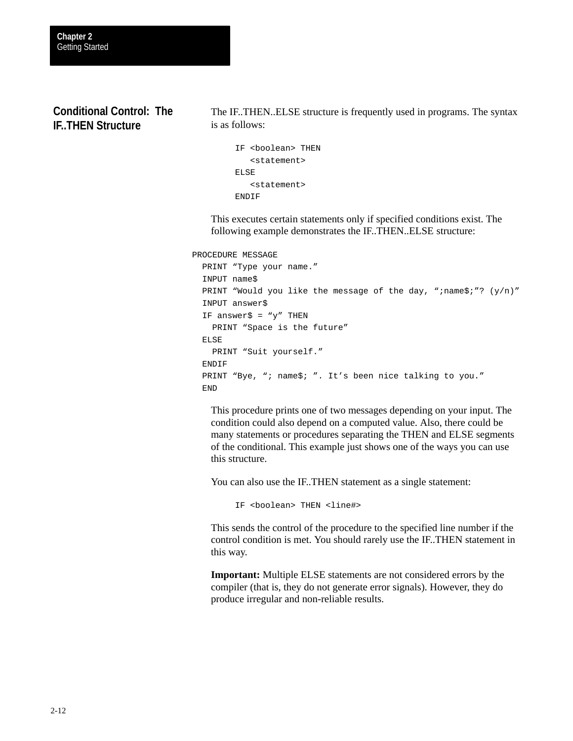## Conditional Control: The IF..THEN Structure

The IF..THEN..ELSE structure is frequently used in programs. The syntax is as follows:

```
IF <boolean> THEN
   <statement>
ELSE
   <statement>
ENDIF
```

This executes certain statements only if specified conditions exist. The following example demonstrates the IF..THEN..ELSE structure:

```
PROCEDURE MESSAGE
  PRINT “Type your name.”
  INPUT name$
  PRINT “Would you like the message of the day, “;name$;”? (y/n)”
  INPUT answer$
  IF answer$ = “y” THEN
    PRINT “Space is the future”
  ELSE
    PRINT “Suit yourself.”
  ENDIF
  PRINT “Bye, “; name$; ”. It’s been nice talking to you.”
  END
```

This procedure prints one of two messages depending on your input. The condition could also depend on a computed value. Also, there could be many statements or procedures separating the THEN and ELSE segments of the conditional. This example just shows one of the ways you can use this structure.

You can also use the IF..THEN statement as a single statement:

```
IF <boolean> THEN <line#>
```

This sends the control of the procedure to the specified line number if the control condition is met. You should rarely use the IF..THEN statement in this way.

**Important:** Multiple ELSE statements are not considered errors by the compiler (that is, they do not generate error signals). However, they do produce irregular and non-reliable results.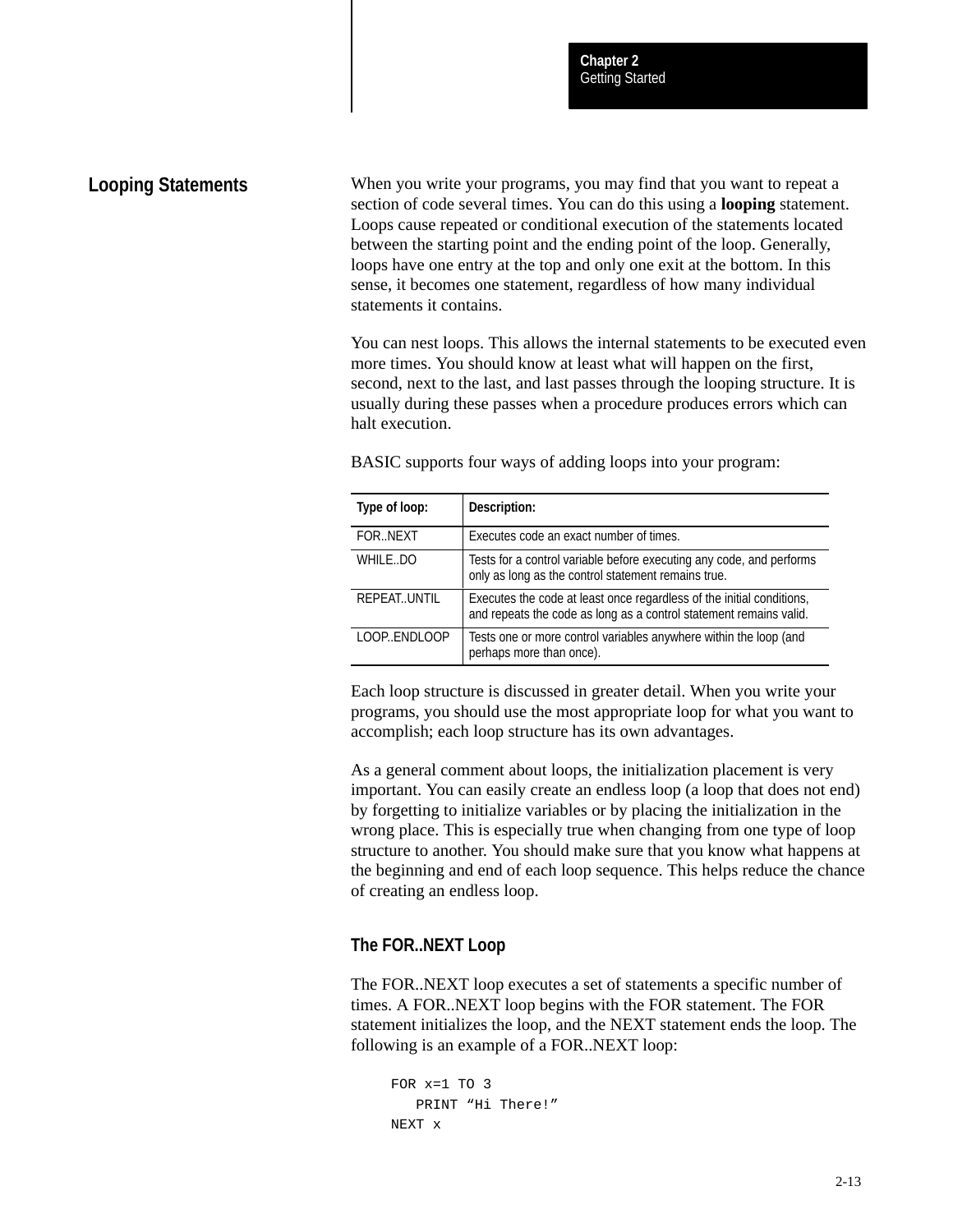## Looping Statements

When you write your programs, you may find that you want to repeat a section of code several times. You can do this using a **looping** statement. Loops cause repeated or conditional execution of the statements located between the starting point and the ending point of the loop. Generally, loops have one entry at the top and only one exit at the bottom. In this sense, it becomes one statement, regardless of how many individual statements it contains.

You can nest loops. This allows the internal statements to be executed even more times. You should know at least what will happen on the first, second, next to the last, and last passes through the looping structure. It is usually during these passes when a procedure produces errors which can halt execution.

BASIC supports four ways of adding loops into your program:

| Type of loop: | Description: |
|---|---|
| FOR..NEXT | Executes code an exact number of times. |
| WHILE..DO | Tests for a control variable before executing any code, and performs only as long as the control statement remains true. |
| REPEAT..UNTIL | Executes the code at least once regardless of the initial conditions, and repeats the code as long as a control statement remains valid. |
| LOOP..ENDLOOP | Tests one or more control variables anywhere within the loop (and perhaps more than once). |

Each loop structure is discussed in greater detail. When you write your programs, you should use the most appropriate loop for what you want to accomplish; each loop structure has its own advantages.

As a general comment about loops, the initialization placement is very important. You can easily create an endless loop (a loop that does not end) by forgetting to initialize variables or by placing the initialization in the wrong place. This is especially true when changing from one type of loop structure to another. You should make sure that you know what happens at the beginning and end of each loop sequence. This helps reduce the chance of creating an endless loop.

### The FOR..NEXT Loop

The FOR..NEXT loop executes a set of statements a specific number of times. A FOR..NEXT loop begins with the FOR statement. The FOR statement initializes the loop, and the NEXT statement ends the loop. The following is an example of a FOR..NEXT loop:

```
FOR x=1 TO 3
   PRINT “Hi There!”
NEXT x
```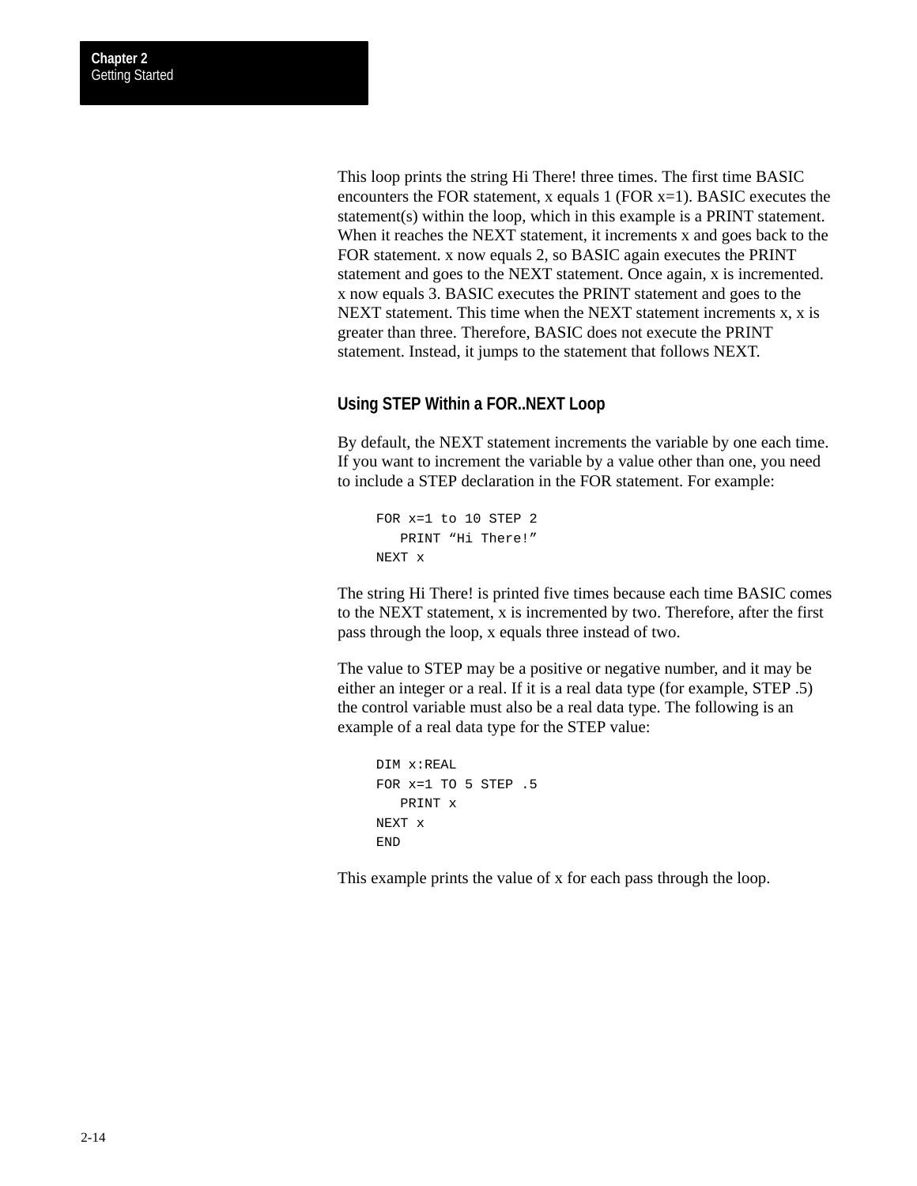This loop prints the string Hi There! three times. The first time BASIC encounters the FOR statement, x equals 1 (FOR x=1). BASIC executes the statement(s) within the loop, which in this example is a PRINT statement. When it reaches the NEXT statement, it increments x and goes back to the FOR statement. x now equals 2, so BASIC again executes the PRINT statement and goes to the NEXT statement. Once again, x is incremented. x now equals 3. BASIC executes the PRINT statement and goes to the NEXT statement. This time when the NEXT statement increments x, x is greater than three. Therefore, BASIC does not execute the PRINT statement. Instead, it jumps to the statement that follows NEXT.

### Using STEP Within a FOR..NEXT Loop

By default, the NEXT statement increments the variable by one each time. If you want to increment the variable by a value other than one, you need to include a STEP declaration in the FOR statement. For example:

```
FOR x=1 to 10 STEP 2
   PRINT “Hi There!”
NEXT x
```

The string Hi There! is printed five times because each time BASIC comes to the NEXT statement, x is incremented by two. Therefore, after the first pass through the loop, x equals three instead of two.

The value to STEP may be a positive or negative number, and it may be either an integer or a real. If it is a real data type (for example, STEP .5) the control variable must also be a real data type. The following is an example of a real data type for the STEP value:

```
DIM x:REAL
FOR x=1 TO 5 STEP .5
   PRINT x
NEXT x
END
```

This example prints the value of x for each pass through the loop.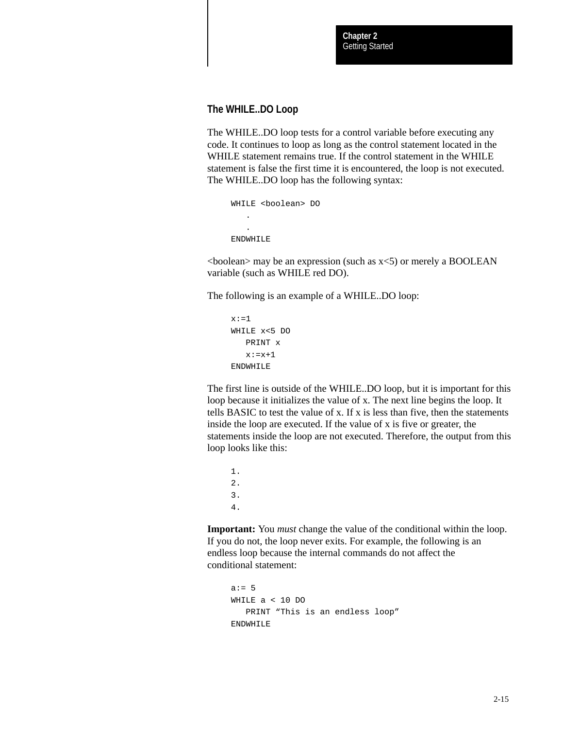## The WHILE..DO Loop

The WHILE..DO loop tests for a control variable before executing any code. It continues to loop as long as the control statement located in the WHILE statement remains true. If the control statement in the WHILE statement is false the first time it is encountered, the loop is not executed. The WHILE..DO loop has the following syntax:

```
WHILE <boolean> DO
   .
   .
ENDWHILE
```

<boolean> may be an expression (such as x<5) or merely a BOOLEAN variable (such as WHILE red DO).

The following is an example of a WHILE..DO loop:

```
x:=1
WHILE x<5 DO
   PRINT x
   x:=x+1
ENDWHILE
```

The first line is outside of the WHILE..DO loop, but it is important for this loop because it initializes the value of x. The next line begins the loop. It tells BASIC to test the value of x. If x is less than five, then the statements inside the loop are executed. If the value of x is five or greater, the statements inside the loop are not executed. Therefore, the output from this loop looks like this:

```
1.
2.
3.
4.
```

**Important:** You *must* change the value of the conditional within the loop. If you do not, the loop never exits. For example, the following is an endless loop because the internal commands do not affect the conditional statement:

```
a:= 5
WHILE a < 10 DO
   PRINT “This is an endless loop”
ENDWHILE
```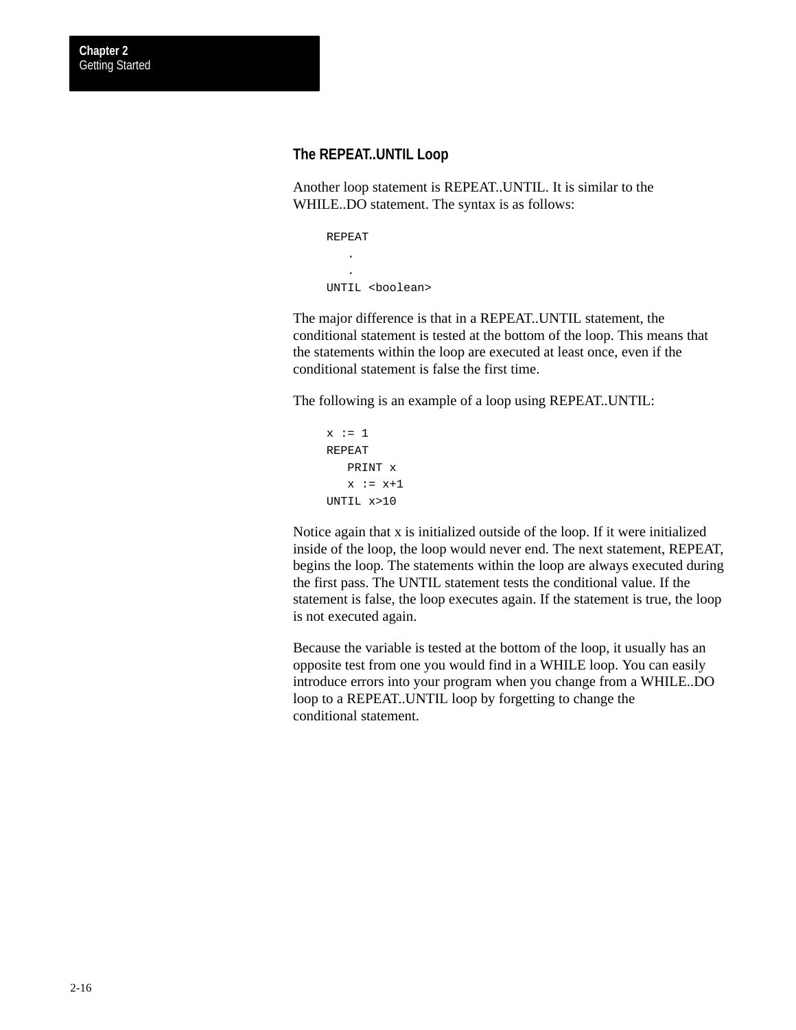### The REPEAT..UNTIL Loop

Another loop statement is REPEAT..UNTIL. It is similar to the WHILE..DO statement. The syntax is as follows:

```
REPEAT
   .
   .
UNTIL <boolean>
```

The major difference is that in a REPEAT..UNTIL statement, the conditional statement is tested at the bottom of the loop. This means that the statements within the loop are executed at least once, even if the conditional statement is false the first time.

The following is an example of a loop using REPEAT..UNTIL:

```
x := 1
REPEAT
   PRINT x
   x := x+1
UNTIL x>10
```

Notice again that x is initialized outside of the loop. If it were initialized inside of the loop, the loop would never end. The next statement, REPEAT, begins the loop. The statements within the loop are always executed during the first pass. The UNTIL statement tests the conditional value. If the statement is false, the loop executes again. If the statement is true, the loop is not executed again.

Because the variable is tested at the bottom of the loop, it usually has an opposite test from one you would find in a WHILE loop. You can easily introduce errors into your program when you change from a WHILE..DO loop to a REPEAT..UNTIL loop by forgetting to change the conditional statement.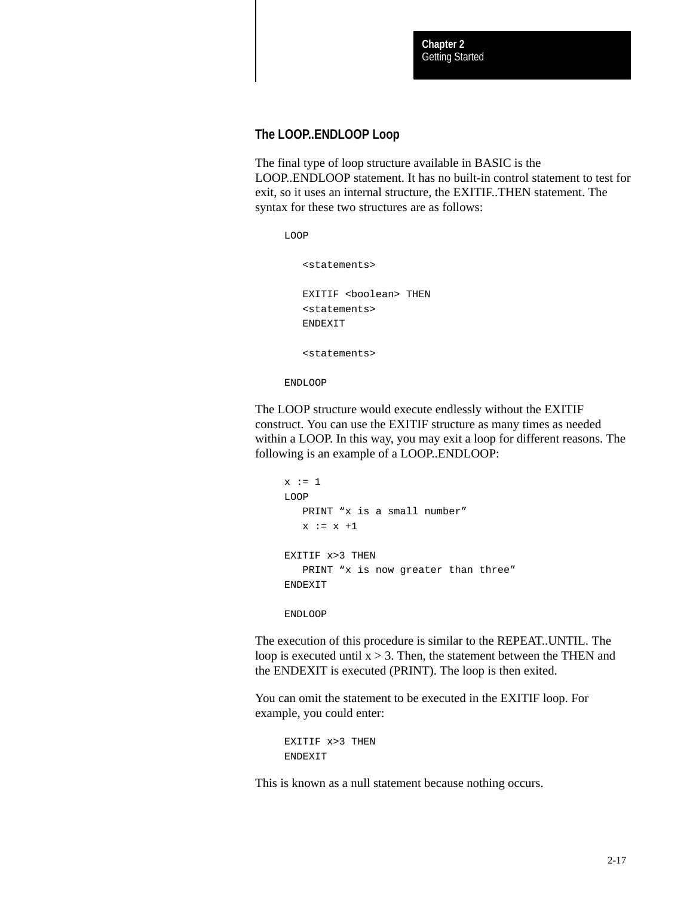### The LOOP..ENDLOOP Loop

The final type of loop structure available in BASIC is the LOOP..ENDLOOP statement. It has no built-in control statement to test for exit, so it uses an internal structure, the EXITIF..THEN statement. The syntax for these two structures are as follows:

```
LOOP

   <statements>

   EXITIF <boolean> THEN
   <statements>
   ENDEXIT

   <statements>

ENDLOOP
```

The LOOP structure would execute endlessly without the EXITIF construct. You can use the EXITIF structure as many times as needed within a LOOP. In this way, you may exit a loop for different reasons. The following is an example of a LOOP..ENDLOOP:

```
x := 1
LOOP
   PRINT “x is a small number”
   x := x +1

EXITIF x>3 THEN
   PRINT “x is now greater than three”
ENDEXIT

ENDLOOP
```

The execution of this procedure is similar to the REPEAT..UNTIL. The loop is executed until x > 3. Then, the statement between the THEN and the ENDEXIT is executed (PRINT). The loop is then exited.

You can omit the statement to be executed in the EXITIF loop. For example, you could enter:

```
EXITIF x>3 THEN
ENDEXIT
```

This is known as a null statement because nothing occurs.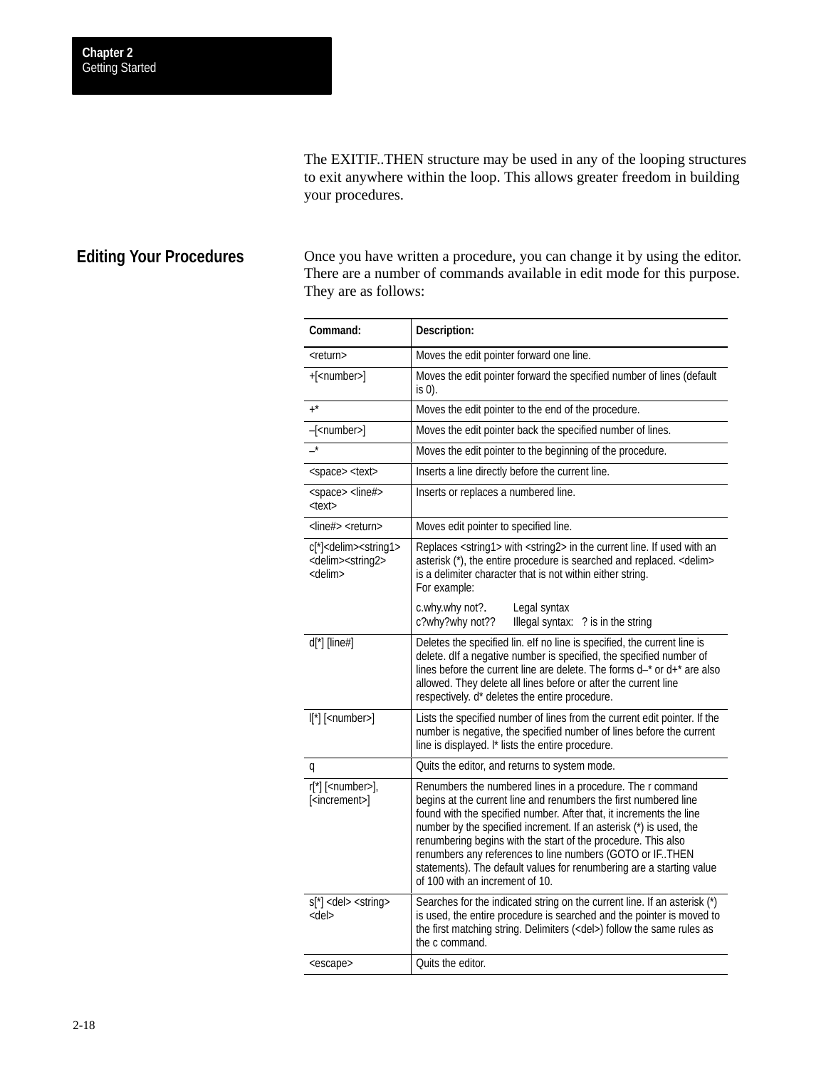The EXITIF..THEN structure may be used in any of the looping structures to exit anywhere within the loop. This allows greater freedom in building your procedures.

## Editing Your Procedures

Once you have written a procedure, you can change it by using the editor. There are a number of commands available in edit mode for this purpose. They are as follows:

| Command: | Description: |
|---|---|
| <return> | Moves the edit pointer forward one line. |
| +[<number>] | Moves the edit pointer forward the specified number of lines (default is 0). |
| +* | Moves the edit pointer to the end of the procedure. |
| –[<number>] | Moves the edit pointer back the specified number of lines. |
| –* | Moves the edit pointer to the beginning of the procedure. |
| <space> <text> | Inserts a line directly before the current line. |
| <space> <line#> <text> | Inserts or replaces a numbered line. |
| <line#> <return> | Moves edit pointer to specified line. |
| c[*]<delim><string1><delim><string2><delim> | Replaces <string1> with <string2> in the current line. If used with an asterisk (*), the entire procedure is searched and replaced. <delim> is a delimiter character that is not within either string. For example: <br> c.why.why not?. Legal syntax <br> c?why?why not?? Illegal syntax: ? is in the string |
| d[*] [line#] | Deletes the specified lin. eIf no line is specified, the current line is delete. dIf a negative number is specified, the specified number of lines before the current line are delete. The forms d–* or d+* are also allowed. They delete all lines before or after the current line respectively. d* deletes the entire procedure. |
| l[*] [<number>] | Lists the specified number of lines from the current edit pointer. If the number is negative, the specified number of lines before the current line is displayed. l* lists the entire procedure. |
| q | Quits the editor, and returns to system mode. |
| r[*] [<number>], [<increment>] | Renumbers the numbered lines in a procedure. The r command begins at the current line and renumbers the first numbered line found with the specified number. After that, it increments the line number by the specified increment. If an asterisk (*) is used, the renumbering begins with the start of the procedure. This also renumbers any references to line numbers (GOTO or IF..THEN statements). The default values for renumbering are a starting value of 100 with an increment of 10. |
| s[*] <del> <string> <del> | Searches for the indicated string on the current line. If an asterisk (*) is used, the entire procedure is searched and the pointer is moved to the first matching string. Delimiters (<del>) follow the same rules as the c command. |
| <escape> | Quits the editor. |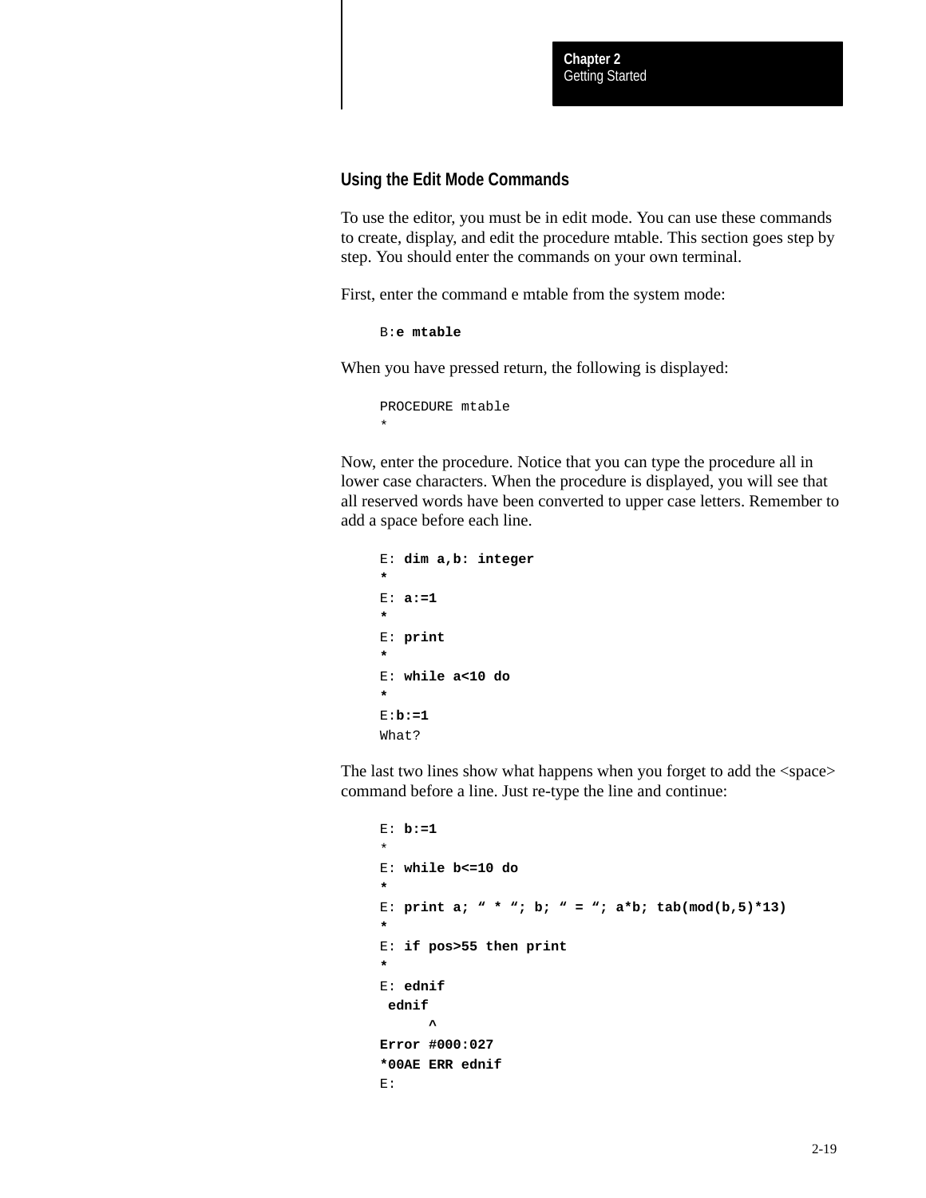## Using the Edit Mode Commands

To use the editor, you must be in edit mode. You can use these commands to create, display, and edit the procedure mtable. This section goes step by step. You should enter the commands on your own terminal.

First, enter the command e mtable from the system mode:

```
B:e mtable
```

When you have pressed return, the following is displayed:

```
PROCEDURE mtable
*
```

Now, enter the procedure. Notice that you can type the procedure all in lower case characters. When the procedure is displayed, you will see that all reserved words have been converted to upper case letters. Remember to add a space before each line.

```
E: dim a,b: integer
*
E: a:=1
*
E: print
*
E: while a<10 do
*
E:b:=1
What?
```

The last two lines show what happens when you forget to add the <space> command before a line. Just re-type the line and continue:

```
E: b:=1
*
E: while b<=10 do
*
E: print a; " * "; b; " = "; a*b; tab(mod(b,5)*13)
*
E: if pos>55 then print
*
E: ednif
 ednif
      ^
Error #000:027
*00AE ERR ednif
E:
```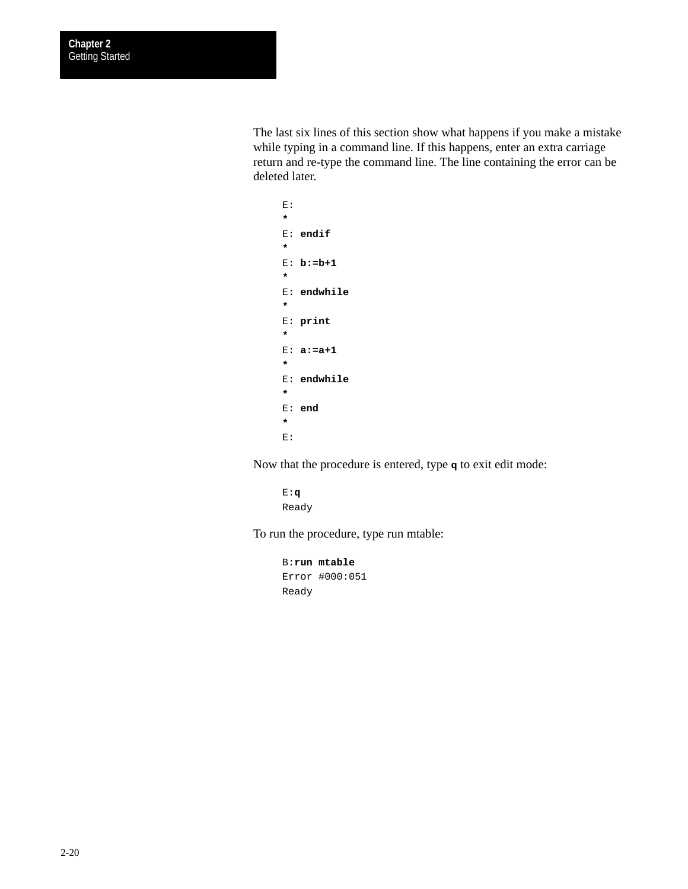The last six lines of this section show what happens if you make a mistake while typing in a command line. If this happens, enter an extra carriage return and re-type the command line. The line containing the error can be deleted later.

```
E:
*
E: endif
*
E: b:=b+1
*
E: endwhile
*
E: print
*
E: a:=a+1
*
E: endwhile
*
E: end
*
E:
```

Now that the procedure is entered, type **q** to exit edit mode:

```
E:q
Ready
```

To run the procedure, type run mtable:

```
B:run mtable
Error #000:051
Ready
```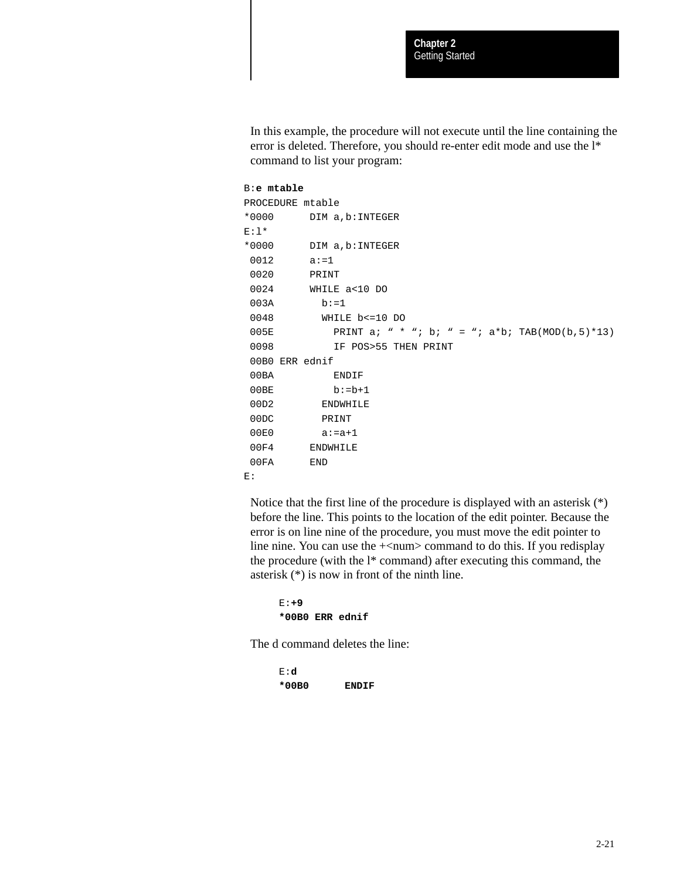In this example, the procedure will not execute until the line containing the error is deleted. Therefore, you should re-enter edit mode and use the l* command to list your program:

```
B:e mtable
PROCEDURE mtable
*0000      DIM a,b:INTEGER
E:l*
*0000      DIM a,b:INTEGER
 0012      a:=1
 0020      PRINT
 0024      WHILE a<10 DO
 003A        b:=1
 0048        WHILE b<=10 DO
 005E          PRINT a; " * "; b; " = "; a*b; TAB(MOD(b,5)*13)
 0098          IF POS>55 THEN PRINT
 00B0 ERR ednif
 00BA          ENDIF
 00BE          b:=b+1
 00D2        ENDWHILE
 00DC        PRINT
 00E0        a:=a+1
 00F4      ENDWHILE
 00FA      END
E:
```

Notice that the first line of the procedure is displayed with an asterisk (*) before the line. This points to the location of the edit pointer. Because the error is on line nine of the procedure, you must move the edit pointer to line nine. You can use the +<num> command to do this. If you redisplay the procedure (with the l* command) after executing this command, the asterisk (*) is now in front of the ninth line.

```
E:+9
*00B0 ERR ednif
```

The d command deletes the line:

```
E:d
*00B0      ENDIF
```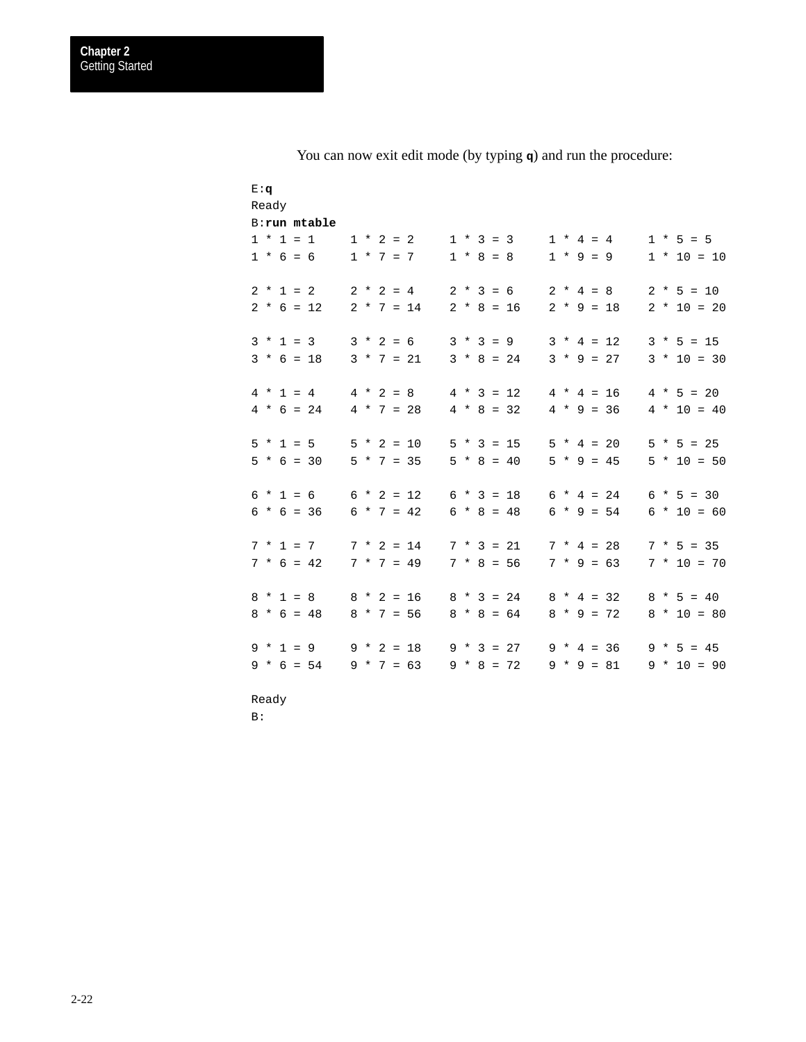You can now exit edit mode (by typing **q**) and run the procedure:

```
E:q
Ready
B:run mtable
1 * 1 = 1     1 * 2 = 2     1 * 3 = 3     1 * 4 = 4     1 * 5 = 5
1 * 6 = 6     1 * 7 = 7     1 * 8 = 8     1 * 9 = 9     1 * 10 = 10

2 * 1 = 2     2 * 2 = 4     2 * 3 = 6     2 * 4 = 8     2 * 5 = 10
2 * 6 = 12    2 * 7 = 14    2 * 8 = 16    2 * 9 = 18    2 * 10 = 20

3 * 1 = 3     3 * 2 = 6     3 * 3 = 9     3 * 4 = 12    3 * 5 = 15
3 * 6 = 18    3 * 7 = 21    3 * 8 = 24    3 * 9 = 27    3 * 10 = 30

4 * 1 = 4     4 * 2 = 8     4 * 3 = 12    4 * 4 = 16    4 * 5 = 20
4 * 6 = 24    4 * 7 = 28    4 * 8 = 32    4 * 9 = 36    4 * 10 = 40

5 * 1 = 5     5 * 2 = 10    5 * 3 = 15    5 * 4 = 20    5 * 5 = 25
5 * 6 = 30    5 * 7 = 35    5 * 8 = 40    5 * 9 = 45    5 * 10 = 50

6 * 1 = 6     6 * 2 = 12    6 * 3 = 18    6 * 4 = 24    6 * 5 = 30
6 * 6 = 36    6 * 7 = 42    6 * 8 = 48    6 * 9 = 54    6 * 10 = 60

7 * 1 = 7     7 * 2 = 14    7 * 3 = 21    7 * 4 = 28    7 * 5 = 35
7 * 6 = 42    7 * 7 = 49    7 * 8 = 56    7 * 9 = 63    7 * 10 = 70

8 * 1 = 8     8 * 2 = 16    8 * 3 = 24    8 * 4 = 32    8 * 5 = 40
8 * 6 = 48    8 * 7 = 56    8 * 8 = 64    8 * 9 = 72    8 * 10 = 80

9 * 1 = 9     9 * 2 = 18    9 * 3 = 27    9 * 4 = 36    9 * 5 = 45
9 * 6 = 54    9 * 7 = 63    9 * 8 = 72    9 * 9 = 81    9 * 10 = 90

Ready
B:
```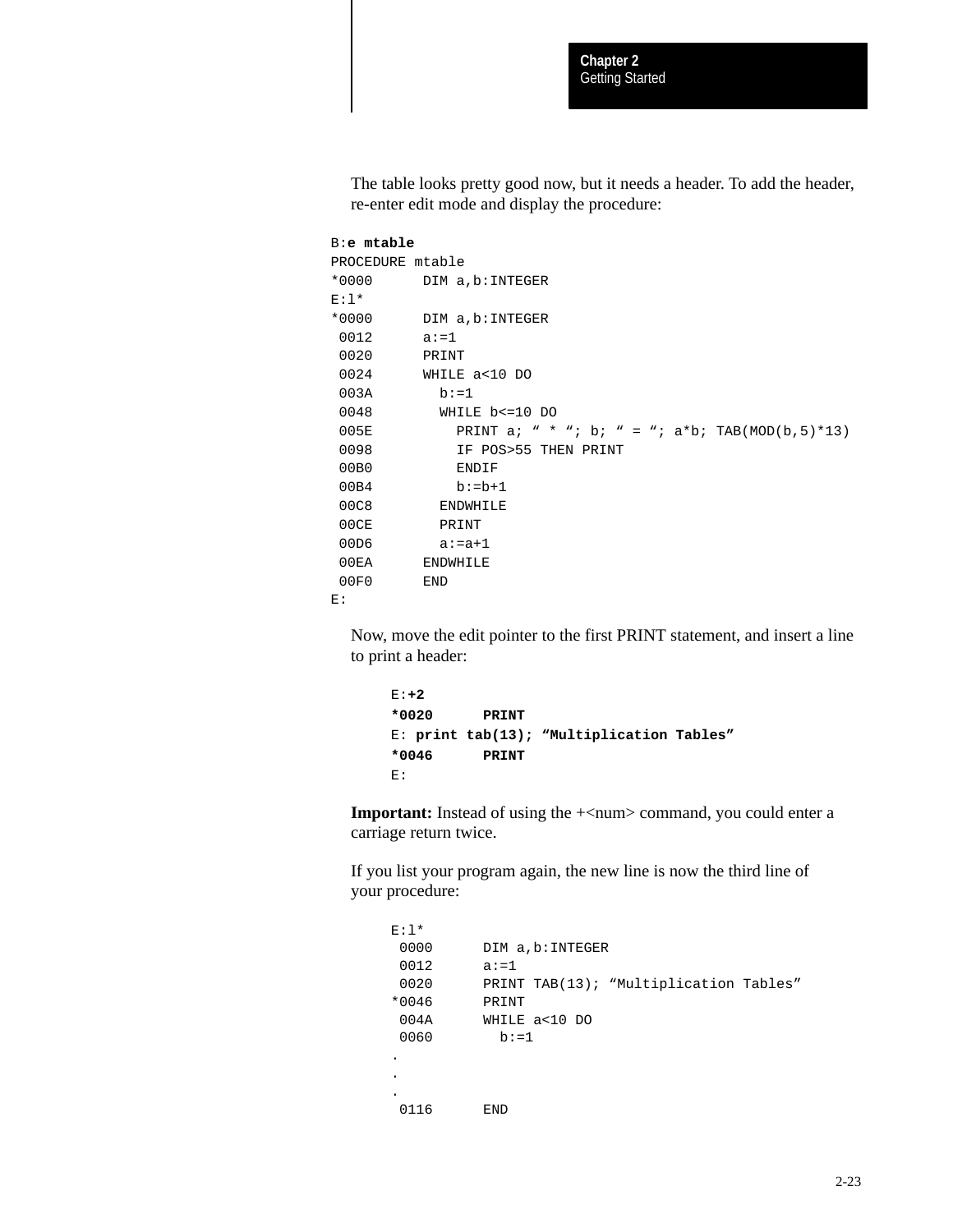The table looks pretty good now, but it needs a header. To add the header, re-enter edit mode and display the procedure:

```
B:e mtable
PROCEDURE mtable
*0000      DIM a,b:INTEGER
E:l*
*0000      DIM a,b:INTEGER
 0012      a:=1
 0020      PRINT
 0024      WHILE a<10 DO
 003A        b:=1
 0048        WHILE b<=10 DO
 005E          PRINT a; " * "; b; " = "; a*b; TAB(MOD(b,5)*13)
 0098          IF POS>55 THEN PRINT
 00B0          ENDIF
 00B4          b:=b+1
 00C8        ENDWHILE
 00CE        PRINT
 00D6        a:=a+1
 00EA      ENDWHILE
 00F0      END
E:
```

Now, move the edit pointer to the first PRINT statement, and insert a line to print a header:

```
E:+2
*0020      PRINT
E: print tab(13); "Multiplication Tables"
*0046      PRINT
E:
```

**Important:** Instead of using the +<num> command, you could enter a carriage return twice.

If you list your program again, the new line is now the third line of your procedure:

```
E:l*
 0000      DIM a,b:INTEGER
 0012      a:=1
 0020      PRINT TAB(13); "Multiplication Tables"
*0046      PRINT
 004A      WHILE a<10 DO
 0060        b:=1
.
.
.
 0116      END
```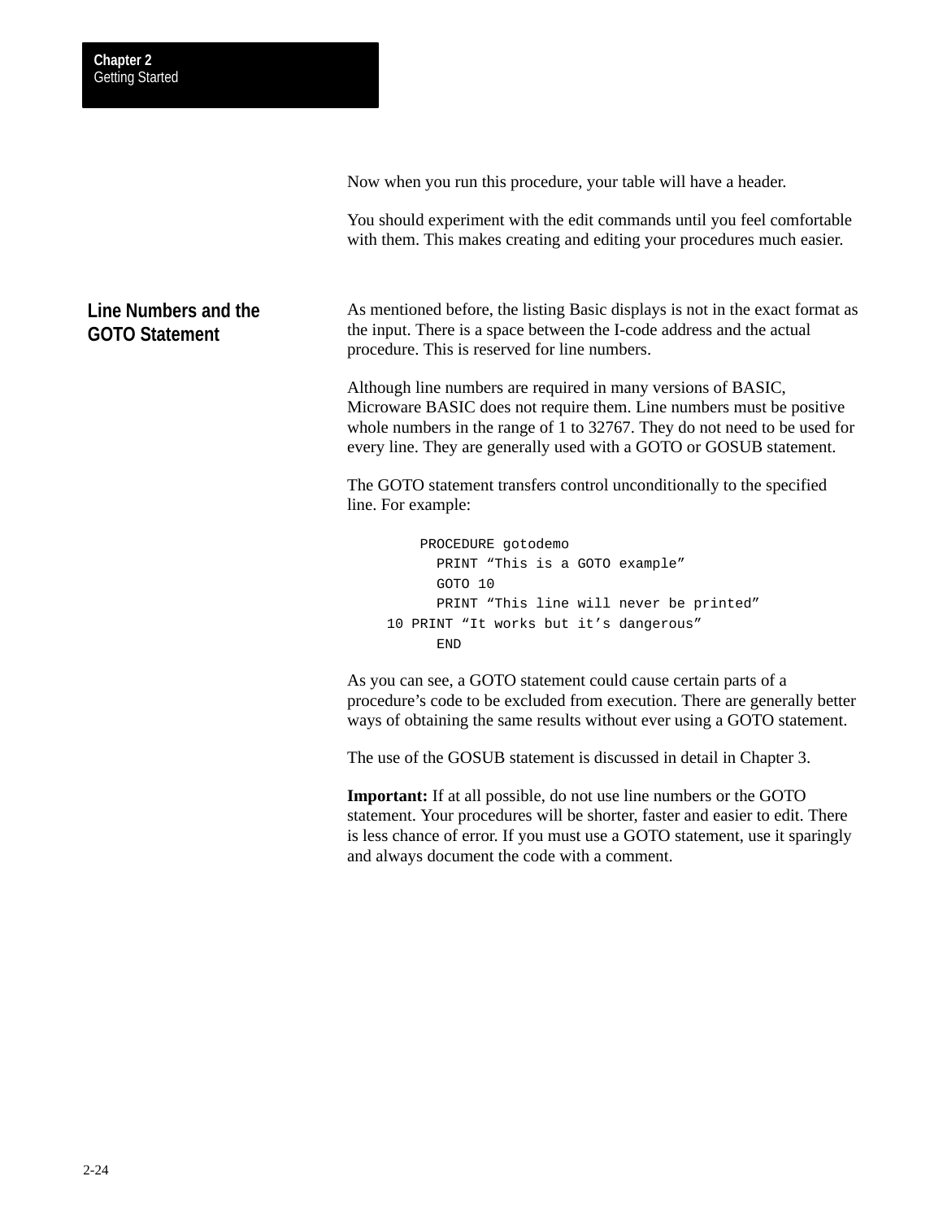Now when you run this procedure, your table will have a header.

You should experiment with the edit commands until you feel comfortable with them. This makes creating and editing your procedures much easier.

## Line Numbers and the GOTO Statement

As mentioned before, the listing Basic displays is not in the exact format as the input. There is a space between the I-code address and the actual procedure. This is reserved for line numbers.

Although line numbers are required in many versions of BASIC, Microware BASIC does not require them. Line numbers must be positive whole numbers in the range of 1 to 32767. They do not need to be used for every line. They are generally used with a GOTO or GOSUB statement.

The GOTO statement transfers control unconditionally to the specified line. For example:

```
    PROCEDURE gotodemo
      PRINT “This is a GOTO example”
      GOTO 10
      PRINT “This line will never be printed”
10 PRINT “It works but it’s dangerous”
      END
```

As you can see, a GOTO statement could cause certain parts of a procedure’s code to be excluded from execution. There are generally better ways of obtaining the same results without ever using a GOTO statement.

The use of the GOSUB statement is discussed in detail in Chapter 3.

**Important:** If at all possible, do not use line numbers or the GOTO statement. Your procedures will be shorter, faster and easier to edit. There is less chance of error. If you must use a GOTO statement, use it sparingly and always document the code with a comment.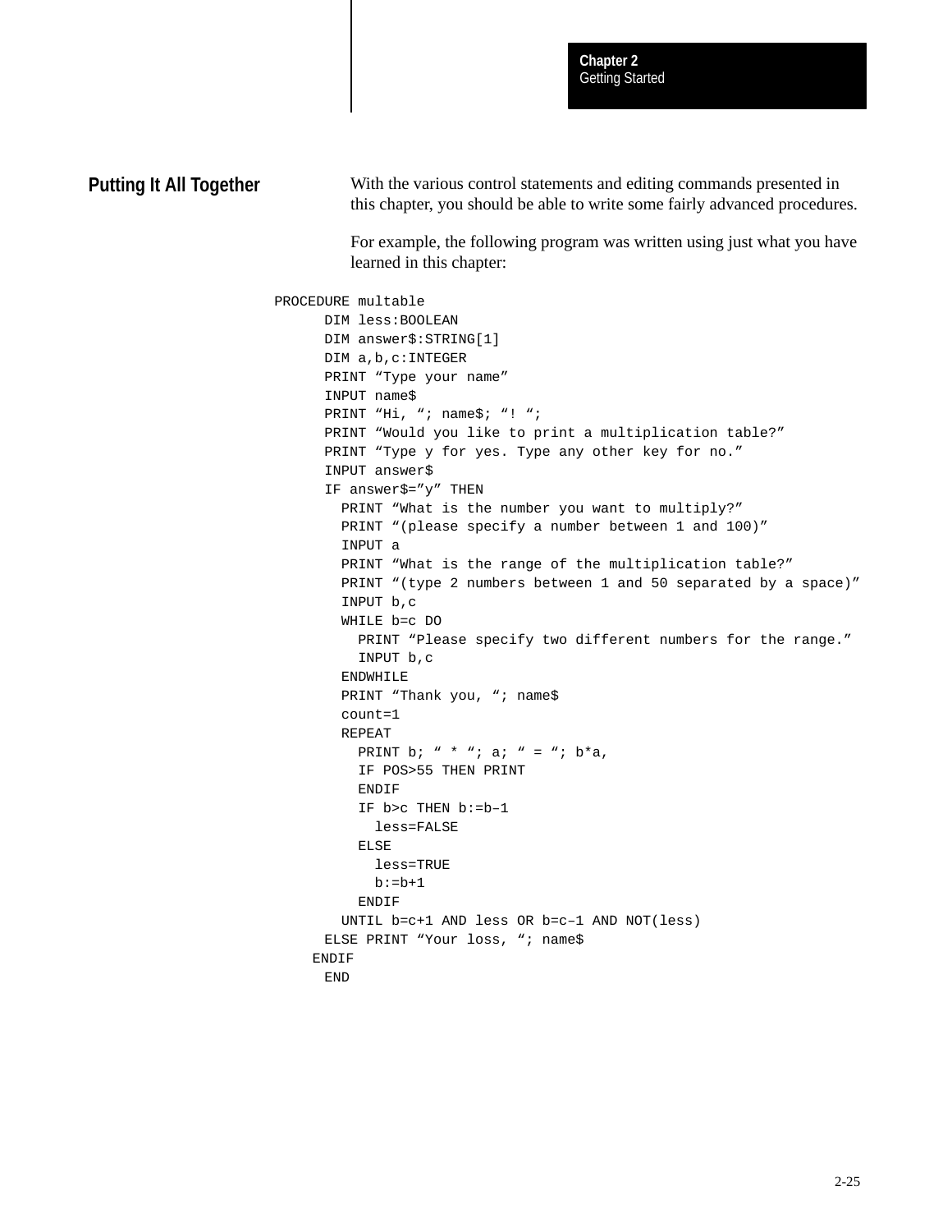## Putting It All Together

With the various control statements and editing commands presented in this chapter, you should be able to write some fairly advanced procedures.

For example, the following program was written using just what you have learned in this chapter:

```
PROCEDURE multable
      DIM less:BOOLEAN
      DIM answer$:STRING[1]
      DIM a,b,c:INTEGER
      PRINT “Type your name”
      INPUT name$
      PRINT “Hi, “; name$; “! “;
      PRINT “Would you like to print a multiplication table?”
      PRINT “Type y for yes. Type any other key for no.”
      INPUT answer$
      IF answer$=”y” THEN
        PRINT “What is the number you want to multiply?”
        PRINT “(please specify a number between 1 and 100)”
        INPUT a
        PRINT “What is the range of the multiplication table?”
        PRINT “(type 2 numbers between 1 and 50 separated by a space)”
        INPUT b,c
        WHILE b=c DO
          PRINT “Please specify two different numbers for the range.”
          INPUT b,c
        ENDWHILE
        PRINT “Thank you, “; name$
        count=1
        REPEAT
          PRINT b; “ * “; a; “ = “; b*a,
          IF POS>55 THEN PRINT
          ENDIF
          IF b>c THEN b:=b–1
            less=FALSE
          ELSE
            less=TRUE
            b:=b+1
          ENDIF
        UNTIL b=c+1 AND less OR b=c–1 AND NOT(less)
      ELSE PRINT “Your loss, “; name$
     ENDIF
      END
```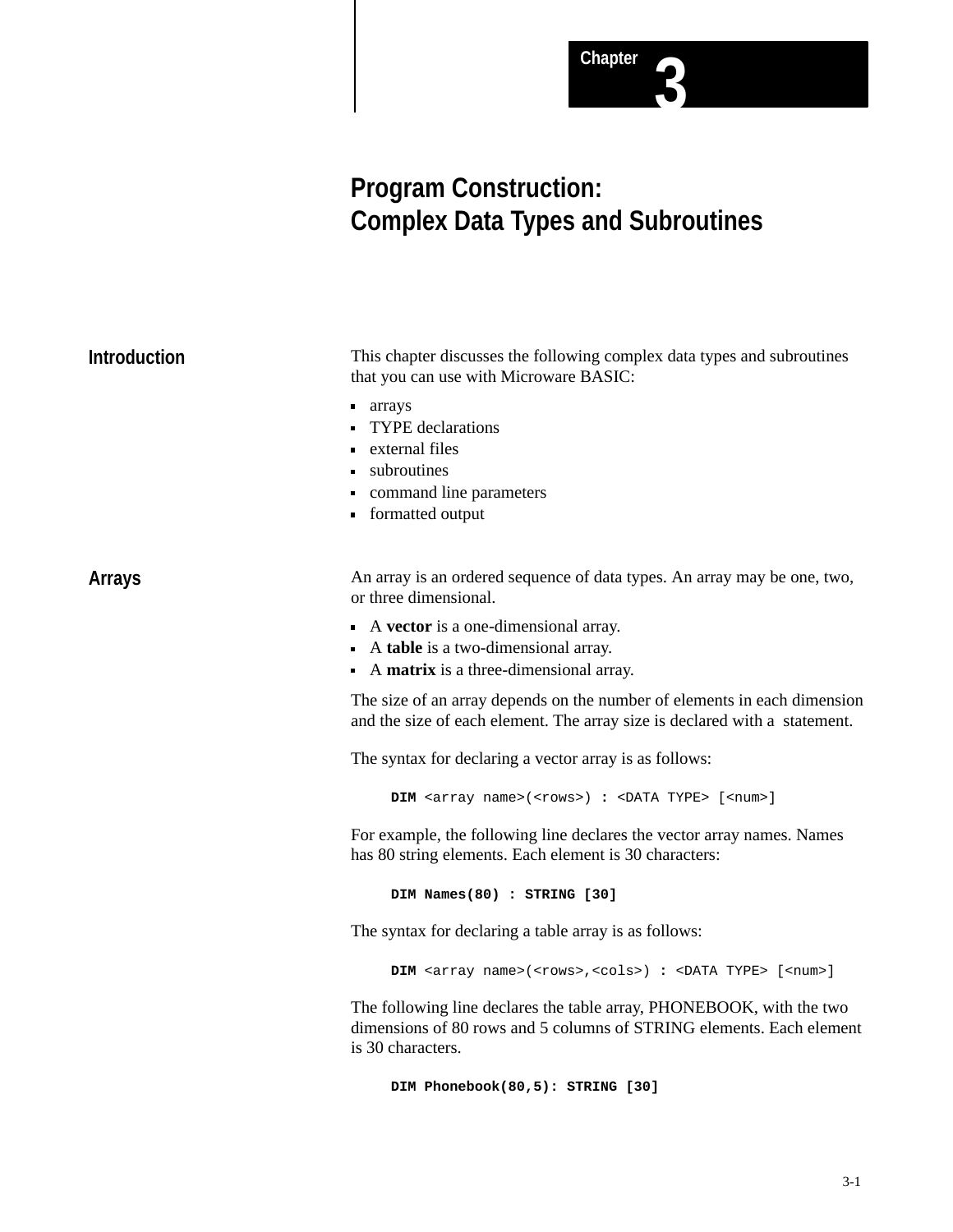# Chapter 3

# Program Construction: Complex Data Types and Subroutines

## Introduction

This chapter discusses the following complex data types and subroutines that you can use with Microware BASIC:

- arrays
- TYPE declarations
- external files
- subroutines
- command line parameters
- formatted output

## Arrays

An array is an ordered sequence of data types. An array may be one, two, or three dimensional.

- A **vector** is a one-dimensional array.
- A **table** is a two-dimensional array.
- A **matrix** is a three-dimensional array.

The size of an array depends on the number of elements in each dimension and the size of each element. The array size is declared with a  statement.

The syntax for declaring a vector array is as follows:

```
DIM <array name>(<rows>) : <DATA TYPE> [<num>]
```

For example, the following line declares the vector array names. Names has 80 string elements. Each element is 30 characters:

```
DIM Names(80) : STRING [30]
```

The syntax for declaring a table array is as follows:

```
DIM <array name>(<rows>,<cols>) : <DATA TYPE> [<num>]
```

The following line declares the table array, PHONEBOOK, with the two dimensions of 80 rows and 5 columns of STRING elements. Each element is 30 characters.

```
DIM Phonebook(80,5): STRING [30]
```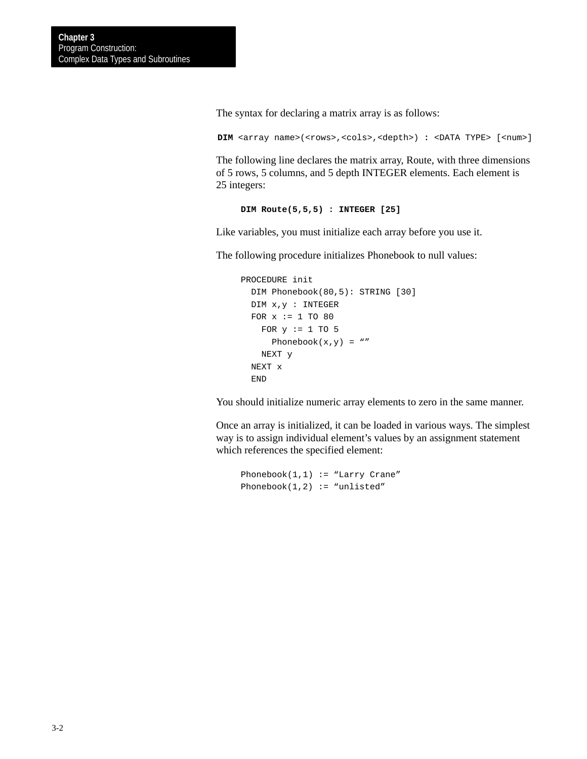The syntax for declaring a matrix array is as follows:

```
DIM <array name>(<rows>,<cols>,<depth>) : <DATA TYPE> [<num>]
```

The following line declares the matrix array, Route, with three dimensions of 5 rows, 5 columns, and 5 depth INTEGER elements. Each element is 25 integers:

```
DIM Route(5,5,5) : INTEGER [25]
```

Like variables, you must initialize each array before you use it.

The following procedure initializes Phonebook to null values:

```
PROCEDURE init
  DIM Phonebook(80,5): STRING [30]
  DIM x,y : INTEGER
  FOR x := 1 TO 80
    FOR y := 1 TO 5
      Phonebook(x,y) = “”
    NEXT y
  NEXT x
  END
```

You should initialize numeric array elements to zero in the same manner.

Once an array is initialized, it can be loaded in various ways. The simplest way is to assign individual element’s values by an assignment statement which references the specified element:

```
Phonebook(1,1) := “Larry Crane”
Phonebook(1,2) := “unlisted”
```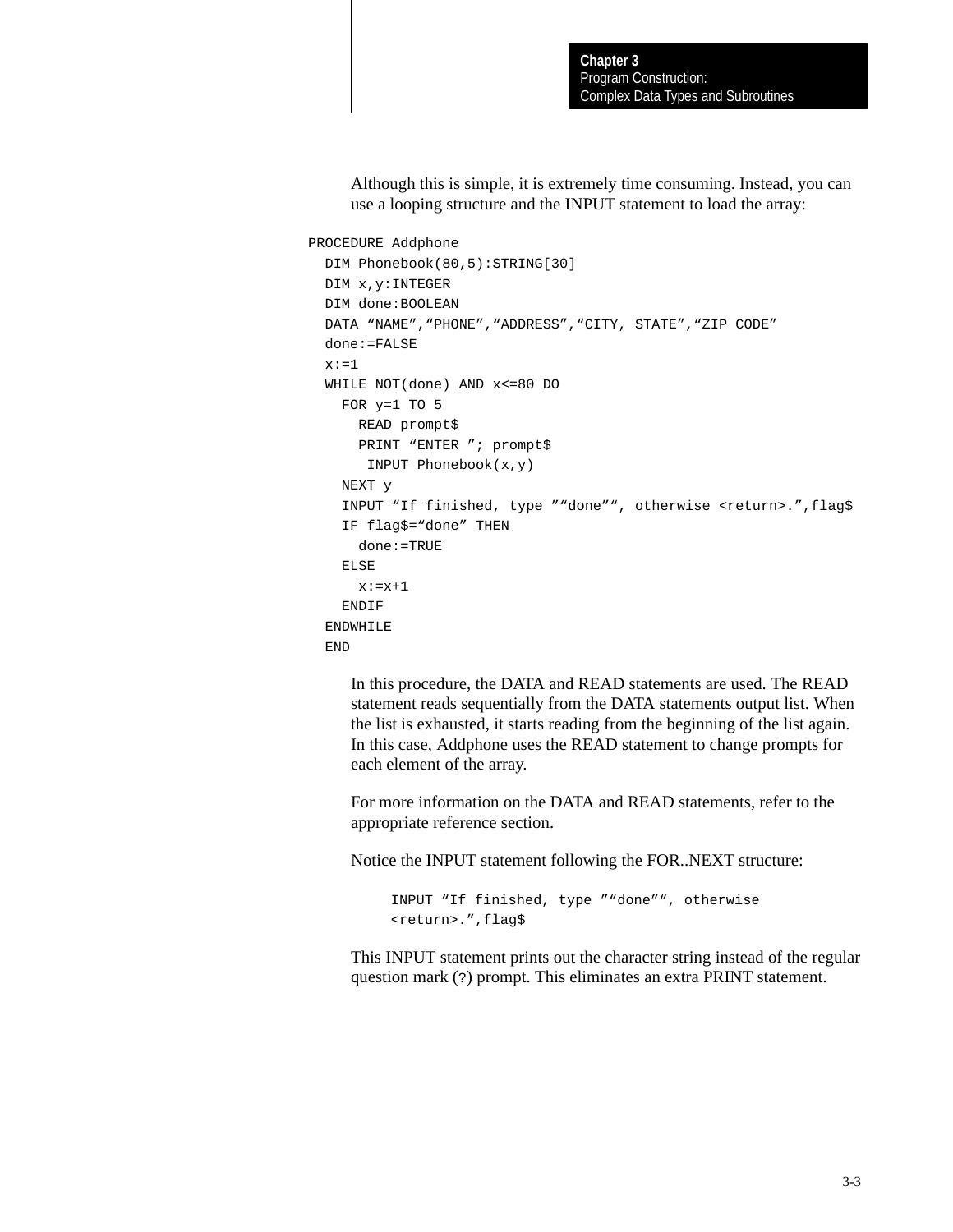Although this is simple, it is extremely time consuming. Instead, you can use a looping structure and the INPUT statement to load the array:

```
PROCEDURE Addphone
  DIM Phonebook(80,5):STRING[30]
  DIM x,y:INTEGER
  DIM done:BOOLEAN
  DATA “NAME”,“PHONE”,“ADDRESS”,“CITY, STATE”,“ZIP CODE”
  done:=FALSE
  x:=1
  WHILE NOT(done) AND x<=80 DO
    FOR y=1 TO 5
      READ prompt$
      PRINT “ENTER ”; prompt$
       INPUT Phonebook(x,y)
    NEXT y
    INPUT “If finished, type ”“done”“, otherwise <return>.”,flag$
    IF flag$=“done” THEN
      done:=TRUE
    ELSE
      x:=x+1
    ENDIF
  ENDWHILE
  END
```

In this procedure, the DATA and READ statements are used. The READ statement reads sequentially from the DATA statements output list. When the list is exhausted, it starts reading from the beginning of the list again. In this case, Addphone uses the READ statement to change prompts for each element of the array.

For more information on the DATA and READ statements, refer to the appropriate reference section.

Notice the INPUT statement following the FOR..NEXT structure:

```
INPUT “If finished, type ”“done”“, otherwise
<return>.”,flag$
```

This INPUT statement prints out the character string instead of the regular question mark (`?`) prompt. This eliminates an extra PRINT statement.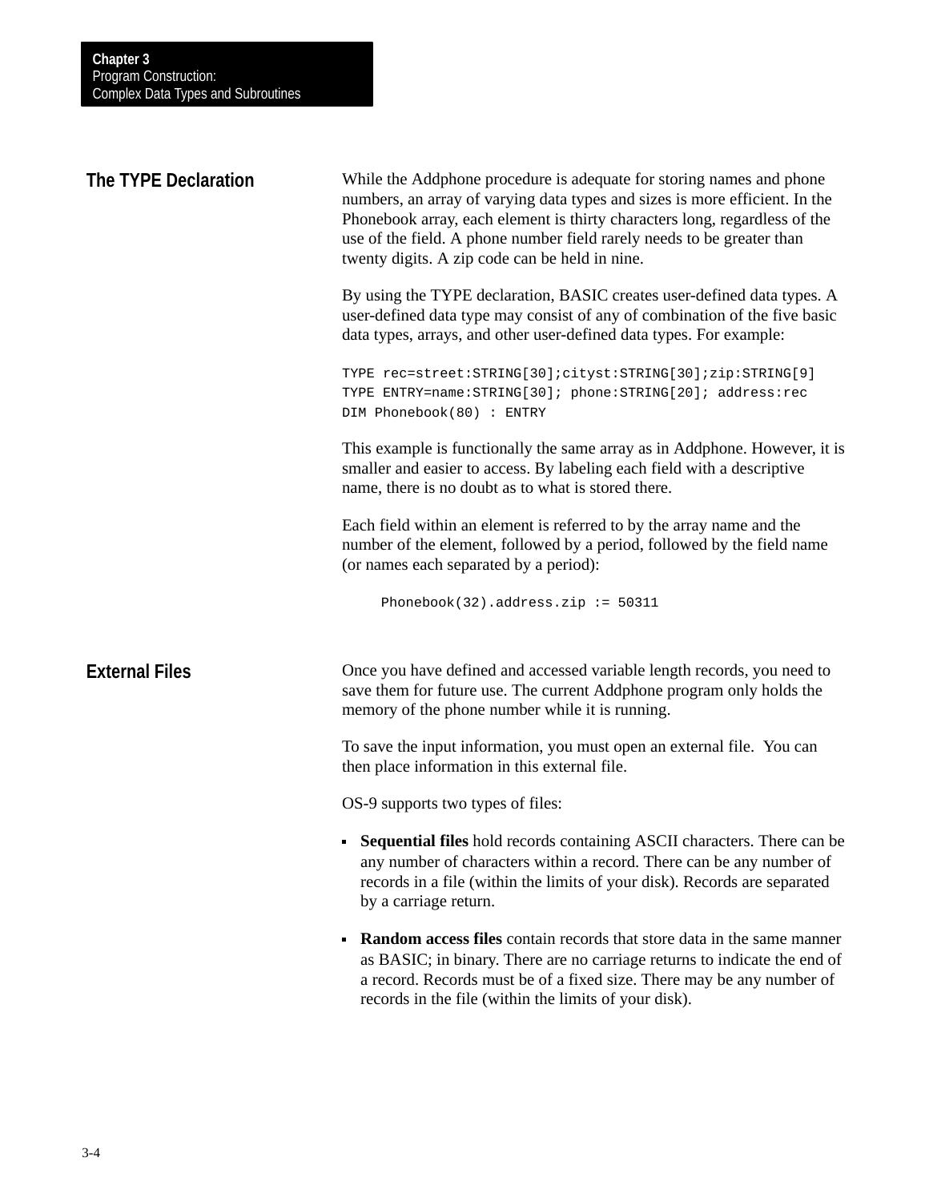## The TYPE Declaration

While the Addphone procedure is adequate for storing names and phone numbers, an array of varying data types and sizes is more efficient. In the Phonebook array, each element is thirty characters long, regardless of the use of the field. A phone number field rarely needs to be greater than twenty digits. A zip code can be held in nine.

By using the TYPE declaration, BASIC creates user-defined data types. A user-defined data type may consist of any of combination of the five basic data types, arrays, and other user-defined data types. For example:

```
TYPE rec=street:STRING[30];cityst:STRING[30];zip:STRING[9]
TYPE ENTRY=name:STRING[30]; phone:STRING[20]; address:rec
DIM Phonebook(80) : ENTRY
```

This example is functionally the same array as in Addphone. However, it is smaller and easier to access. By labeling each field with a descriptive name, there is no doubt as to what is stored there.

Each field within an element is referred to by the array name and the number of the element, followed by a period, followed by the field name (or names each separated by a period):

```
Phonebook(32).address.zip := 50311
```

## External Files

Once you have defined and accessed variable length records, you need to save them for future use. The current Addphone program only holds the memory of the phone number while it is running.

To save the input information, you must open an external file. You can then place information in this external file.

OS-9 supports two types of files:

- **Sequential files** hold records containing ASCII characters. There can be any number of characters within a record. There can be any number of records in a file (within the limits of your disk). Records are separated by a carriage return.
- **Random access files** contain records that store data in the same manner as BASIC; in binary. There are no carriage returns to indicate the end of a record. Records must be of a fixed size. There may be any number of records in the file (within the limits of your disk).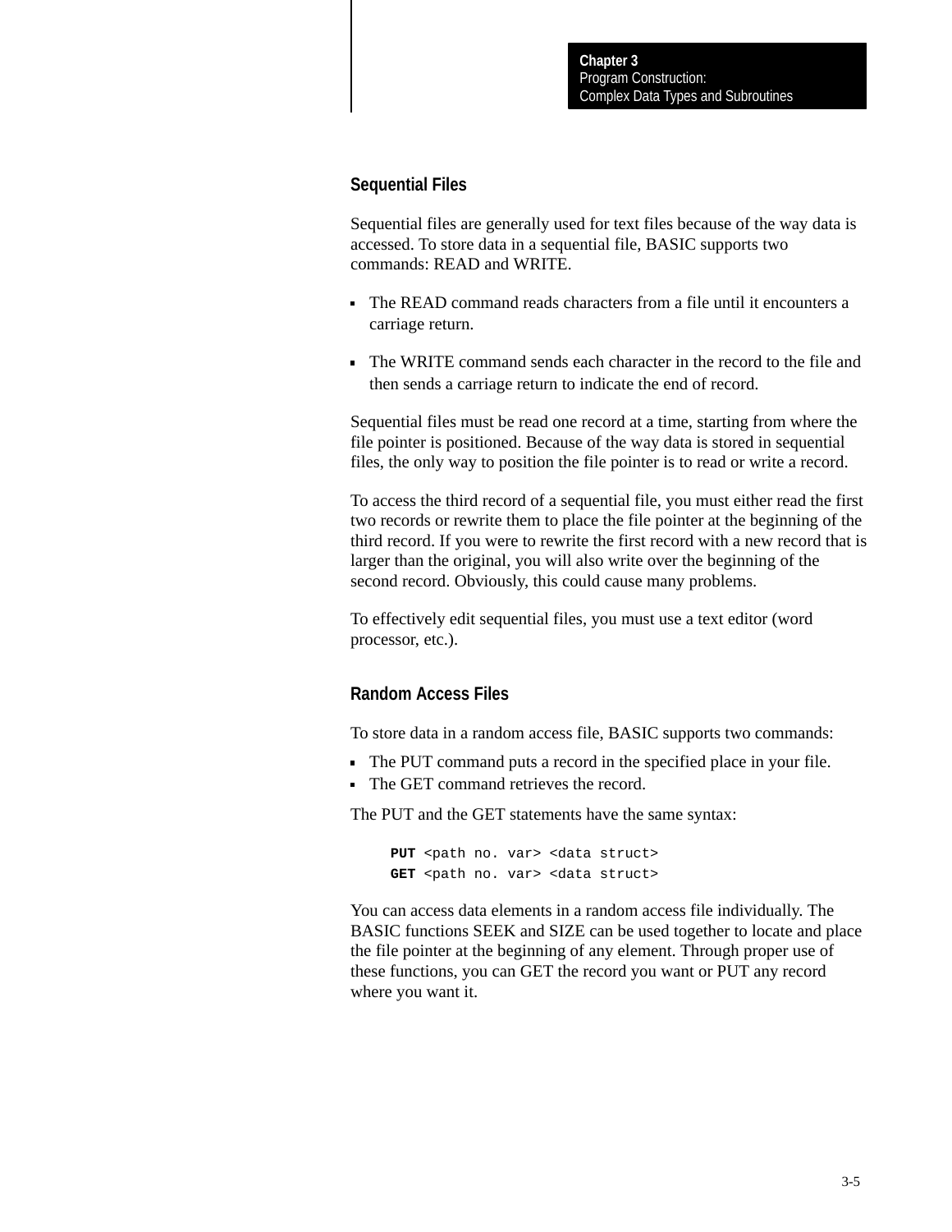## Sequential Files

Sequential files are generally used for text files because of the way data is accessed. To store data in a sequential file, BASIC supports two commands: READ and WRITE.

- The READ command reads characters from a file until it encounters a carriage return.
- The WRITE command sends each character in the record to the file and then sends a carriage return to indicate the end of record.

Sequential files must be read one record at a time, starting from where the file pointer is positioned. Because of the way data is stored in sequential files, the only way to position the file pointer is to read or write a record.

To access the third record of a sequential file, you must either read the first two records or rewrite them to place the file pointer at the beginning of the third record. If you were to rewrite the first record with a new record that is larger than the original, you will also write over the beginning of the second record. Obviously, this could cause many problems.

To effectively edit sequential files, you must use a text editor (word processor, etc.).

## Random Access Files

To store data in a random access file, BASIC supports two commands:

- The PUT command puts a record in the specified place in your file.
- The GET command retrieves the record.

The PUT and the GET statements have the same syntax:

```
PUT <path no. var> <data struct>
GET <path no. var> <data struct>
```

You can access data elements in a random access file individually. The BASIC functions SEEK and SIZE can be used together to locate and place the file pointer at the beginning of any element. Through proper use of these functions, you can GET the record you want or PUT any record where you want it.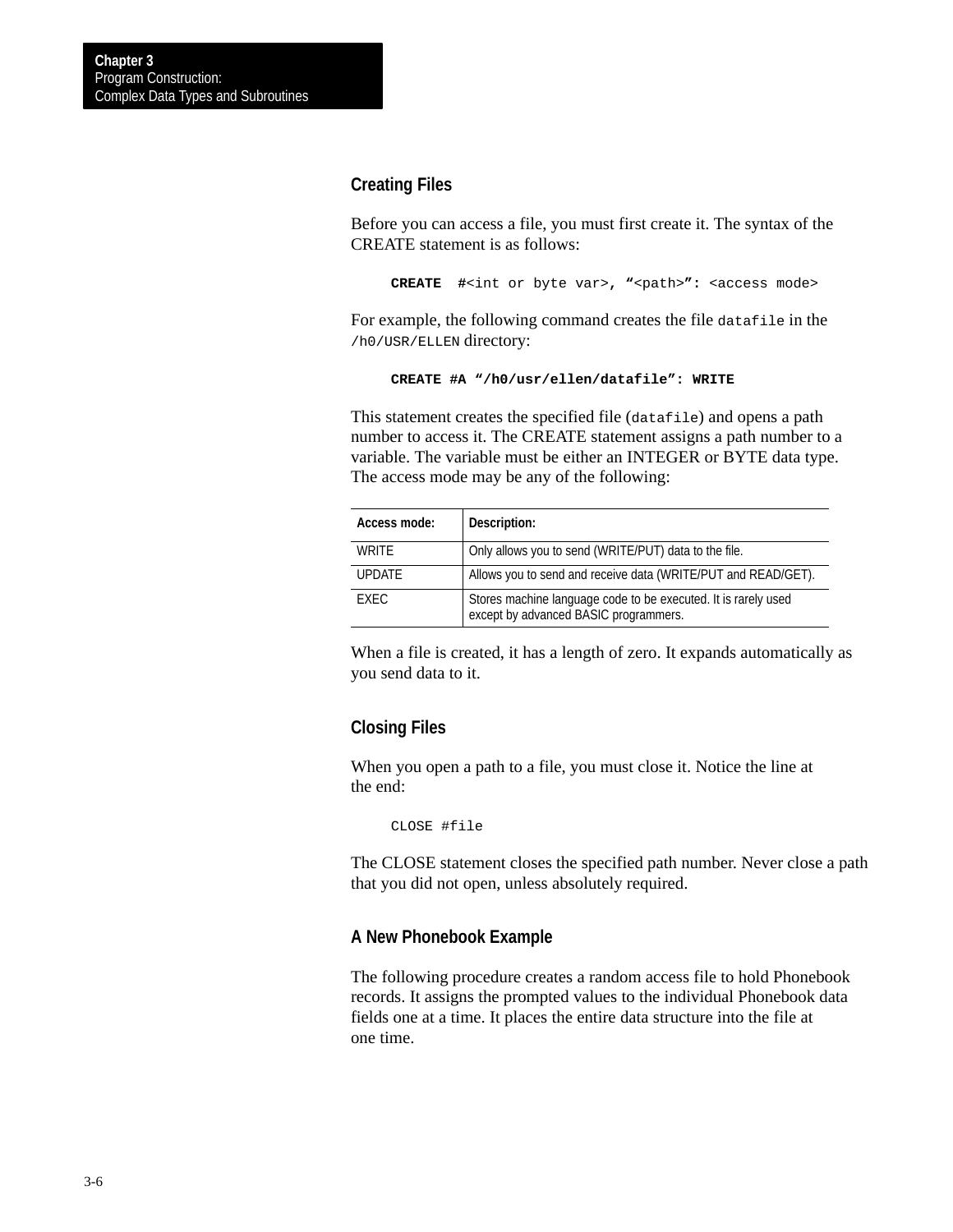### Creating Files

Before you can access a file, you must first create it. The syntax of the CREATE statement is as follows:

```
CREATE  #<int or byte var>, "<path>": <access mode>
```

For example, the following command creates the file `datafile` in the `/h0/USR/ELLEN` directory:

```
CREATE #A "/h0/usr/ellen/datafile": WRITE
```

This statement creates the specified file (`datafile`) and opens a path number to access it. The CREATE statement assigns a path number to a variable. The variable must be either an INTEGER or BYTE data type. The access mode may be any of the following:

| Access mode: | Description: |
|---|---|
| WRITE | Only allows you to send (WRITE/PUT) data to the file. |
| UPDATE | Allows you to send and receive data (WRITE/PUT and READ/GET). |
| EXEC | Stores machine language code to be executed. It is rarely used except by advanced BASIC programmers. |

When a file is created, it has a length of zero. It expands automatically as you send data to it.

### Closing Files

When you open a path to a file, you must close it. Notice the line at the end:

```
CLOSE #file
```

The CLOSE statement closes the specified path number. Never close a path that you did not open, unless absolutely required.

### A New Phonebook Example

The following procedure creates a random access file to hold Phonebook records. It assigns the prompted values to the individual Phonebook data fields one at a time. It places the entire data structure into the file at one time.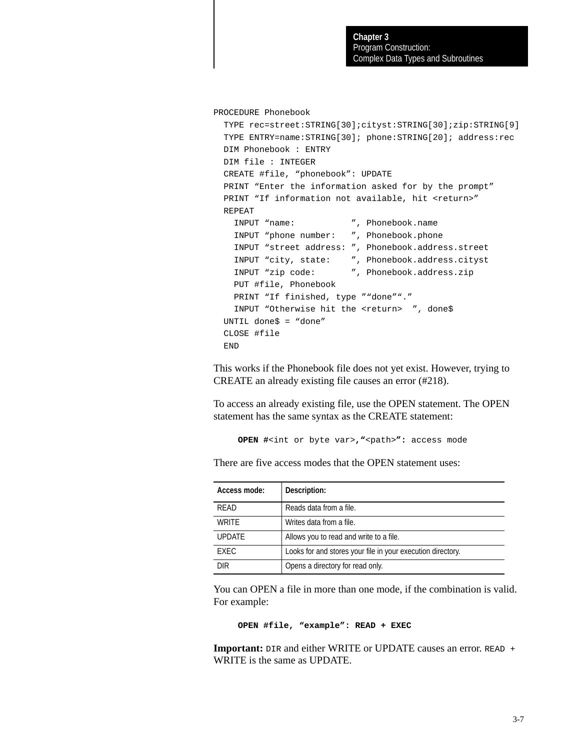```
PROCEDURE Phonebook
  TYPE rec=street:STRING[30];cityst:STRING[30];zip:STRING[9]
  TYPE ENTRY=name:STRING[30]; phone:STRING[20]; address:rec
  DIM Phonebook : ENTRY
  DIM file : INTEGER
  CREATE #file, “phonebook”: UPDATE
  PRINT “Enter the information asked for by the prompt”
  PRINT “If information not available, hit <return>”
  REPEAT
    INPUT “name:           ”, Phonebook.name
    INPUT “phone number:   ”, Phonebook.phone
    INPUT “street address: ”, Phonebook.address.street
    INPUT “city, state:    ”, Phonebook.address.cityst
    INPUT “zip code:       ”, Phonebook.address.zip
    PUT #file, Phonebook
    PRINT “If finished, type ”“done”“.”
    INPUT “Otherwise hit the <return>  ”, done$
  UNTIL done$ = “done”
  CLOSE #file
  END
```

This works if the Phonebook file does not yet exist. However, trying to CREATE an already existing file causes an error (#218).

To access an already existing file, use the OPEN statement. The OPEN statement has the same syntax as the CREATE statement:

```
OPEN #<int or byte var>,“<path>”: access mode
```

There are five access modes that the OPEN statement uses:

| Access mode: | Description: |
|---|---|
| READ | Reads data from a file. |
| WRITE | Writes data from a file. |
| UPDATE | Allows you to read and write to a file. |
| EXEC | Looks for and stores your file in your execution directory. |
| DIR | Opens a directory for read only. |

You can OPEN a file in more than one mode, if the combination is valid. For example:

```
OPEN #file, “example”: READ + EXEC
```

**Important:** DIR and either WRITE or UPDATE causes an error. READ + WRITE is the same as UPDATE.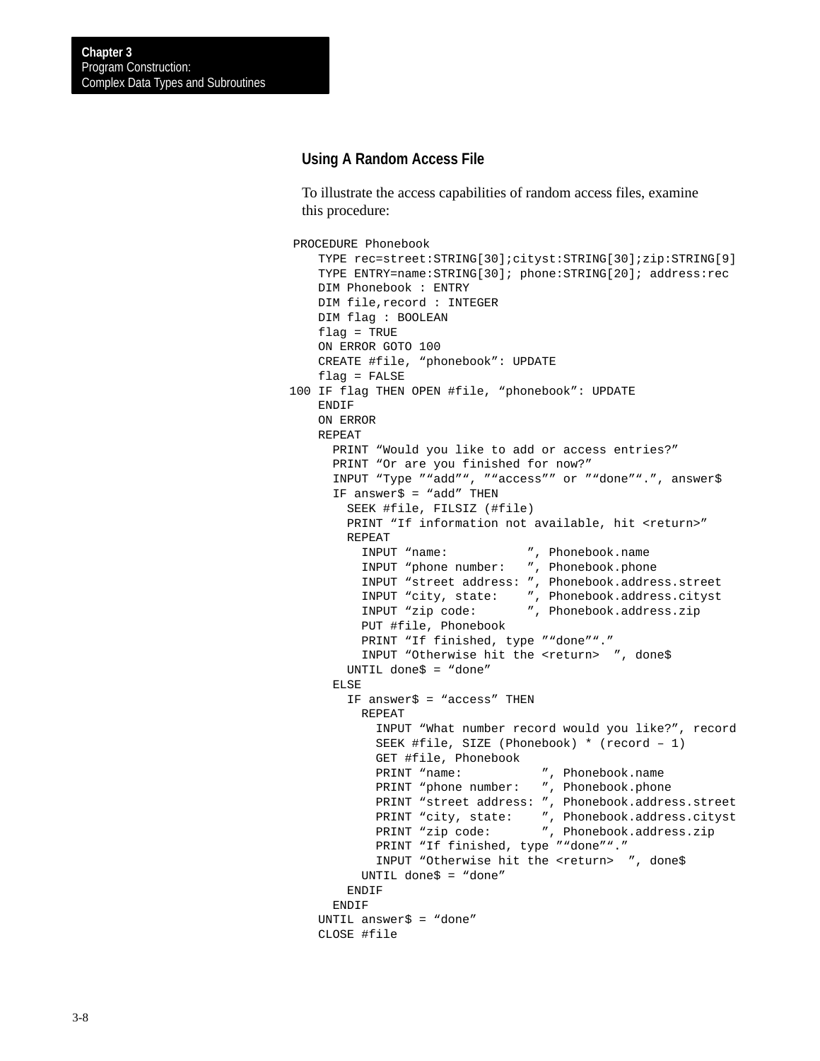### Using A Random Access File

To illustrate the access capabilities of random access files, examine this procedure:

```
 PROCEDURE Phonebook
    TYPE rec=street:STRING[30];cityst:STRING[30];zip:STRING[9]
    TYPE ENTRY=name:STRING[30]; phone:STRING[20]; address:rec
    DIM Phonebook : ENTRY
    DIM file,record : INTEGER
    DIM flag : BOOLEAN
    flag = TRUE
    ON ERROR GOTO 100
    CREATE #file, “phonebook”: UPDATE
    flag = FALSE
100 IF flag THEN OPEN #file, “phonebook”: UPDATE
    ENDIF
    ON ERROR
    REPEAT
      PRINT “Would you like to add or access entries?”
      PRINT “Or are you finished for now?”
      INPUT “Type ”“add”“, ”“access”” or ”“done”“.”, answer$
      IF answer$ = “add” THEN
        SEEK #file, FILSIZ (#file)
        PRINT “If information not available, hit <return>”
        REPEAT
          INPUT “name:           ”, Phonebook.name
          INPUT “phone number:   ”, Phonebook.phone
          INPUT “street address: ”, Phonebook.address.street
          INPUT “city, state:    ”, Phonebook.address.cityst
          INPUT “zip code:       ”, Phonebook.address.zip
          PUT #file, Phonebook
          PRINT “If finished, type ”“done”“.”
          INPUT “Otherwise hit the <return>  ”, done$
        UNTIL done$ = “done”
      ELSE
        IF answer$ = “access” THEN
          REPEAT
            INPUT “What number record would you like?”, record
            SEEK #file, SIZE (Phonebook) * (record – 1)
            GET #file, Phonebook
            PRINT “name:           ”, Phonebook.name
            PRINT “phone number:   ”, Phonebook.phone
            PRINT “street address: ”, Phonebook.address.street
            PRINT “city, state:    ”, Phonebook.address.cityst
            PRINT “zip code:       ”, Phonebook.address.zip
            PRINT “If finished, type ”“done”“.”
            INPUT “Otherwise hit the <return>  ”, done$
          UNTIL done$ = “done”
        ENDIF
      ENDIF
    UNTIL answer$ = “done”
    CLOSE #file
```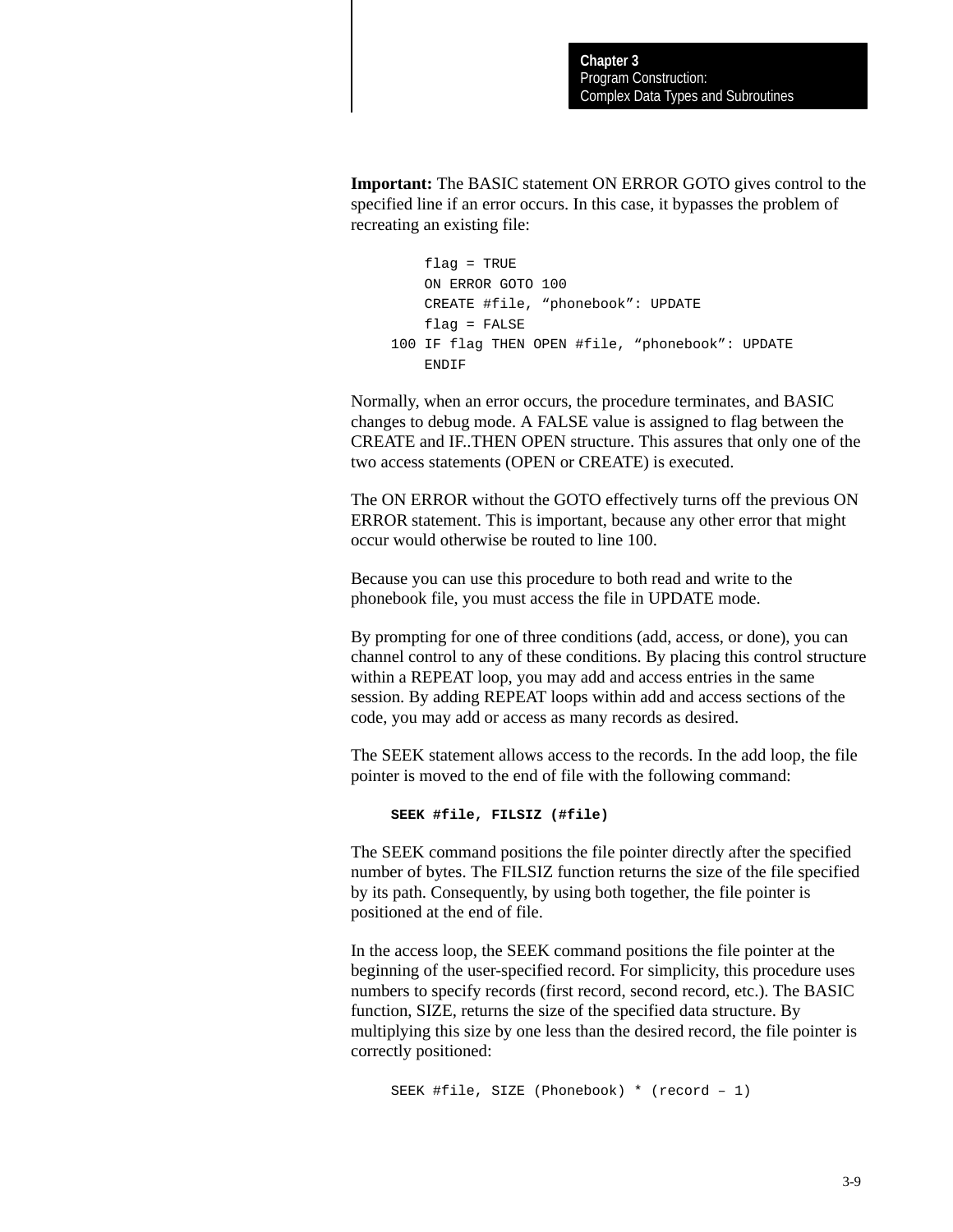**Important:** The BASIC statement ON ERROR GOTO gives control to the specified line if an error occurs. In this case, it bypasses the problem of recreating an existing file:

```
    flag = TRUE
    ON ERROR GOTO 100
    CREATE #file, “phonebook”: UPDATE
    flag = FALSE
100 IF flag THEN OPEN #file, “phonebook”: UPDATE
    ENDIF
```

Normally, when an error occurs, the procedure terminates, and BASIC changes to debug mode. A FALSE value is assigned to flag between the CREATE and IF..THEN OPEN structure. This assures that only one of the two access statements (OPEN or CREATE) is executed.

The ON ERROR without the GOTO effectively turns off the previous ON ERROR statement. This is important, because any other error that might occur would otherwise be routed to line 100.

Because you can use this procedure to both read and write to the phonebook file, you must access the file in UPDATE mode.

By prompting for one of three conditions (add, access, or done), you can channel control to any of these conditions. By placing this control structure within a REPEAT loop, you may add and access entries in the same session. By adding REPEAT loops within add and access sections of the code, you may add or access as many records as desired.

The SEEK statement allows access to the records. In the add loop, the file pointer is moved to the end of file with the following command:

```
SEEK #file, FILSIZ (#file)
```

The SEEK command positions the file pointer directly after the specified number of bytes. The FILSIZ function returns the size of the file specified by its path. Consequently, by using both together, the file pointer is positioned at the end of file.

In the access loop, the SEEK command positions the file pointer at the beginning of the user-specified record. For simplicity, this procedure uses numbers to specify records (first record, second record, etc.). The BASIC function, SIZE, returns the size of the specified data structure. By multiplying this size by one less than the desired record, the file pointer is correctly positioned:

```
SEEK #file, SIZE (Phonebook) * (record – 1)
```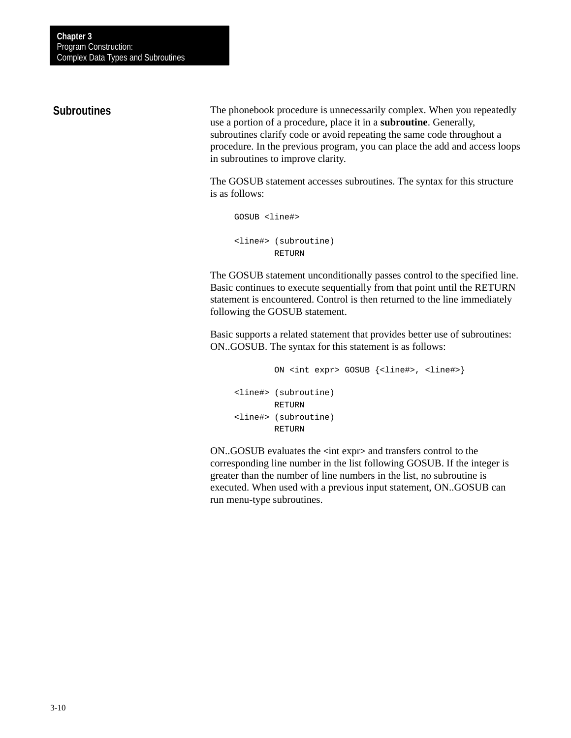## Subroutines

The phonebook procedure is unnecessarily complex. When you repeatedly use a portion of a procedure, place it in a **subroutine**. Generally, subroutines clarify code or avoid repeating the same code throughout a procedure. In the previous program, you can place the add and access loops in subroutines to improve clarity.

The GOSUB statement accesses subroutines. The syntax for this structure is as follows:

```
GOSUB <line#>

<line#> (subroutine)
        RETURN
```

The GOSUB statement unconditionally passes control to the specified line. Basic continues to execute sequentially from that point until the RETURN statement is encountered. Control is then returned to the line immediately following the GOSUB statement.

Basic supports a related statement that provides better use of subroutines: ON..GOSUB. The syntax for this statement is as follows:

```
        ON <int expr> GOSUB {<line#>, <line#>}

<line#> (subroutine)
        RETURN
<line#> (subroutine)
        RETURN
```

ON..GOSUB evaluates the <int expr> and transfers control to the corresponding line number in the list following GOSUB. If the integer is greater than the number of line numbers in the list, no subroutine is executed. When used with a previous input statement, ON..GOSUB can run menu-type subroutines.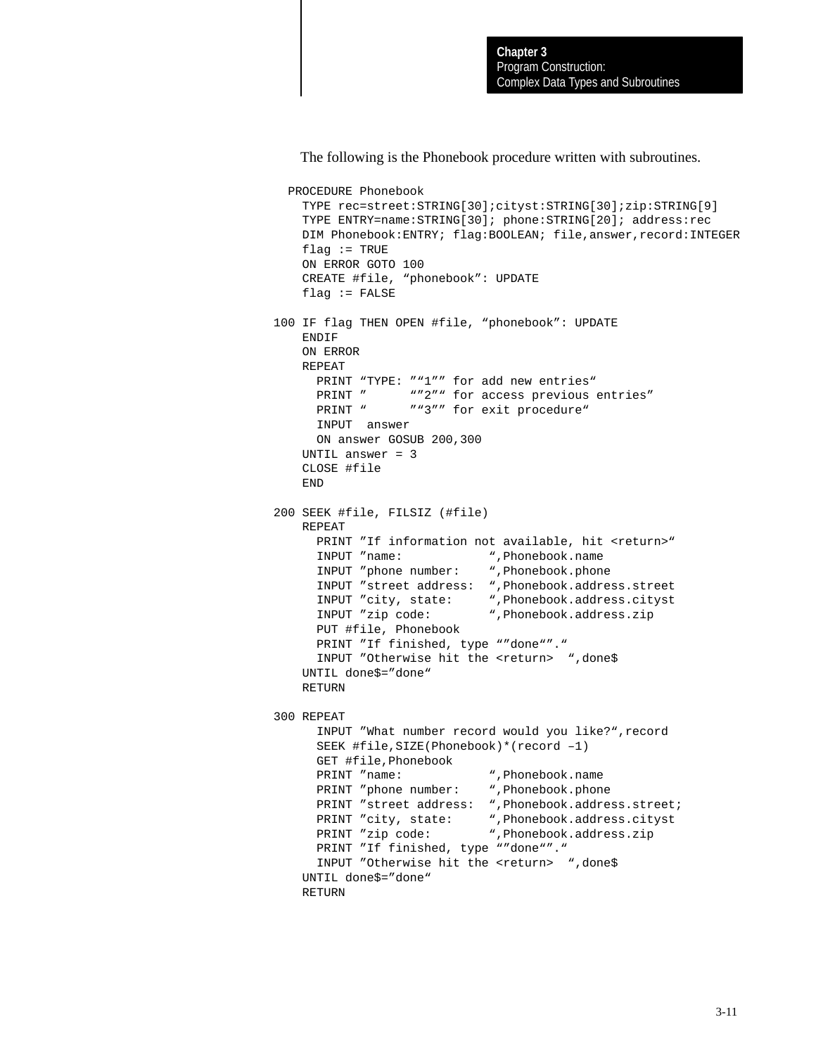The following is the Phonebook procedure written with subroutines.

```
  PROCEDURE Phonebook
    TYPE rec=street:STRING[30];cityst:STRING[30];zip:STRING[9]
    TYPE ENTRY=name:STRING[30]; phone:STRING[20]; address:rec
    DIM Phonebook:ENTRY; flag:BOOLEAN; file,answer,record:INTEGER
    flag := TRUE
    ON ERROR GOTO 100
    CREATE #file, “phonebook”: UPDATE
    flag := FALSE

100 IF flag THEN OPEN #file, “phonebook”: UPDATE
    ENDIF
    ON ERROR
    REPEAT
      PRINT “TYPE: ”“1”” for add new entries“
      PRINT ”      “”2”“ for access previous entries”
      PRINT “      ”“3”” for exit procedure“
      INPUT  answer
      ON answer GOSUB 200,300
    UNTIL answer = 3
    CLOSE #file
    END

200 SEEK #file, FILSIZ (#file)
    REPEAT
      PRINT ”If information not available, hit <return>“
      INPUT ”name:            “,Phonebook.name
      INPUT ”phone number:    “,Phonebook.phone
      INPUT ”street address:  “,Phonebook.address.street
      INPUT ”city, state:     “,Phonebook.address.cityst
      INPUT ”zip code:        “,Phonebook.address.zip
      PUT #file, Phonebook
      PRINT ”If finished, type “”done“”.“
      INPUT ”Otherwise hit the <return>  “,done$
    UNTIL done$=”done“
    RETURN

300 REPEAT
      INPUT ”What number record would you like?“,record
      SEEK #file,SIZE(Phonebook)*(record –1)
      GET #file,Phonebook
      PRINT ”name:            “,Phonebook.name
      PRINT ”phone number:    “,Phonebook.phone
      PRINT ”street address:  “,Phonebook.address.street;
      PRINT ”city, state:     “,Phonebook.address.cityst
      PRINT ”zip code:        “,Phonebook.address.zip
      PRINT ”If finished, type “”done“”.“
      INPUT ”Otherwise hit the <return>  “,done$
    UNTIL done$=”done“
    RETURN
```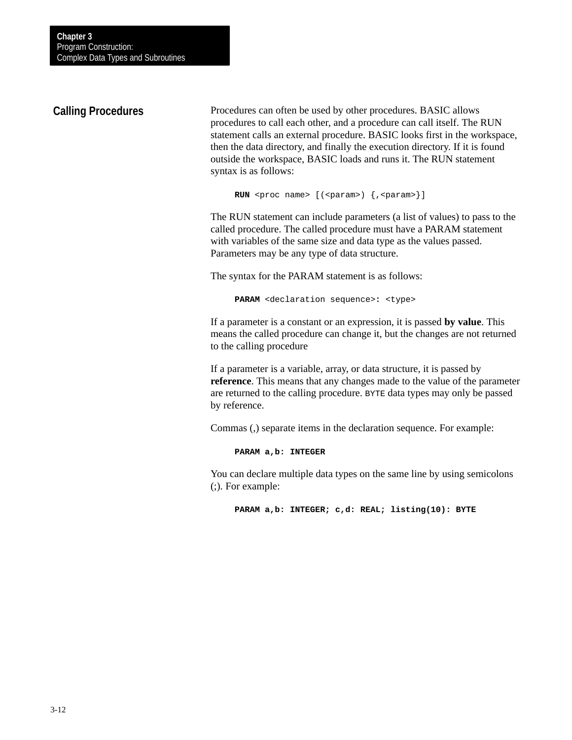## Calling Procedures

Procedures can often be used by other procedures. BASIC allows procedures to call each other, and a procedure can call itself. The RUN statement calls an external procedure. BASIC looks first in the workspace, then the data directory, and finally the execution directory. If it is found outside the workspace, BASIC loads and runs it. The RUN statement syntax is as follows:

```
RUN <proc name> [(<param>) {,<param>}]
```

The RUN statement can include parameters (a list of values) to pass to the called procedure. The called procedure must have a PARAM statement with variables of the same size and data type as the values passed. Parameters may be any type of data structure.

The syntax for the PARAM statement is as follows:

```
PARAM <declaration sequence>: <type>
```

If a parameter is a constant or an expression, it is passed **by value**. This means the called procedure can change it, but the changes are not returned to the calling procedure

If a parameter is a variable, array, or data structure, it is passed by **reference**. This means that any changes made to the value of the parameter are returned to the calling procedure. `BYTE` data types may only be passed by reference.

Commas (,) separate items in the declaration sequence. For example:

```
PARAM a,b: INTEGER
```

You can declare multiple data types on the same line by using semicolons (;). For example:

```
PARAM a,b: INTEGER; c,d: REAL; listing(10): BYTE
```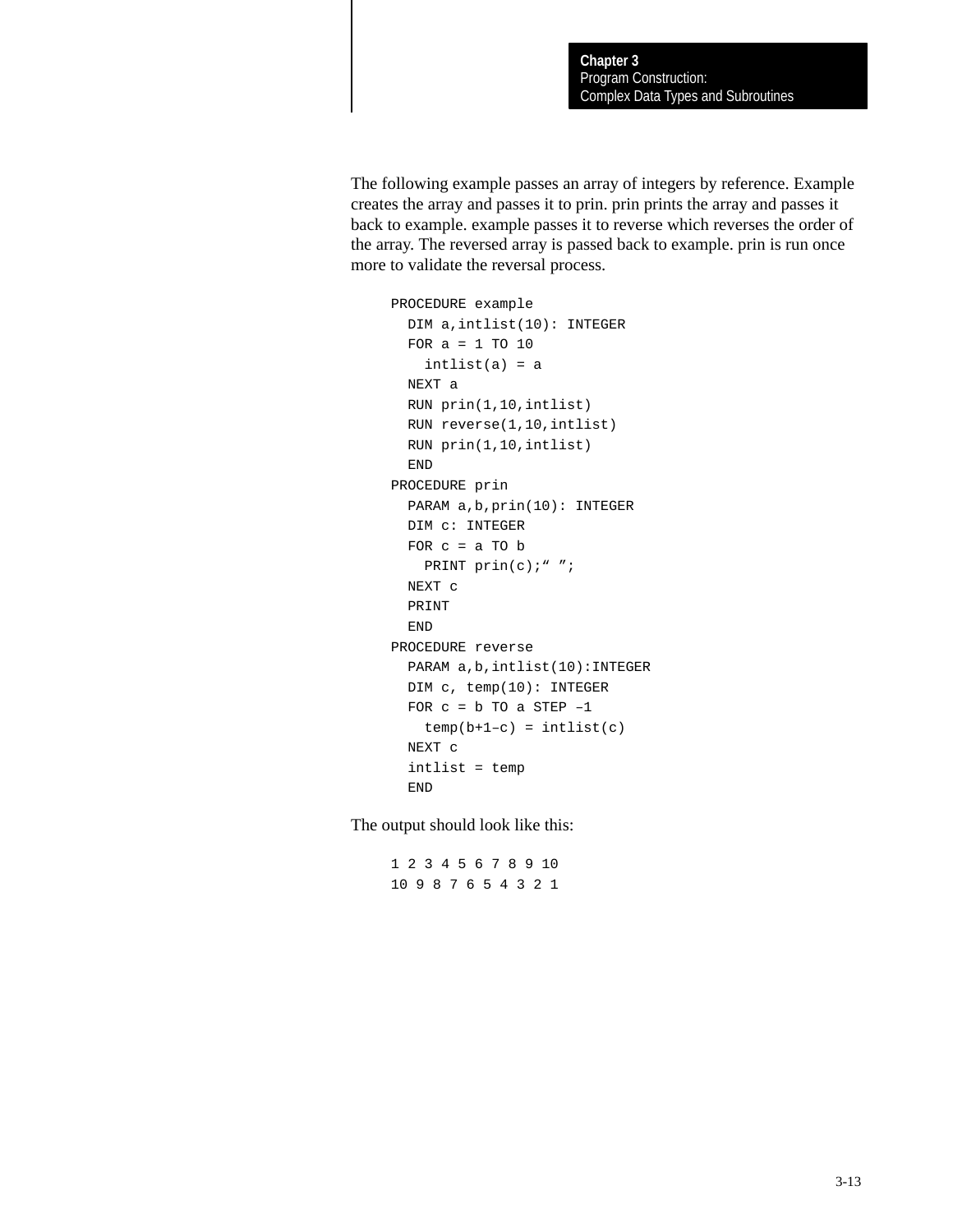The following example passes an array of integers by reference. Example creates the array and passes it to prin. prin prints the array and passes it back to example. example passes it to reverse which reverses the order of the array. The reversed array is passed back to example. prin is run once more to validate the reversal process.

```
PROCEDURE example
  DIM a,intlist(10): INTEGER
  FOR a = 1 TO 10
    intlist(a) = a
  NEXT a
  RUN prin(1,10,intlist)
  RUN reverse(1,10,intlist)
  RUN prin(1,10,intlist)
  END
PROCEDURE prin
  PARAM a,b,prin(10): INTEGER
  DIM c: INTEGER
  FOR c = a TO b
    PRINT prin(c);" ";
  NEXT c
  PRINT
  END
PROCEDURE reverse
  PARAM a,b,intlist(10):INTEGER
  DIM c, temp(10): INTEGER
  FOR c = b TO a STEP –1
    temp(b+1–c) = intlist(c)
  NEXT c
  intlist = temp
  END
```

The output should look like this:

```
1 2 3 4 5 6 7 8 9 10
10 9 8 7 6 5 4 3 2 1
```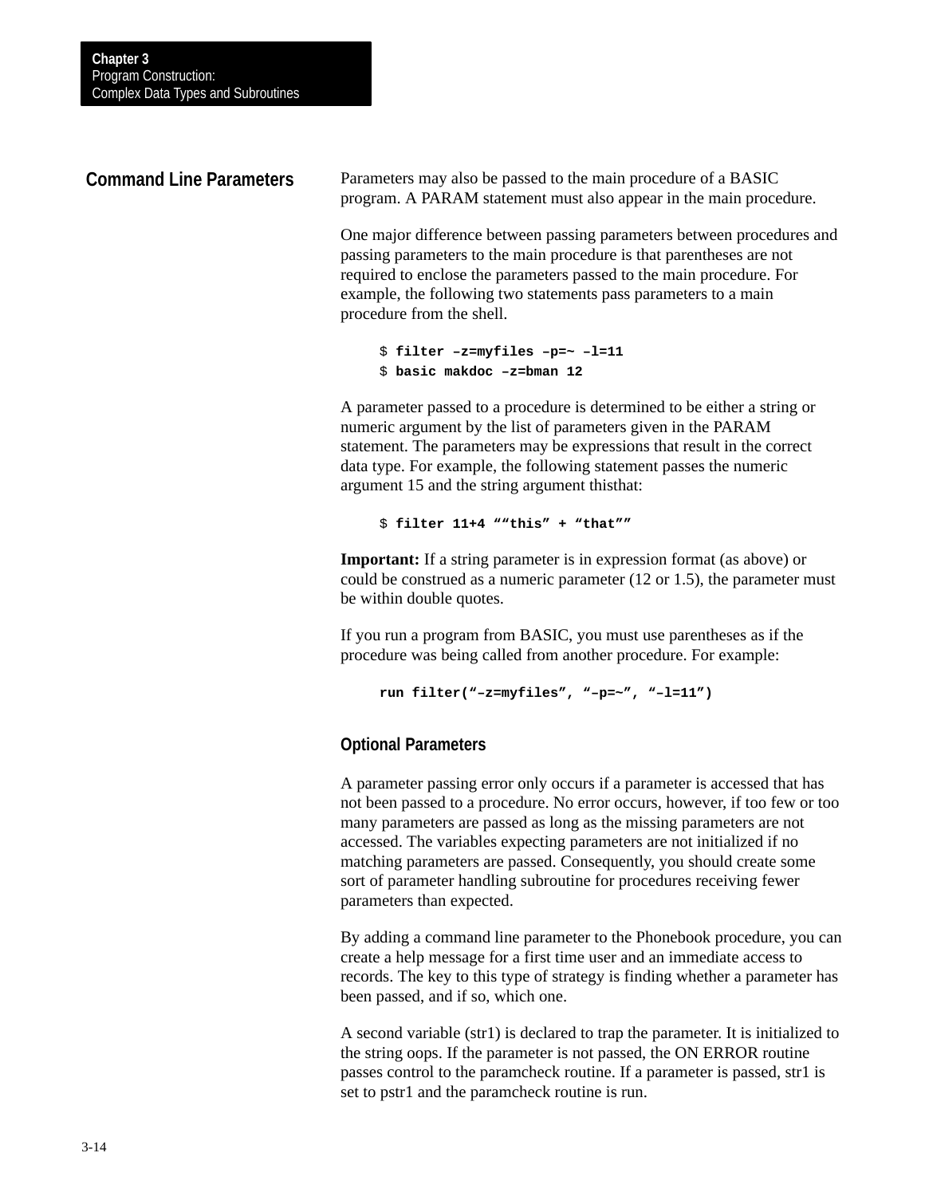## Command Line Parameters

Parameters may also be passed to the main procedure of a BASIC program. A PARAM statement must also appear in the main procedure.

One major difference between passing parameters between procedures and passing parameters to the main procedure is that parentheses are not required to enclose the parameters passed to the main procedure. For example, the following two statements pass parameters to a main procedure from the shell.

```
$ filter –z=myfiles –p=~ –l=11
$ basic makdoc –z=bman 12
```

A parameter passed to a procedure is determined to be either a string or numeric argument by the list of parameters given in the PARAM statement. The parameters may be expressions that result in the correct data type. For example, the following statement passes the numeric argument 15 and the string argument thisthat:

```
$ filter 11+4 ““this” + “that””
```

**Important:** If a string parameter is in expression format (as above) or could be construed as a numeric parameter (12 or 1.5), the parameter must be within double quotes.

If you run a program from BASIC, you must use parentheses as if the procedure was being called from another procedure. For example:

```
run filter(“–z=myfiles”, “–p=~”, “–l=11”)
```

### Optional Parameters

A parameter passing error only occurs if a parameter is accessed that has not been passed to a procedure. No error occurs, however, if too few or too many parameters are passed as long as the missing parameters are not accessed. The variables expecting parameters are not initialized if no matching parameters are passed. Consequently, you should create some sort of parameter handling subroutine for procedures receiving fewer parameters than expected.

By adding a command line parameter to the Phonebook procedure, you can create a help message for a first time user and an immediate access to records. The key to this type of strategy is finding whether a parameter has been passed, and if so, which one.

A second variable (str1) is declared to trap the parameter. It is initialized to the string oops. If the parameter is not passed, the ON ERROR routine passes control to the paramcheck routine. If a parameter is passed, str1 is set to pstr1 and the paramcheck routine is run.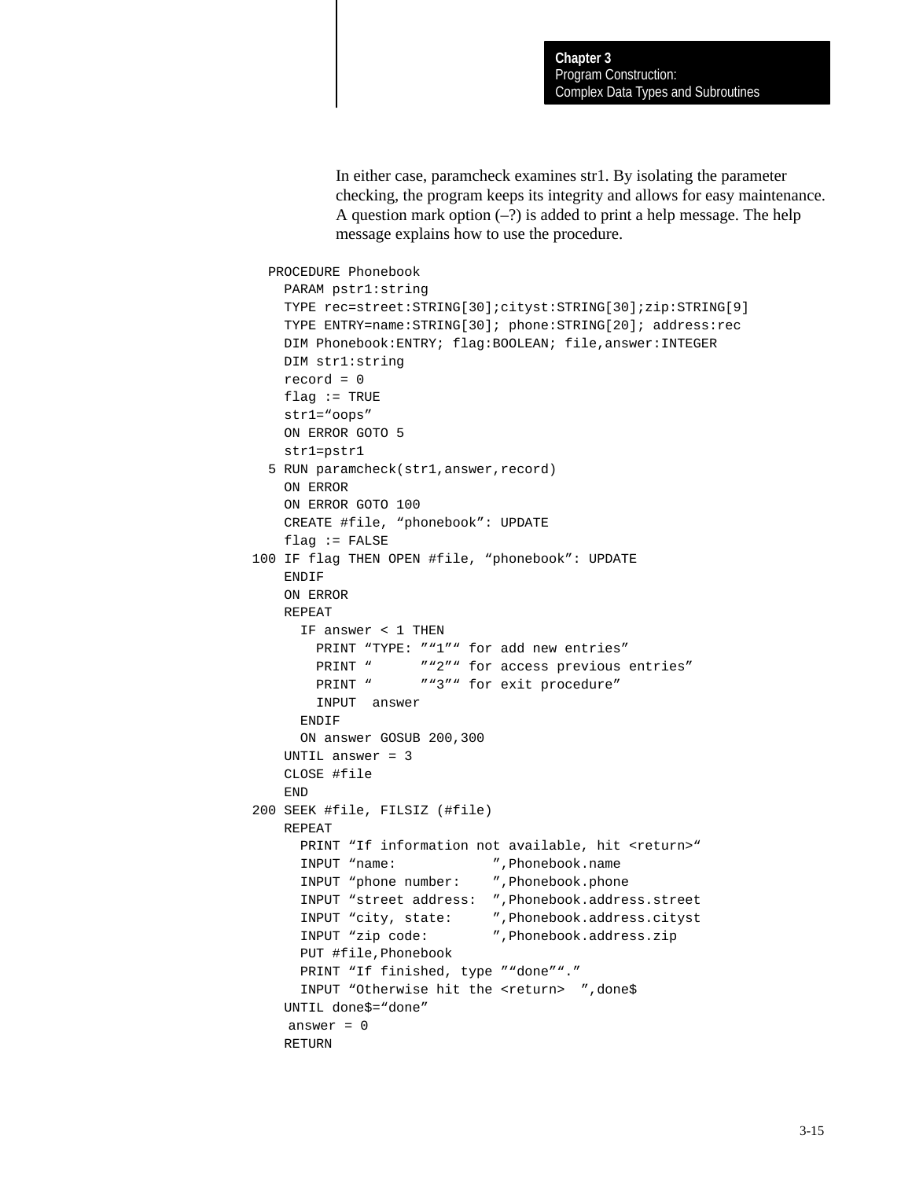In either case, paramcheck examines str1. By isolating the parameter checking, the program keeps its integrity and allows for easy maintenance. A question mark option (–?) is added to print a help message. The help message explains how to use the procedure.

```
  PROCEDURE Phonebook
    PARAM pstr1:string
    TYPE rec=street:STRING[30];cityst:STRING[30];zip:STRING[9]
    TYPE ENTRY=name:STRING[30]; phone:STRING[20]; address:rec
    DIM Phonebook:ENTRY; flag:BOOLEAN; file,answer:INTEGER
    DIM str1:string
    record = 0
    flag := TRUE
    str1=“oops”
    ON ERROR GOTO 5
    str1=pstr1
  5 RUN paramcheck(str1,answer,record)
    ON ERROR
    ON ERROR GOTO 100
    CREATE #file, “phonebook”: UPDATE
    flag := FALSE
100 IF flag THEN OPEN #file, “phonebook”: UPDATE
    ENDIF
    ON ERROR
    REPEAT
      IF answer < 1 THEN
        PRINT “TYPE: ””1”“ for add new entries”
        PRINT “      ””2”“ for access previous entries”
        PRINT “      ””3”“ for exit procedure”
        INPUT  answer
      ENDIF
      ON answer GOSUB 200,300
    UNTIL answer = 3
    CLOSE #file
    END
200 SEEK #file, FILSIZ (#file)
    REPEAT
      PRINT “If information not available, hit <return>“
      INPUT “name:            ”,Phonebook.name
      INPUT “phone number:    ”,Phonebook.phone
      INPUT “street address:  ”,Phonebook.address.street
      INPUT “city, state:     ”,Phonebook.address.cityst
      INPUT “zip code:        ”,Phonebook.address.zip
      PUT #file,Phonebook
      PRINT “If finished, type ”“done”“.”
      INPUT “Otherwise hit the <return>  ”,done$
    UNTIL done$=“done”
     answer = 0
    RETURN
```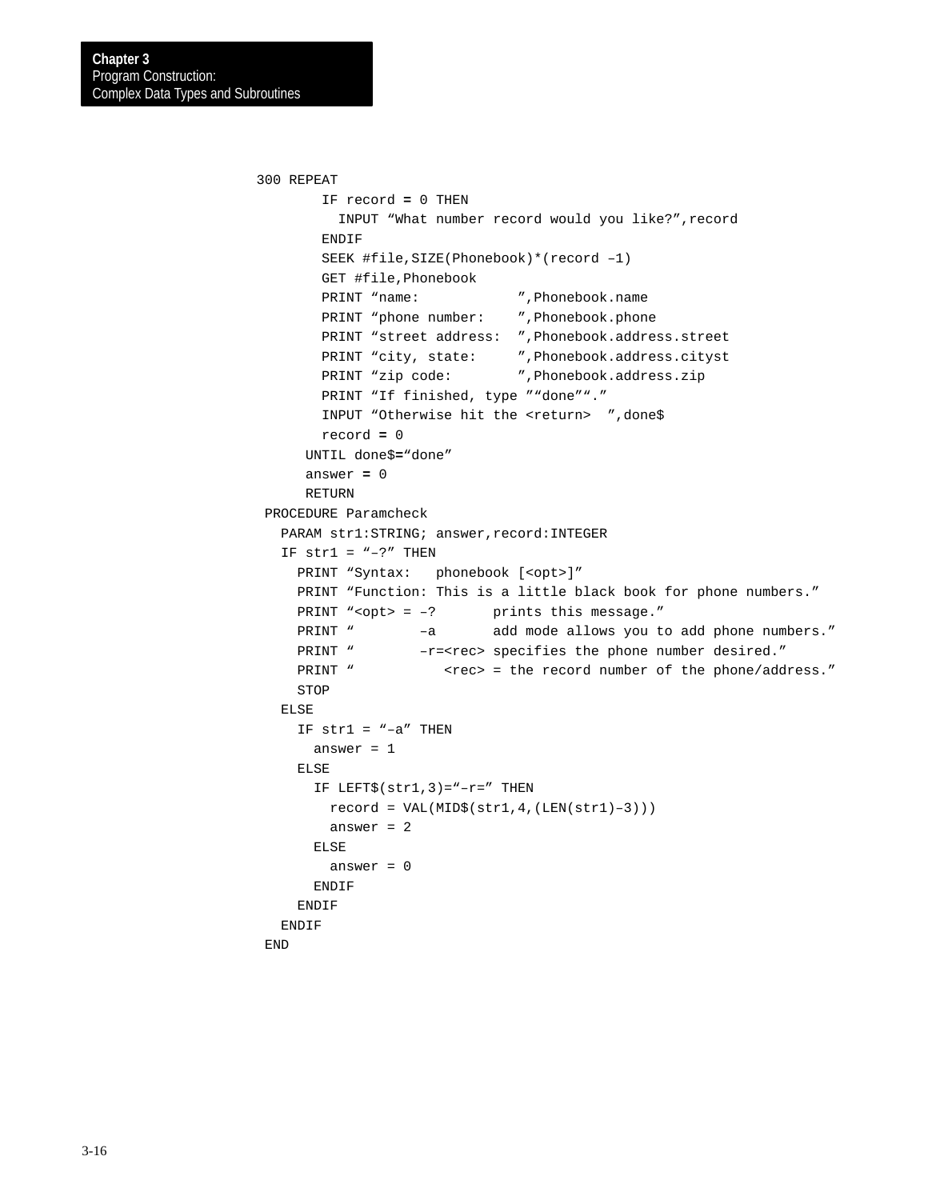```
300 REPEAT
        IF record = 0 THEN
          INPUT “What number record would you like?”,record
        ENDIF
        SEEK #file,SIZE(Phonebook)*(record –1)
        GET #file,Phonebook
        PRINT “name:            ”,Phonebook.name
        PRINT “phone number:    ”,Phonebook.phone
        PRINT “street address:  ”,Phonebook.address.street
        PRINT “city, state:     ”,Phonebook.address.cityst
        PRINT “zip code:        ”,Phonebook.address.zip
        PRINT “If finished, type ”“done”“.”
        INPUT “Otherwise hit the <return>  ”,done$
        record = 0
      UNTIL done$=“done”
      answer = 0
      RETURN
 PROCEDURE Paramcheck
   PARAM str1:STRING; answer,record:INTEGER
   IF str1 = “–?” THEN
     PRINT “Syntax:   phonebook [<opt>]”
     PRINT “Function: This is a little black book for phone numbers.”
     PRINT “<opt> = –?       prints this message.”
     PRINT “        –a       add mode allows you to add phone numbers.”
     PRINT “        –r=<rec> specifies the phone number desired.”
     PRINT “           <rec> = the record number of the phone/address.”
     STOP
   ELSE
     IF str1 = “–a” THEN
       answer = 1
     ELSE
       IF LEFT$(str1,3)=“–r=” THEN
         record = VAL(MID$(str1,4,(LEN(str1)–3)))
         answer = 2
       ELSE
         answer = 0
       ENDIF
     ENDIF
   ENDIF
 END
```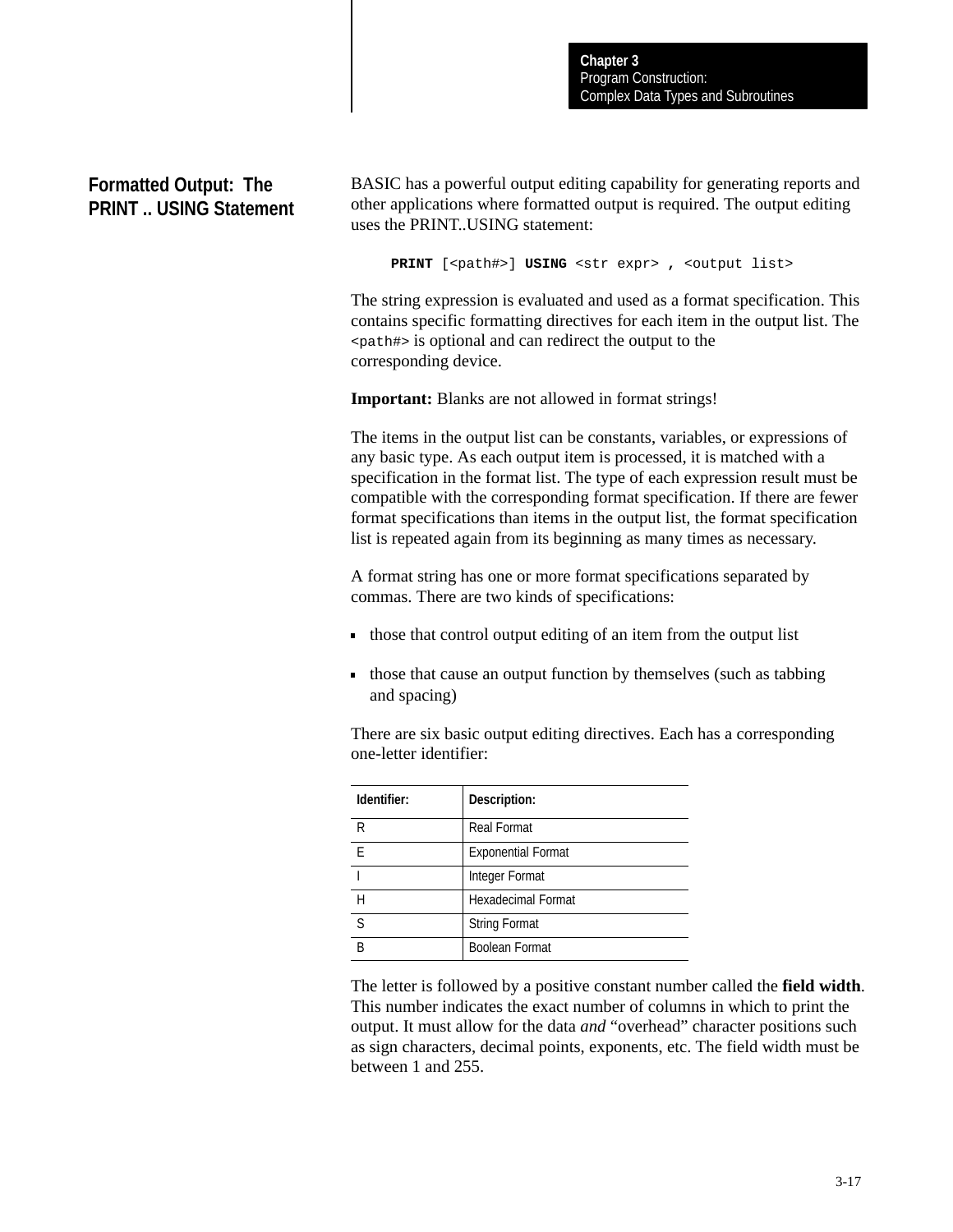## Formatted Output: The PRINT .. USING Statement

BASIC has a powerful output editing capability for generating reports and other applications where formatted output is required. The output editing uses the PRINT..USING statement:

```
PRINT [<path#>] USING <str expr> , <output list>
```

The string expression is evaluated and used as a format specification. This contains specific formatting directives for each item in the output list. The `<path#>` is optional and can redirect the output to the corresponding device.

**Important:** Blanks are not allowed in format strings!

The items in the output list can be constants, variables, or expressions of any basic type. As each output item is processed, it is matched with a specification in the format list. The type of each expression result must be compatible with the corresponding format specification. If there are fewer format specifications than items in the output list, the format specification list is repeated again from its beginning as many times as necessary.

A format string has one or more format specifications separated by commas. There are two kinds of specifications:

- those that control output editing of an item from the output list
- those that cause an output function by themselves (such as tabbing and spacing)

There are six basic output editing directives. Each has a corresponding one-letter identifier:

| Identifier: | Description: |
|---|---|
| R | Real Format |
| E | Exponential Format |
| I | Integer Format |
| H | Hexadecimal Format |
| S | String Format |
| B | Boolean Format |

The letter is followed by a positive constant number called the **field width**. This number indicates the exact number of columns in which to print the output. It must allow for the data *and* "overhead" character positions such as sign characters, decimal points, exponents, etc. The field width must be between 1 and 255.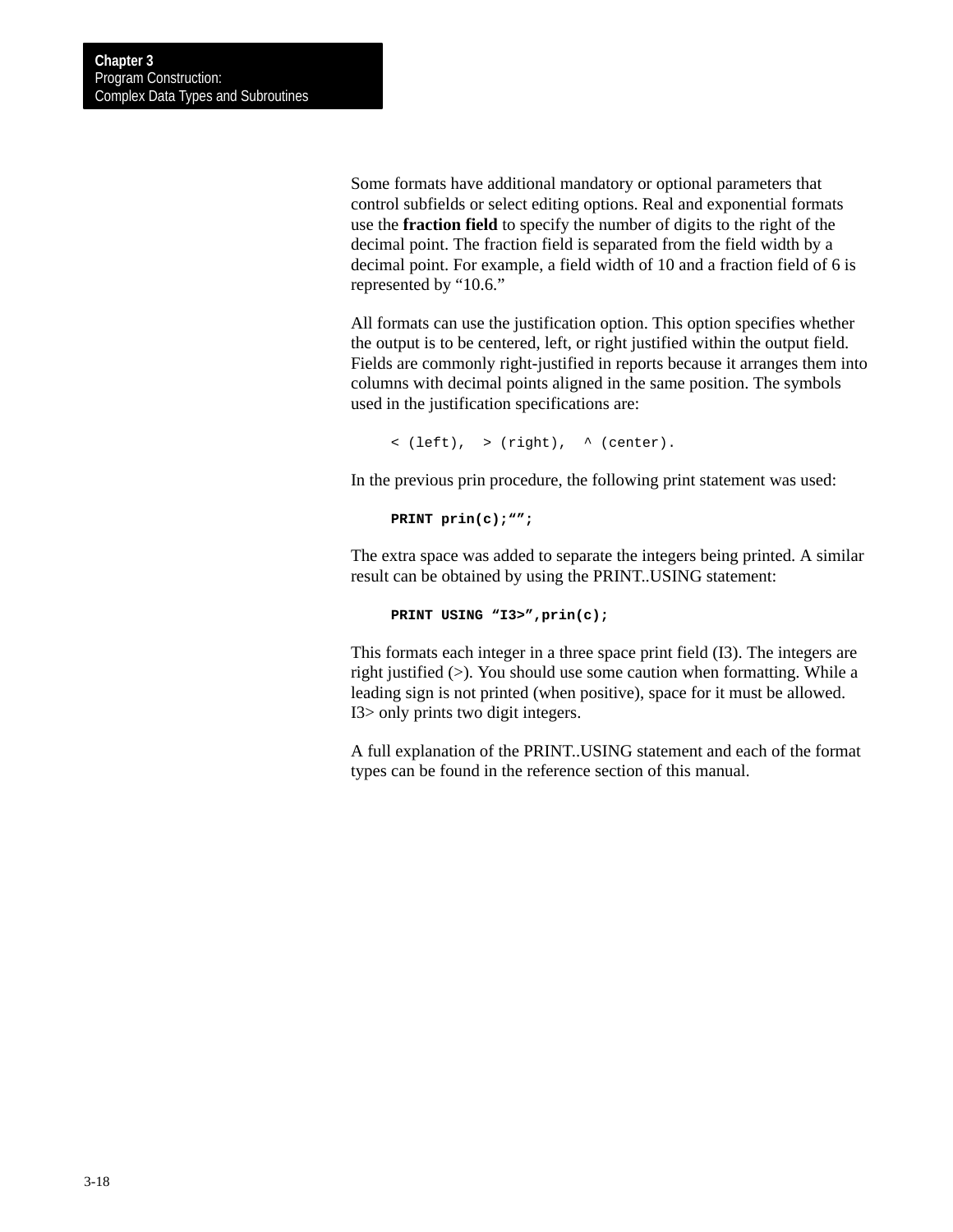Some formats have additional mandatory or optional parameters that control subfields or select editing options. Real and exponential formats use the **fraction field** to specify the number of digits to the right of the decimal point. The fraction field is separated from the field width by a decimal point. For example, a field width of 10 and a fraction field of 6 is represented by “10.6.”

All formats can use the justification option. This option specifies whether the output is to be centered, left, or right justified within the output field. Fields are commonly right-justified in reports because it arranges them into columns with decimal points aligned in the same position. The symbols used in the justification specifications are:

```
< (left),  > (right),  ^ (center).
```

In the previous prin procedure, the following print statement was used:

```
PRINT prin(c);“”;
```

The extra space was added to separate the integers being printed. A similar result can be obtained by using the PRINT..USING statement:

```
PRINT USING “I3>”,prin(c);
```

This formats each integer in a three space print field (I3). The integers are right justified (>). You should use some caution when formatting. While a leading sign is not printed (when positive), space for it must be allowed. I3> only prints two digit integers.

A full explanation of the PRINT..USING statement and each of the format types can be found in the reference section of this manual.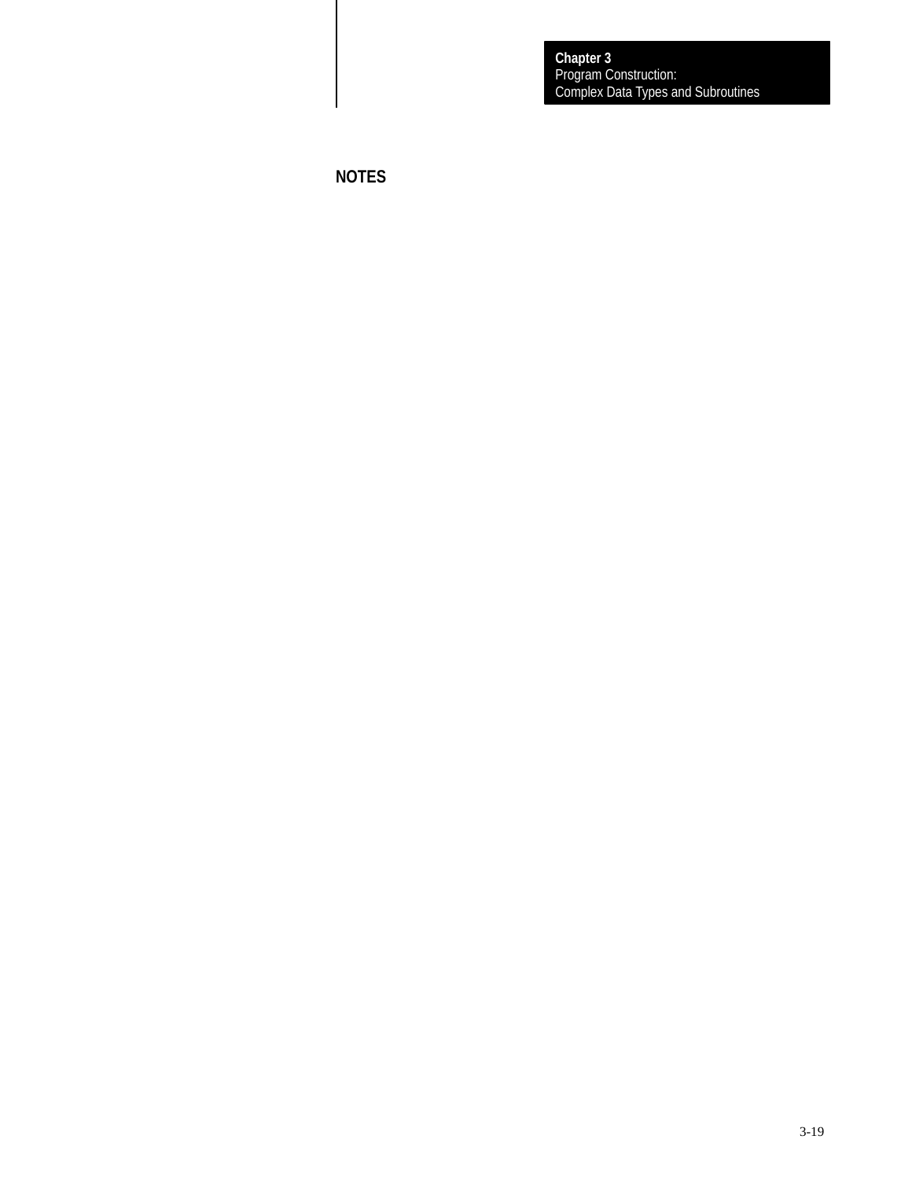## NOTES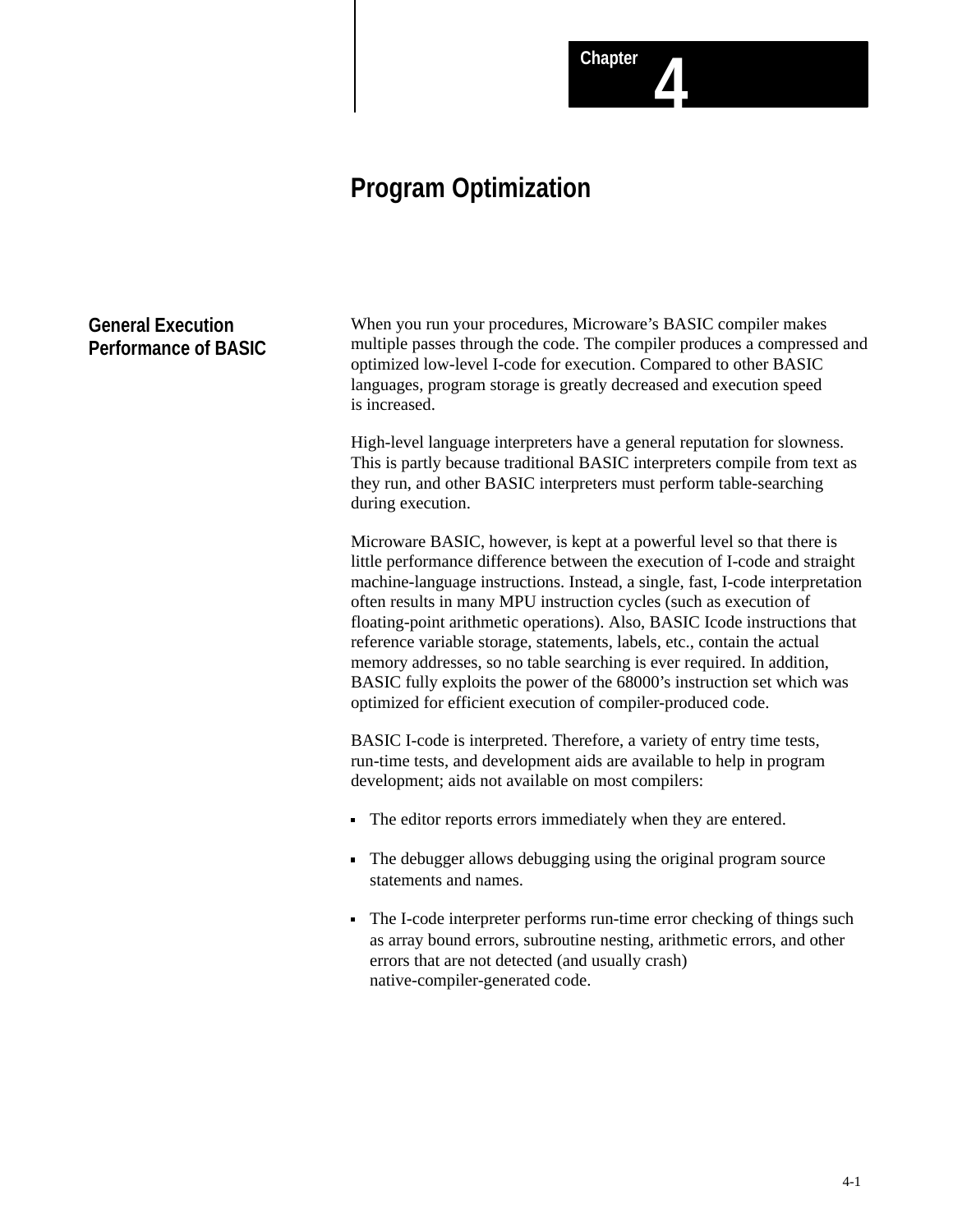# Chapter 4

# Program Optimization

## General Execution Performance of BASIC

When you run your procedures, Microware's BASIC compiler makes multiple passes through the code. The compiler produces a compressed and optimized low-level I-code for execution. Compared to other BASIC languages, program storage is greatly decreased and execution speed is increased.

High-level language interpreters have a general reputation for slowness. This is partly because traditional BASIC interpreters compile from text as they run, and other BASIC interpreters must perform table-searching during execution.

Microware BASIC, however, is kept at a powerful level so that there is little performance difference between the execution of I-code and straight machine-language instructions. Instead, a single, fast, I-code interpretation often results in many MPU instruction cycles (such as execution of floating-point arithmetic operations). Also, BASIC Icode instructions that reference variable storage, statements, labels, etc., contain the actual memory addresses, so no table searching is ever required. In addition, BASIC fully exploits the power of the 68000's instruction set which was optimized for efficient execution of compiler-produced code.

BASIC I-code is interpreted. Therefore, a variety of entry time tests, run-time tests, and development aids are available to help in program development; aids not available on most compilers:

- The editor reports errors immediately when they are entered.
- The debugger allows debugging using the original program source statements and names.
- The I-code interpreter performs run-time error checking of things such as array bound errors, subroutine nesting, arithmetic errors, and other errors that are not detected (and usually crash) native-compiler-generated code.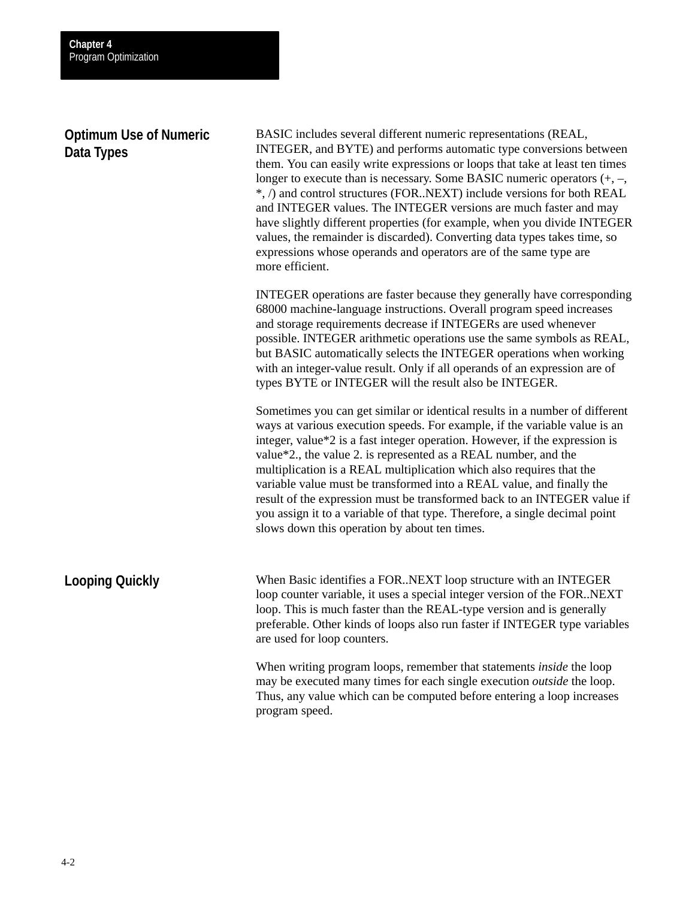## Optimum Use of Numeric Data Types

BASIC includes several different numeric representations (REAL, INTEGER, and BYTE) and performs automatic type conversions between them. You can easily write expressions or loops that take at least ten times longer to execute than is necessary. Some BASIC numeric operators (+, –, *, /) and control structures (FOR..NEXT) include versions for both REAL and INTEGER values. The INTEGER versions are much faster and may have slightly different properties (for example, when you divide INTEGER values, the remainder is discarded). Converting data types takes time, so expressions whose operands and operators are of the same type are more efficient.

INTEGER operations are faster because they generally have corresponding 68000 machine-language instructions. Overall program speed increases and storage requirements decrease if INTEGERs are used whenever possible. INTEGER arithmetic operations use the same symbols as REAL, but BASIC automatically selects the INTEGER operations when working with an integer-value result. Only if all operands of an expression are of types BYTE or INTEGER will the result also be INTEGER.

Sometimes you can get similar or identical results in a number of different ways at various execution speeds. For example, if the variable value is an integer, value*2 is a fast integer operation. However, if the expression is value*2., the value 2. is represented as a REAL number, and the multiplication is a REAL multiplication which also requires that the variable value must be transformed into a REAL value, and finally the result of the expression must be transformed back to an INTEGER value if you assign it to a variable of that type. Therefore, a single decimal point slows down this operation by about ten times.

## Looping Quickly

When Basic identifies a FOR..NEXT loop structure with an INTEGER loop counter variable, it uses a special integer version of the FOR..NEXT loop. This is much faster than the REAL-type version and is generally preferable. Other kinds of loops also run faster if INTEGER type variables are used for loop counters.

When writing program loops, remember that statements *inside* the loop may be executed many times for each single execution *outside* the loop. Thus, any value which can be computed before entering a loop increases program speed.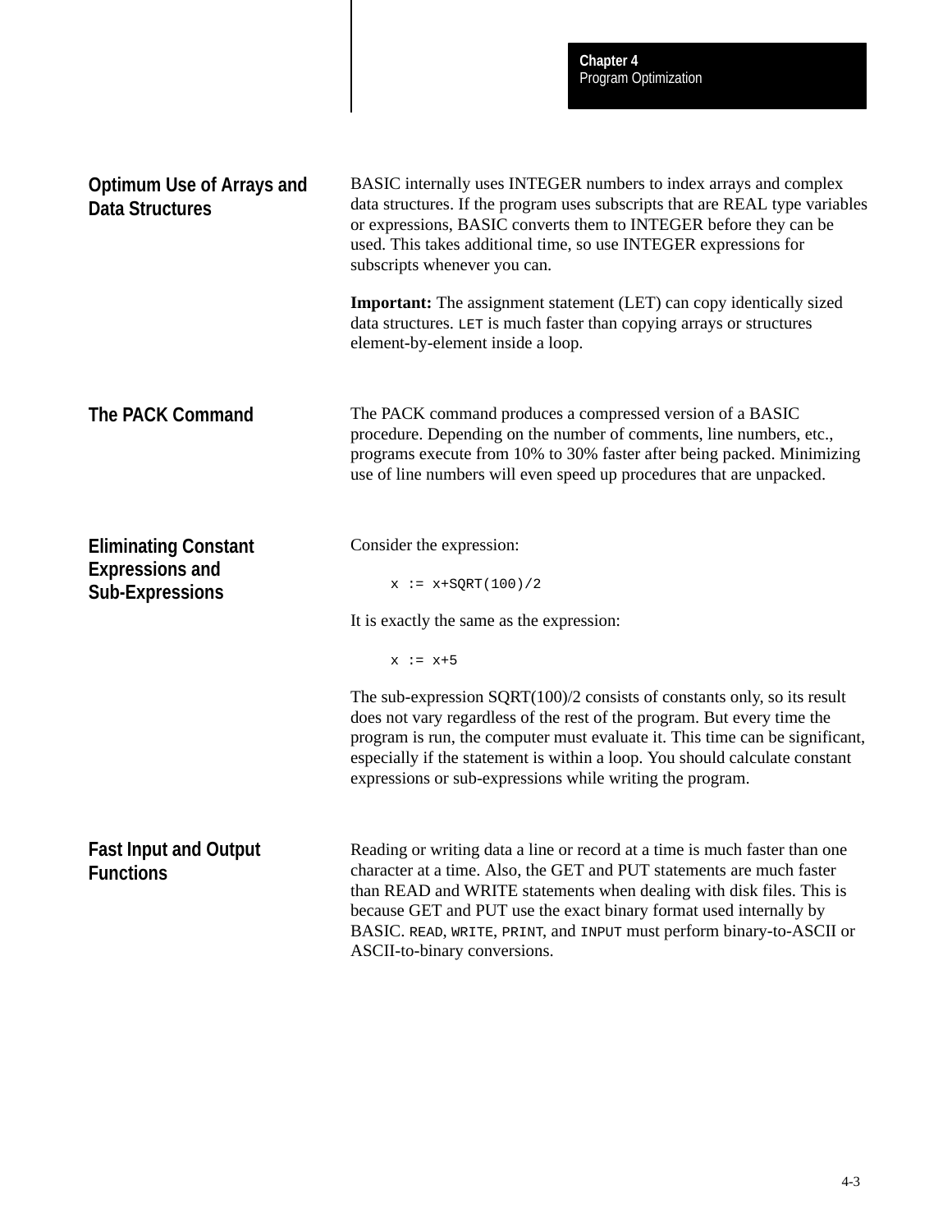## Optimum Use of Arrays and Data Structures

BASIC internally uses INTEGER numbers to index arrays and complex data structures. If the program uses subscripts that are REAL type variables or expressions, BASIC converts them to INTEGER before they can be used. This takes additional time, so use INTEGER expressions for subscripts whenever you can.

**Important:** The assignment statement (LET) can copy identically sized data structures. `LET` is much faster than copying arrays or structures element-by-element inside a loop.

## The PACK Command

The PACK command produces a compressed version of a BASIC procedure. Depending on the number of comments, line numbers, etc., programs execute from 10% to 30% faster after being packed. Minimizing use of line numbers will even speed up procedures that are unpacked.

## Eliminating Constant Expressions and Sub-Expressions

Consider the expression:

```
x := x+SQRT(100)/2
```

It is exactly the same as the expression:

```
x := x+5
```

The sub-expression SQRT(100)/2 consists of constants only, so its result does not vary regardless of the rest of the program. But every time the program is run, the computer must evaluate it. This time can be significant, especially if the statement is within a loop. You should calculate constant expressions or sub-expressions while writing the program.

## Fast Input and Output Functions

Reading or writing data a line or record at a time is much faster than one character at a time. Also, the GET and PUT statements are much faster than READ and WRITE statements when dealing with disk files. This is because GET and PUT use the exact binary format used internally by BASIC. `READ`, `WRITE`, `PRINT`, and `INPUT` must perform binary-to-ASCII or ASCII-to-binary conversions.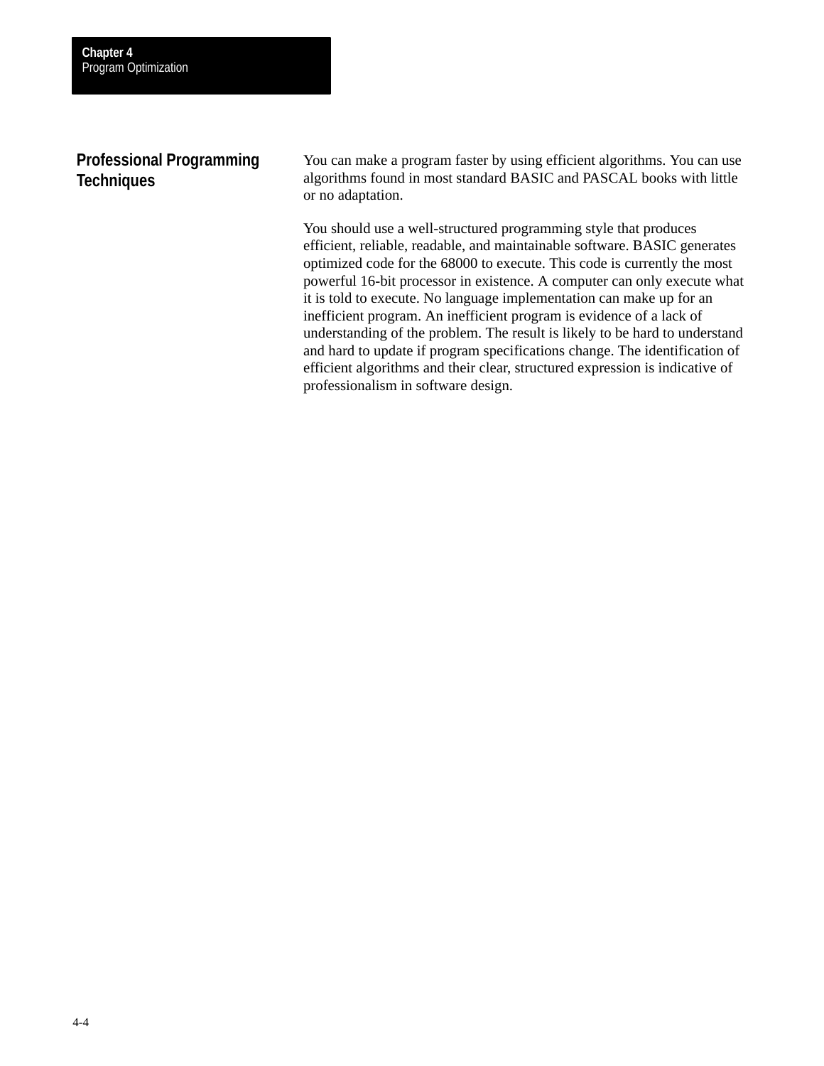## Professional Programming Techniques

You can make a program faster by using efficient algorithms. You can use algorithms found in most standard BASIC and PASCAL books with little or no adaptation.

You should use a well-structured programming style that produces efficient, reliable, readable, and maintainable software. BASIC generates optimized code for the 68000 to execute. This code is currently the most powerful 16-bit processor in existence. A computer can only execute what it is told to execute. No language implementation can make up for an inefficient program. An inefficient program is evidence of a lack of understanding of the problem. The result is likely to be hard to understand and hard to update if program specifications change. The identification of efficient algorithms and their clear, structured expression is indicative of professionalism in software design.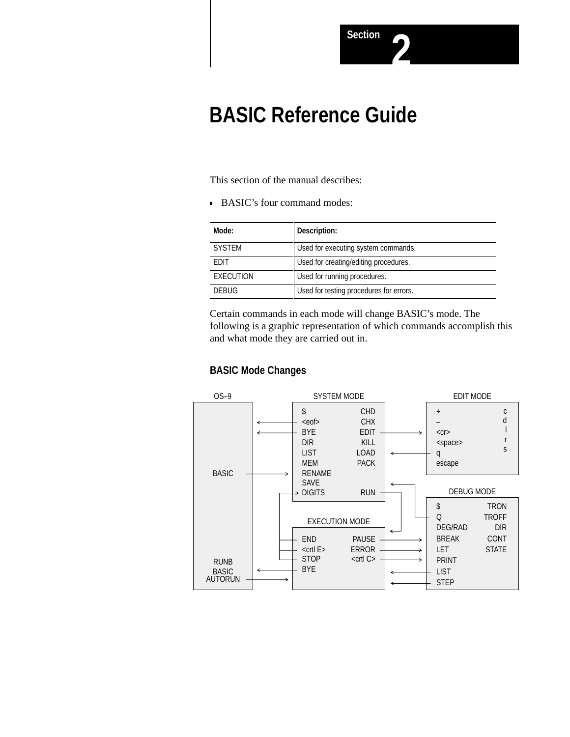Section 2

# BASIC Reference Guide

This section of the manual describes:

- BASIC's four command modes:

| Mode: | Description: |
|---|---|
| SYSTEM | Used for executing system commands. |
| EDIT | Used for creating/editing procedures. |
| EXECUTION | Used for running procedures. |
| DEBUG | Used for testing procedures for errors. |

Certain commands in each mode will change BASIC's mode. The following is a graphic representation of which commands accomplish this and what mode they are carried out in.

### BASIC Mode Changes

OS–9

BASIC

RUNB
BASIC
AUTORUN

SYSTEM MODE

$ CHD
<eof> CHX
BYE EDIT
DIR KILL
LIST LOAD
MEM PACK
RENAME
SAVE
DIGITS RUN

EDIT MODE

+
–
<cr>
<space>
q
escape
c
d
l
r
s

EXECUTION MODE

END PAUSE
<crtl E> ERROR
STOP <crtl C>
BYE

DEBUG MODE

$ TRON
Q TROFF
DEG/RAD DIR
BREAK CONT
LET STATE
PRINT
LIST
STEP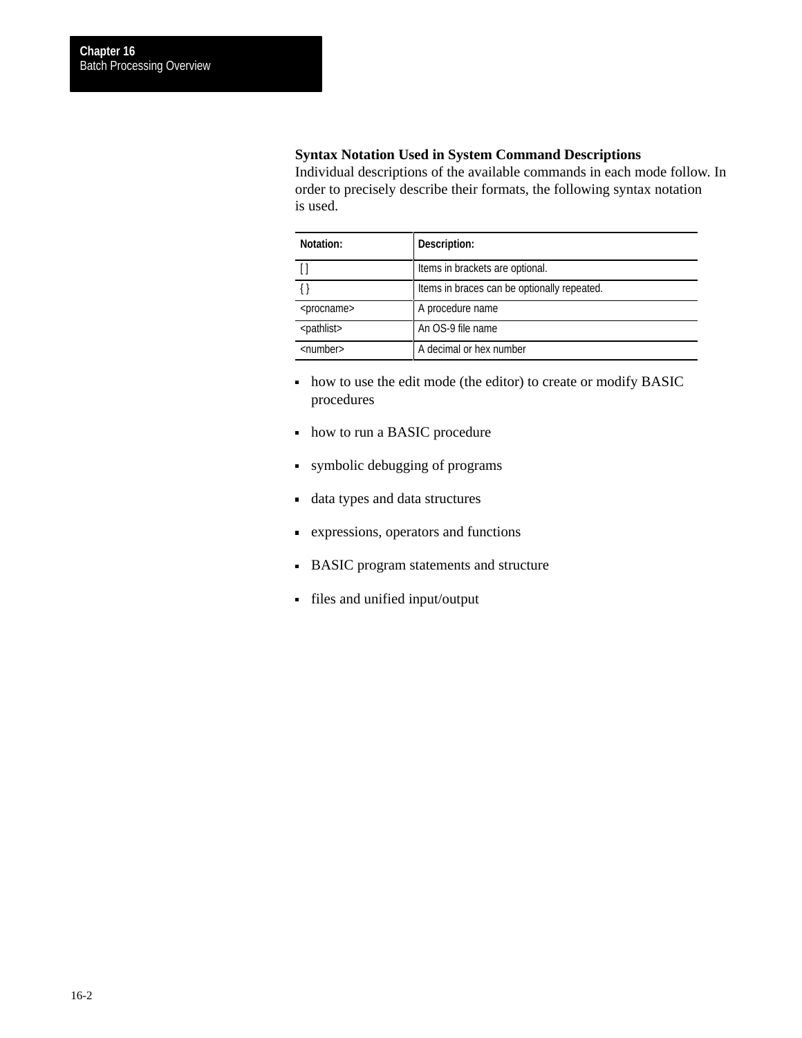### Syntax Notation Used in System Command Descriptions

Individual descriptions of the available commands in each mode follow. In order to precisely describe their formats, the following syntax notation is used.

| Notation: | Description: |
|---|---|
| [ ] | Items in brackets are optional. |
| { } | Items in braces can be optionally repeated. |
| <procname> | A procedure name |
| <pathlist> | An OS-9 file name |
| <number> | A decimal or hex number |

- how to use the edit mode (the editor) to create or modify BASIC procedures
- how to run a BASIC procedure
- symbolic debugging of programs
- data types and data structures
- expressions, operators and functions
- BASIC program statements and structure
- files and unified input/output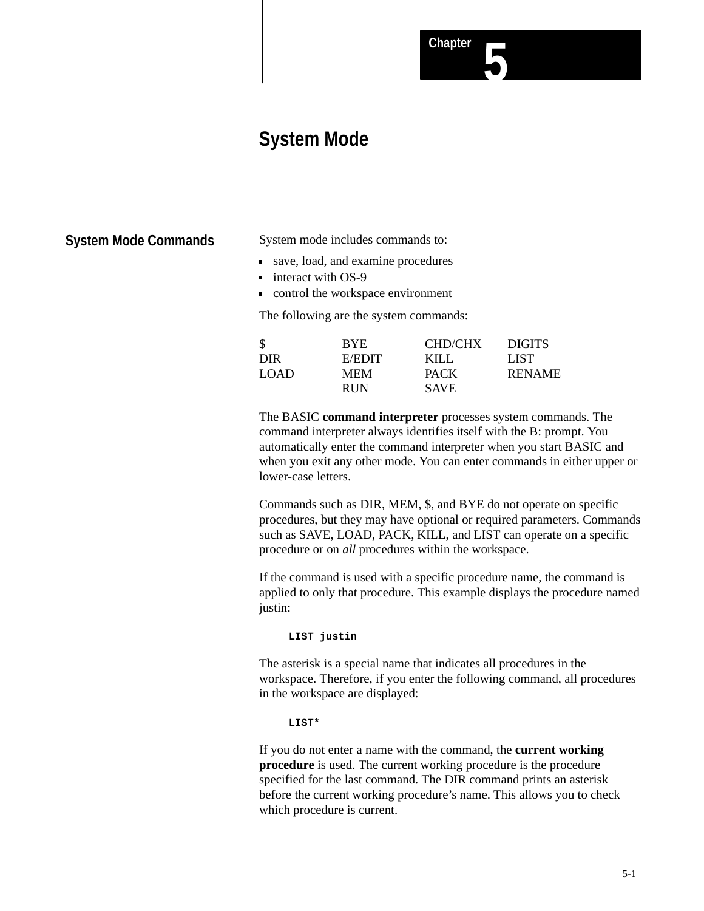# Chapter 5

# System Mode

## System Mode Commands

System mode includes commands to:

- save, load, and examine procedures
- interact with OS-9
- control the workspace environment

The following are the system commands:

| | | | |
|---|---|---|---|
| $ | BYE | CHD/CHX | DIGITS |
| DIR | E/EDIT | KILL | LIST |
| LOAD | MEM | PACK | RENAME |
| | RUN | SAVE | |

The BASIC **command interpreter** processes system commands. The command interpreter always identifies itself with the B: prompt. You automatically enter the command interpreter when you start BASIC and when you exit any other mode. You can enter commands in either upper or lower-case letters.

Commands such as DIR, MEM, $, and BYE do not operate on specific procedures, but they may have optional or required parameters. Commands such as SAVE, LOAD, PACK, KILL, and LIST can operate on a specific procedure or on *all* procedures within the workspace.

If the command is used with a specific procedure name, the command is applied to only that procedure. This example displays the procedure named justin:

```
LIST justin
```

The asterisk is a special name that indicates all procedures in the workspace. Therefore, if you enter the following command, all procedures in the workspace are displayed:

```
LIST*
```

If you do not enter a name with the command, the **current working procedure** is used. The current working procedure is the procedure specified for the last command. The DIR command prints an asterisk before the current working procedure's name. This allows you to check which procedure is current.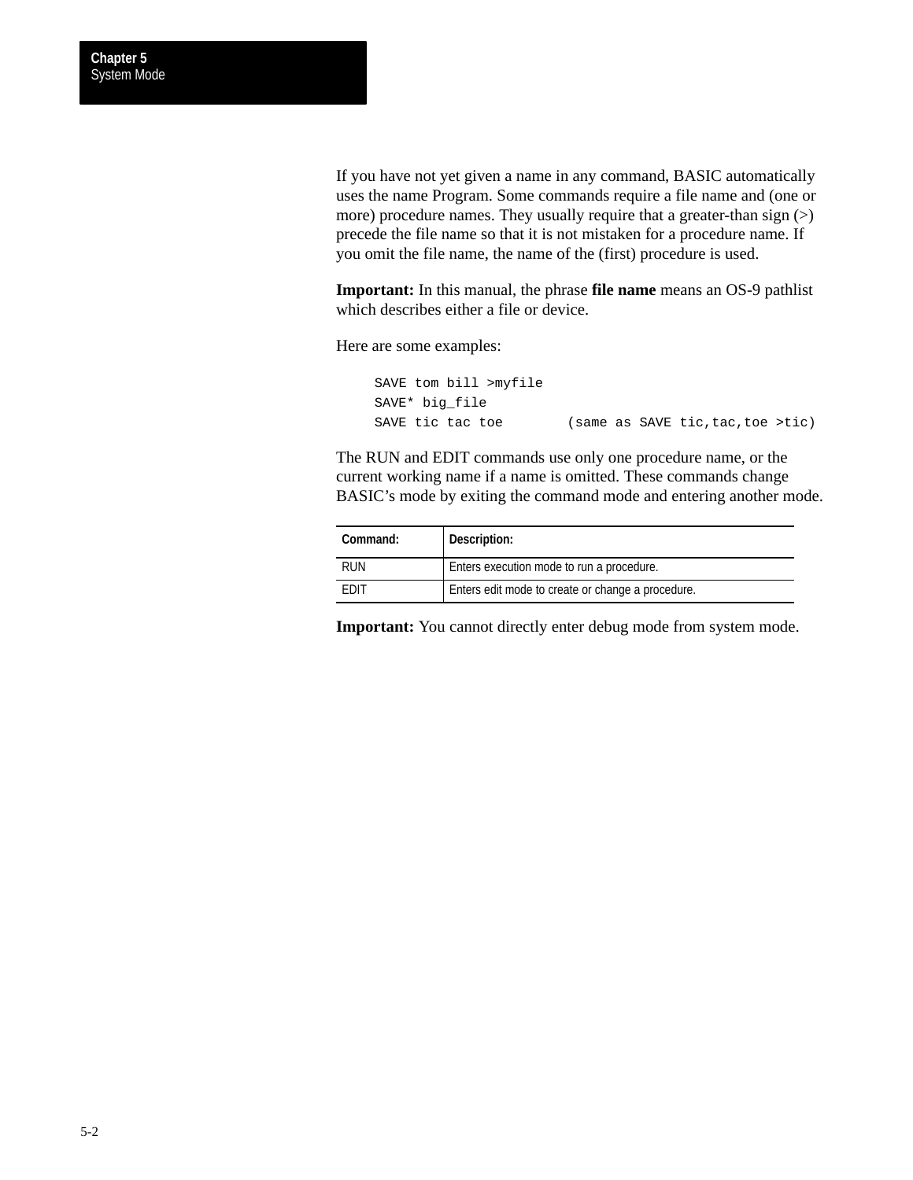If you have not yet given a name in any command, BASIC automatically uses the name Program. Some commands require a file name and (one or more) procedure names. They usually require that a greater-than sign (>) precede the file name so that it is not mistaken for a procedure name. If you omit the file name, the name of the (first) procedure is used.

**Important:** In this manual, the phrase **file name** means an OS-9 pathlist which describes either a file or device.

Here are some examples:

```
SAVE tom bill >myfile
SAVE* big_file
SAVE tic tac toe        (same as SAVE tic,tac,toe >tic)
```

The RUN and EDIT commands use only one procedure name, or the current working name if a name is omitted. These commands change BASIC's mode by exiting the command mode and entering another mode.

| Command: | Description: |
|---|---|
| RUN | Enters execution mode to run a procedure. |
| EDIT | Enters edit mode to create or change a procedure. |

**Important:** You cannot directly enter debug mode from system mode.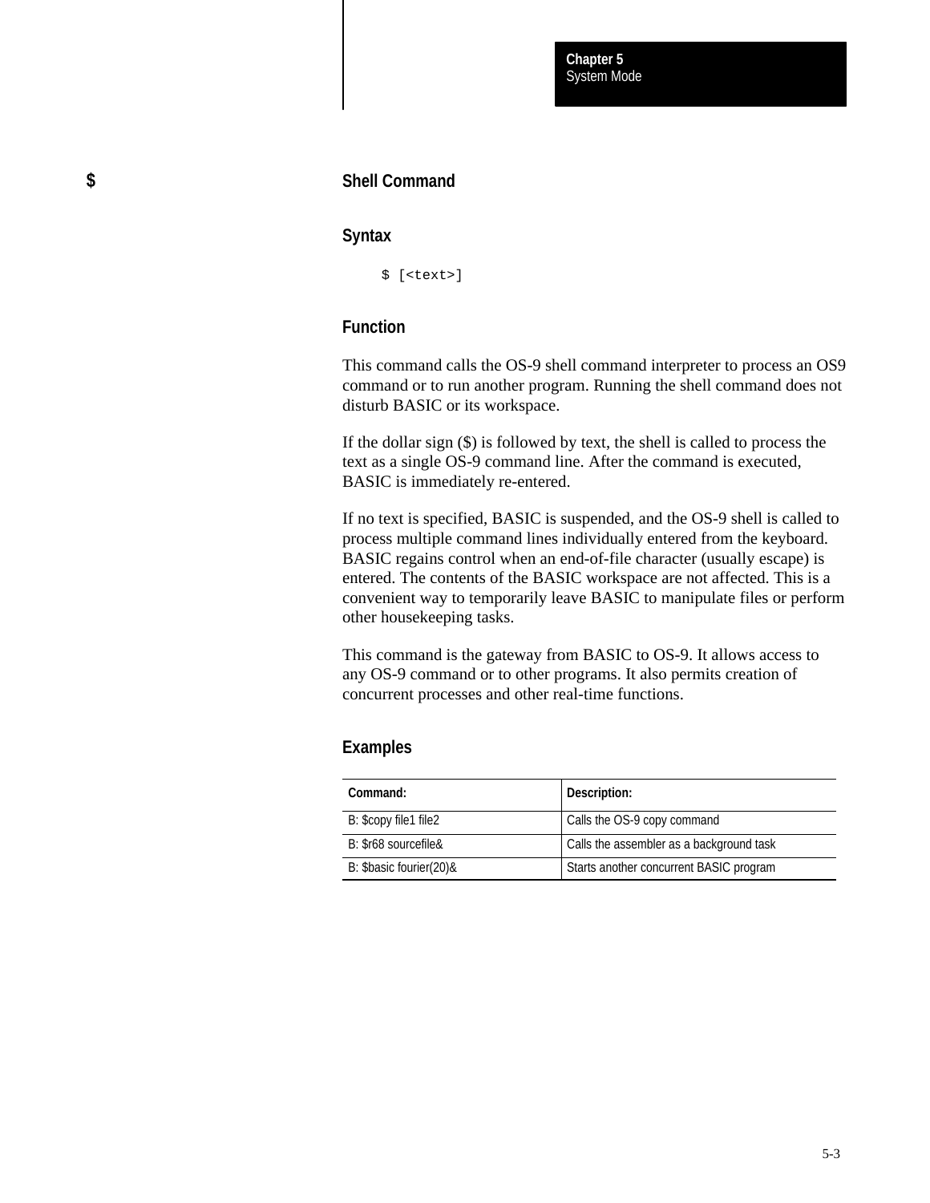## $

### Shell Command

#### Syntax

```
$ [<text>]
```

#### Function

This command calls the OS-9 shell command interpreter to process an OS9 command or to run another program. Running the shell command does not disturb BASIC or its workspace.

If the dollar sign ($) is followed by text, the shell is called to process the text as a single OS-9 command line. After the command is executed, BASIC is immediately re-entered.

If no text is specified, BASIC is suspended, and the OS-9 shell is called to process multiple command lines individually entered from the keyboard. BASIC regains control when an end-of-file character (usually escape) is entered. The contents of the BASIC workspace are not affected. This is a convenient way to temporarily leave BASIC to manipulate files or perform other housekeeping tasks.

This command is the gateway from BASIC to OS-9. It allows access to any OS-9 command or to other programs. It also permits creation of concurrent processes and other real-time functions.

#### Examples

| Command: | Description: |
|---|---|
| B: $copy file1 file2 | Calls the OS-9 copy command |
| B: $r68 sourcefile& | Calls the assembler as a background task |
| B: $basic fourier(20)& | Starts another concurrent BASIC program |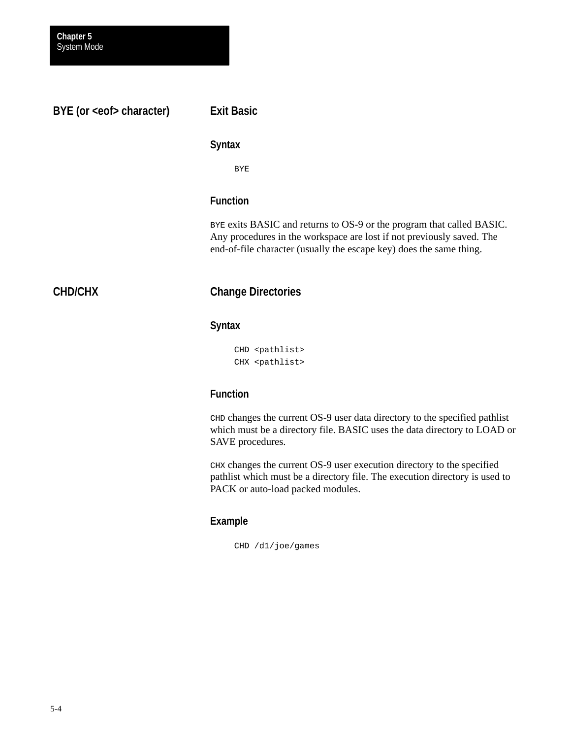## BYE (or <eof> character)

### Exit Basic

#### Syntax

```
BYE
```

#### Function

`BYE` exits BASIC and returns to OS-9 or the program that called BASIC. Any procedures in the workspace are lost if not previously saved. The end-of-file character (usually the escape key) does the same thing.

## CHD/CHX

### Change Directories

#### Syntax

```
CHD <pathlist>
CHX <pathlist>
```

#### Function

`CHD` changes the current OS-9 user data directory to the specified pathlist which must be a directory file. BASIC uses the data directory to LOAD or SAVE procedures.

`CHX` changes the current OS-9 user execution directory to the specified pathlist which must be a directory file. The execution directory is used to PACK or auto-load packed modules.

#### Example

```
CHD /d1/joe/games
```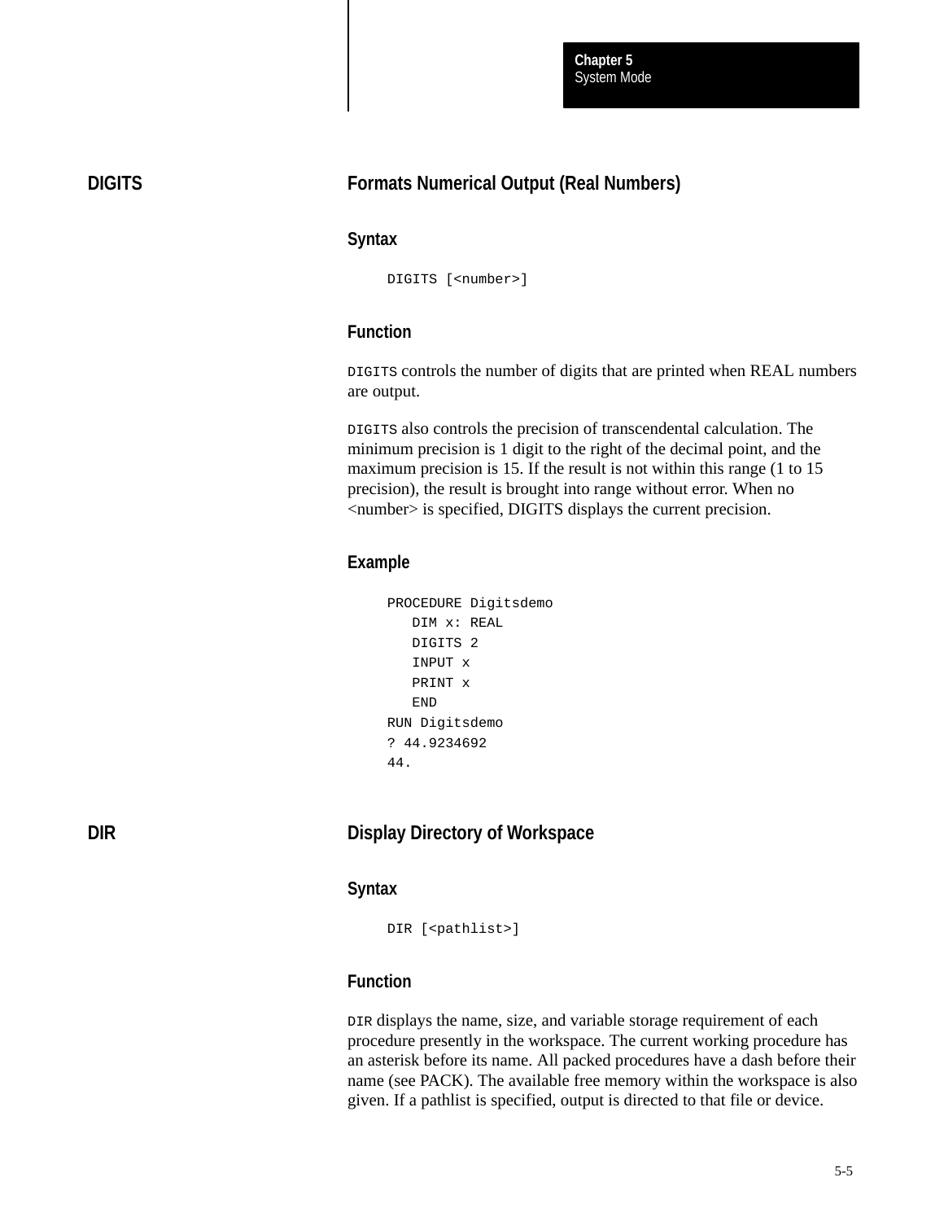## DIGITS

### Formats Numerical Output (Real Numbers)

#### Syntax

```
DIGITS [<number>]
```

#### Function

`DIGITS` controls the number of digits that are printed when REAL numbers are output.

`DIGITS` also controls the precision of transcendental calculation. The minimum precision is 1 digit to the right of the decimal point, and the maximum precision is 15. If the result is not within this range (1 to 15 precision), the result is brought into range without error. When no <number> is specified, DIGITS displays the current precision.

#### Example

```
PROCEDURE Digitsdemo
   DIM x: REAL
   DIGITS 2
   INPUT x
   PRINT x
   END
RUN Digitsdemo
? 44.9234692
44.
```

## DIR

### Display Directory of Workspace

#### Syntax

```
DIR [<pathlist>]
```

#### Function

`DIR` displays the name, size, and variable storage requirement of each procedure presently in the workspace. The current working procedure has an asterisk before its name. All packed procedures have a dash before their name (see PACK). The available free memory within the workspace is also given. If a pathlist is specified, output is directed to that file or device.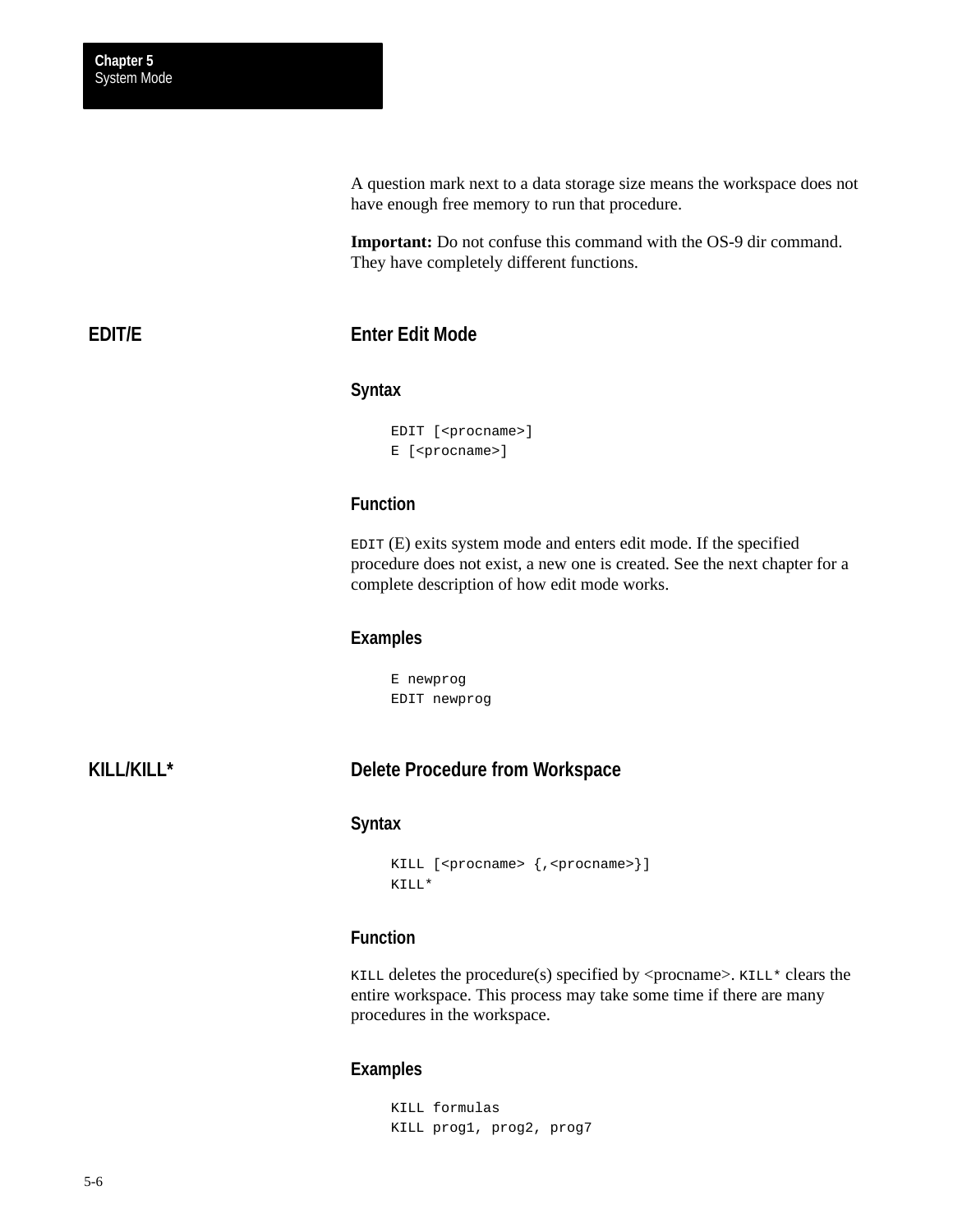A question mark next to a data storage size means the workspace does not have enough free memory to run that procedure.

**Important:** Do not confuse this command with the OS-9 dir command. They have completely different functions.

## EDIT/E

### Enter Edit Mode

#### Syntax

```
EDIT [<procname>]
E [<procname>]
```

#### Function

`EDIT` (E) exits system mode and enters edit mode. If the specified procedure does not exist, a new one is created. See the next chapter for a complete description of how edit mode works.

#### Examples

```
E newprog
EDIT newprog
```

## KILL/KILL*

### Delete Procedure from Workspace

#### Syntax

```
KILL [<procname> {,<procname>}]
KILL*
```

#### Function

`KILL` deletes the procedure(s) specified by <procname>. `KILL*` clears the entire workspace. This process may take some time if there are many procedures in the workspace.

#### Examples

```
KILL formulas
KILL prog1, prog2, prog7
```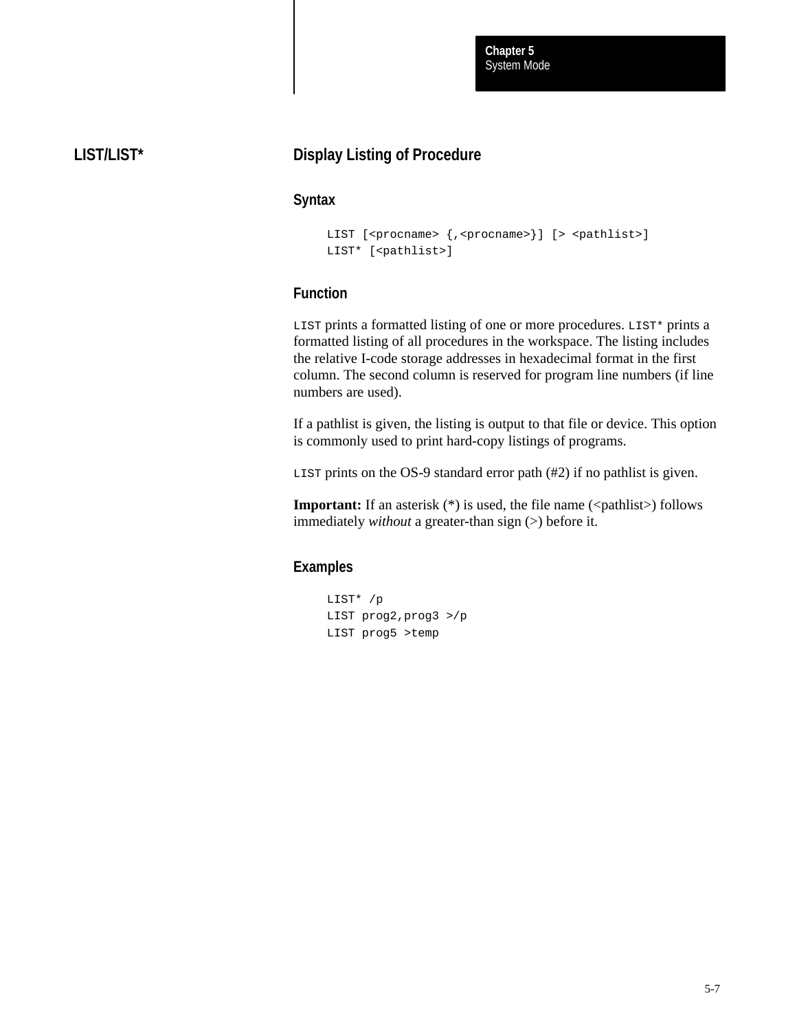## LIST/LIST*

### Display Listing of Procedure

#### Syntax

```
LIST [<procname> {,<procname>}] [> <pathlist>]
LIST* [<pathlist>]
```

#### Function

`LIST` prints a formatted listing of one or more procedures. `LIST*` prints a formatted listing of all procedures in the workspace. The listing includes the relative I-code storage addresses in hexadecimal format in the first column. The second column is reserved for program line numbers (if line numbers are used).

If a pathlist is given, the listing is output to that file or device. This option is commonly used to print hard-copy listings of programs.

`LIST` prints on the OS-9 standard error path (#2) if no pathlist is given.

**Important:** If an asterisk (*) is used, the file name (<pathlist>) follows immediately *without* a greater-than sign (>) before it.

#### Examples

```
LIST* /p
LIST prog2,prog3 >/p
LIST prog5 >temp
```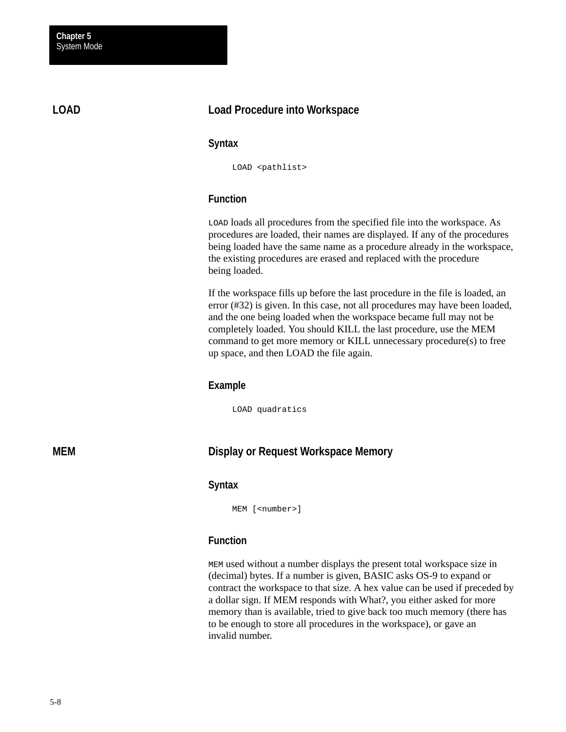## LOAD

### Load Procedure into Workspace

#### Syntax

```
LOAD <pathlist>
```

#### Function

LOAD loads all procedures from the specified file into the workspace. As procedures are loaded, their names are displayed. If any of the procedures being loaded have the same name as a procedure already in the workspace, the existing procedures are erased and replaced with the procedure being loaded.

If the workspace fills up before the last procedure in the file is loaded, an error (#32) is given. In this case, not all procedures may have been loaded, and the one being loaded when the workspace became full may not be completely loaded. You should KILL the last procedure, use the MEM command to get more memory or KILL unnecessary procedure(s) to free up space, and then LOAD the file again.

#### Example

```
LOAD quadratics
```

## MEM

### Display or Request Workspace Memory

#### Syntax

```
MEM [<number>]
```

#### Function

MEM used without a number displays the present total workspace size in (decimal) bytes. If a number is given, BASIC asks OS-9 to expand or contract the workspace to that size. A hex value can be used if preceded by a dollar sign. If MEM responds with What?, you either asked for more memory than is available, tried to give back too much memory (there has to be enough to store all procedures in the workspace), or gave an invalid number.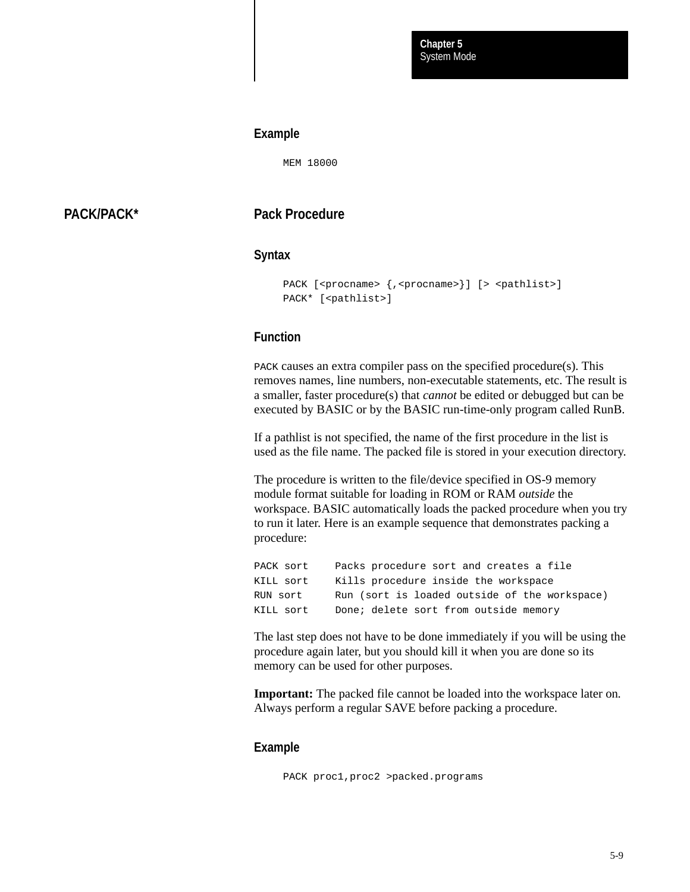#### Example

```
MEM 18000
```

## PACK/PACK*

### Pack Procedure

#### Syntax

```
PACK [<procname> {,<procname>}] [> <pathlist>]
PACK* [<pathlist>]
```

#### Function

PACK causes an extra compiler pass on the specified procedure(s). This removes names, line numbers, non-executable statements, etc. The result is a smaller, faster procedure(s) that *cannot* be edited or debugged but can be executed by BASIC or by the BASIC run-time-only program called RunB.

If a pathlist is not specified, the name of the first procedure in the list is used as the file name. The packed file is stored in your execution directory.

The procedure is written to the file/device specified in OS-9 memory module format suitable for loading in ROM or RAM *outside* the workspace. BASIC automatically loads the packed procedure when you try to run it later. Here is an example sequence that demonstrates packing a procedure:

```
PACK sort     Packs procedure sort and creates a file
KILL sort     Kills procedure inside the workspace
RUN sort      Run (sort is loaded outside of the workspace)
KILL sort     Done; delete sort from outside memory
```

The last step does not have to be done immediately if you will be using the procedure again later, but you should kill it when you are done so its memory can be used for other purposes.

**Important:** The packed file cannot be loaded into the workspace later on. Always perform a regular SAVE before packing a procedure.

#### Example

```
PACK proc1,proc2 >packed.programs
```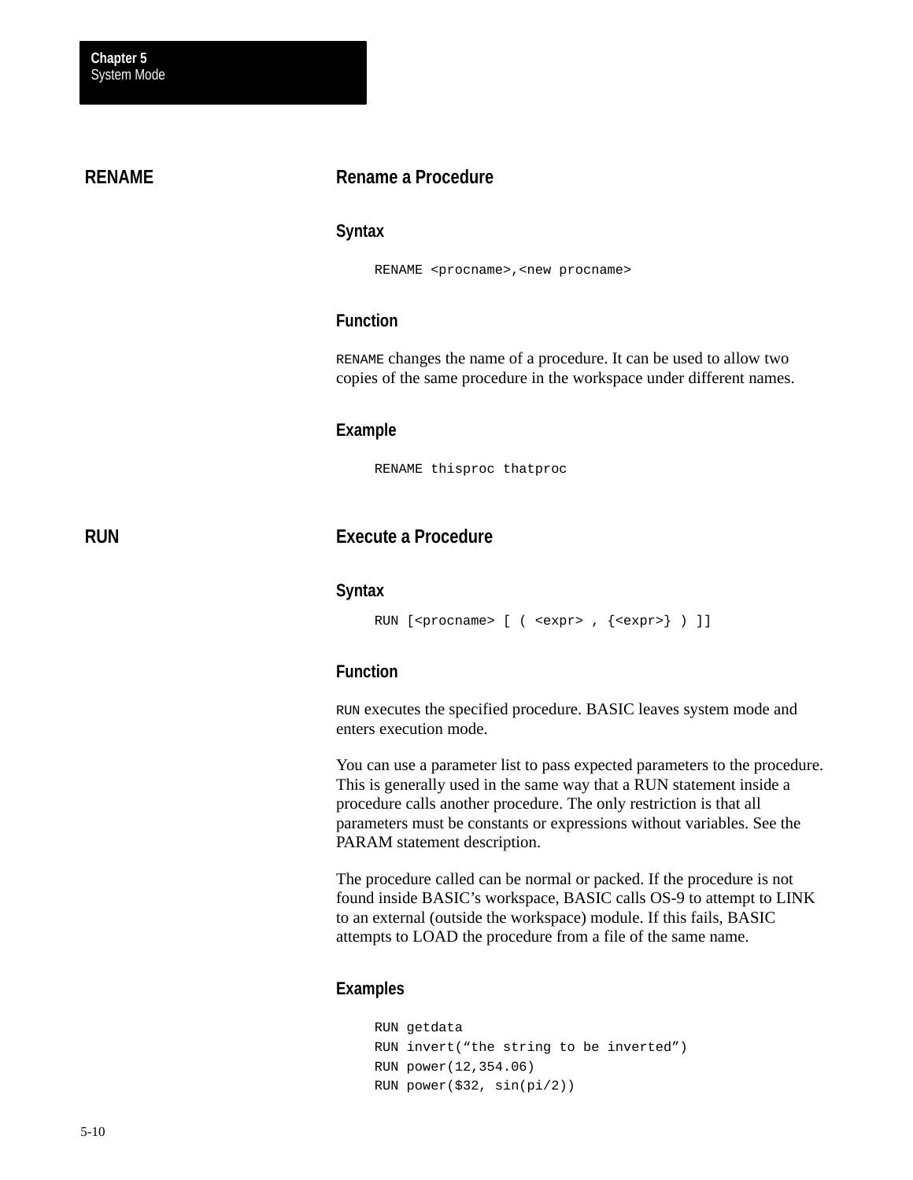## RENAME

### Rename a Procedure

#### Syntax

```
RENAME <procname>,<new procname>
```

#### Function

RENAME changes the name of a procedure. It can be used to allow two copies of the same procedure in the workspace under different names.

#### Example

```
RENAME thisproc thatproc
```

## RUN

### Execute a Procedure

#### Syntax

```
RUN [<procname> [ ( <expr> , {<expr>} ) ]]
```

#### Function

RUN executes the specified procedure. BASIC leaves system mode and enters execution mode.

You can use a parameter list to pass expected parameters to the procedure. This is generally used in the same way that a RUN statement inside a procedure calls another procedure. The only restriction is that all parameters must be constants or expressions without variables. See the PARAM statement description.

The procedure called can be normal or packed. If the procedure is not found inside BASIC's workspace, BASIC calls OS-9 to attempt to LINK to an external (outside the workspace) module. If this fails, BASIC attempts to LOAD the procedure from a file of the same name.

#### Examples

```
RUN getdata
RUN invert("the string to be inverted")
RUN power(12,354.06)
RUN power($32, sin(pi/2))
```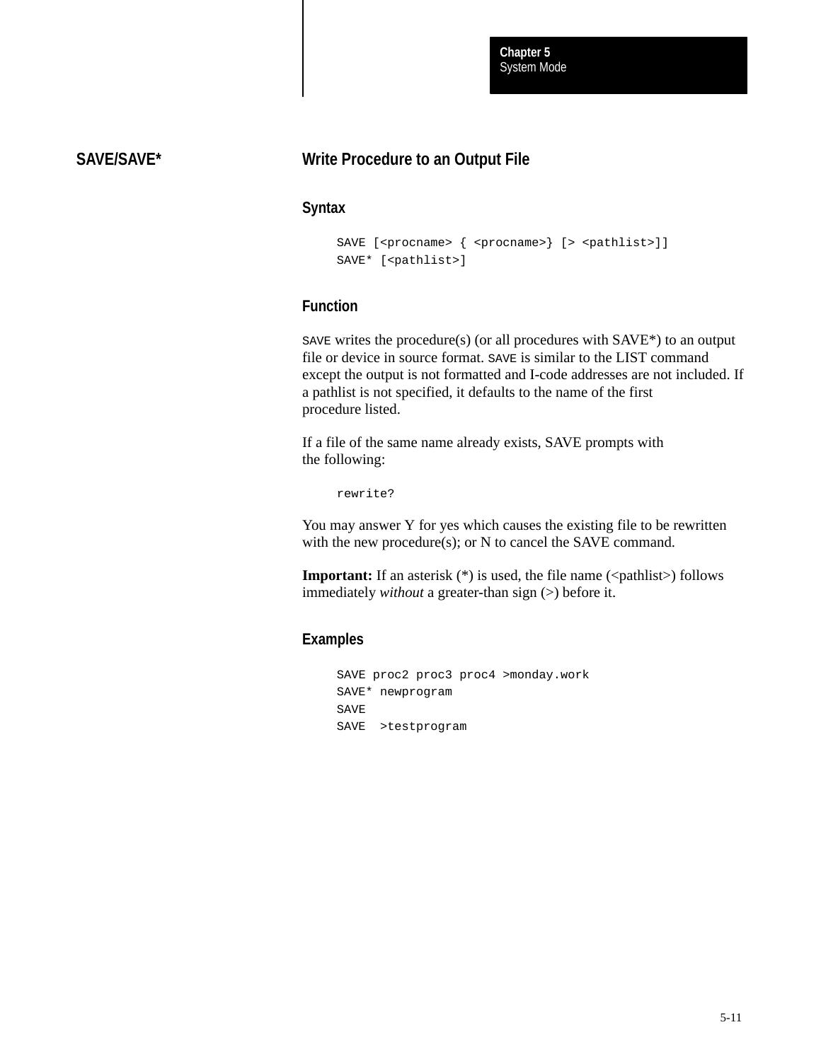## SAVE/SAVE*

### Write Procedure to an Output File

#### Syntax

```
SAVE [<procname> { <procname>} [> <pathlist>]]
SAVE* [<pathlist>]
```

#### Function

SAVE writes the procedure(s) (or all procedures with SAVE*) to an output file or device in source format. SAVE is similar to the LIST command except the output is not formatted and I-code addresses are not included. If a pathlist is not specified, it defaults to the name of the first procedure listed.

If a file of the same name already exists, SAVE prompts with the following:

```
rewrite?
```

You may answer Y for yes which causes the existing file to be rewritten with the new procedure(s); or N to cancel the SAVE command.

**Important:** If an asterisk (*) is used, the file name (<pathlist>) follows immediately *without* a greater-than sign (>) before it.

#### Examples

```
SAVE proc2 proc3 proc4 >monday.work
SAVE* newprogram
SAVE
SAVE  >testprogram
```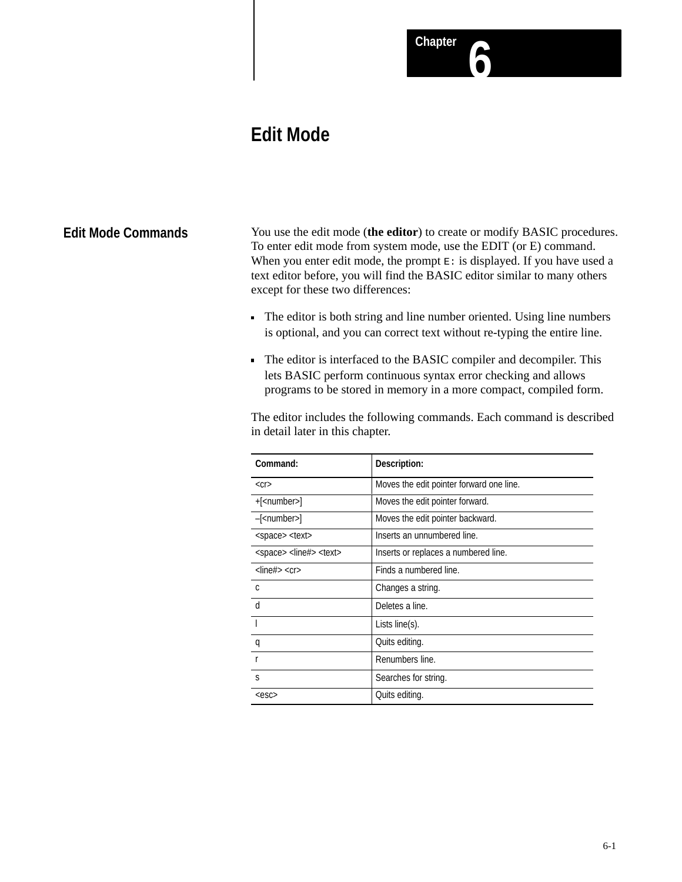# Chapter 6

# Edit Mode

## Edit Mode Commands

You use the edit mode (**the editor**) to create or modify BASIC procedures. To enter edit mode from system mode, use the EDIT (or E) command. When you enter edit mode, the prompt `E:` is displayed. If you have used a text editor before, you will find the BASIC editor similar to many others except for these two differences:

- The editor is both string and line number oriented. Using line numbers is optional, and you can correct text without re-typing the entire line.
- The editor is interfaced to the BASIC compiler and decompiler. This lets BASIC perform continuous syntax error checking and allows programs to be stored in memory in a more compact, compiled form.

The editor includes the following commands. Each command is described in detail later in this chapter.

| Command: | Description: |
|---|---|
| <cr> | Moves the edit pointer forward one line. |
| +[<number>] | Moves the edit pointer forward. |
| –[<number>] | Moves the edit pointer backward. |
| <space> <text> | Inserts an unnumbered line. |
| <space> <line#> <text> | Inserts or replaces a numbered line. |
| <line#> <cr> | Finds a numbered line. |
| c | Changes a string. |
| d | Deletes a line. |
| l | Lists line(s). |
| q | Quits editing. |
| r | Renumbers line. |
| s | Searches for string. |
| <esc> | Quits editing. |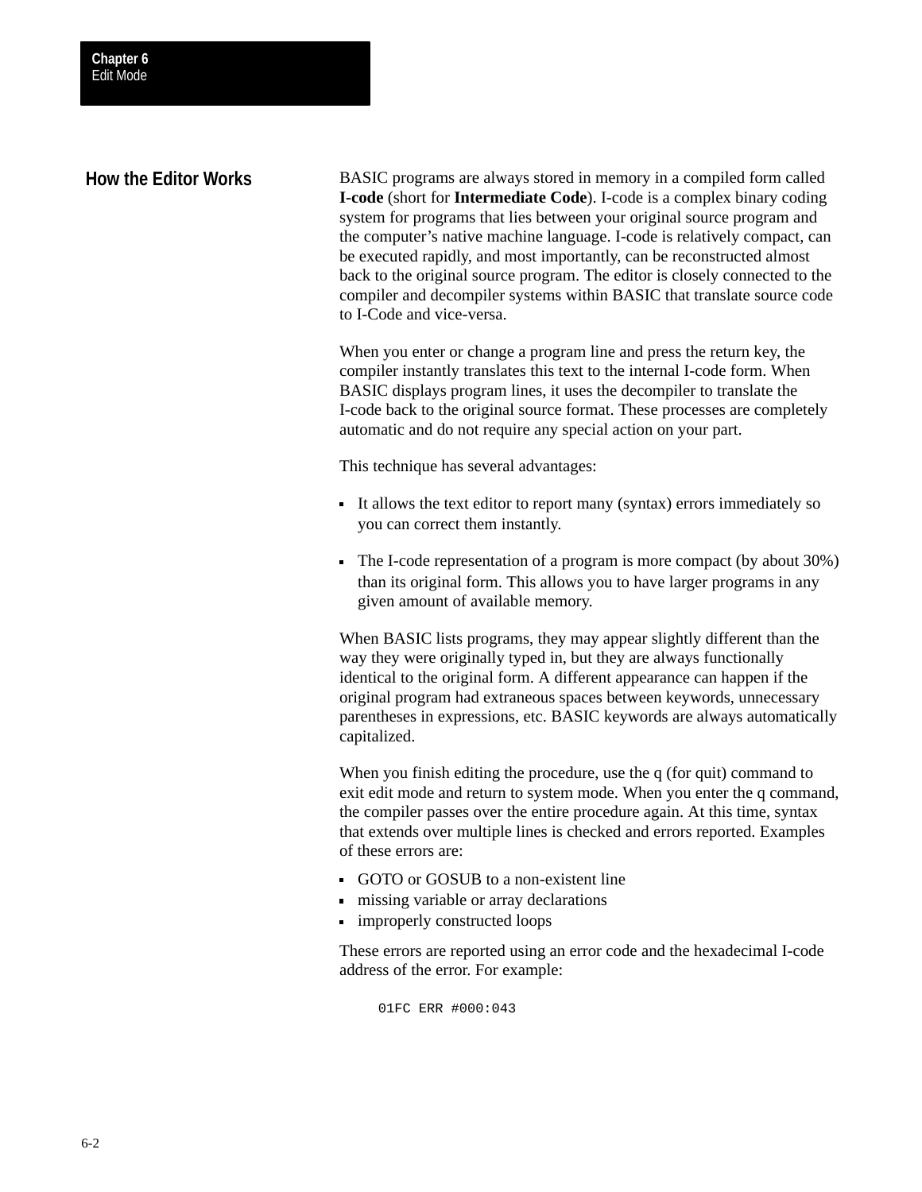## How the Editor Works

BASIC programs are always stored in memory in a compiled form called **I-code** (short for **Intermediate Code**). I-code is a complex binary coding system for programs that lies between your original source program and the computer's native machine language. I-code is relatively compact, can be executed rapidly, and most importantly, can be reconstructed almost back to the original source program. The editor is closely connected to the compiler and decompiler systems within BASIC that translate source code to I-Code and vice-versa.

When you enter or change a program line and press the return key, the compiler instantly translates this text to the internal I-code form. When BASIC displays program lines, it uses the decompiler to translate the I-code back to the original source format. These processes are completely automatic and do not require any special action on your part.

This technique has several advantages:

- It allows the text editor to report many (syntax) errors immediately so you can correct them instantly.
- The I-code representation of a program is more compact (by about 30%) than its original form. This allows you to have larger programs in any given amount of available memory.

When BASIC lists programs, they may appear slightly different than the way they were originally typed in, but they are always functionally identical to the original form. A different appearance can happen if the original program had extraneous spaces between keywords, unnecessary parentheses in expressions, etc. BASIC keywords are always automatically capitalized.

When you finish editing the procedure, use the q (for quit) command to exit edit mode and return to system mode. When you enter the q command, the compiler passes over the entire procedure again. At this time, syntax that extends over multiple lines is checked and errors reported. Examples of these errors are:

- GOTO or GOSUB to a non-existent line
- missing variable or array declarations
- improperly constructed loops

These errors are reported using an error code and the hexadecimal I-code address of the error. For example:

```
01FC ERR #000:043
```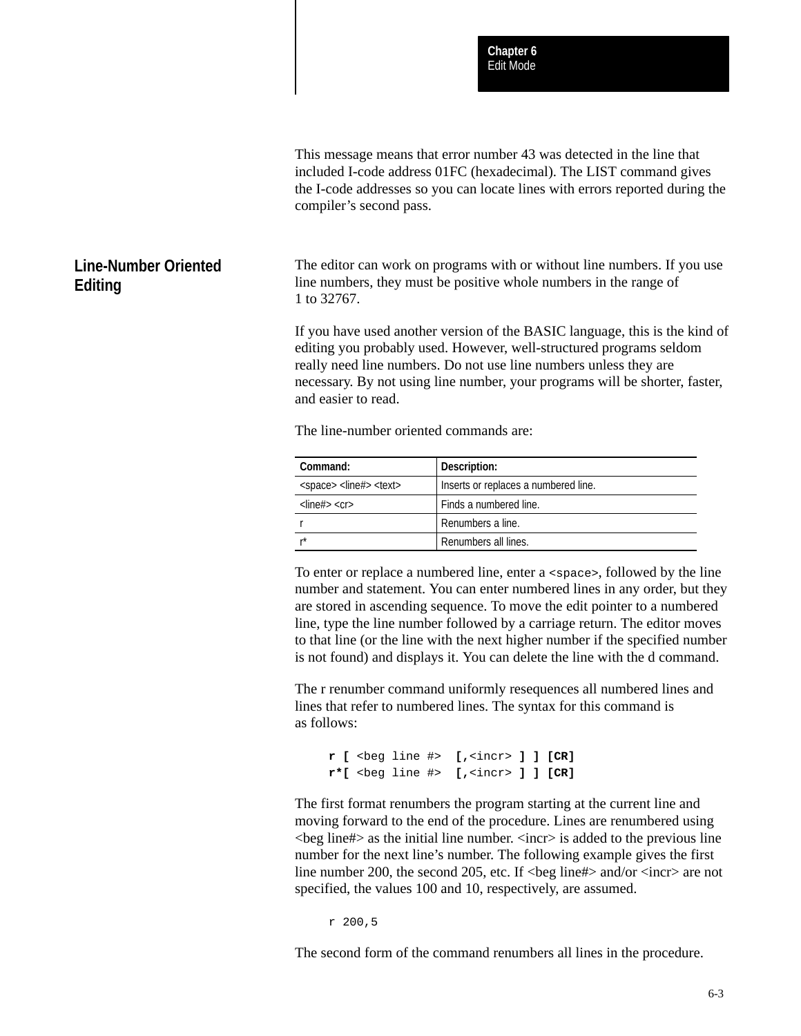This message means that error number 43 was detected in the line that included I-code address 01FC (hexadecimal). The LIST command gives the I-code addresses so you can locate lines with errors reported during the compiler's second pass.

## Line-Number Oriented Editing

The editor can work on programs with or without line numbers. If you use line numbers, they must be positive whole numbers in the range of 1 to 32767.

If you have used another version of the BASIC language, this is the kind of editing you probably used. However, well-structured programs seldom really need line numbers. Do not use line numbers unless they are necessary. By not using line number, your programs will be shorter, faster, and easier to read.

The line-number oriented commands are:

| Command: | Description: |
|---|---|
| <space> <line#> <text> | Inserts or replaces a numbered line. |
| <line#> <cr> | Finds a numbered line. |
| r | Renumbers a line. |
| r* | Renumbers all lines. |

To enter or replace a numbered line, enter a `<space>`, followed by the line number and statement. You can enter numbered lines in any order, but they are stored in ascending sequence. To move the edit pointer to a numbered line, type the line number followed by a carriage return. The editor moves to that line (or the line with the next higher number if the specified number is not found) and displays it. You can delete the line with the d command.

The r renumber command uniformly resequences all numbered lines and lines that refer to numbered lines. The syntax for this command is as follows:

```
r [ <beg line #>  [,<incr> ] ] [CR]
r*[ <beg line #>  [,<incr> ] ] [CR]
```

The first format renumbers the program starting at the current line and moving forward to the end of the procedure. Lines are renumbered using <beg line#> as the initial line number. <incr> is added to the previous line number for the next line's number. The following example gives the first line number 200, the second 205, etc. If <beg line#> and/or <incr> are not specified, the values 100 and 10, respectively, are assumed.

```
r 200,5
```

The second form of the command renumbers all lines in the procedure.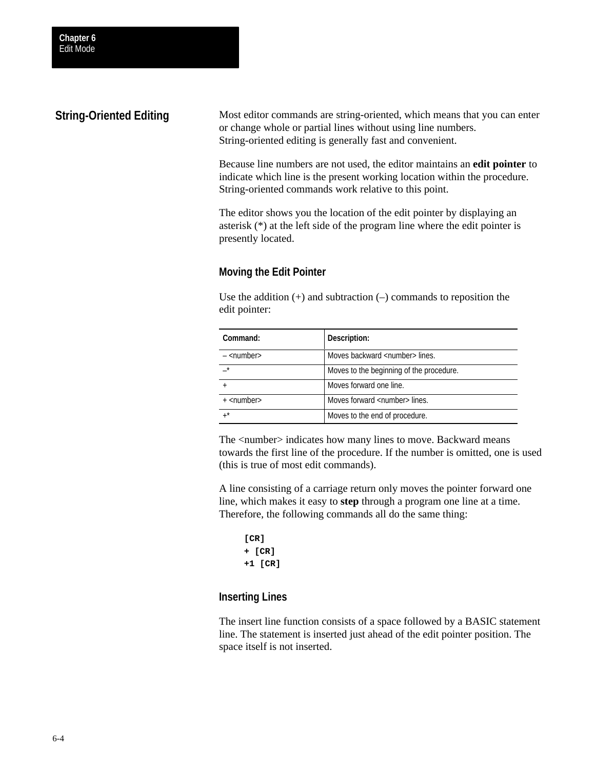## String-Oriented Editing

Most editor commands are string-oriented, which means that you can enter or change whole or partial lines without using line numbers. String-oriented editing is generally fast and convenient.

Because line numbers are not used, the editor maintains an **edit pointer** to indicate which line is the present working location within the procedure. String-oriented commands work relative to this point.

The editor shows you the location of the edit pointer by displaying an asterisk (*) at the left side of the program line where the edit pointer is presently located.

### Moving the Edit Pointer

Use the addition (+) and subtraction (–) commands to reposition the edit pointer:

| Command: | Description: |
| --- | --- |
| – <number> | Moves backward <number> lines. |
| –* | Moves to the beginning of the procedure. |
| + | Moves forward one line. |
| + <number> | Moves forward <number> lines. |
| +* | Moves to the end of procedure. |

The <number> indicates how many lines to move. Backward means towards the first line of the procedure. If the number is omitted, one is used (this is true of most edit commands).

A line consisting of a carriage return only moves the pointer forward one line, which makes it easy to **step** through a program one line at a time. Therefore, the following commands all do the same thing:

```
[CR]
+ [CR]
+1 [CR]
```

### Inserting Lines

The insert line function consists of a space followed by a BASIC statement line. The statement is inserted just ahead of the edit pointer position. The space itself is not inserted.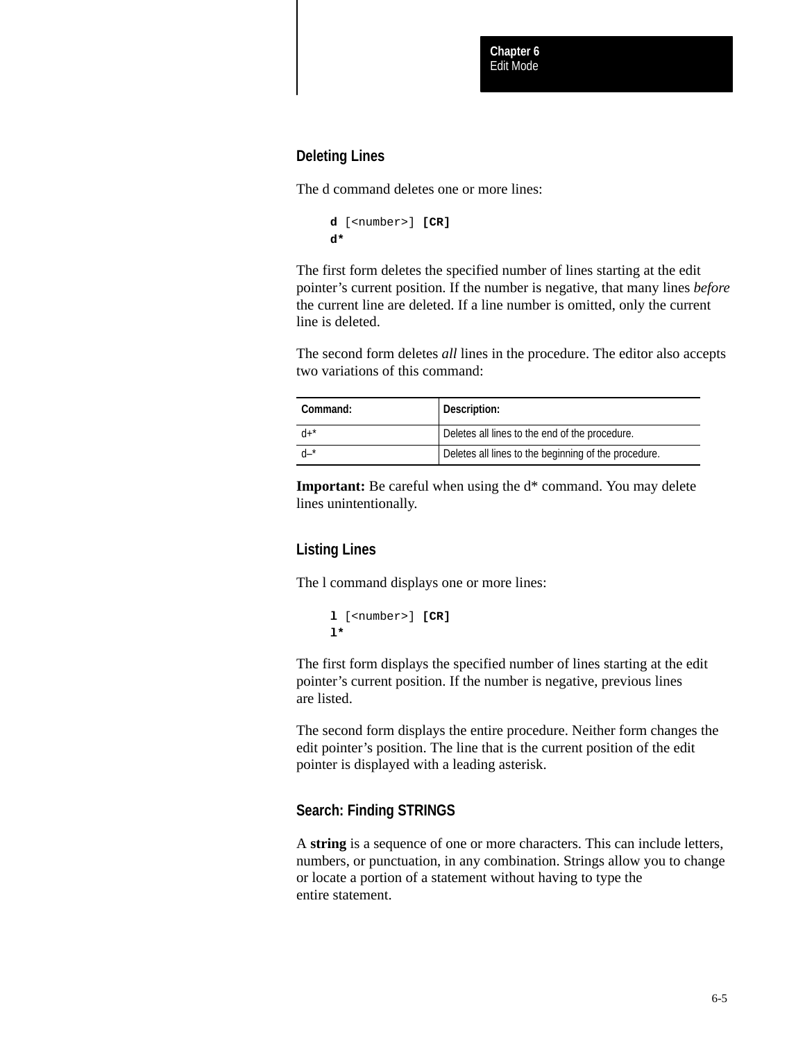## Deleting Lines

The d command deletes one or more lines:

```
d [<number>] [CR]
d*
```

The first form deletes the specified number of lines starting at the edit pointer’s current position. If the number is negative, that many lines *before* the current line are deleted. If a line number is omitted, only the current line is deleted.

The second form deletes *all* lines in the procedure. The editor also accepts two variations of this command:

| Command: | Description: |
|---|---|
| d+* | Deletes all lines to the end of the procedure. |
| d–* | Deletes all lines to the beginning of the procedure. |

**Important:** Be careful when using the d* command. You may delete lines unintentionally.

## Listing Lines

The l command displays one or more lines:

```
l [<number>] [CR]
l*
```

The first form displays the specified number of lines starting at the edit pointer’s current position. If the number is negative, previous lines are listed.

The second form displays the entire procedure. Neither form changes the edit pointer’s position. The line that is the current position of the edit pointer is displayed with a leading asterisk.

## Search: Finding STRINGS

A **string** is a sequence of one or more characters. This can include letters, numbers, or punctuation, in any combination. Strings allow you to change or locate a portion of a statement without having to type the entire statement.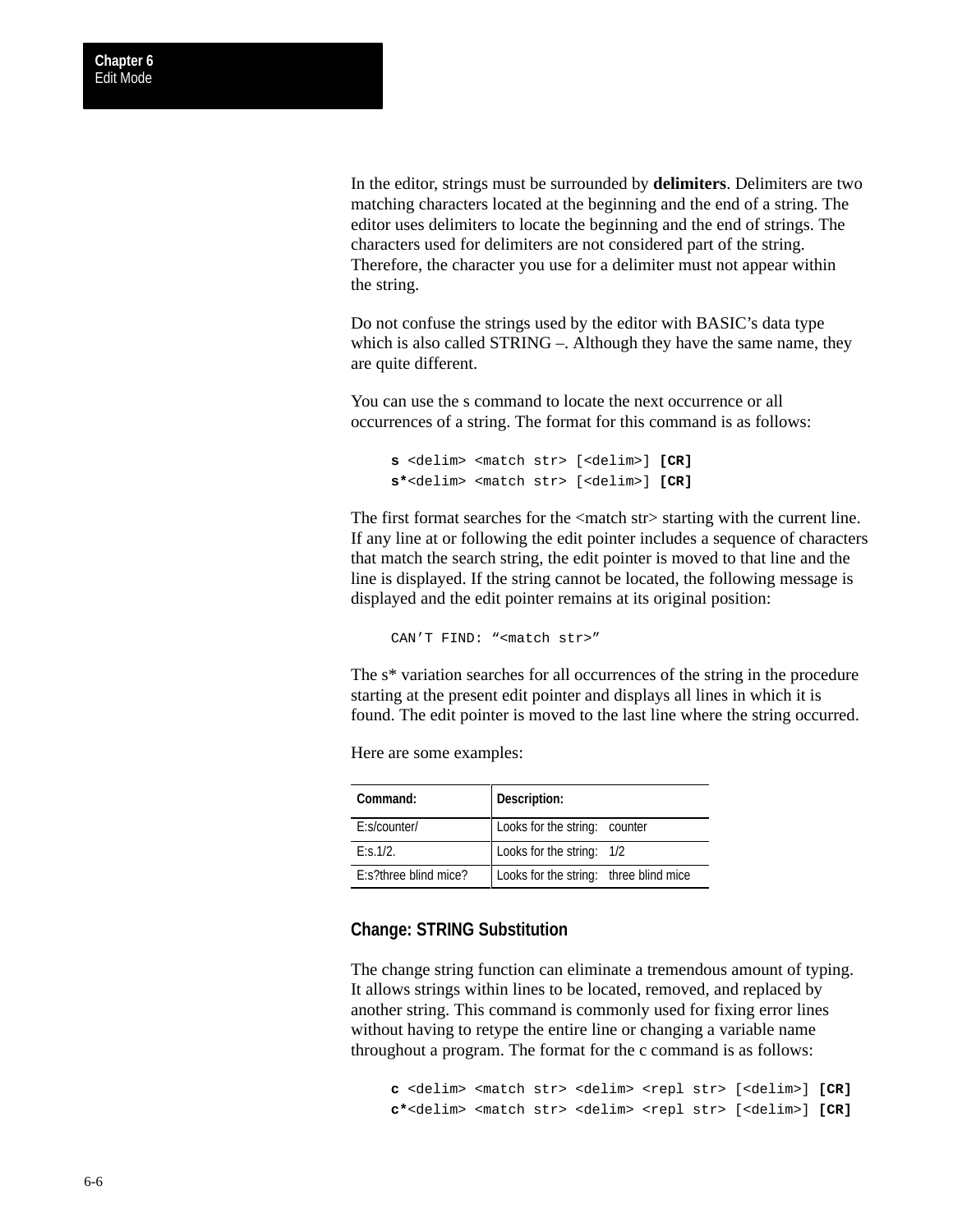In the editor, strings must be surrounded by **delimiters**. Delimiters are two matching characters located at the beginning and the end of a string. The editor uses delimiters to locate the beginning and the end of strings. The characters used for delimiters are not considered part of the string. Therefore, the character you use for a delimiter must not appear within the string.

Do not confuse the strings used by the editor with BASIC's data type which is also called STRING –. Although they have the same name, they are quite different.

You can use the s command to locate the next occurrence or all occurrences of a string. The format for this command is as follows:

```
s <delim> <match str> [<delim>] [CR]
s*<delim> <match str> [<delim>] [CR]
```

The first format searches for the <match str> starting with the current line. If any line at or following the edit pointer includes a sequence of characters that match the search string, the edit pointer is moved to that line and the line is displayed. If the string cannot be located, the following message is displayed and the edit pointer remains at its original position:

```
CAN'T FIND: "<match str>"
```

The s* variation searches for all occurrences of the string in the procedure starting at the present edit pointer and displays all lines in which it is found. The edit pointer is moved to the last line where the string occurred.

Here are some examples:

| Command: | Description: |
|---|---|
| E:s/counter/ | Looks for the string: counter |
| E:s.1/2. | Looks for the string: 1/2 |
| E:s?three blind mice? | Looks for the string: three blind mice |

## Change: STRING Substitution

The change string function can eliminate a tremendous amount of typing. It allows strings within lines to be located, removed, and replaced by another string. This command is commonly used for fixing error lines without having to retype the entire line or changing a variable name throughout a program. The format for the c command is as follows:

```
c <delim> <match str> <delim> <repl str> [<delim>] [CR]
c*<delim> <match str> <delim> <repl str> [<delim>] [CR]
```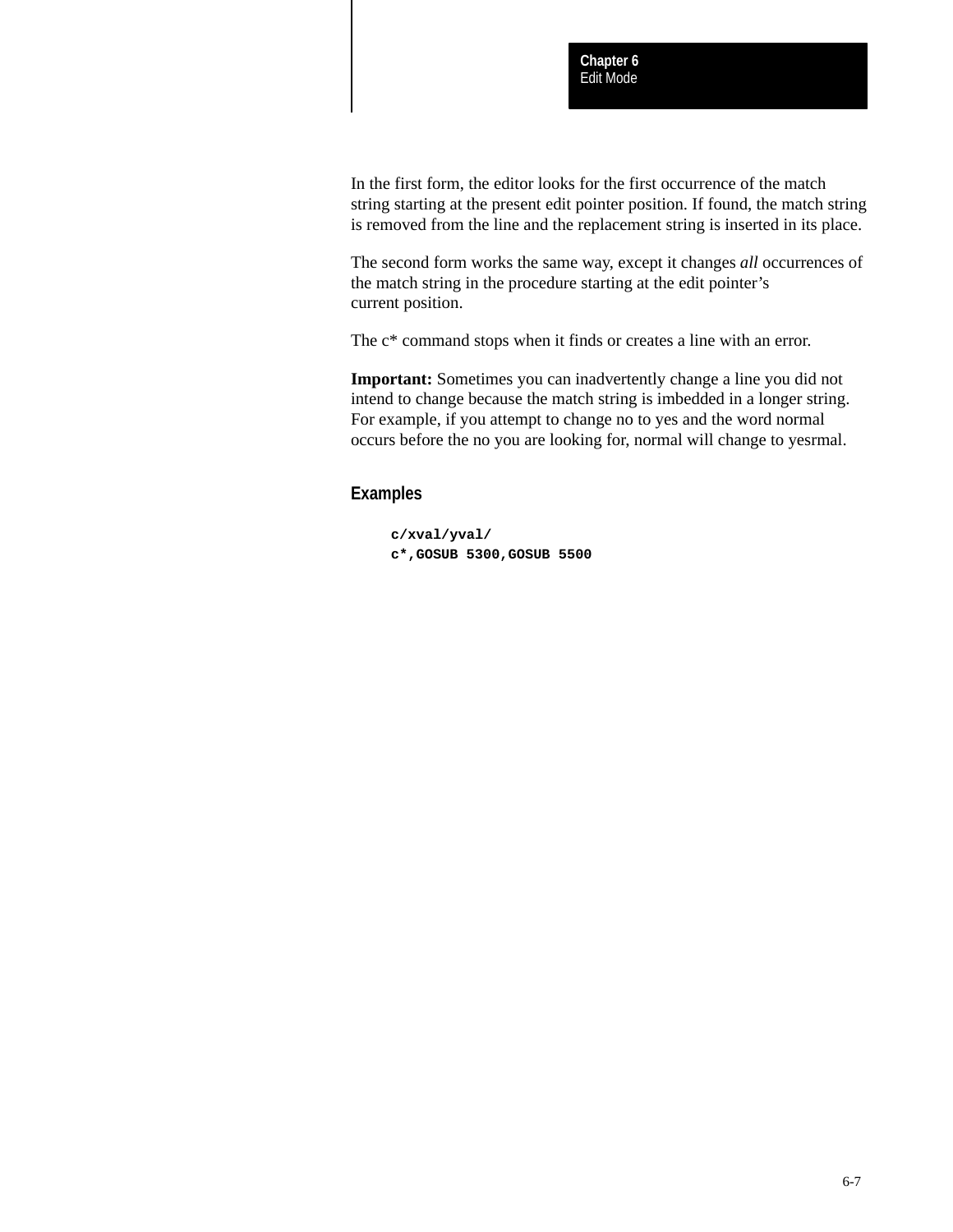In the first form, the editor looks for the first occurrence of the match string starting at the present edit pointer position. If found, the match string is removed from the line and the replacement string is inserted in its place.

The second form works the same way, except it changes *all* occurrences of the match string in the procedure starting at the edit pointer's current position.

The c* command stops when it finds or creates a line with an error.

**Important:** Sometimes you can inadvertently change a line you did not intend to change because the match string is imbedded in a longer string. For example, if you attempt to change no to yes and the word normal occurs before the no you are looking for, normal will change to yesrmal.

### Examples

```
c/xval/yval/
c*,GOSUB 5300,GOSUB 5500
```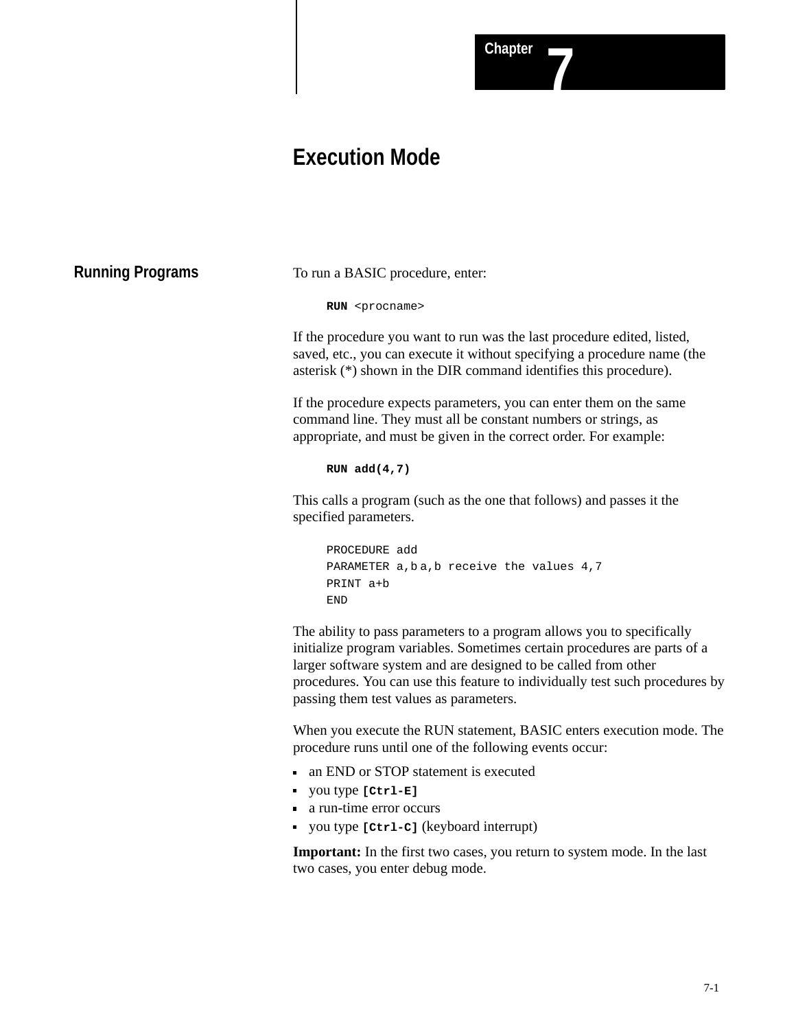# Chapter 7

# Execution Mode

## Running Programs

To run a BASIC procedure, enter:

```
RUN <procname>
```

If the procedure you want to run was the last procedure edited, listed, saved, etc., you can execute it without specifying a procedure name (the asterisk (*) shown in the DIR command identifies this procedure).

If the procedure expects parameters, you can enter them on the same command line. They must all be constant numbers or strings, as appropriate, and must be given in the correct order. For example:

```
RUN add(4,7)
```

This calls a program (such as the one that follows) and passes it the specified parameters.

```
PROCEDURE add
PARAMETER a,b a,b receive the values 4,7
PRINT a+b
END
```

The ability to pass parameters to a program allows you to specifically initialize program variables. Sometimes certain procedures are parts of a larger software system and are designed to be called from other procedures. You can use this feature to individually test such procedures by passing them test values as parameters.

When you execute the RUN statement, BASIC enters execution mode. The procedure runs until one of the following events occur:

- an END or STOP statement is executed
- you type **[Ctrl-E]**
- a run-time error occurs
- you type **[Ctrl-C]** (keyboard interrupt)

**Important:** In the first two cases, you return to system mode. In the last two cases, you enter debug mode.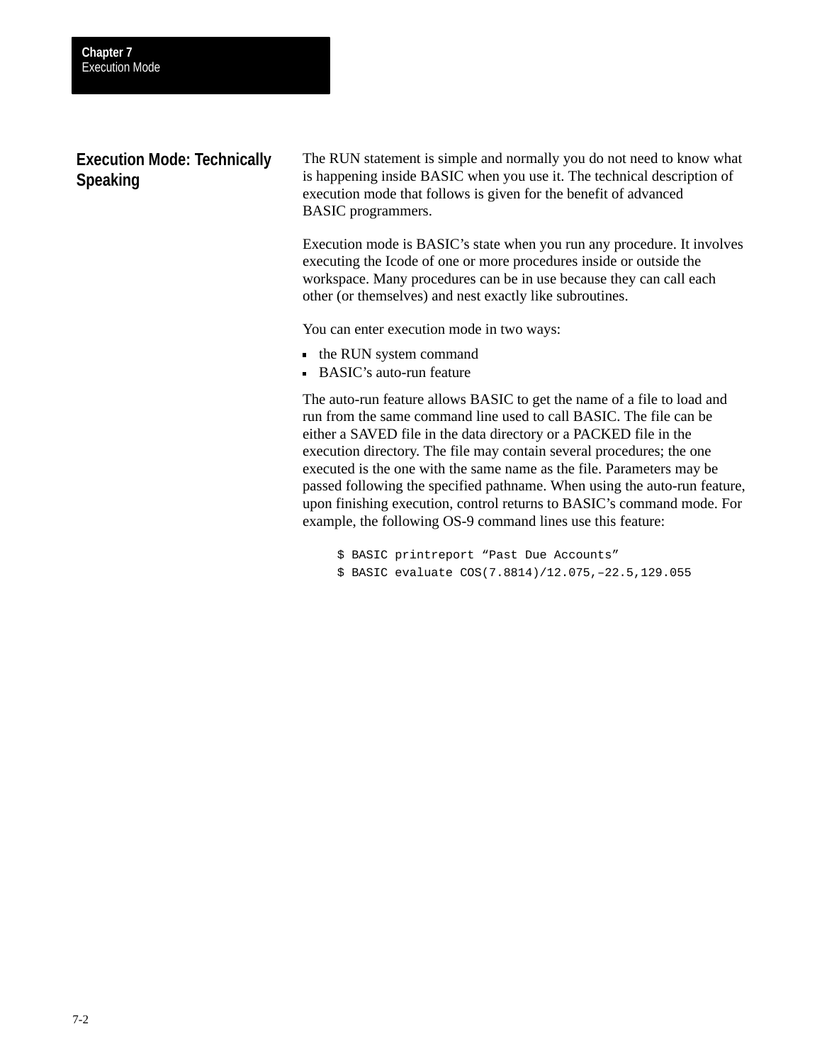## Execution Mode: Technically Speaking

The RUN statement is simple and normally you do not need to know what is happening inside BASIC when you use it. The technical description of execution mode that follows is given for the benefit of advanced BASIC programmers.

Execution mode is BASIC's state when you run any procedure. It involves executing the Icode of one or more procedures inside or outside the workspace. Many procedures can be in use because they can call each other (or themselves) and nest exactly like subroutines.

You can enter execution mode in two ways:

- the RUN system command
- BASIC's auto-run feature

The auto-run feature allows BASIC to get the name of a file to load and run from the same command line used to call BASIC. The file can be either a SAVED file in the data directory or a PACKED file in the execution directory. The file may contain several procedures; the one executed is the one with the same name as the file. Parameters may be passed following the specified pathname. When using the auto-run feature, upon finishing execution, control returns to BASIC's command mode. For example, the following OS-9 command lines use this feature:

```
$ BASIC printreport “Past Due Accounts”
$ BASIC evaluate COS(7.8814)/12.075,–22.5,129.055
```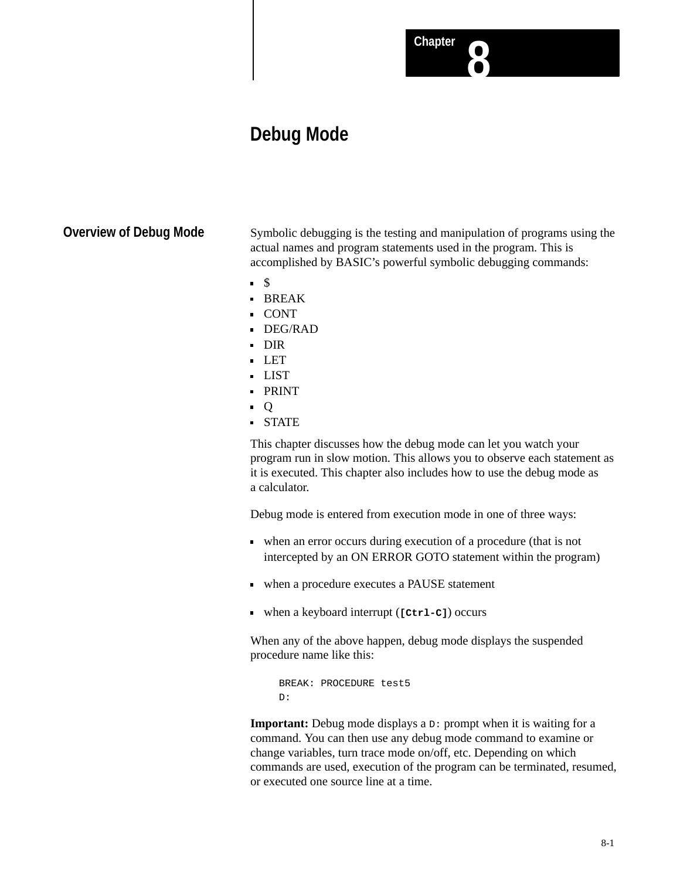# Chapter 8

# Debug Mode

## Overview of Debug Mode

Symbolic debugging is the testing and manipulation of programs using the actual names and program statements used in the program. This is accomplished by BASIC's powerful symbolic debugging commands:

- $
- BREAK
- CONT
- DEG/RAD
- DIR
- LET
- LIST
- PRINT
- Q
- STATE

This chapter discusses how the debug mode can let you watch your program run in slow motion. This allows you to observe each statement as it is executed. This chapter also includes how to use the debug mode as a calculator.

Debug mode is entered from execution mode in one of three ways:

- when an error occurs during execution of a procedure (that is not intercepted by an ON ERROR GOTO statement within the program)
- when a procedure executes a PAUSE statement
- when a keyboard interrupt (**`[Ctrl-C]`**) occurs

When any of the above happen, debug mode displays the suspended procedure name like this:

```
BREAK: PROCEDURE test5
D:
```

**Important:** Debug mode displays a `D:` prompt when it is waiting for a command. You can then use any debug mode command to examine or change variables, turn trace mode on/off, etc. Depending on which commands are used, execution of the program can be terminated, resumed, or executed one source line at a time.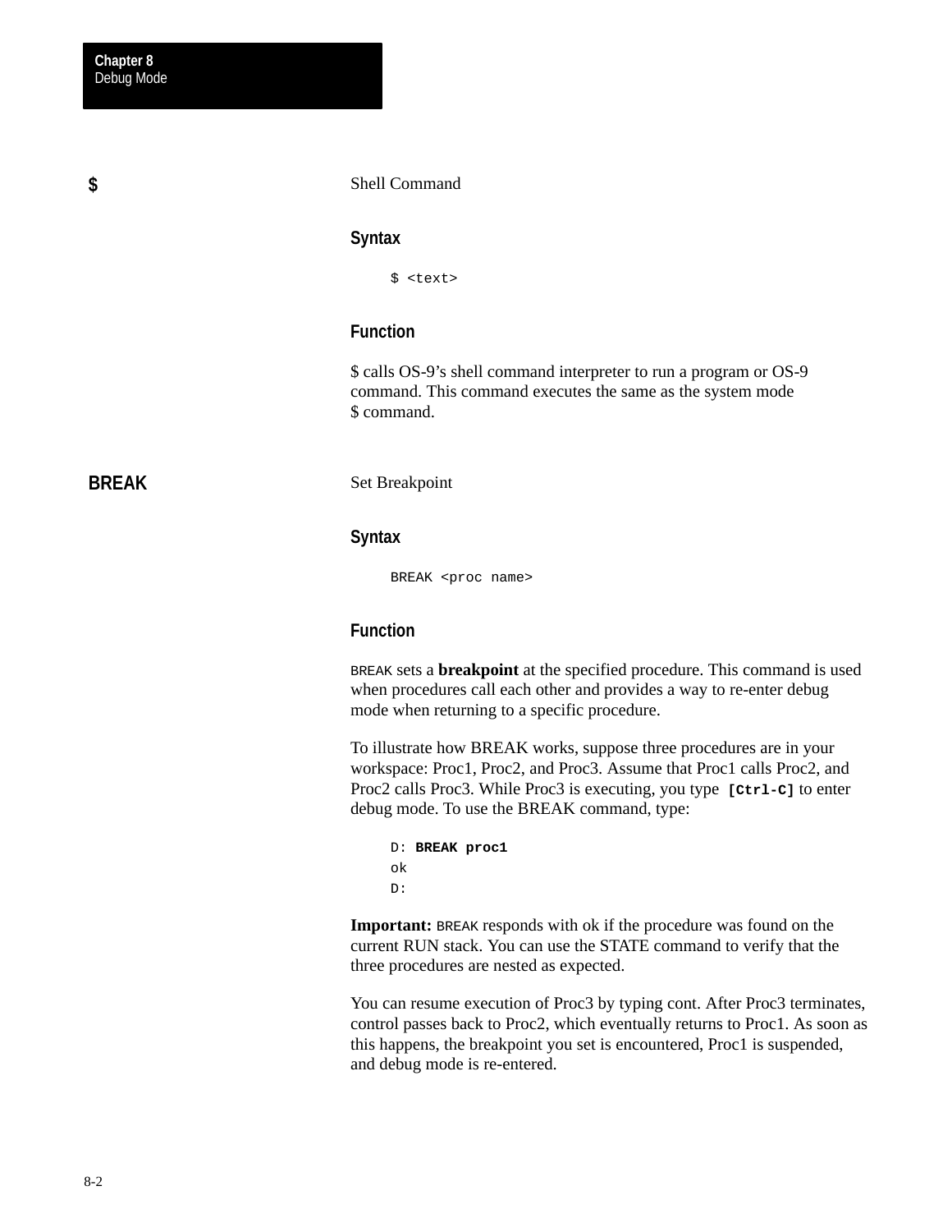## $

Shell Command

### Syntax

```
$ <text>
```

### Function

$ calls OS-9's shell command interpreter to run a program or OS-9 command. This command executes the same as the system mode $ command.

## BREAK

Set Breakpoint

### Syntax

```
BREAK <proc name>
```

### Function

BREAK sets a **breakpoint** at the specified procedure. This command is used when procedures call each other and provides a way to re-enter debug mode when returning to a specific procedure.

To illustrate how BREAK works, suppose three procedures are in your workspace: Proc1, Proc2, and Proc3. Assume that Proc1 calls Proc2, and Proc2 calls Proc3. While Proc3 is executing, you type **[Ctrl-C]** to enter debug mode. To use the BREAK command, type:

```
D: BREAK proc1
ok
D:
```

**Important:** BREAK responds with ok if the procedure was found on the current RUN stack. You can use the STATE command to verify that the three procedures are nested as expected.

You can resume execution of Proc3 by typing cont. After Proc3 terminates, control passes back to Proc2, which eventually returns to Proc1. As soon as this happens, the breakpoint you set is encountered, Proc1 is suspended, and debug mode is re-entered.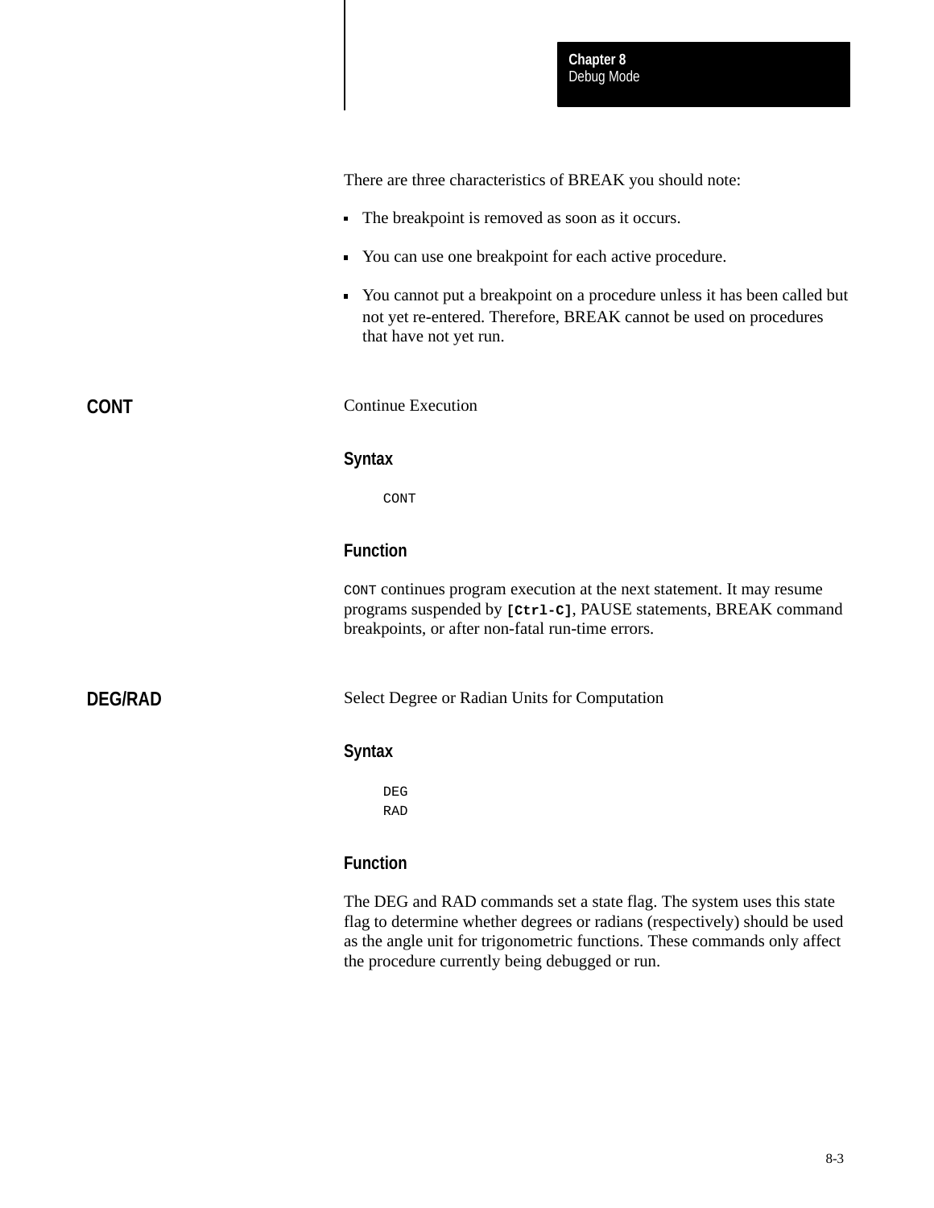There are three characteristics of BREAK you should note:

- The breakpoint is removed as soon as it occurs.
- You can use one breakpoint for each active procedure.
- You cannot put a breakpoint on a procedure unless it has been called but not yet re-entered. Therefore, BREAK cannot be used on procedures that have not yet run.

## CONT

Continue Execution

### Syntax

```
CONT
```

### Function

`CONT` continues program execution at the next statement. It may resume programs suspended by **`[Ctrl-C]`**, PAUSE statements, BREAK command breakpoints, or after non-fatal run-time errors.

## DEG/RAD

Select Degree or Radian Units for Computation

### Syntax

```
DEG
RAD
```

### Function

The DEG and RAD commands set a state flag. The system uses this state flag to determine whether degrees or radians (respectively) should be used as the angle unit for trigonometric functions. These commands only affect the procedure currently being debugged or run.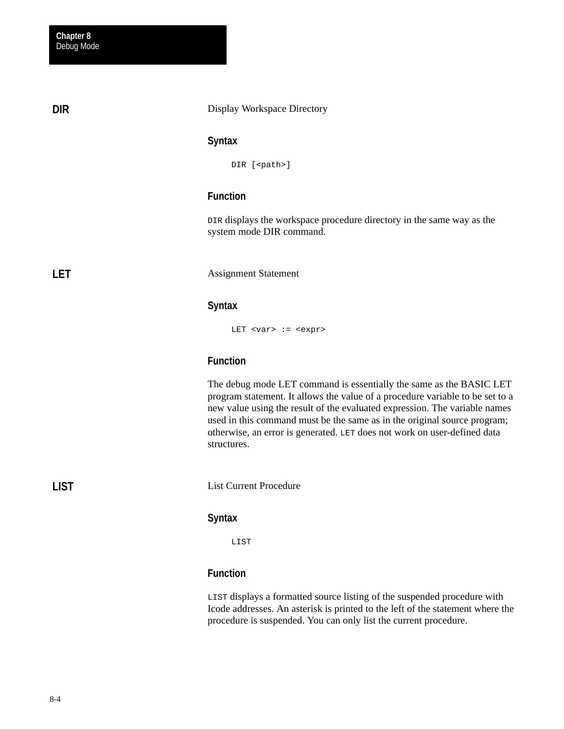## DIR

Display Workspace Directory

### Syntax

```
DIR [<path>]
```

### Function

`DIR` displays the workspace procedure directory in the same way as the system mode DIR command.

## LET

Assignment Statement

### Syntax

```
LET <var> := <expr>
```

### Function

The debug mode LET command is essentially the same as the BASIC LET program statement. It allows the value of a procedure variable to be set to a new value using the result of the evaluated expression. The variable names used in this command must be the same as in the original source program; otherwise, an error is generated. `LET` does not work on user-defined data structures.

## LIST

List Current Procedure

### Syntax

```
LIST
```

### Function

`LIST` displays a formatted source listing of the suspended procedure with Icode addresses. An asterisk is printed to the left of the statement where the procedure is suspended. You can only list the current procedure.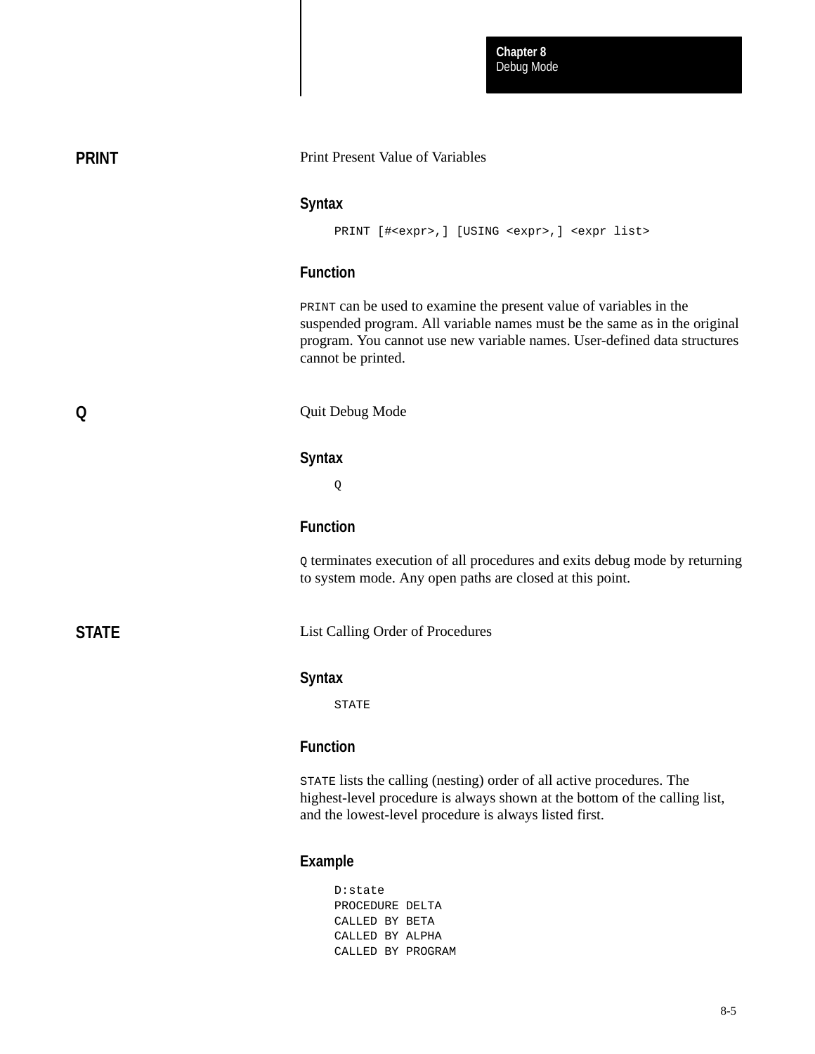## PRINT

Print Present Value of Variables

### Syntax

```
PRINT [#<expr>,] [USING <expr>,] <expr list>
```

### Function

`PRINT` can be used to examine the present value of variables in the suspended program. All variable names must be the same as in the original program. You cannot use new variable names. User-defined data structures cannot be printed.

## Q

Quit Debug Mode

### Syntax

```
Q
```

### Function

`Q` terminates execution of all procedures and exits debug mode by returning to system mode. Any open paths are closed at this point.

## STATE

List Calling Order of Procedures

### Syntax

```
STATE
```

### Function

`STATE` lists the calling (nesting) order of all active procedures. The highest-level procedure is always shown at the bottom of the calling list, and the lowest-level procedure is always listed first.

### Example

```
D:state
PROCEDURE DELTA
CALLED BY BETA
CALLED BY ALPHA
CALLED BY PROGRAM
```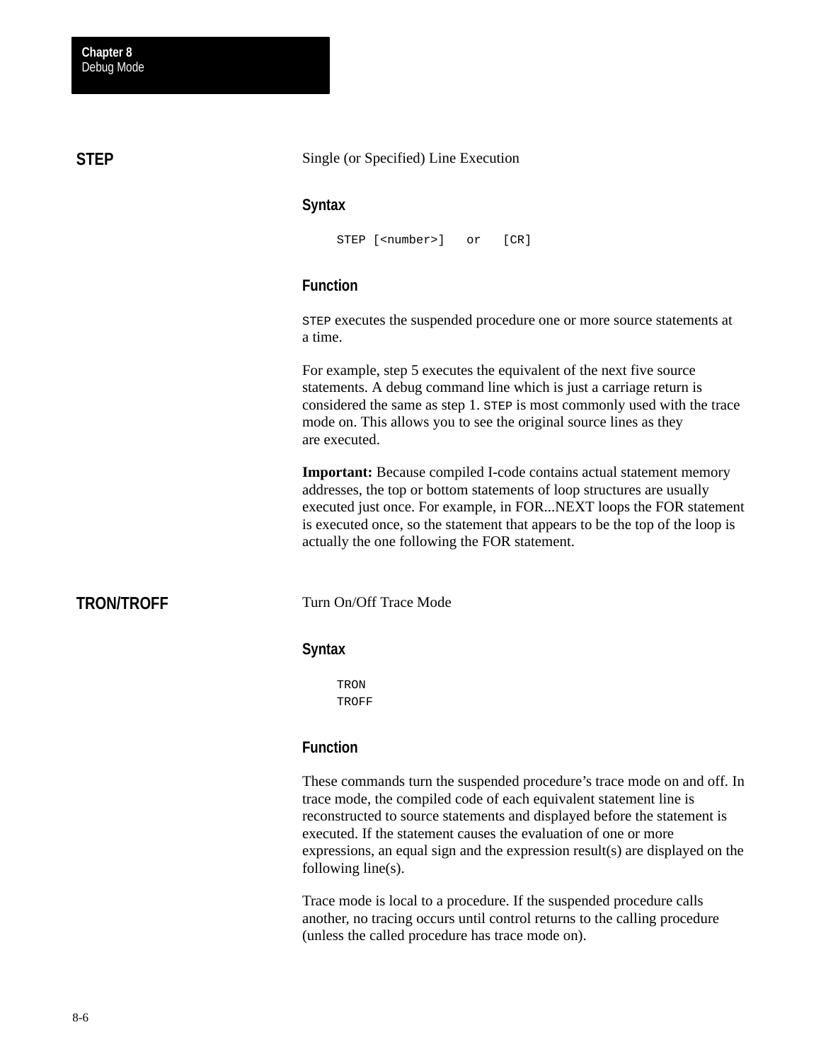## STEP

Single (or Specified) Line Execution

### Syntax

```
STEP [<number>]   or   [CR]
```

### Function

`STEP` executes the suspended procedure one or more source statements at a time.

For example, step 5 executes the equivalent of the next five source statements. A debug command line which is just a carriage return is considered the same as step 1. `STEP` is most commonly used with the trace mode on. This allows you to see the original source lines as they are executed.

**Important:** Because compiled I-code contains actual statement memory addresses, the top or bottom statements of loop structures are usually executed just once. For example, in FOR...NEXT loops the FOR statement is executed once, so the statement that appears to be the top of the loop is actually the one following the FOR statement.

## TRON/TROFF

Turn On/Off Trace Mode

### Syntax

```
TRON
TROFF
```

### Function

These commands turn the suspended procedure’s trace mode on and off. In trace mode, the compiled code of each equivalent statement line is reconstructed to source statements and displayed before the statement is executed. If the statement causes the evaluation of one or more expressions, an equal sign and the expression result(s) are displayed on the following line(s).

Trace mode is local to a procedure. If the suspended procedure calls another, no tracing occurs until control returns to the calling procedure (unless the called procedure has trace mode on).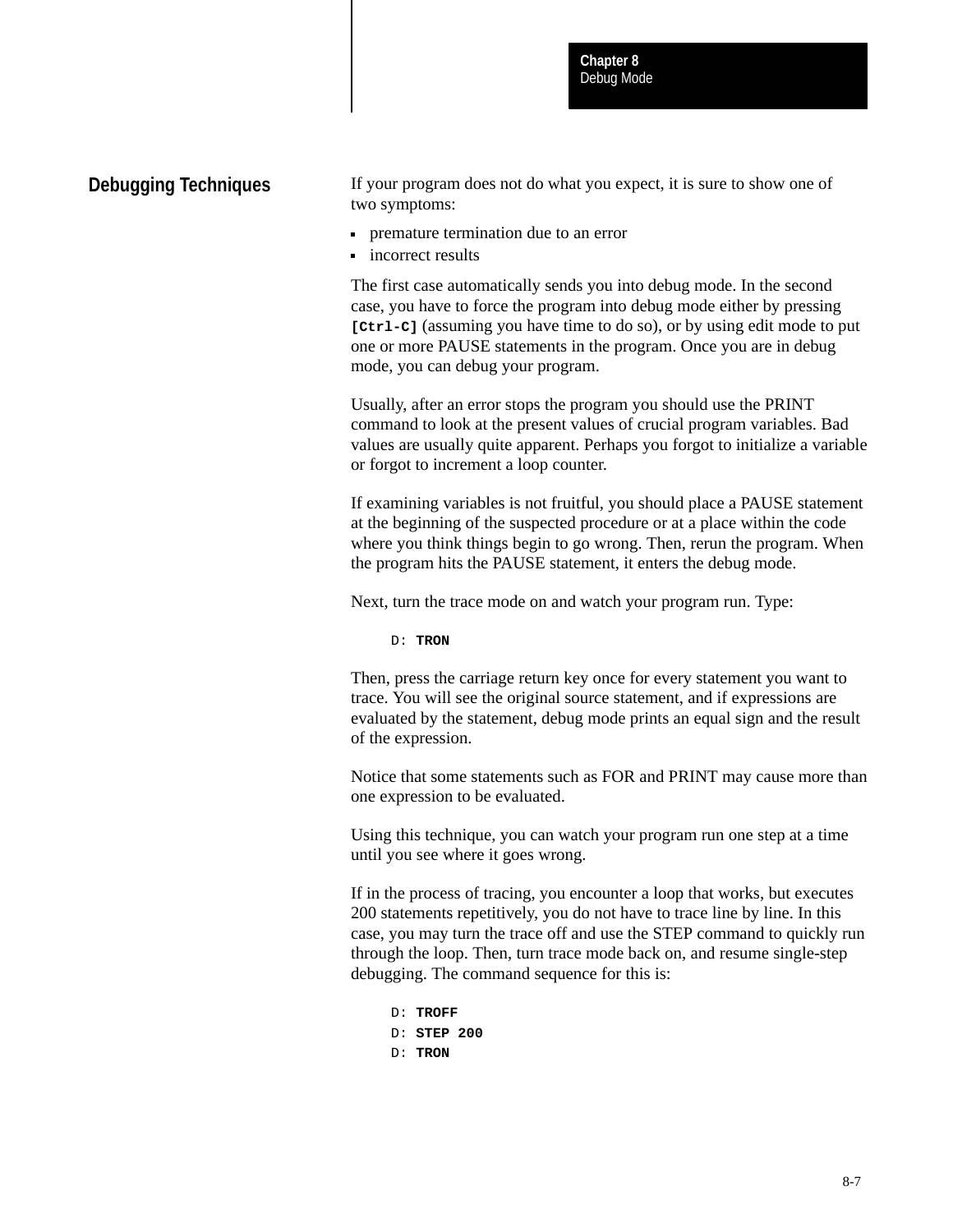## Debugging Techniques

If your program does not do what you expect, it is sure to show one of two symptoms:

- premature termination due to an error
- incorrect results

The first case automatically sends you into debug mode. In the second case, you have to force the program into debug mode either by pressing **[Ctrl-C]** (assuming you have time to do so), or by using edit mode to put one or more PAUSE statements in the program. Once you are in debug mode, you can debug your program.

Usually, after an error stops the program you should use the PRINT command to look at the present values of crucial program variables. Bad values are usually quite apparent. Perhaps you forgot to initialize a variable or forgot to increment a loop counter.

If examining variables is not fruitful, you should place a PAUSE statement at the beginning of the suspected procedure or at a place within the code where you think things begin to go wrong. Then, rerun the program. When the program hits the PAUSE statement, it enters the debug mode.

Next, turn the trace mode on and watch your program run. Type:

```
D: TRON
```

Then, press the carriage return key once for every statement you want to trace. You will see the original source statement, and if expressions are evaluated by the statement, debug mode prints an equal sign and the result of the expression.

Notice that some statements such as FOR and PRINT may cause more than one expression to be evaluated.

Using this technique, you can watch your program run one step at a time until you see where it goes wrong.

If in the process of tracing, you encounter a loop that works, but executes 200 statements repetitively, you do not have to trace line by line. In this case, you may turn the trace off and use the STEP command to quickly run through the loop. Then, turn trace mode back on, and resume single-step debugging. The command sequence for this is:

```
D: TROFF
D: STEP 200
D: TRON
```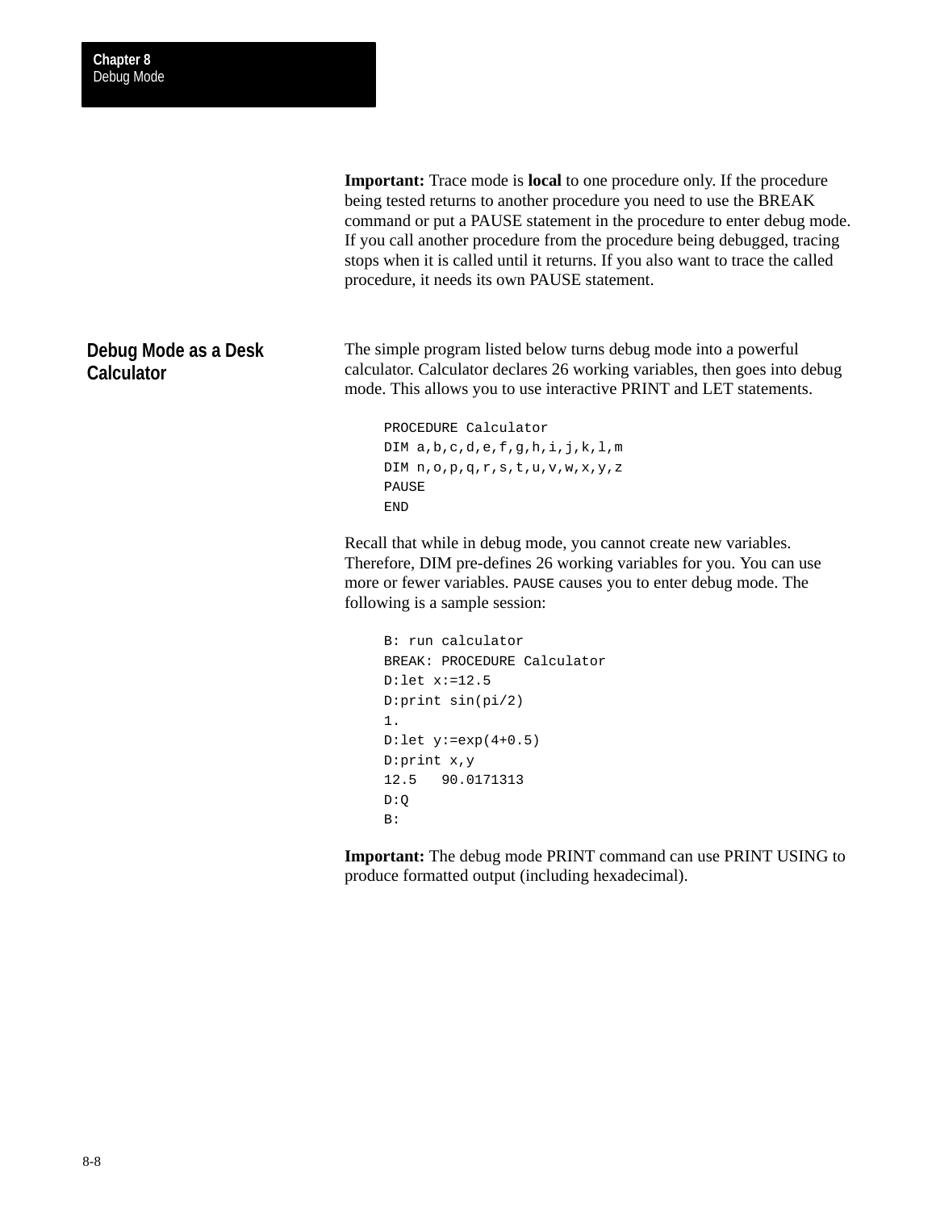**Important:** Trace mode is **local** to one procedure only. If the procedure being tested returns to another procedure you need to use the BREAK command or put a PAUSE statement in the procedure to enter debug mode. If you call another procedure from the procedure being debugged, tracing stops when it is called until it returns. If you also want to trace the called procedure, it needs its own PAUSE statement.

## Debug Mode as a Desk Calculator

The simple program listed below turns debug mode into a powerful calculator. Calculator declares 26 working variables, then goes into debug mode. This allows you to use interactive PRINT and LET statements.

```
PROCEDURE Calculator
DIM a,b,c,d,e,f,g,h,i,j,k,l,m
DIM n,o,p,q,r,s,t,u,v,w,x,y,z
PAUSE
END
```

Recall that while in debug mode, you cannot create new variables. Therefore, DIM pre-defines 26 working variables for you. You can use more or fewer variables. `PAUSE` causes you to enter debug mode. The following is a sample session:

```
B: run calculator
BREAK: PROCEDURE Calculator
D:let x:=12.5
D:print sin(pi/2)
1.
D:let y:=exp(4+0.5)
D:print x,y
12.5   90.0171313
D:Q
B:
```

**Important:** The debug mode PRINT command can use PRINT USING to produce formatted output (including hexadecimal).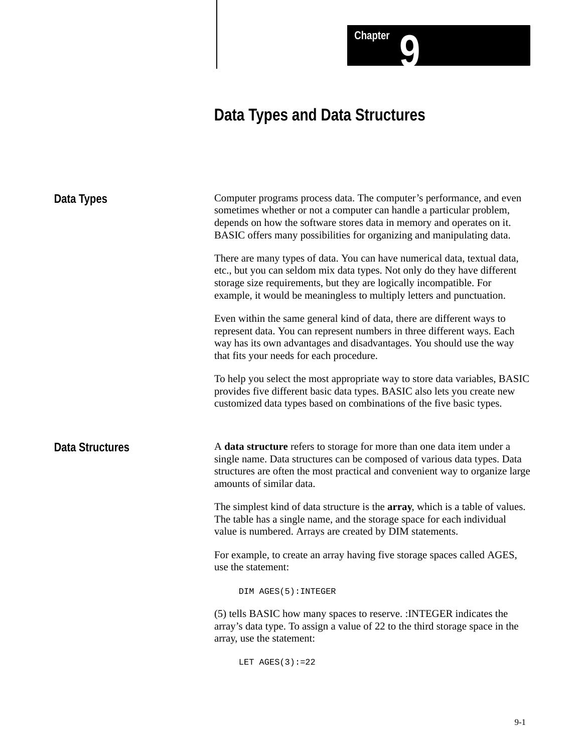# Chapter 9

# Data Types and Data Structures

## Data Types

Computer programs process data. The computer's performance, and even sometimes whether or not a computer can handle a particular problem, depends on how the software stores data in memory and operates on it. BASIC offers many possibilities for organizing and manipulating data.

There are many types of data. You can have numerical data, textual data, etc., but you can seldom mix data types. Not only do they have different storage size requirements, but they are logically incompatible. For example, it would be meaningless to multiply letters and punctuation.

Even within the same general kind of data, there are different ways to represent data. You can represent numbers in three different ways. Each way has its own advantages and disadvantages. You should use the way that fits your needs for each procedure.

To help you select the most appropriate way to store data variables, BASIC provides five different basic data types. BASIC also lets you create new customized data types based on combinations of the five basic types.

## Data Structures

A **data structure** refers to storage for more than one data item under a single name. Data structures can be composed of various data types. Data structures are often the most practical and convenient way to organize large amounts of similar data.

The simplest kind of data structure is the **array**, which is a table of values. The table has a single name, and the storage space for each individual value is numbered. Arrays are created by DIM statements.

For example, to create an array having five storage spaces called AGES, use the statement:

```
DIM AGES(5):INTEGER
```

(5) tells BASIC how many spaces to reserve. :INTEGER indicates the array's data type. To assign a value of 22 to the third storage space in the array, use the statement:

```
LET AGES(3):=22
```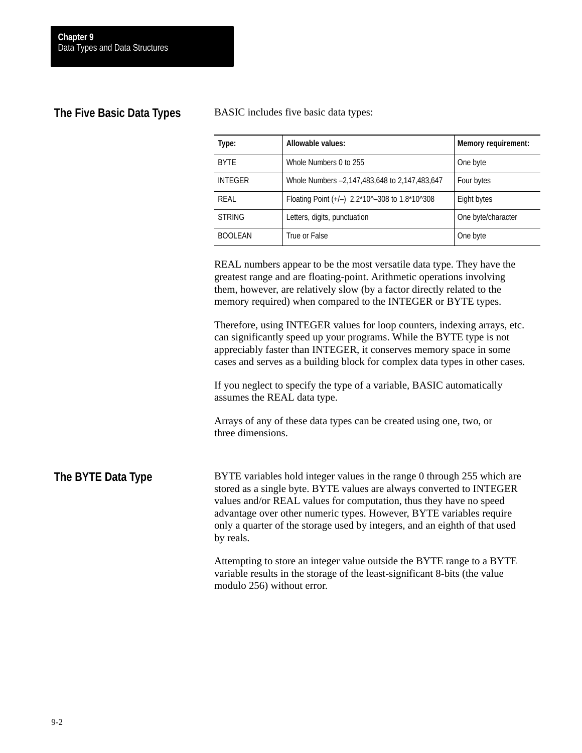## The Five Basic Data Types

BASIC includes five basic data types:

| Type: | Allowable values: | Memory requirement: |
|---|---|---|
| BYTE | Whole Numbers 0 to 255 | One byte |
| INTEGER | Whole Numbers –2,147,483,648 to 2,147,483,647 | Four bytes |
| REAL | Floating Point (+/–) 2.2*10^–308 to 1.8*10^308 | Eight bytes |
| STRING | Letters, digits, punctuation | One byte/character |
| BOOLEAN | True or False | One byte |

REAL numbers appear to be the most versatile data type. They have the greatest range and are floating-point. Arithmetic operations involving them, however, are relatively slow (by a factor directly related to the memory required) when compared to the INTEGER or BYTE types.

Therefore, using INTEGER values for loop counters, indexing arrays, etc. can significantly speed up your programs. While the BYTE type is not appreciably faster than INTEGER, it conserves memory space in some cases and serves as a building block for complex data types in other cases.

If you neglect to specify the type of a variable, BASIC automatically assumes the REAL data type.

Arrays of any of these data types can be created using one, two, or three dimensions.

## The BYTE Data Type

BYTE variables hold integer values in the range 0 through 255 which are stored as a single byte. BYTE values are always converted to INTEGER values and/or REAL values for computation, thus they have no speed advantage over other numeric types. However, BYTE variables require only a quarter of the storage used by integers, and an eighth of that used by reals.

Attempting to store an integer value outside the BYTE range to a BYTE variable results in the storage of the least-significant 8-bits (the value modulo 256) without error.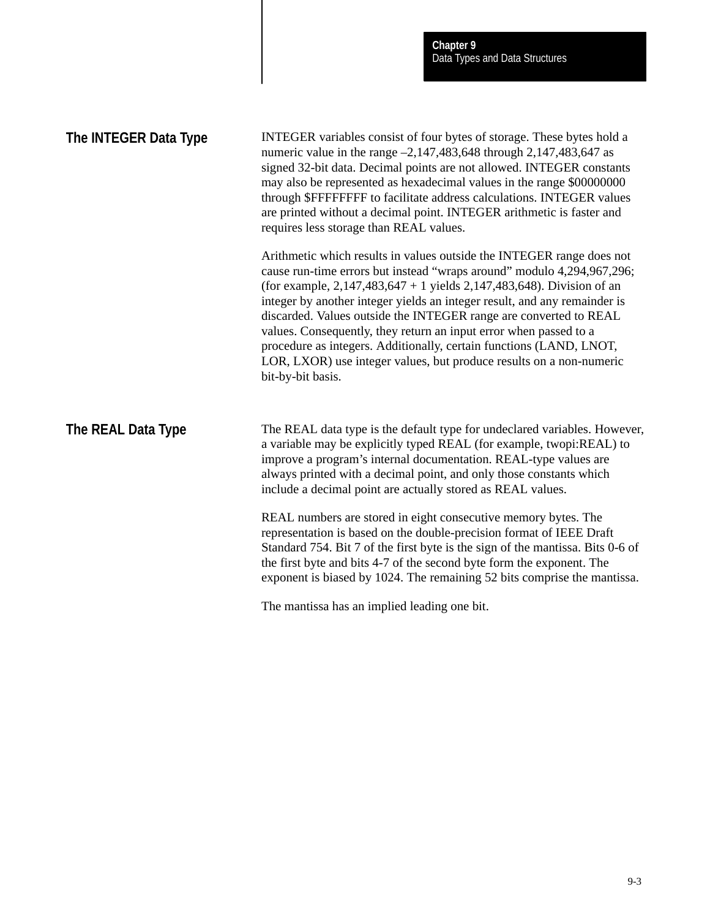## The INTEGER Data Type

INTEGER variables consist of four bytes of storage. These bytes hold a numeric value in the range –2,147,483,648 through 2,147,483,647 as signed 32-bit data. Decimal points are not allowed. INTEGER constants may also be represented as hexadecimal values in the range $00000000 through $FFFFFFFF to facilitate address calculations. INTEGER values are printed without a decimal point. INTEGER arithmetic is faster and requires less storage than REAL values.

Arithmetic which results in values outside the INTEGER range does not cause run-time errors but instead “wraps around” modulo 4,294,967,296; (for example, 2,147,483,647 + 1 yields 2,147,483,648). Division of an integer by another integer yields an integer result, and any remainder is discarded. Values outside the INTEGER range are converted to REAL values. Consequently, they return an input error when passed to a procedure as integers. Additionally, certain functions (LAND, LNOT, LOR, LXOR) use integer values, but produce results on a non-numeric bit-by-bit basis.

## The REAL Data Type

The REAL data type is the default type for undeclared variables. However, a variable may be explicitly typed REAL (for example, twopi:REAL) to improve a program’s internal documentation. REAL-type values are always printed with a decimal point, and only those constants which include a decimal point are actually stored as REAL values.

REAL numbers are stored in eight consecutive memory bytes. The representation is based on the double-precision format of IEEE Draft Standard 754. Bit 7 of the first byte is the sign of the mantissa. Bits 0-6 of the first byte and bits 4-7 of the second byte form the exponent. The exponent is biased by 1024. The remaining 52 bits comprise the mantissa.

The mantissa has an implied leading one bit.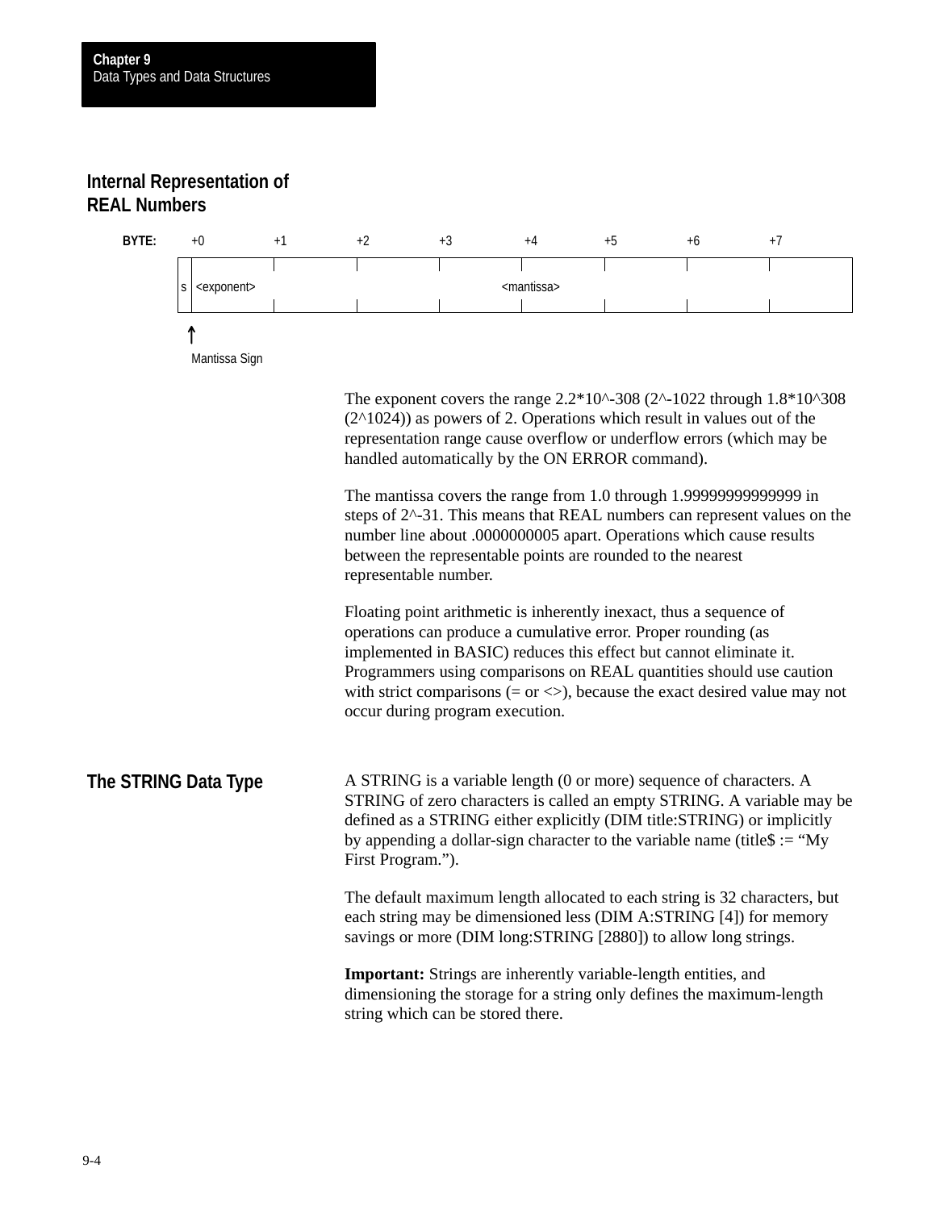## Internal Representation of REAL Numbers

| BYTE: | +0 | +1 | +2 | +3 | +4 | +5 | +6 | +7 |
|---|---|---|---|---|---|---|---|---|
| | s <exponent> | | | | <mantissa> | | | |

↑ Mantissa Sign

The exponent covers the range 2.2*10^-308 (2^-1022 through 1.8*10^308 (2^1024)) as powers of 2. Operations which result in values out of the representation range cause overflow or underflow errors (which may be handled automatically by the ON ERROR command).

The mantissa covers the range from 1.0 through 1.99999999999999 in steps of 2^-31. This means that REAL numbers can represent values on the number line about .0000000005 apart. Operations which cause results between the representable points are rounded to the nearest representable number.

Floating point arithmetic is inherently inexact, thus a sequence of operations can produce a cumulative error. Proper rounding (as implemented in BASIC) reduces this effect but cannot eliminate it. Programmers using comparisons on REAL quantities should use caution with strict comparisons (= or <>), because the exact desired value may not occur during program execution.

## The STRING Data Type

A STRING is a variable length (0 or more) sequence of characters. A STRING of zero characters is called an empty STRING. A variable may be defined as a STRING either explicitly (DIM title:STRING) or implicitly by appending a dollar-sign character to the variable name (title$ := “My First Program.”).

The default maximum length allocated to each string is 32 characters, but each string may be dimensioned less (DIM A:STRING [4]) for memory savings or more (DIM long:STRING [2880]) to allow long strings.

**Important:** Strings are inherently variable-length entities, and dimensioning the storage for a string only defines the maximum-length string which can be stored there.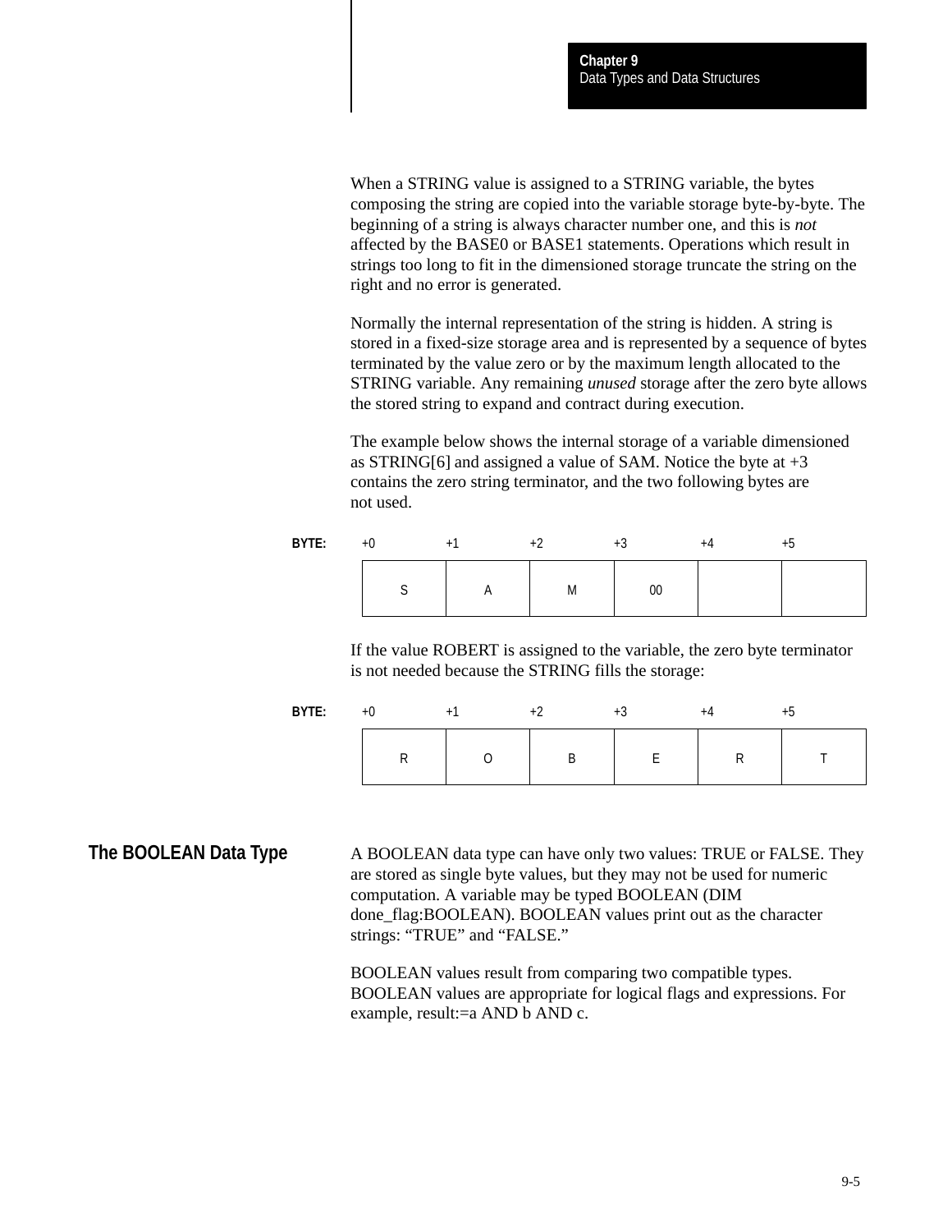When a STRING value is assigned to a STRING variable, the bytes composing the string are copied into the variable storage byte-by-byte. The beginning of a string is always character number one, and this is *not* affected by the BASE0 or BASE1 statements. Operations which result in strings too long to fit in the dimensioned storage truncate the string on the right and no error is generated.

Normally the internal representation of the string is hidden. A string is stored in a fixed-size storage area and is represented by a sequence of bytes terminated by the value zero or by the maximum length allocated to the STRING variable. Any remaining *unused* storage after the zero byte allows the stored string to expand and contract during execution.

The example below shows the internal storage of a variable dimensioned as STRING[6] and assigned a value of SAM. Notice the byte at +3 contains the zero string terminator, and the two following bytes are not used.

| BYTE: | +0 | +1 | +2 | +3 | +4 | +5 |
|---|---|---|---|---|---|---|
| | S | A | M | 00 | | |

If the value ROBERT is assigned to the variable, the zero byte terminator is not needed because the STRING fills the storage:

| BYTE: | +0 | +1 | +2 | +3 | +4 | +5 |
|---|---|---|---|---|---|---|
| | R | O | B | E | R | T |

## The BOOLEAN Data Type

A BOOLEAN data type can have only two values: TRUE or FALSE. They are stored as single byte values, but they may not be used for numeric computation. A variable may be typed BOOLEAN (DIM done_flag:BOOLEAN). BOOLEAN values print out as the character strings: “TRUE” and “FALSE.”

BOOLEAN values result from comparing two compatible types. BOOLEAN values are appropriate for logical flags and expressions. For example, result:=a AND b AND c.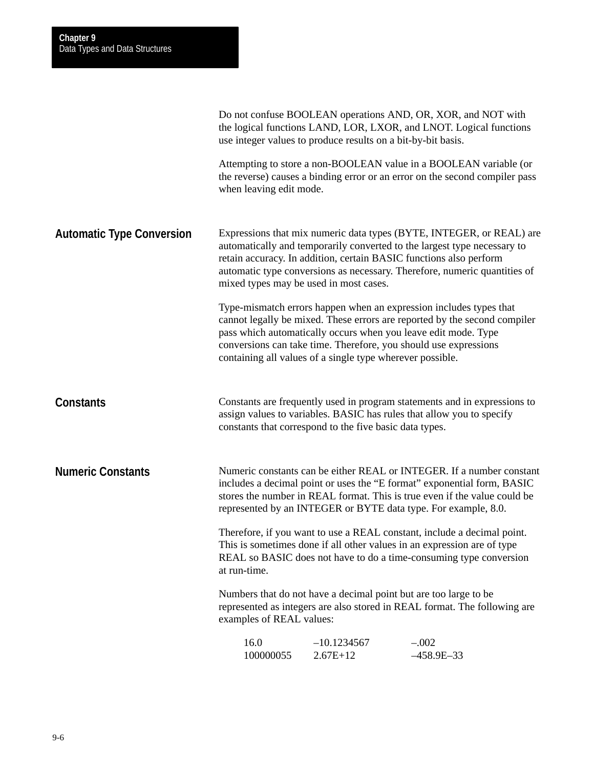Do not confuse BOOLEAN operations AND, OR, XOR, and NOT with the logical functions LAND, LOR, LXOR, and LNOT. Logical functions use integer values to produce results on a bit-by-bit basis.

Attempting to store a non-BOOLEAN value in a BOOLEAN variable (or the reverse) causes a binding error or an error on the second compiler pass when leaving edit mode.

## Automatic Type Conversion

Expressions that mix numeric data types (BYTE, INTEGER, or REAL) are automatically and temporarily converted to the largest type necessary to retain accuracy. In addition, certain BASIC functions also perform automatic type conversions as necessary. Therefore, numeric quantities of mixed types may be used in most cases.

Type-mismatch errors happen when an expression includes types that cannot legally be mixed. These errors are reported by the second compiler pass which automatically occurs when you leave edit mode. Type conversions can take time. Therefore, you should use expressions containing all values of a single type wherever possible.

## Constants

Constants are frequently used in program statements and in expressions to assign values to variables. BASIC has rules that allow you to specify constants that correspond to the five basic data types.

## Numeric Constants

Numeric constants can be either REAL or INTEGER. If a number constant includes a decimal point or uses the “E format” exponential form, BASIC stores the number in REAL format. This is true even if the value could be represented by an INTEGER or BYTE data type. For example, 8.0.

Therefore, if you want to use a REAL constant, include a decimal point. This is sometimes done if all other values in an expression are of type REAL so BASIC does not have to do a time-consuming type conversion at run-time.

Numbers that do not have a decimal point but are too large to be represented as integers are also stored in REAL format. The following are examples of REAL values:

```
16.0          –10.1234567     –.002
100000055     2.67E+12        –458.9E–33
```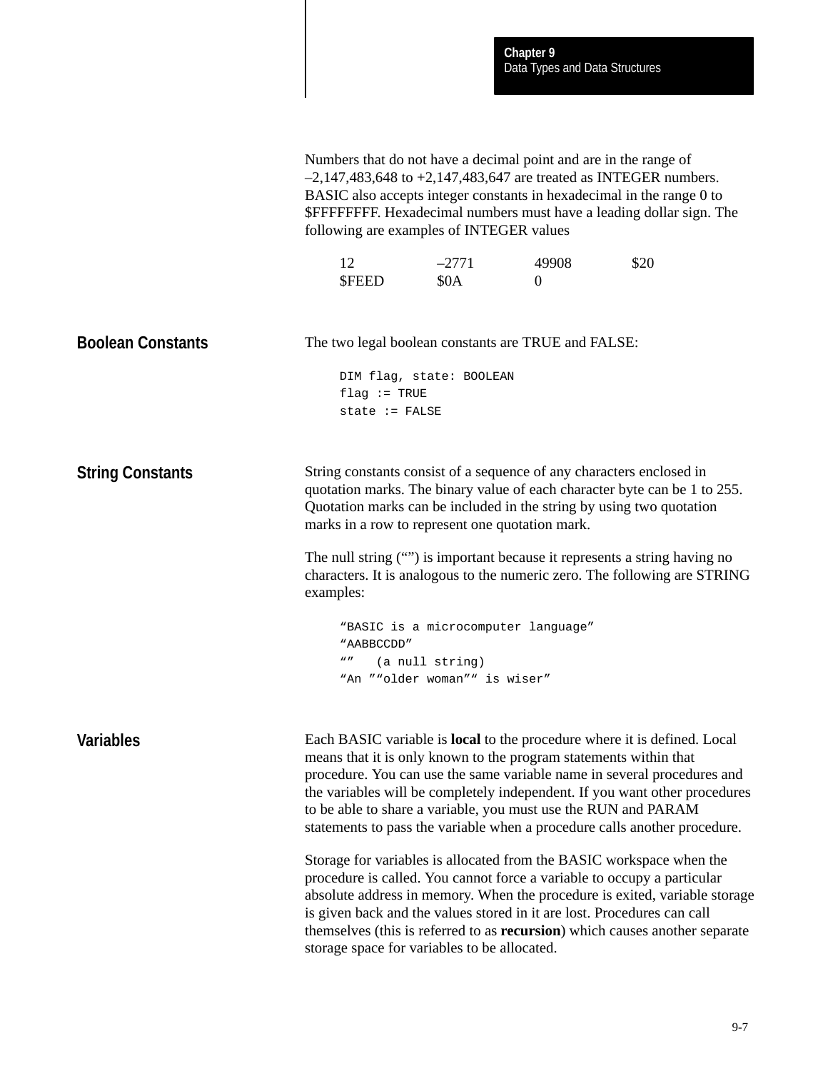Numbers that do not have a decimal point and are in the range of –2,147,483,648 to +2,147,483,647 are treated as INTEGER numbers. BASIC also accepts integer constants in hexadecimal in the range 0 to $FFFFFFFF. Hexadecimal numbers must have a leading dollar sign. The following are examples of INTEGER values

| | | | |
|---|---|---|---|
| 12 | –2771 | 49908 | $20 |
| $FEED | $0A | 0 | |

## Boolean Constants

The two legal boolean constants are TRUE and FALSE:

```
DIM flag, state: BOOLEAN
flag := TRUE
state := FALSE
```

## String Constants

String constants consist of a sequence of any characters enclosed in quotation marks. The binary value of each character byte can be 1 to 255. Quotation marks can be included in the string by using two quotation marks in a row to represent one quotation mark.

The null string (“”) is important because it represents a string having no characters. It is analogous to the numeric zero. The following are STRING examples:

```
“BASIC is a microcomputer language”
“AABBCCDD”
“”   (a null string)
“An ””older woman”“ is wiser”
```

## Variables

Each BASIC variable is **local** to the procedure where it is defined. Local means that it is only known to the program statements within that procedure. You can use the same variable name in several procedures and the variables will be completely independent. If you want other procedures to be able to share a variable, you must use the RUN and PARAM statements to pass the variable when a procedure calls another procedure.

Storage for variables is allocated from the BASIC workspace when the procedure is called. You cannot force a variable to occupy a particular absolute address in memory. When the procedure is exited, variable storage is given back and the values stored in it are lost. Procedures can call themselves (this is referred to as **recursion**) which causes another separate storage space for variables to be allocated.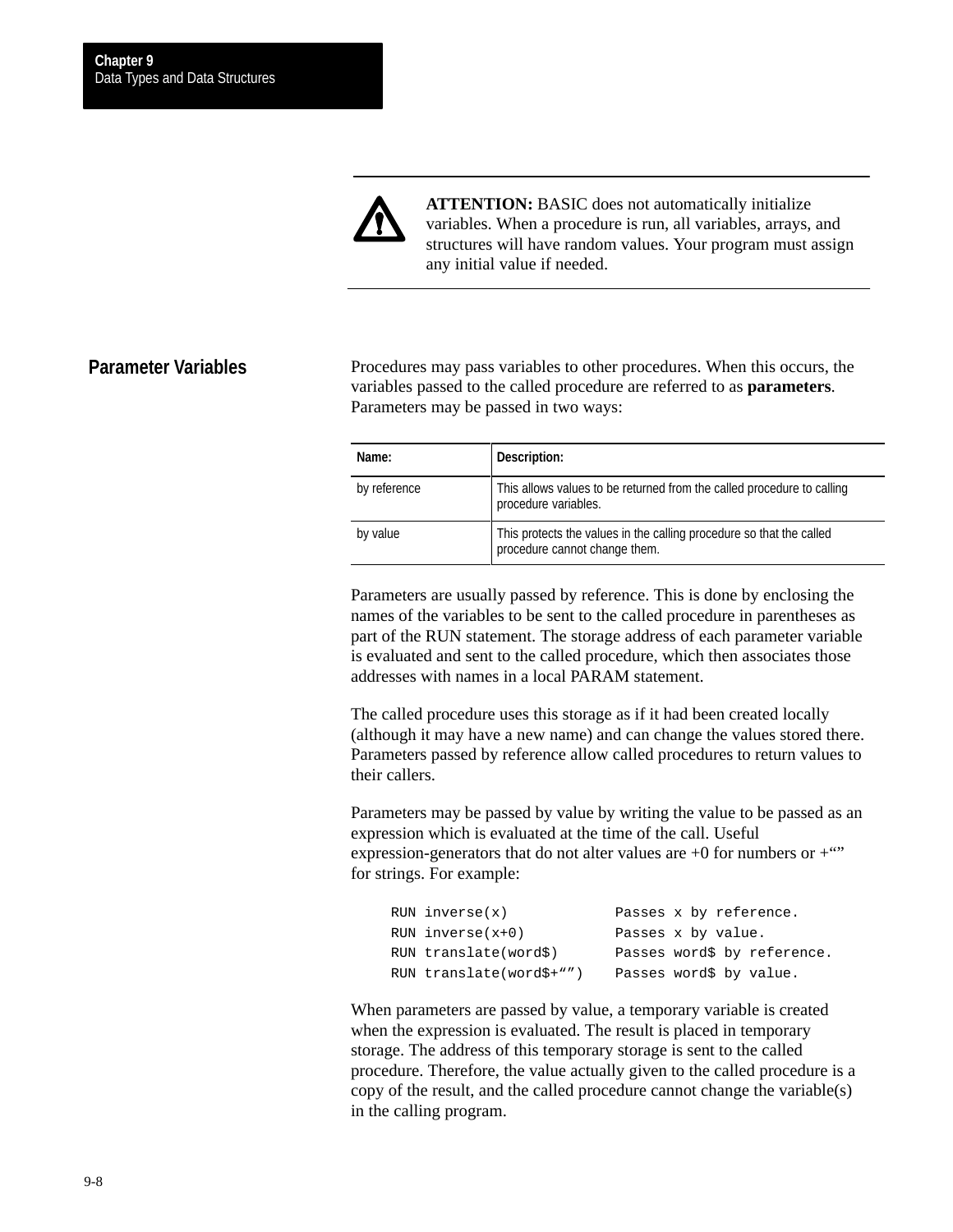**ATTENTION:** BASIC does not automatically initialize variables. When a procedure is run, all variables, arrays, and structures will have random values. Your program must assign any initial value if needed.

## Parameter Variables

Procedures may pass variables to other procedures. When this occurs, the variables passed to the called procedure are referred to as **parameters**. Parameters may be passed in two ways:

| Name: | Description: |
| --- | --- |
| by reference | This allows values to be returned from the called procedure to calling procedure variables. |
| by value | This protects the values in the calling procedure so that the called procedure cannot change them. |

Parameters are usually passed by reference. This is done by enclosing the names of the variables to be sent to the called procedure in parentheses as part of the RUN statement. The storage address of each parameter variable is evaluated and sent to the called procedure, which then associates those addresses with names in a local PARAM statement.

The called procedure uses this storage as if it had been created locally (although it may have a new name) and can change the values stored there. Parameters passed by reference allow called procedures to return values to their callers.

Parameters may be passed by value by writing the value to be passed as an expression which is evaluated at the time of the call. Useful expression-generators that do not alter values are +0 for numbers or +“” for strings. For example:

```
RUN inverse(x)            Passes x by reference.
RUN inverse(x+0)          Passes x by value.
RUN translate(word$)      Passes word$ by reference.
RUN translate(word$+“”)   Passes word$ by value.
```

When parameters are passed by value, a temporary variable is created when the expression is evaluated. The result is placed in temporary storage. The address of this temporary storage is sent to the called procedure. Therefore, the value actually given to the called procedure is a copy of the result, and the called procedure cannot change the variable(s) in the calling program.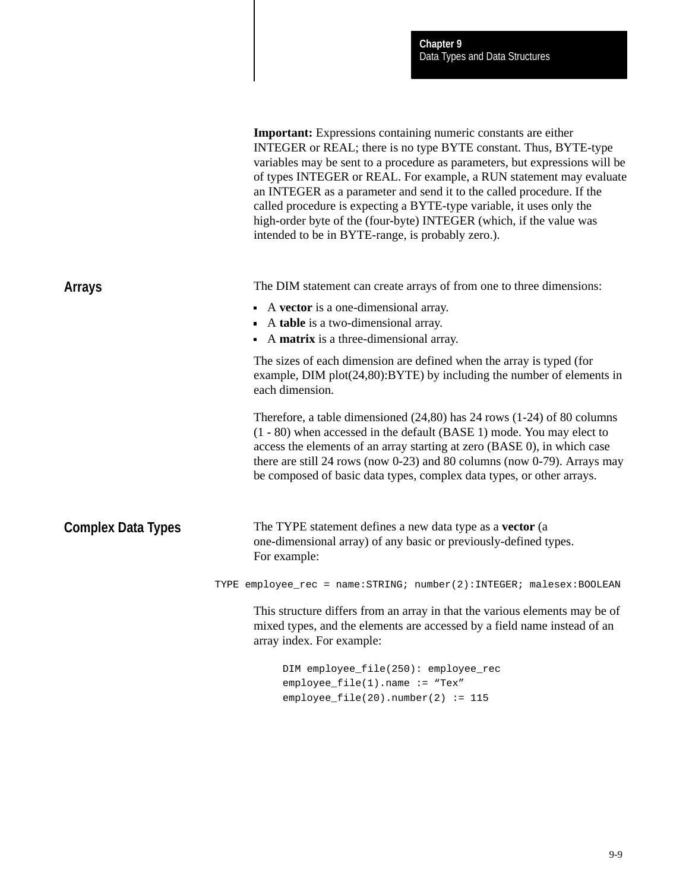**Important:** Expressions containing numeric constants are either INTEGER or REAL; there is no type BYTE constant. Thus, BYTE-type variables may be sent to a procedure as parameters, but expressions will be of types INTEGER or REAL. For example, a RUN statement may evaluate an INTEGER as a parameter and send it to the called procedure. If the called procedure is expecting a BYTE-type variable, it uses only the high-order byte of the (four-byte) INTEGER (which, if the value was intended to be in BYTE-range, is probably zero.).

## Arrays

The DIM statement can create arrays of from one to three dimensions:

- A **vector** is a one-dimensional array.
- A **table** is a two-dimensional array.
- A **matrix** is a three-dimensional array.

The sizes of each dimension are defined when the array is typed (for example, DIM plot(24,80):BYTE) by including the number of elements in each dimension.

Therefore, a table dimensioned (24,80) has 24 rows (1-24) of 80 columns (1 - 80) when accessed in the default (BASE 1) mode. You may elect to access the elements of an array starting at zero (BASE 0), in which case there are still 24 rows (now 0-23) and 80 columns (now 0-79). Arrays may be composed of basic data types, complex data types, or other arrays.

## Complex Data Types

The TYPE statement defines a new data type as a **vector** (a one-dimensional array) of any basic or previously-defined types. For example:

```
TYPE employee_rec = name:STRING; number(2):INTEGER; malesex:BOOLEAN
```

This structure differs from an array in that the various elements may be of mixed types, and the elements are accessed by a field name instead of an array index. For example:

```
DIM employee_file(250): employee_rec
employee_file(1).name := “Tex”
employee_file(20).number(2) := 115
```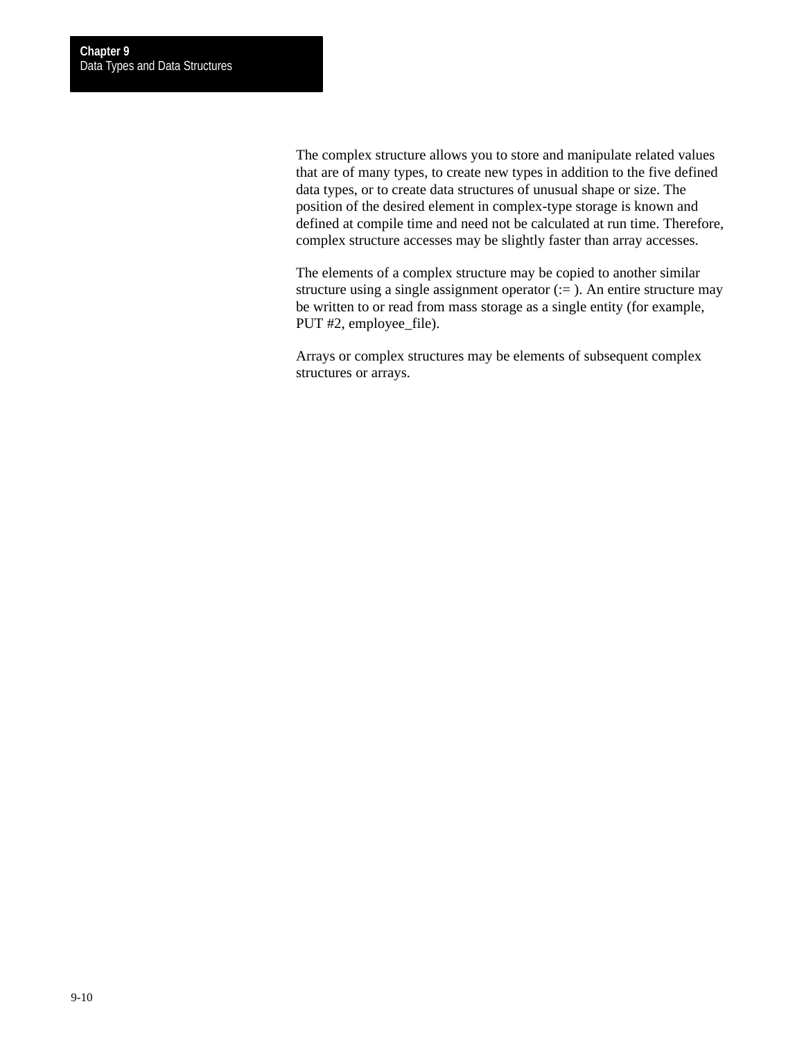The complex structure allows you to store and manipulate related values that are of many types, to create new types in addition to the five defined data types, or to create data structures of unusual shape or size. The position of the desired element in complex-type storage is known and defined at compile time and need not be calculated at run time. Therefore, complex structure accesses may be slightly faster than array accesses.

The elements of a complex structure may be copied to another similar structure using a single assignment operator (:= ). An entire structure may be written to or read from mass storage as a single entity (for example, PUT #2, employee_file).

Arrays or complex structures may be elements of subsequent complex structures or arrays.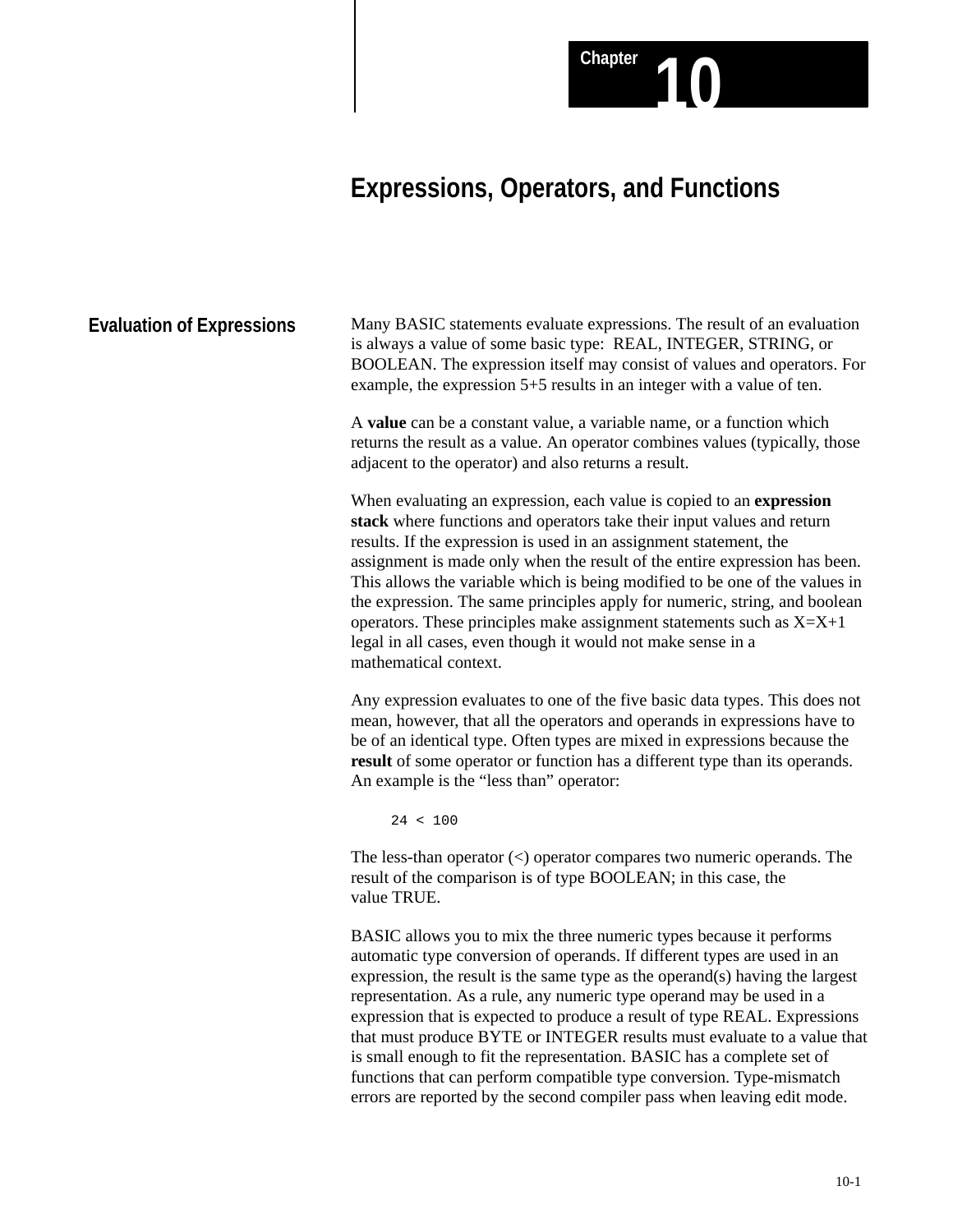# Chapter 10

# Expressions, Operators, and Functions

## Evaluation of Expressions

Many BASIC statements evaluate expressions. The result of an evaluation is always a value of some basic type: REAL, INTEGER, STRING, or BOOLEAN. The expression itself may consist of values and operators. For example, the expression 5+5 results in an integer with a value of ten.

A **value** can be a constant value, a variable name, or a function which returns the result as a value. An operator combines values (typically, those adjacent to the operator) and also returns a result.

When evaluating an expression, each value is copied to an **expression stack** where functions and operators take their input values and return results. If the expression is used in an assignment statement, the assignment is made only when the result of the entire expression has been. This allows the variable which is being modified to be one of the values in the expression. The same principles apply for numeric, string, and boolean operators. These principles make assignment statements such as X=X+1 legal in all cases, even though it would not make sense in a mathematical context.

Any expression evaluates to one of the five basic data types. This does not mean, however, that all the operators and operands in expressions have to be of an identical type. Often types are mixed in expressions because the **result** of some operator or function has a different type than its operands. An example is the "less than" operator:

```
24 < 100
```

The less-than operator (<) operator compares two numeric operands. The result of the comparison is of type BOOLEAN; in this case, the value TRUE.

BASIC allows you to mix the three numeric types because it performs automatic type conversion of operands. If different types are used in an expression, the result is the same type as the operand(s) having the largest representation. As a rule, any numeric type operand may be used in a expression that is expected to produce a result of type REAL. Expressions that must produce BYTE or INTEGER results must evaluate to a value that is small enough to fit the representation. BASIC has a complete set of functions that can perform compatible type conversion. Type-mismatch errors are reported by the second compiler pass when leaving edit mode.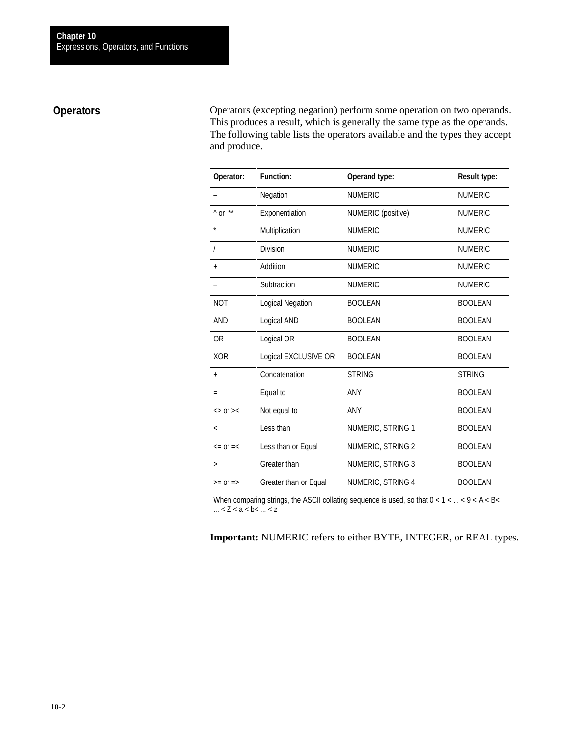## Operators

Operators (excepting negation) perform some operation on two operands. This produces a result, which is generally the same type as the operands. The following table lists the operators available and the types they accept and produce.

| Operator: | Function: | Operand type: | Result type: |
|---|---|---|---|
| – | Negation | NUMERIC | NUMERIC |
| ^ or ** | Exponentiation | NUMERIC (positive) | NUMERIC |
| * | Multiplication | NUMERIC | NUMERIC |
| / | Division | NUMERIC | NUMERIC |
| + | Addition | NUMERIC | NUMERIC |
| – | Subtraction | NUMERIC | NUMERIC |
| NOT | Logical Negation | BOOLEAN | BOOLEAN |
| AND | Logical AND | BOOLEAN | BOOLEAN |
| OR | Logical OR | BOOLEAN | BOOLEAN |
| XOR | Logical EXCLUSIVE OR | BOOLEAN | BOOLEAN |
| + | Concatenation | STRING | STRING |
| = | Equal to | ANY | BOOLEAN |
| <> or >< | Not equal to | ANY | BOOLEAN |
| < | Less than | NUMERIC, STRING 1 | BOOLEAN |
| <= or =< | Less than or Equal | NUMERIC, STRING 2 | BOOLEAN |
| > | Greater than | NUMERIC, STRING 3 | BOOLEAN |
| >= or => | Greater than or Equal | NUMERIC, STRING 4 | BOOLEAN |

When comparing strings, the ASCII collating sequence is used, so that 0 < 1 < ... < 9 < A < B< ... < Z < a < b< ... < z

**Important:** NUMERIC refers to either BYTE, INTEGER, or REAL types.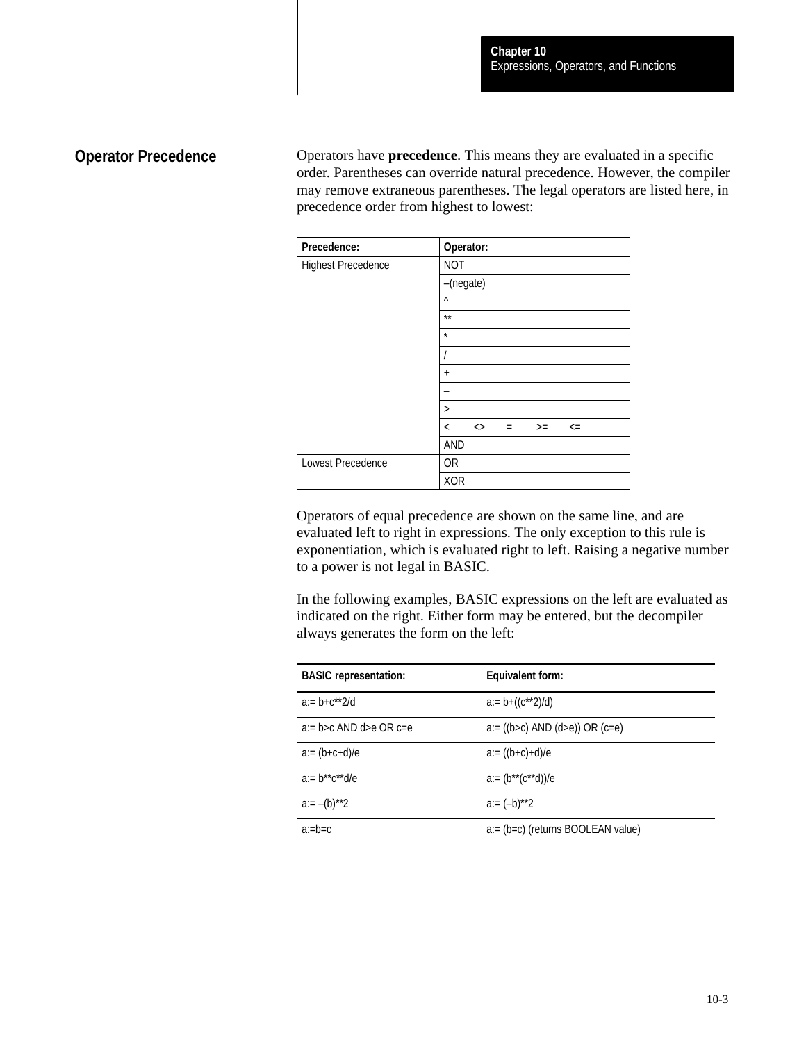## Operator Precedence

Operators have **precedence**. This means they are evaluated in a specific order. Parentheses can override natural precedence. However, the compiler may remove extraneous parentheses. The legal operators are listed here, in precedence order from highest to lowest:

| Precedence: | Operator: |
|---|---|
| Highest Precedence | NOT |
| | –(negate) |
| | ^ |
| | ** |
| | * |
| | / |
| | + |
| | – |
| | > |
| | < <> = >= <= |
| | AND |
| Lowest Precedence | OR |
| | XOR |

Operators of equal precedence are shown on the same line, and are evaluated left to right in expressions. The only exception to this rule is exponentiation, which is evaluated right to left. Raising a negative number to a power is not legal in BASIC.

In the following examples, BASIC expressions on the left are evaluated as indicated on the right. Either form may be entered, but the decompiler always generates the form on the left:

| BASIC representation: | Equivalent form: |
|---|---|
| a:= b+c**2/d | a:= b+((c**2)/d) |
| a:= b>c AND d>e OR c=e | a:= ((b>c) AND (d>e)) OR (c=e) |
| a:= (b+c+d)/e | a:= ((b+c)+d)/e |
| a:= b**c**d/e | a:= (b**(c**d))/e |
| a:= –(b)**2 | a:= (–b)**2 |
| a:=b=c | a:= (b=c) (returns BOOLEAN value) |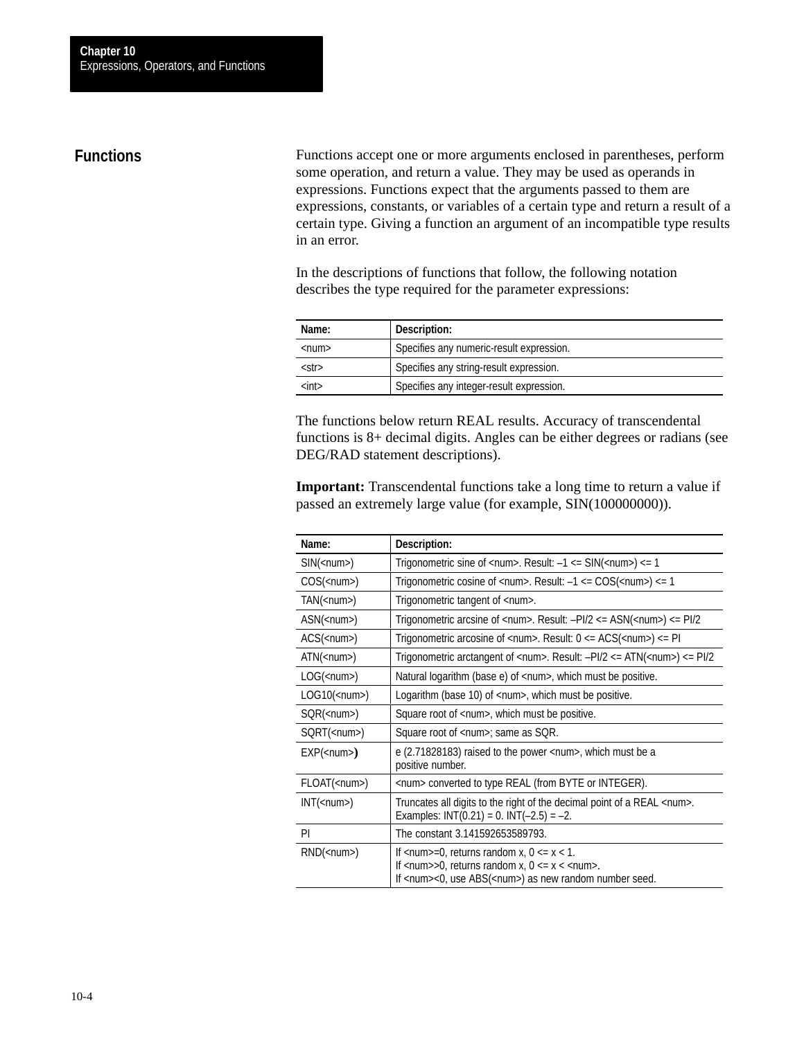## Functions

Functions accept one or more arguments enclosed in parentheses, perform some operation, and return a value. They may be used as operands in expressions. Functions expect that the arguments passed to them are expressions, constants, or variables of a certain type and return a result of a certain type. Giving a function an argument of an incompatible type results in an error.

In the descriptions of functions that follow, the following notation describes the type required for the parameter expressions:

| Name: | Description: |
| --- | --- |
| <num> | Specifies any numeric-result expression. |
| <str> | Specifies any string-result expression. |
| <int> | Specifies any integer-result expression. |

The functions below return REAL results. Accuracy of transcendental functions is 8+ decimal digits. Angles can be either degrees or radians (see DEG/RAD statement descriptions).

**Important:** Transcendental functions take a long time to return a value if passed an extremely large value (for example, SIN(100000000)).

| Name: | Description: |
| --- | --- |
| SIN(<num>) | Trigonometric sine of <num>. Result: –1 <= SIN(<num>) <= 1 |
| COS(<num>) | Trigonometric cosine of <num>. Result: –1 <= COS(<num>) <= 1 |
| TAN(<num>) | Trigonometric tangent of <num>. |
| ASN(<num>) | Trigonometric arcsine of <num>. Result: –PI/2 <= ASN(<num>) <= PI/2 |
| ACS(<num>) | Trigonometric arcosine of <num>. Result: 0 <= ACS(<num>) <= PI |
| ATN(<num>) | Trigonometric arctangent of <num>. Result: –PI/2 <= ATN(<num>) <= PI/2 |
| LOG(<num>) | Natural logarithm (base e) of <num>, which must be positive. |
| LOG10(<num>) | Logarithm (base 10) of <num>, which must be positive. |
| SQR(<num>) | Square root of <num>, which must be positive. |
| SQRT(<num>) | Square root of <num>; same as SQR. |
| EXP(<num>) | e (2.71828183) raised to the power <num>, which must be a positive number. |
| FLOAT(<num>) | <num> converted to type REAL (from BYTE or INTEGER). |
| INT(<num>) | Truncates all digits to the right of the decimal point of a REAL <num>. Examples: INT(0.21) = 0. INT(–2.5) = –2. |
| PI | The constant 3.141592653589793. |
| RND(<num>) | If <num>=0, returns random x, 0 <= x < 1.<br>If <num>>0, returns random x, 0 <= x < <num>.<br>If <num><0, use ABS(<num>) as new random number seed. |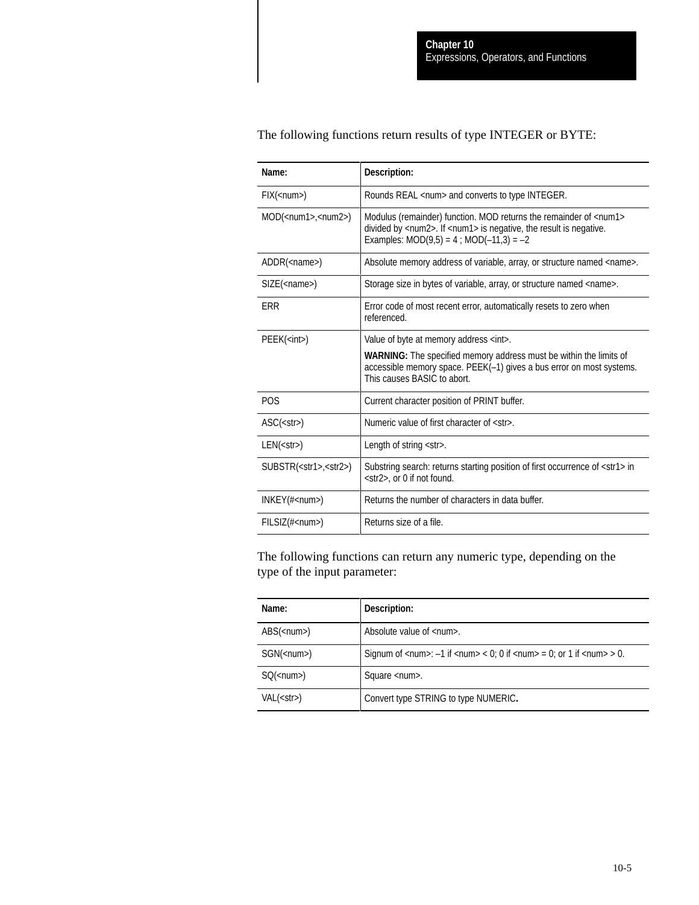The following functions return results of type INTEGER or BYTE:

| Name: | Description: |
| --- | --- |
| FIX(<num>) | Rounds REAL <num> and converts to type INTEGER. |
| MOD(<num1>,<num2>) | Modulus (remainder) function. MOD returns the remainder of <num1> divided by <num2>. If <num1> is negative, the result is negative. Examples: MOD(9,5) = 4 ; MOD(–11,3) = –2 |
| ADDR(<name>) | Absolute memory address of variable, array, or structure named <name>. |
| SIZE(<name>) | Storage size in bytes of variable, array, or structure named <name>. |
| ERR | Error code of most recent error, automatically resets to zero when referenced. |
| PEEK(<int>) | Value of byte at memory address <int>. **WARNING:** The specified memory address must be within the limits of accessible memory space. PEEK(–1) gives a bus error on most systems. This causes BASIC to abort. |
| POS | Current character position of PRINT buffer. |
| ASC(<str>) | Numeric value of first character of <str>. |
| LEN(<str>) | Length of string <str>. |
| SUBSTR(<str1>,<str2>) | Substring search: returns starting position of first occurrence of <str1> in <str2>, or 0 if not found. |
| INKEY(#<num>) | Returns the number of characters in data buffer. |
| FILSIZ(#<num>) | Returns size of a file. |

The following functions can return any numeric type, depending on the type of the input parameter:

| Name: | Description: |
| --- | --- |
| ABS(<num>) | Absolute value of <num>. |
| SGN(<num>) | Signum of <num>: –1 if <num> < 0; 0 if <num> = 0; or 1 if <num> > 0. |
| SQ(<num>) | Square <num>. |
| VAL(<str>) | Convert type STRING to type NUMERIC. |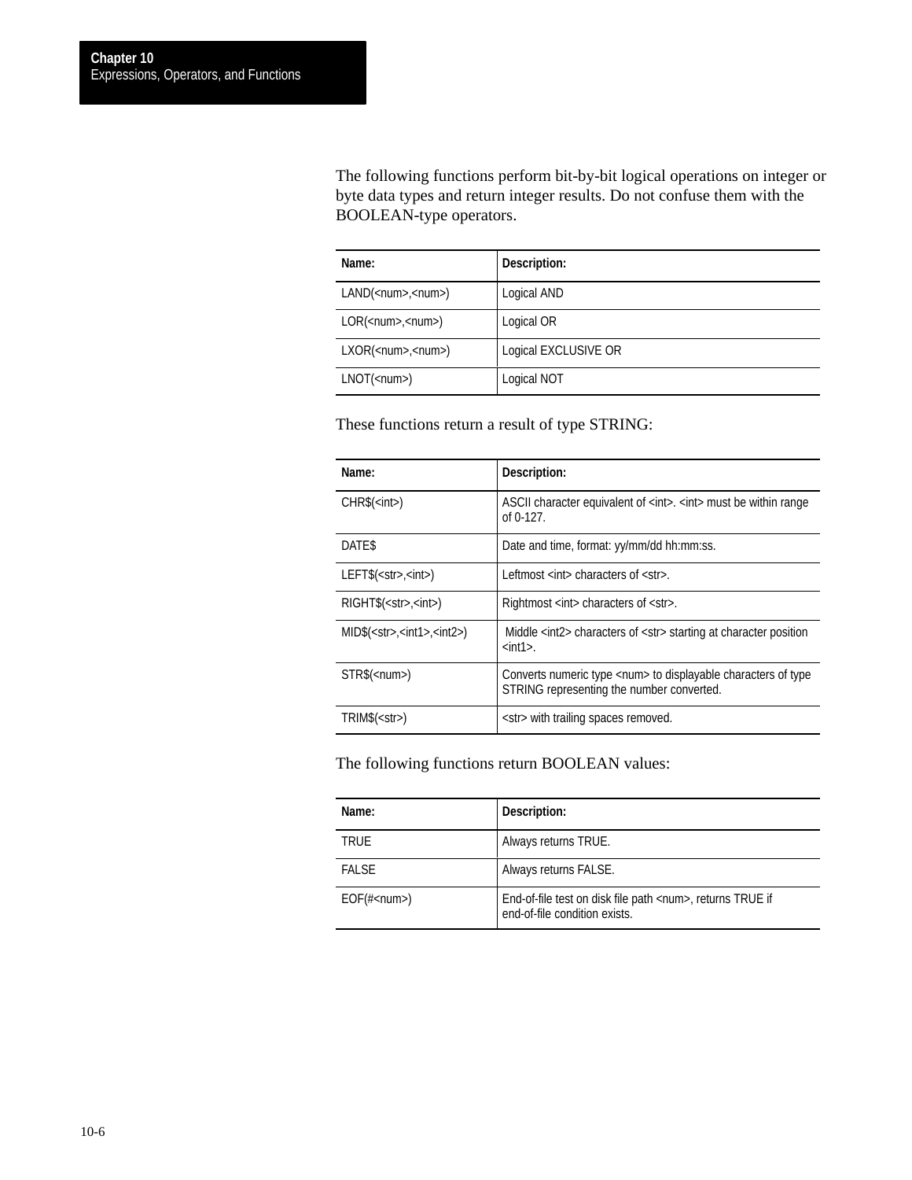The following functions perform bit-by-bit logical operations on integer or byte data types and return integer results. Do not confuse them with the BOOLEAN-type operators.

| Name: | Description: |
| --- | --- |
| LAND(<num>,<num>) | Logical AND |
| LOR(<num>,<num>) | Logical OR |
| LXOR(<num>,<num>) | Logical EXCLUSIVE OR |
| LNOT(<num>) | Logical NOT |

These functions return a result of type STRING:

| Name: | Description: |
| --- | --- |
| CHR$(<int>) | ASCII character equivalent of <int>. <int> must be within range of 0-127. |
| DATE$ | Date and time, format: yy/mm/dd hh:mm:ss. |
| LEFT$(<str>,<int>) | Leftmost <int> characters of <str>. |
| RIGHT$(<str>,<int>) | Rightmost <int> characters of <str>. |
| MID$(<str>,<int1>,<int2>) | Middle <int2> characters of <str> starting at character position <int1>. |
| STR$(<num>) | Converts numeric type <num> to displayable characters of type STRING representing the number converted. |
| TRIM$(<str>) | <str> with trailing spaces removed. |

The following functions return BOOLEAN values:

| Name: | Description: |
| --- | --- |
| TRUE | Always returns TRUE. |
| FALSE | Always returns FALSE. |
| EOF(#<num>) | End-of-file test on disk file path <num>, returns TRUE if end-of-file condition exists. |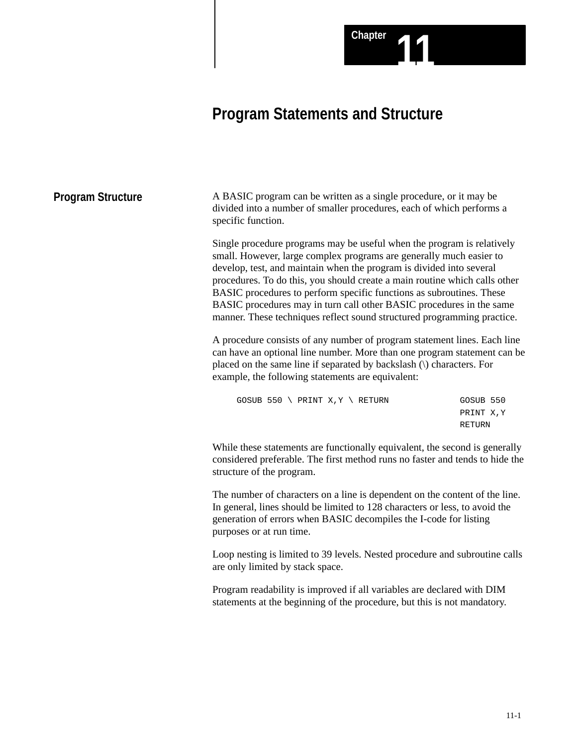# Chapter 11

# Program Statements and Structure

## Program Structure

A BASIC program can be written as a single procedure, or it may be divided into a number of smaller procedures, each of which performs a specific function.

Single procedure programs may be useful when the program is relatively small. However, large complex programs are generally much easier to develop, test, and maintain when the program is divided into several procedures. To do this, you should create a main routine which calls other BASIC procedures to perform specific functions as subroutines. These BASIC procedures may in turn call other BASIC procedures in the same manner. These techniques reflect sound structured programming practice.

A procedure consists of any number of program statement lines. Each line can have an optional line number. More than one program statement can be placed on the same line if separated by backslash (\) characters. For example, the following statements are equivalent:

```
GOSUB 550 \ PRINT X,Y \ RETURN
```

```
GOSUB 550
PRINT X,Y
RETURN
```

While these statements are functionally equivalent, the second is generally considered preferable. The first method runs no faster and tends to hide the structure of the program.

The number of characters on a line is dependent on the content of the line. In general, lines should be limited to 128 characters or less, to avoid the generation of errors when BASIC decompiles the I-code for listing purposes or at run time.

Loop nesting is limited to 39 levels. Nested procedure and subroutine calls are only limited by stack space.

Program readability is improved if all variables are declared with DIM statements at the beginning of the procedure, but this is not mandatory.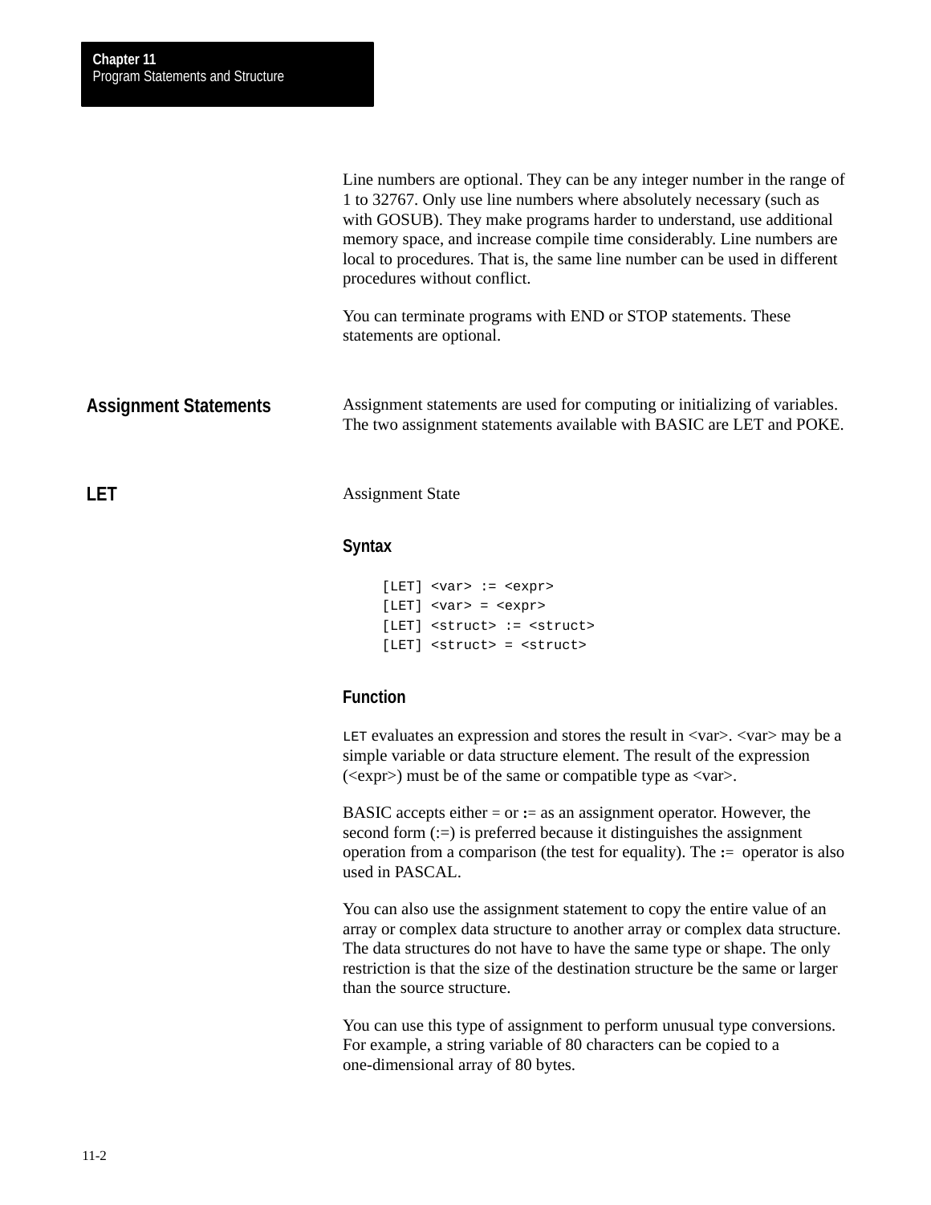Line numbers are optional. They can be any integer number in the range of 1 to 32767. Only use line numbers where absolutely necessary (such as with GOSUB). They make programs harder to understand, use additional memory space, and increase compile time considerably. Line numbers are local to procedures. That is, the same line number can be used in different procedures without conflict.

You can terminate programs with END or STOP statements. These statements are optional.

## Assignment Statements

Assignment statements are used for computing or initializing of variables. The two assignment statements available with BASIC are LET and POKE.

## LET

Assignment State

### Syntax

```
[LET] <var> := <expr>
[LET] <var> = <expr>
[LET] <struct> := <struct>
[LET] <struct> = <struct>
```

### Function

LET evaluates an expression and stores the result in <var>. <var> may be a simple variable or data structure element. The result of the expression (<expr>) must be of the same or compatible type as <var>.

BASIC accepts either = or := as an assignment operator. However, the second form (:=) is preferred because it distinguishes the assignment operation from a comparison (the test for equality). The := operator is also used in PASCAL.

You can also use the assignment statement to copy the entire value of an array or complex data structure to another array or complex data structure. The data structures do not have to have the same type or shape. The only restriction is that the size of the destination structure be the same or larger than the source structure.

You can use this type of assignment to perform unusual type conversions. For example, a string variable of 80 characters can be copied to a one-dimensional array of 80 bytes.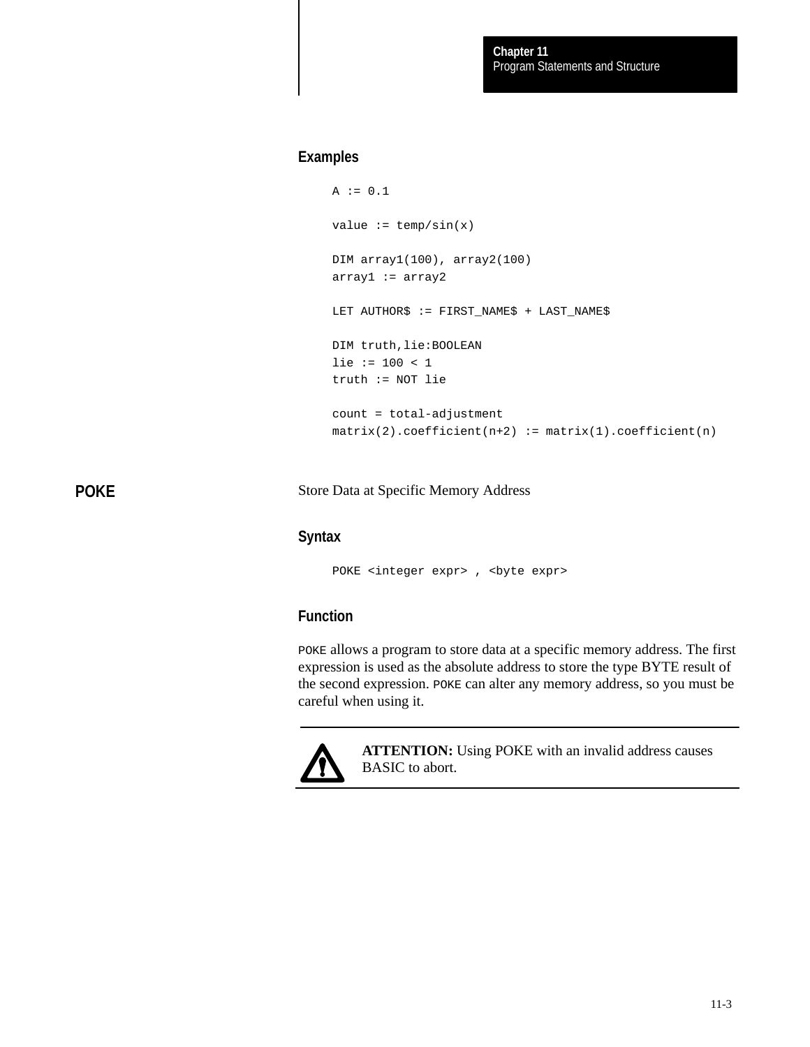### Examples

```
A := 0.1

value := temp/sin(x)

DIM array1(100), array2(100)
array1 := array2

LET AUTHOR$ := FIRST_NAME$ + LAST_NAME$

DIM truth,lie:BOOLEAN
lie := 100 < 1
truth := NOT lie

count = total-adjustment
matrix(2).coefficient(n+2) := matrix(1).coefficient(n)
```

## POKE

Store Data at Specific Memory Address

### Syntax

```
POKE <integer expr> , <byte expr>
```

### Function

POKE allows a program to store data at a specific memory address. The first expression is used as the absolute address to store the type BYTE result of the second expression. POKE can alter any memory address, so you must be careful when using it.

**ATTENTION:** Using POKE with an invalid address causes BASIC to abort.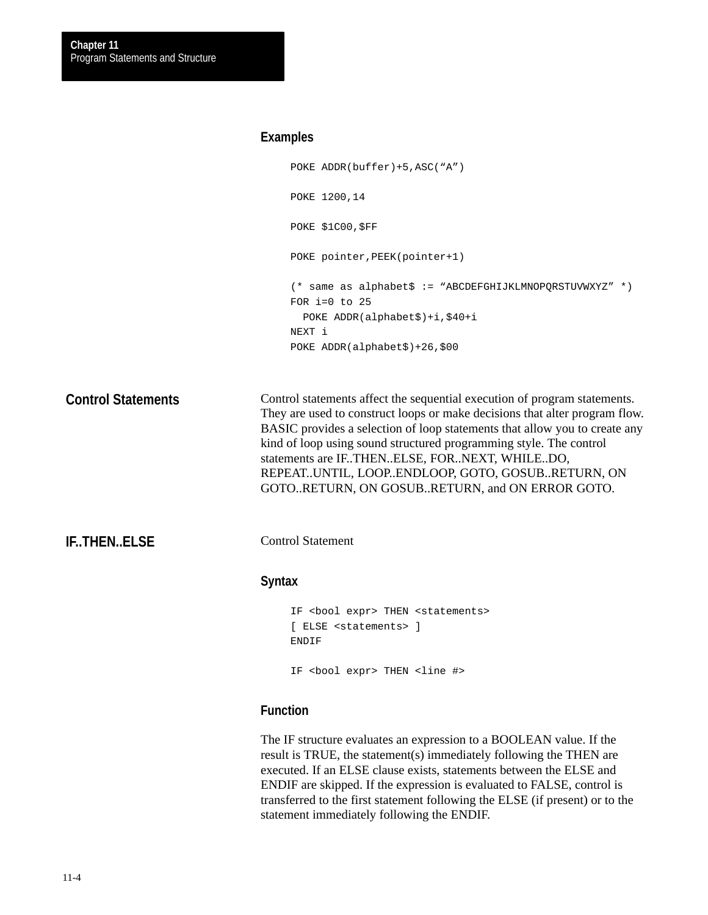#### Examples

```
POKE ADDR(buffer)+5,ASC(“A”)

POKE 1200,14

POKE $1C00,$FF

POKE pointer,PEEK(pointer+1)

(* same as alphabet$ := “ABCDEFGHIJKLMNOPQRSTUVWXYZ” *)
FOR i=0 to 25
  POKE ADDR(alphabet$)+i,$40+i
NEXT i
POKE ADDR(alphabet$)+26,$00
```

## Control Statements

Control statements affect the sequential execution of program statements. They are used to construct loops or make decisions that alter program flow. BASIC provides a selection of loop statements that allow you to create any kind of loop using sound structured programming style. The control statements are IF..THEN..ELSE, FOR..NEXT, WHILE..DO, REPEAT..UNTIL, LOOP..ENDLOOP, GOTO, GOSUB..RETURN, ON GOTO..RETURN, ON GOSUB..RETURN, and ON ERROR GOTO.

## IF..THEN..ELSE

Control Statement

#### Syntax

```
IF <bool expr> THEN <statements>
[ ELSE <statements> ]
ENDIF

IF <bool expr> THEN <line #>
```

#### Function

The IF structure evaluates an expression to a BOOLEAN value. If the result is TRUE, the statement(s) immediately following the THEN are executed. If an ELSE clause exists, statements between the ELSE and ENDIF are skipped. If the expression is evaluated to FALSE, control is transferred to the first statement following the ELSE (if present) or to the statement immediately following the ENDIF.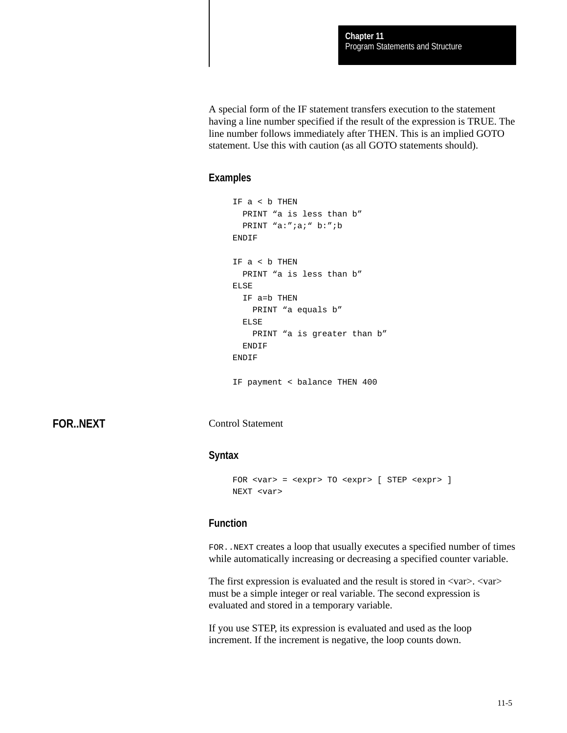A special form of the IF statement transfers execution to the statement having a line number specified if the result of the expression is TRUE. The line number follows immediately after THEN. This is an implied GOTO statement. Use this with caution (as all GOTO statements should).

### Examples

```
IF a < b THEN
  PRINT “a is less than b”
  PRINT “a:”;a;“ b:”;b
ENDIF

IF a < b THEN
  PRINT “a is less than b”
ELSE
  IF a=b THEN
    PRINT “a equals b”
  ELSE
    PRINT “a is greater than b”
  ENDIF
ENDIF

IF payment < balance THEN 400
```

## FOR..NEXT

Control Statement

### Syntax

```
FOR <var> = <expr> TO <expr> [ STEP <expr> ]
NEXT <var>
```

### Function

`FOR..NEXT` creates a loop that usually executes a specified number of times while automatically increasing or decreasing a specified counter variable.

The first expression is evaluated and the result is stored in <var>. <var> must be a simple integer or real variable. The second expression is evaluated and stored in a temporary variable.

If you use STEP, its expression is evaluated and used as the loop increment. If the increment is negative, the loop counts down.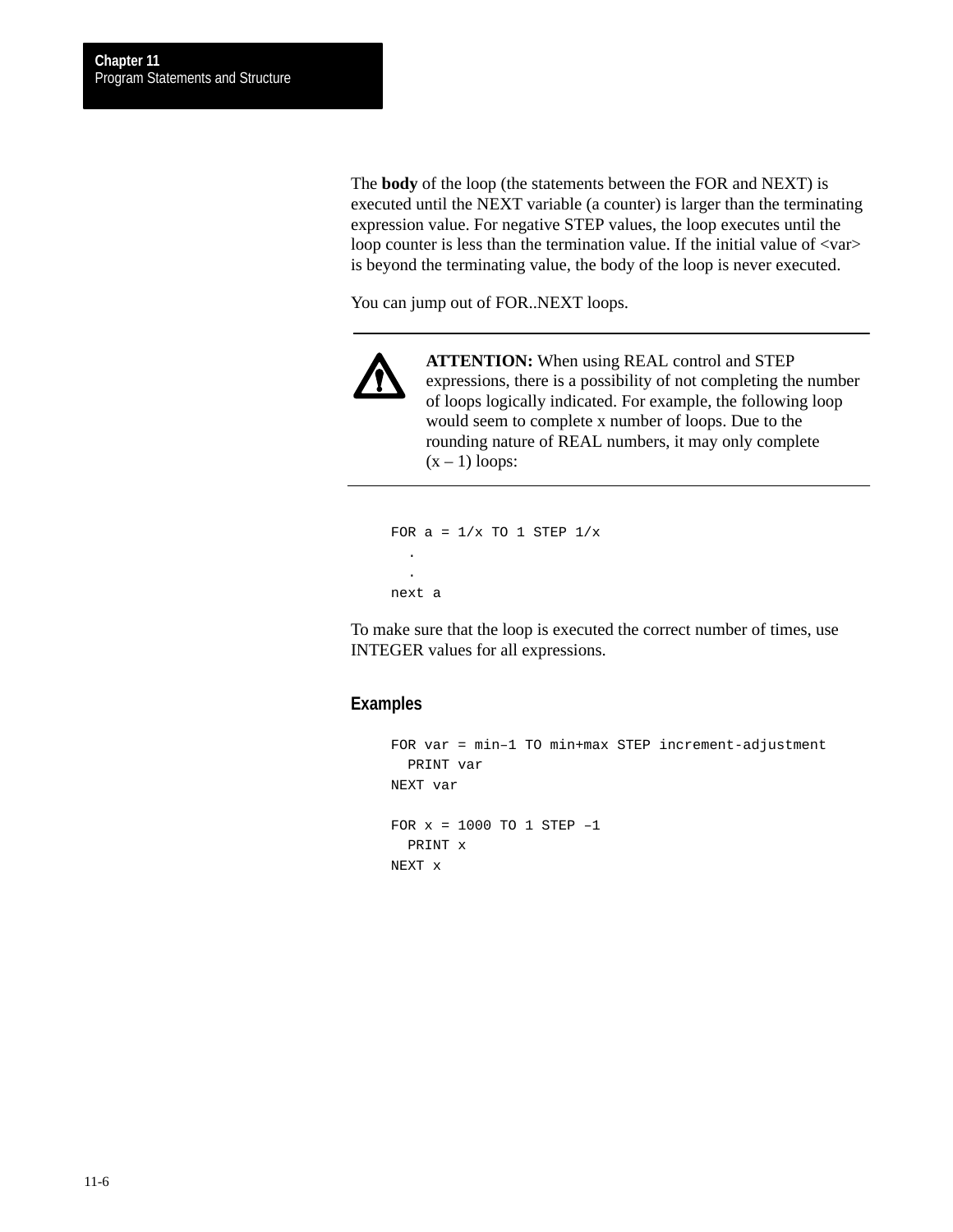The **body** of the loop (the statements between the FOR and NEXT) is executed until the NEXT variable (a counter) is larger than the terminating expression value. For negative STEP values, the loop executes until the loop counter is less than the termination value. If the initial value of <var> is beyond the terminating value, the body of the loop is never executed.

You can jump out of FOR..NEXT loops.

---

**ATTENTION:** When using REAL control and STEP expressions, there is a possibility of not completing the number of loops logically indicated. For example, the following loop would seem to complete x number of loops. Due to the rounding nature of REAL numbers, it may only complete (x – 1) loops:

---

```
FOR a = 1/x TO 1 STEP 1/x
  .
  .
next a
```

To make sure that the loop is executed the correct number of times, use INTEGER values for all expressions.

### Examples

```
FOR var = min–1 TO min+max STEP increment-adjustment
  PRINT var
NEXT var

FOR x = 1000 TO 1 STEP –1
  PRINT x
NEXT x
```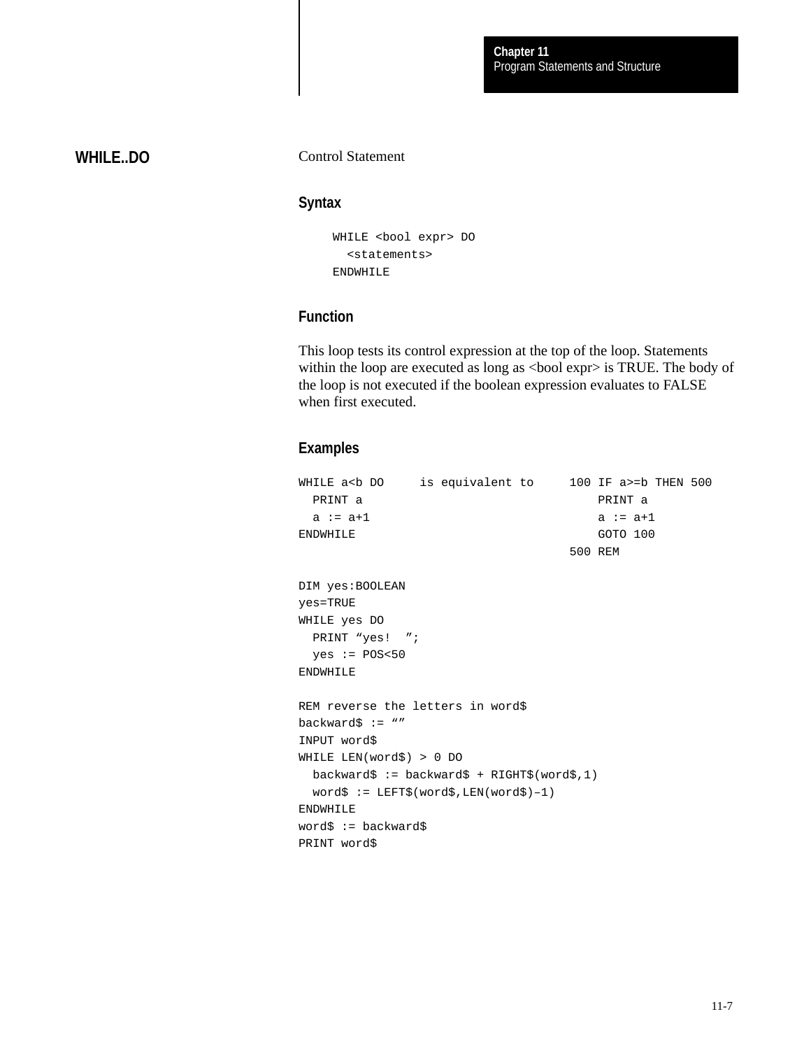## WHILE..DO

Control Statement

### Syntax

```
WHILE <bool expr> DO
  <statements>
ENDWHILE
```

### Function

This loop tests its control expression at the top of the loop. Statements within the loop are executed as long as <bool expr> is TRUE. The body of the loop is not executed if the boolean expression evaluates to FALSE when first executed.

### Examples

```
WHILE a<b DO     is equivalent to     100 IF a>=b THEN 500
  PRINT a                                 PRINT a
  a := a+1                                a := a+1
ENDWHILE                                  GOTO 100
                                      500 REM

DIM yes:BOOLEAN
yes=TRUE
WHILE yes DO
  PRINT “yes!  ”;
  yes := POS<50
ENDWHILE

REM reverse the letters in word$
backward$ := “”
INPUT word$
WHILE LEN(word$) > 0 DO
  backward$ := backward$ + RIGHT$(word$,1)
  word$ := LEFT$(word$,LEN(word$)–1)
ENDWHILE
word$ := backward$
PRINT word$
```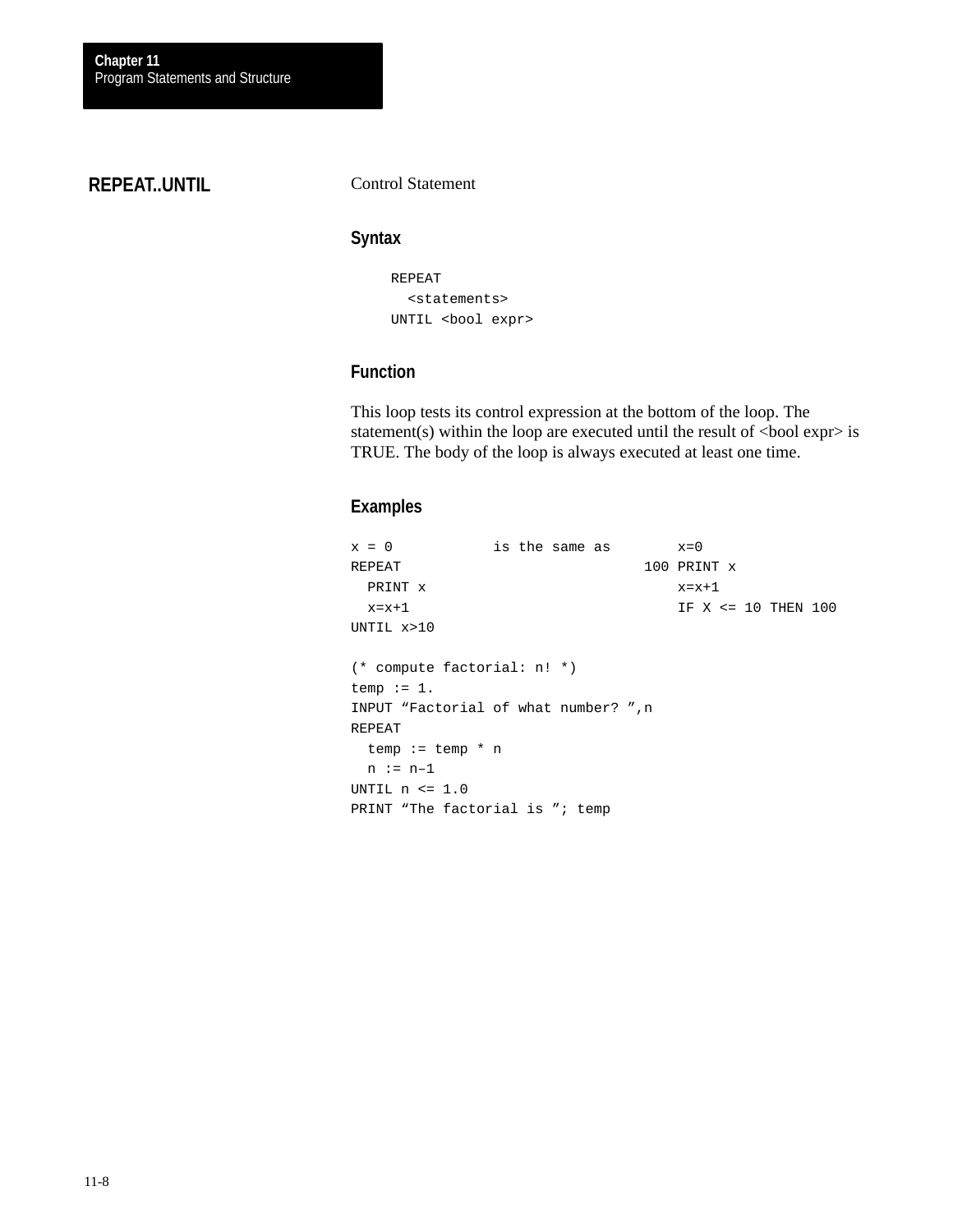## REPEAT..UNTIL

Control Statement

### Syntax

```
REPEAT
  <statements>
UNTIL <bool expr>
```

### Function

This loop tests its control expression at the bottom of the loop. The statement(s) within the loop are executed until the result of <bool expr> is TRUE. The body of the loop is always executed at least one time.

### Examples

```
x = 0            is the same as        x=0
REPEAT                             100 PRINT x
  PRINT x                              x=x+1
  x=x+1                                IF X <= 10 THEN 100
UNTIL x>10

(* compute factorial: n! *)
temp := 1.
INPUT “Factorial of what number? ”,n
REPEAT
  temp := temp * n
  n := n–1
UNTIL n <= 1.0
PRINT “The factorial is ”; temp
```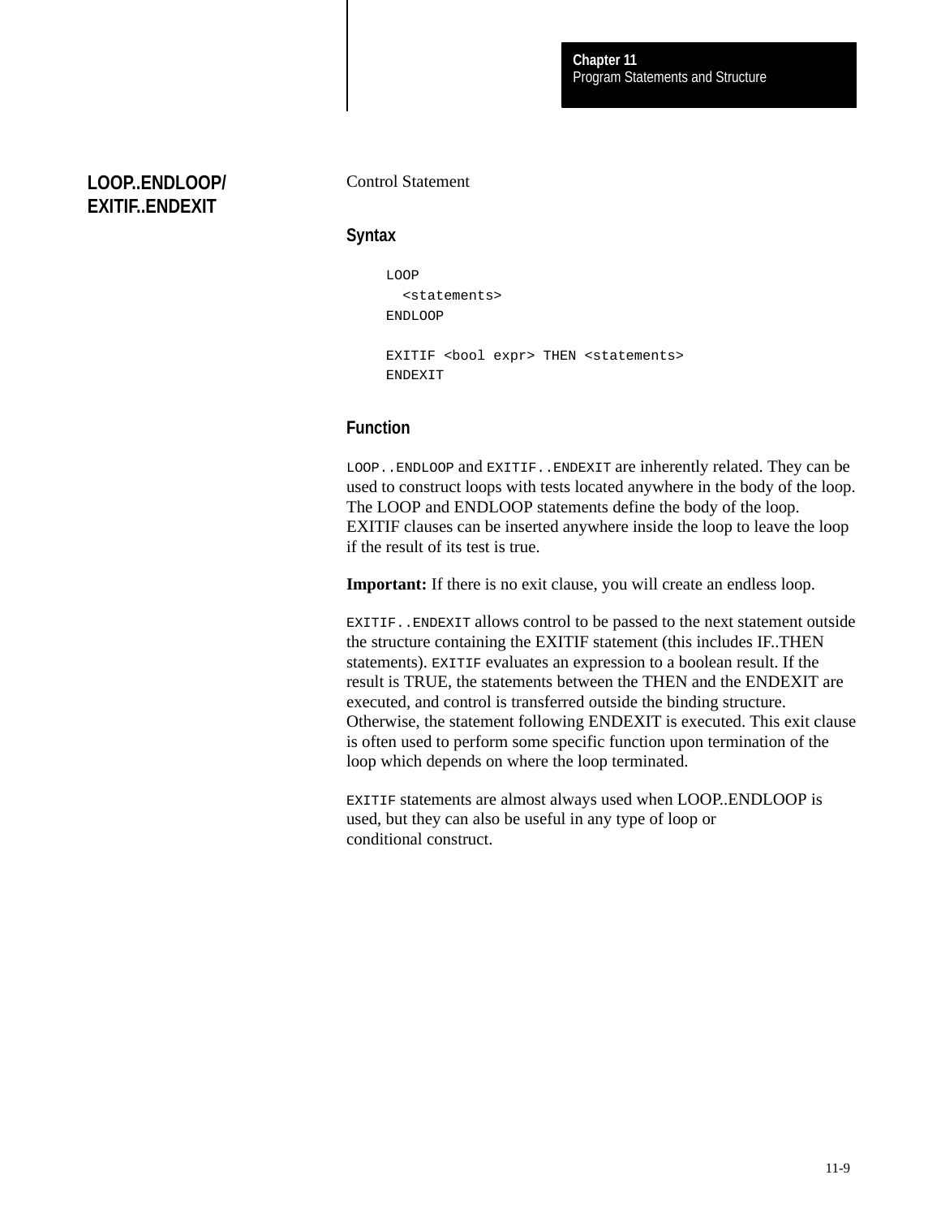## LOOP..ENDLOOP/ EXITIF..ENDEXIT

Control Statement

### Syntax

```
LOOP
  <statements>
ENDLOOP

EXITIF <bool expr> THEN <statements>
ENDEXIT
```

### Function

`LOOP..ENDLOOP` and `EXITIF..ENDEXIT` are inherently related. They can be used to construct loops with tests located anywhere in the body of the loop. The LOOP and ENDLOOP statements define the body of the loop. EXITIF clauses can be inserted anywhere inside the loop to leave the loop if the result of its test is true.

**Important:** If there is no exit clause, you will create an endless loop.

`EXITIF..ENDEXIT` allows control to be passed to the next statement outside the structure containing the EXITIF statement (this includes IF..THEN statements). `EXITIF` evaluates an expression to a boolean result. If the result is TRUE, the statements between the THEN and the ENDEXIT are executed, and control is transferred outside the binding structure. Otherwise, the statement following ENDEXIT is executed. This exit clause is often used to perform some specific function upon termination of the loop which depends on where the loop terminated.

`EXITIF` statements are almost always used when LOOP..ENDLOOP is used, but they can also be useful in any type of loop or conditional construct.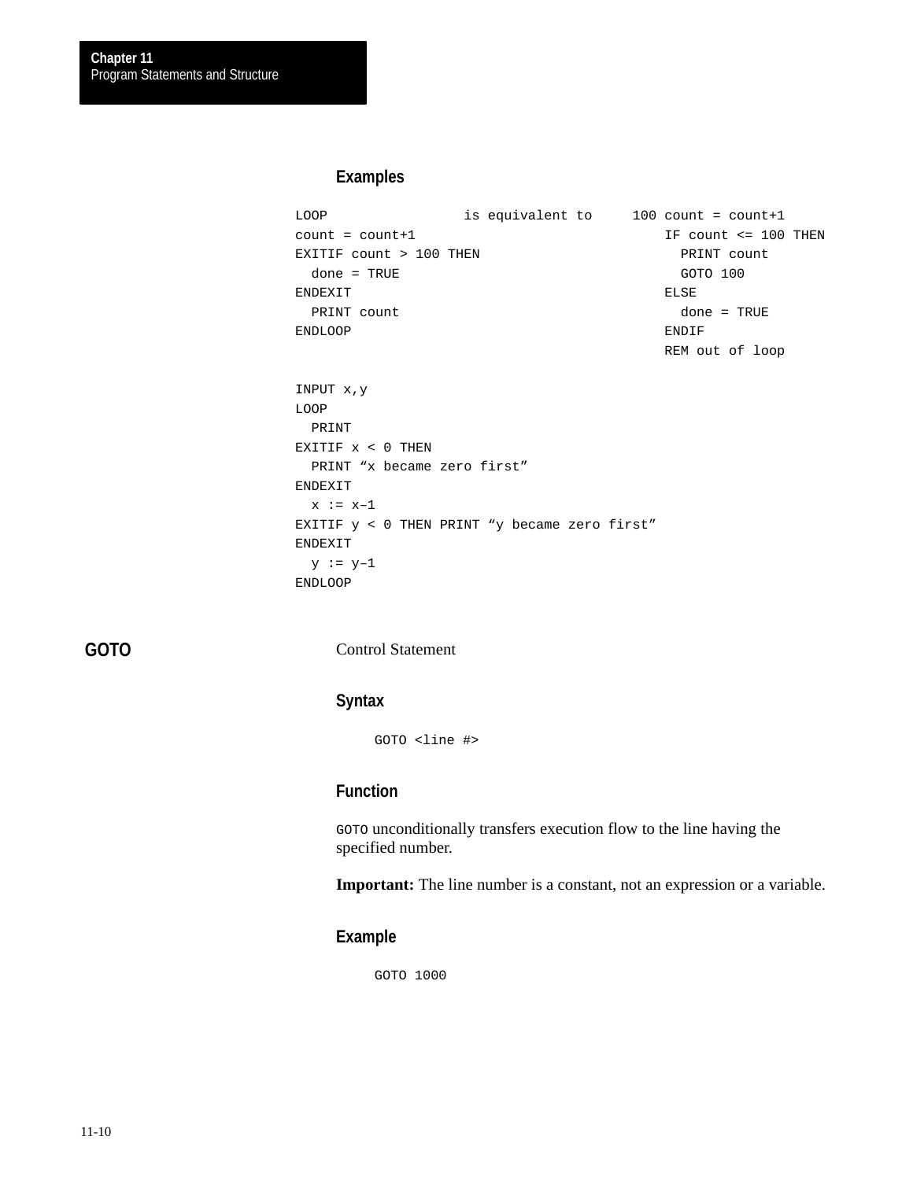### Examples

```
LOOP                 is equivalent to     100 count = count+1
count = count+1                               IF count <= 100 THEN
EXITIF count > 100 THEN                         PRINT count
  done = TRUE                                   GOTO 100
ENDEXIT                                       ELSE
  PRINT count                                   done = TRUE
ENDLOOP                                       ENDIF
                                              REM out of loop
```

```
INPUT x,y
LOOP
  PRINT
EXITIF x < 0 THEN
  PRINT “x became zero first”
ENDEXIT
  x := x–1
EXITIF y < 0 THEN PRINT “y became zero first”
ENDEXIT
  y := y–1
ENDLOOP
```

## GOTO

Control Statement

### Syntax

```
GOTO <line #>
```

### Function

`GOTO` unconditionally transfers execution flow to the line having the specified number.

**Important:** The line number is a constant, not an expression or a variable.

### Example

```
GOTO 1000
```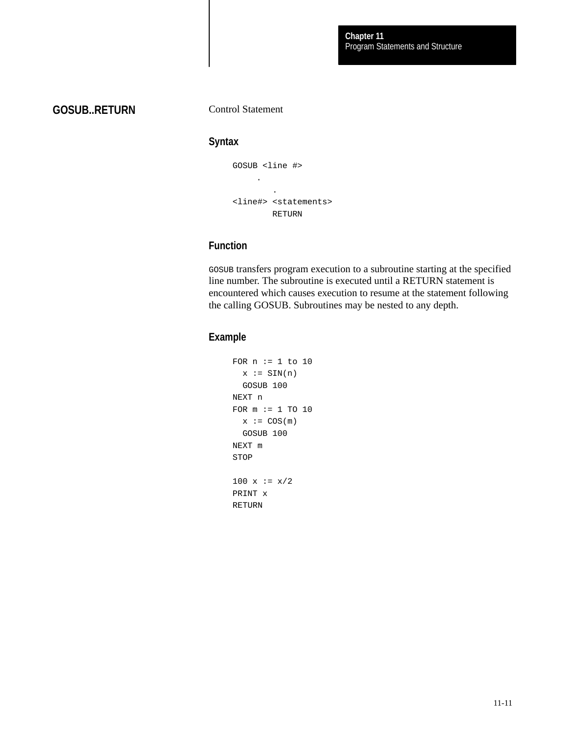## GOSUB..RETURN

Control Statement

### Syntax

```
GOSUB <line #>
     .
        .
<line#> <statements>
        RETURN
```

### Function

GOSUB transfers program execution to a subroutine starting at the specified line number. The subroutine is executed until a RETURN statement is encountered which causes execution to resume at the statement following the calling GOSUB. Subroutines may be nested to any depth.

### Example

```
FOR n := 1 to 10
  x := SIN(n)
  GOSUB 100
NEXT n
FOR m := 1 TO 10
  x := COS(m)
  GOSUB 100
NEXT m
STOP

100 x := x/2
PRINT x
RETURN
```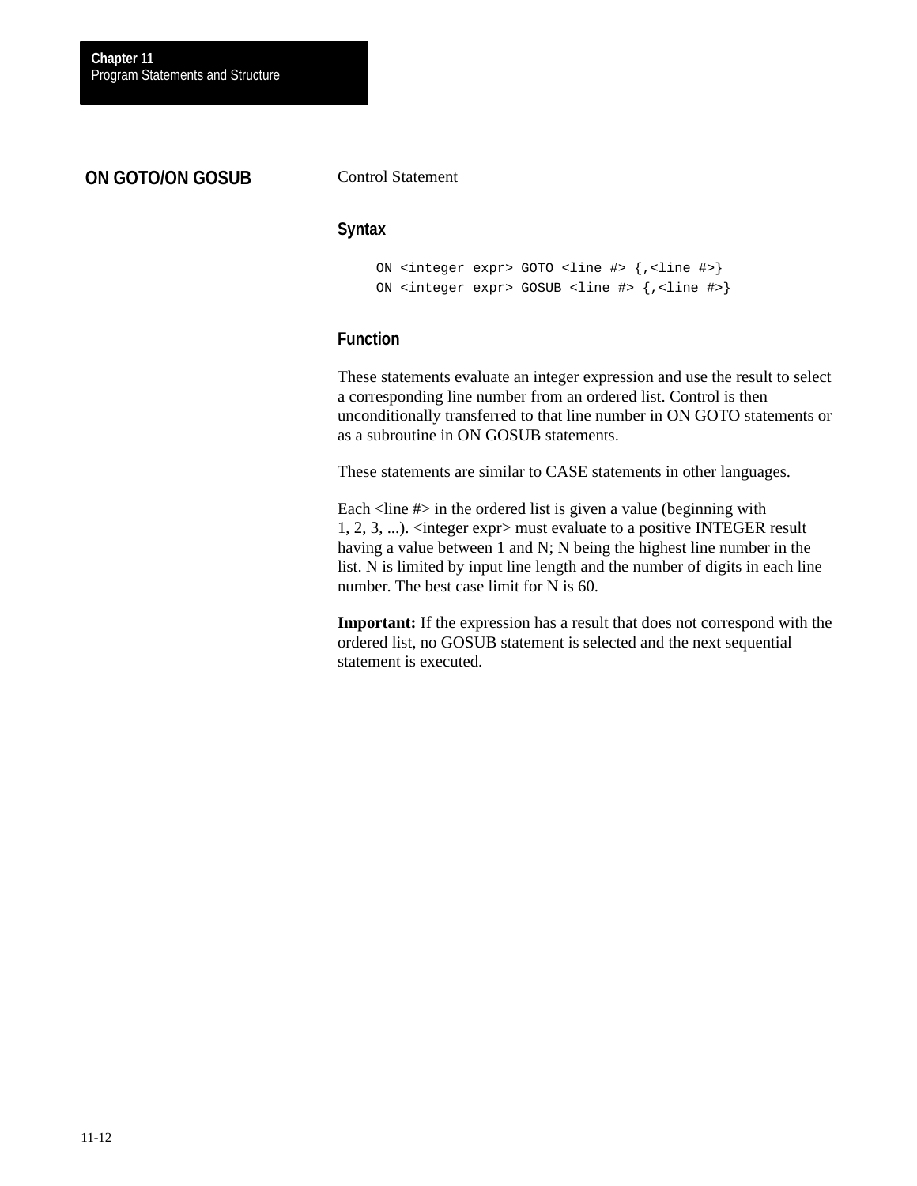## ON GOTO/ON GOSUB

Control Statement

### Syntax

```
ON <integer expr> GOTO <line #> {,<line #>}
ON <integer expr> GOSUB <line #> {,<line #>}
```

### Function

These statements evaluate an integer expression and use the result to select a corresponding line number from an ordered list. Control is then unconditionally transferred to that line number in ON GOTO statements or as a subroutine in ON GOSUB statements.

These statements are similar to CASE statements in other languages.

Each <line #> in the ordered list is given a value (beginning with 1, 2, 3, ...). <integer expr> must evaluate to a positive INTEGER result having a value between 1 and N; N being the highest line number in the list. N is limited by input line length and the number of digits in each line number. The best case limit for N is 60.

**Important:** If the expression has a result that does not correspond with the ordered list, no GOSUB statement is selected and the next sequential statement is executed.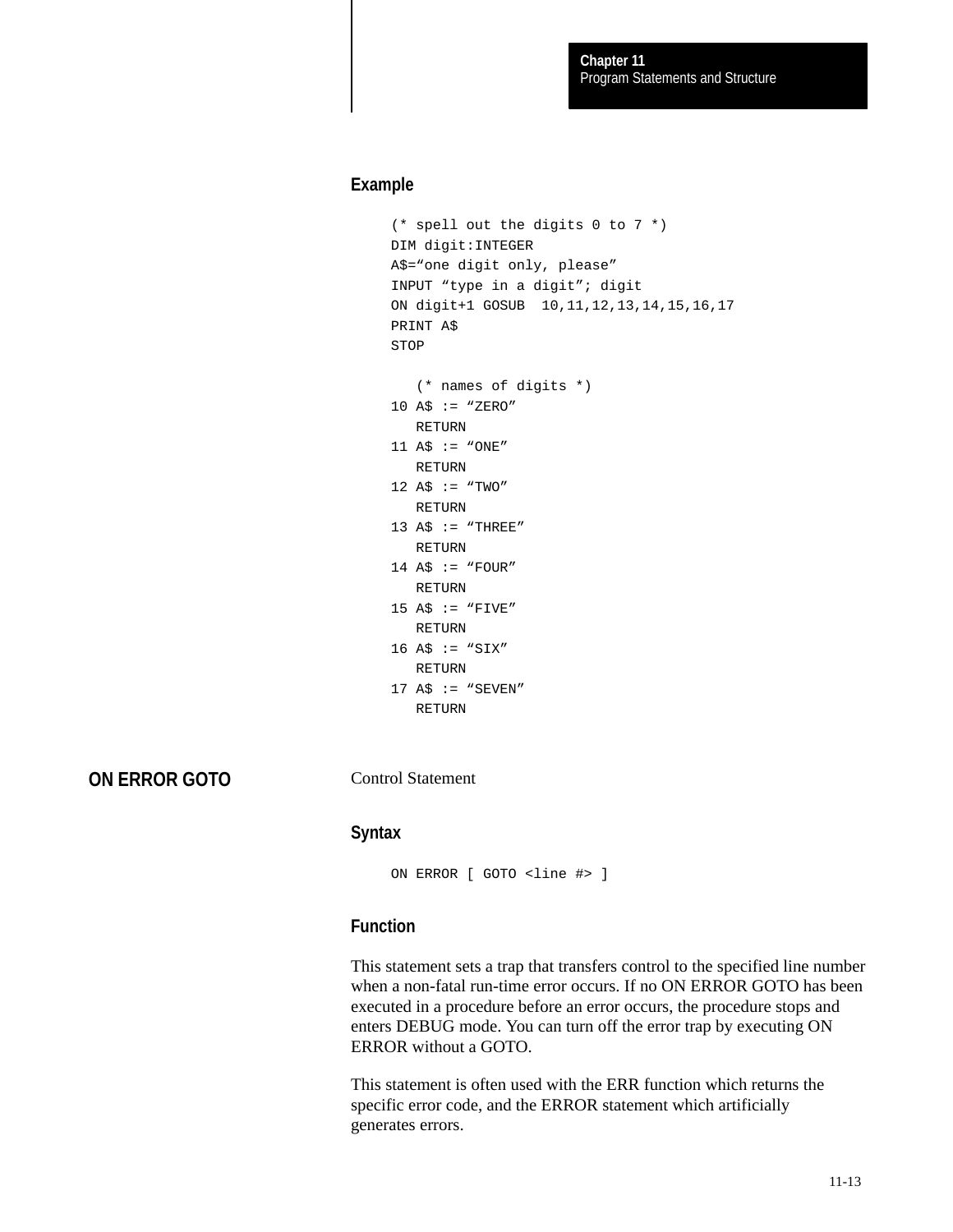### Example

```
(* spell out the digits 0 to 7 *)
DIM digit:INTEGER
A$=“one digit only, please”
INPUT “type in a digit”; digit
ON digit+1 GOSUB  10,11,12,13,14,15,16,17
PRINT A$
STOP

   (* names of digits *)
10 A$ := “ZERO”
   RETURN
11 A$ := “ONE”
   RETURN
12 A$ := “TWO”
   RETURN
13 A$ := “THREE”
   RETURN
14 A$ := “FOUR”
   RETURN
15 A$ := “FIVE”
   RETURN
16 A$ := “SIX”
   RETURN
17 A$ := “SEVEN”
   RETURN
```

## ON ERROR GOTO

Control Statement

### Syntax

```
ON ERROR [ GOTO <line #> ]
```

### Function

This statement sets a trap that transfers control to the specified line number when a non-fatal run-time error occurs. If no ON ERROR GOTO has been executed in a procedure before an error occurs, the procedure stops and enters DEBUG mode. You can turn off the error trap by executing ON ERROR without a GOTO.

This statement is often used with the ERR function which returns the specific error code, and the ERROR statement which artificially generates errors.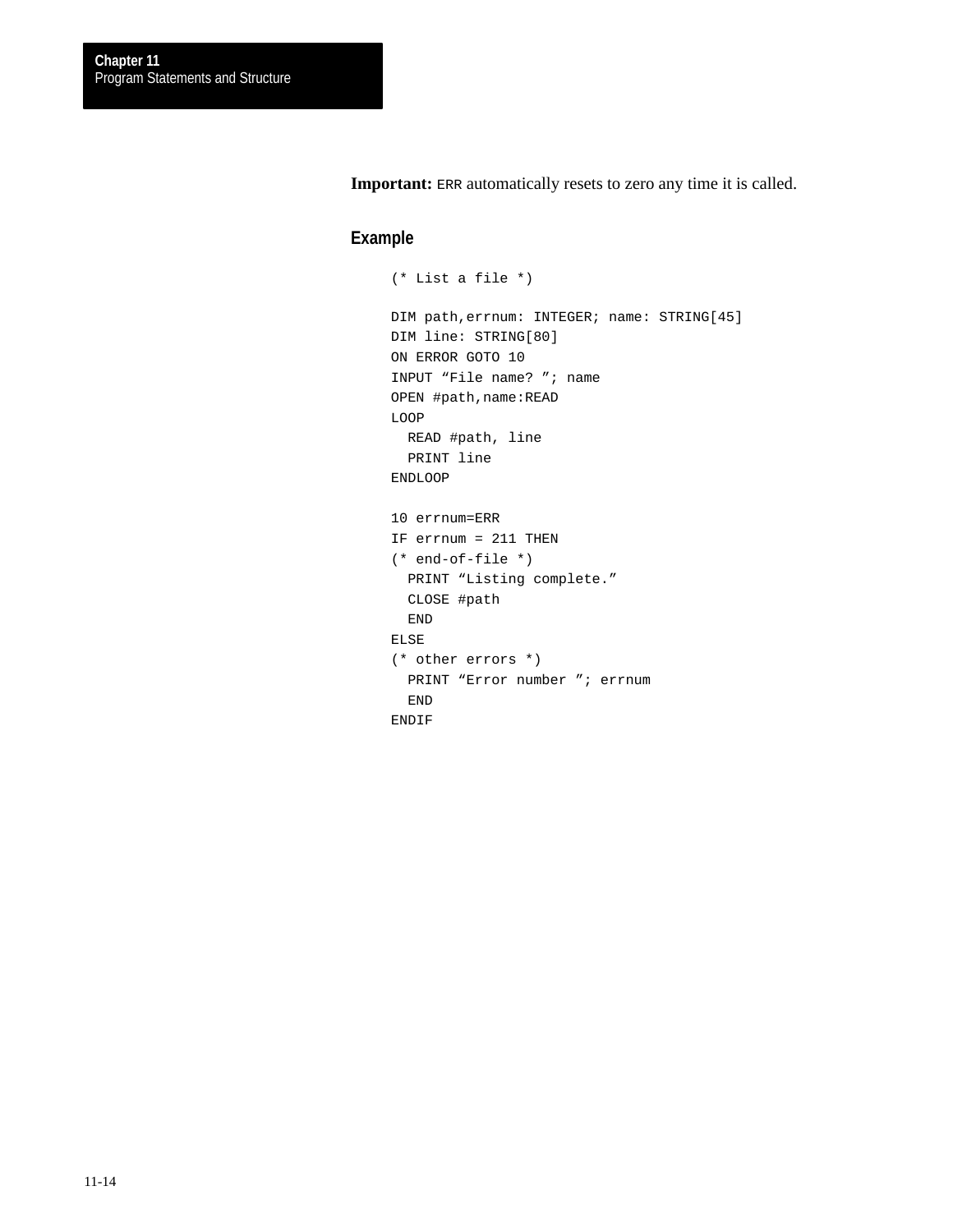**Important:** `ERR` automatically resets to zero any time it is called.

### Example

```
(* List a file *)

DIM path,errnum: INTEGER; name: STRING[45]
DIM line: STRING[80]
ON ERROR GOTO 10
INPUT “File name? ”; name
OPEN #path,name:READ
LOOP
  READ #path, line
  PRINT line
ENDLOOP

10 errnum=ERR
IF errnum = 211 THEN
(* end-of-file *)
  PRINT “Listing complete.”
  CLOSE #path
  END
ELSE
(* other errors *)
  PRINT “Error number ”; errnum
  END
ENDIF
```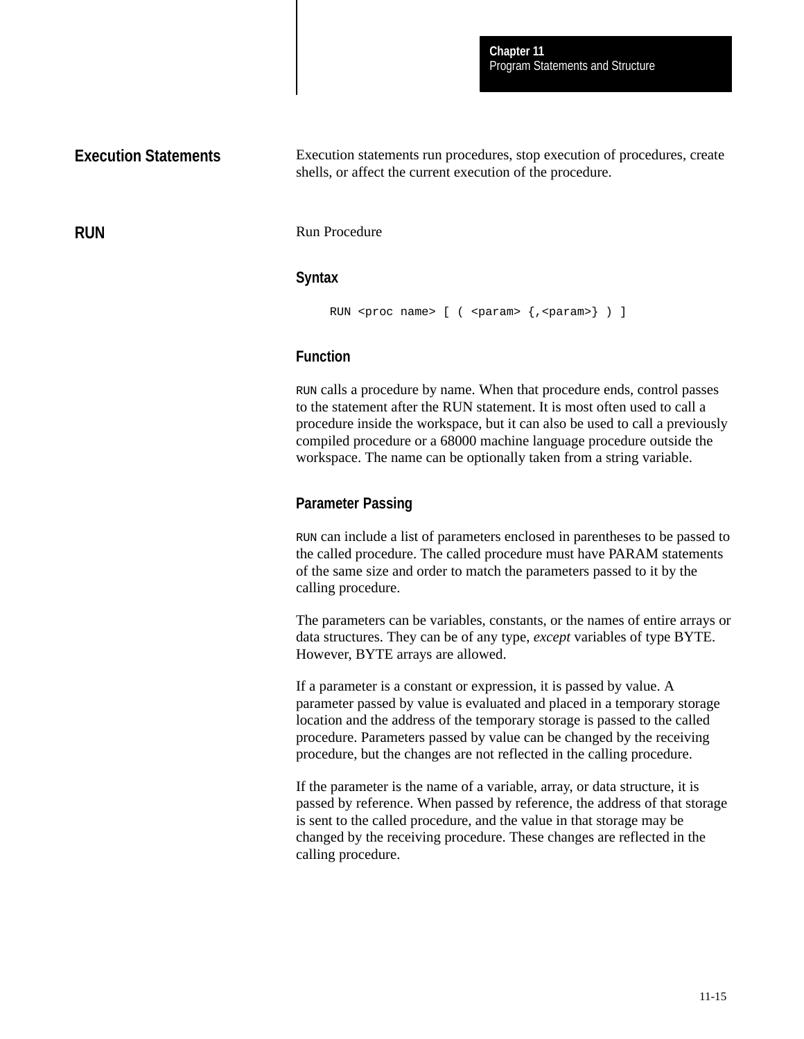## Execution Statements

Execution statements run procedures, stop execution of procedures, create shells, or affect the current execution of the procedure.

## RUN

Run Procedure

### Syntax

```
RUN <proc name> [ ( <param> {,<param>} ) ]
```

### Function

`RUN` calls a procedure by name. When that procedure ends, control passes to the statement after the RUN statement. It is most often used to call a procedure inside the workspace, but it can also be used to call a previously compiled procedure or a 68000 machine language procedure outside the workspace. The name can be optionally taken from a string variable.

### Parameter Passing

`RUN` can include a list of parameters enclosed in parentheses to be passed to the called procedure. The called procedure must have PARAM statements of the same size and order to match the parameters passed to it by the calling procedure.

The parameters can be variables, constants, or the names of entire arrays or data structures. They can be of any type, *except* variables of type BYTE. However, BYTE arrays are allowed.

If a parameter is a constant or expression, it is passed by value. A parameter passed by value is evaluated and placed in a temporary storage location and the address of the temporary storage is passed to the called procedure. Parameters passed by value can be changed by the receiving procedure, but the changes are not reflected in the calling procedure.

If the parameter is the name of a variable, array, or data structure, it is passed by reference. When passed by reference, the address of that storage is sent to the called procedure, and the value in that storage may be changed by the receiving procedure. These changes are reflected in the calling procedure.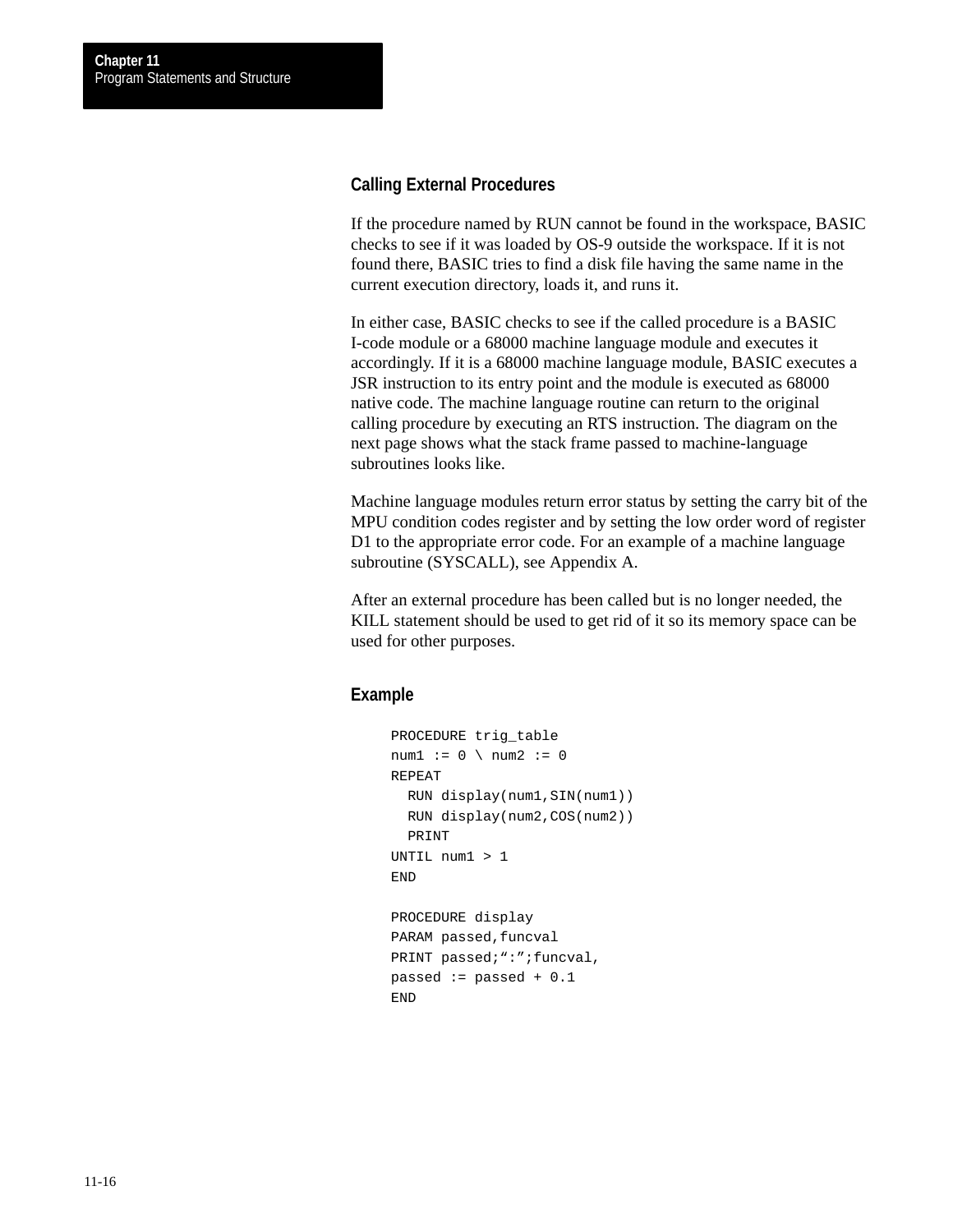## Calling External Procedures

If the procedure named by RUN cannot be found in the workspace, BASIC checks to see if it was loaded by OS-9 outside the workspace. If it is not found there, BASIC tries to find a disk file having the same name in the current execution directory, loads it, and runs it.

In either case, BASIC checks to see if the called procedure is a BASIC I-code module or a 68000 machine language module and executes it accordingly. If it is a 68000 machine language module, BASIC executes a JSR instruction to its entry point and the module is executed as 68000 native code. The machine language routine can return to the original calling procedure by executing an RTS instruction. The diagram on the next page shows what the stack frame passed to machine-language subroutines looks like.

Machine language modules return error status by setting the carry bit of the MPU condition codes register and by setting the low order word of register D1 to the appropriate error code. For an example of a machine language subroutine (SYSCALL), see Appendix A.

After an external procedure has been called but is no longer needed, the KILL statement should be used to get rid of it so its memory space can be used for other purposes.

## Example

```
PROCEDURE trig_table
num1 := 0 \ num2 := 0
REPEAT
  RUN display(num1,SIN(num1))
  RUN display(num2,COS(num2))
  PRINT
UNTIL num1 > 1
END

PROCEDURE display
PARAM passed,funcval
PRINT passed;":";funcval,
passed := passed + 0.1
END
```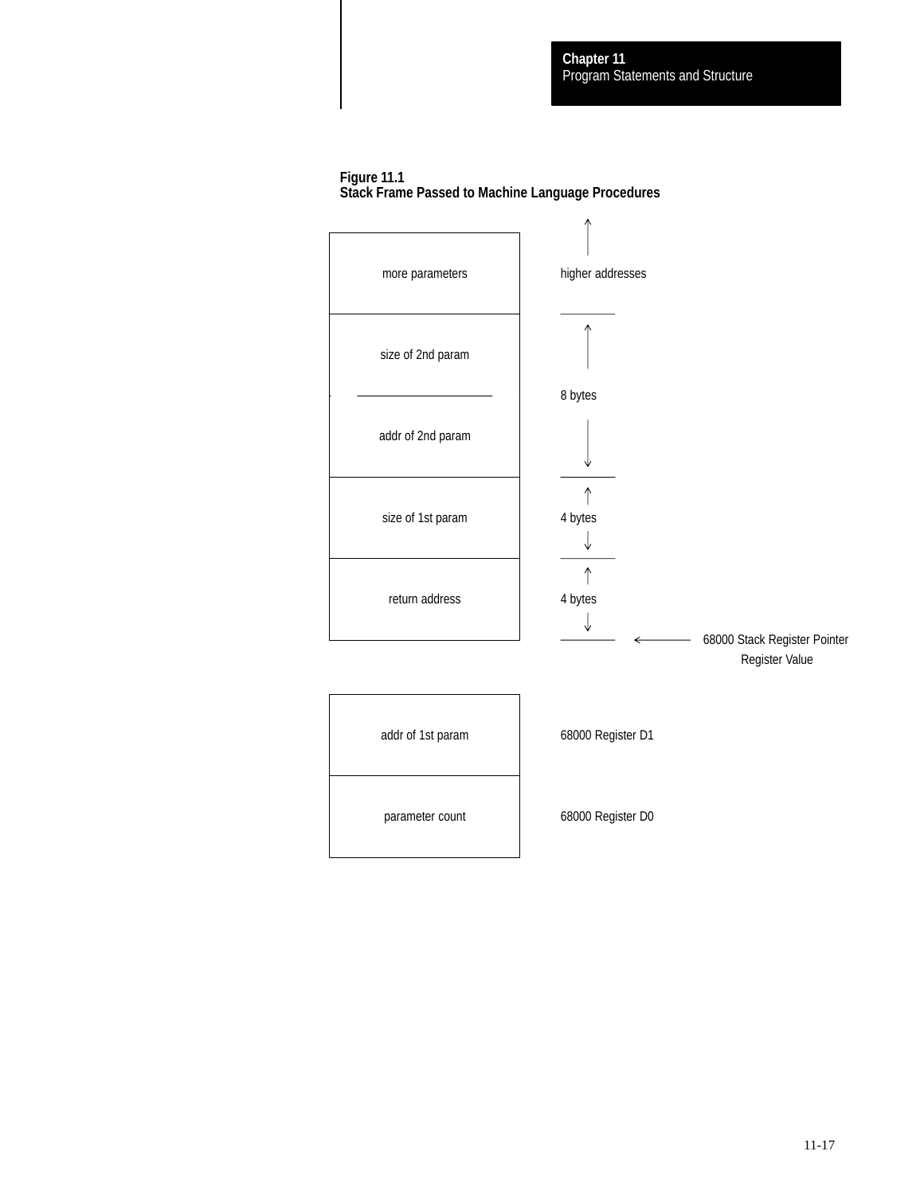**Figure 11.1**
**Stack Frame Passed to Machine Language Procedures**

| Stack contents | |
|---|---|
| more parameters | higher addresses |
| size of 2nd param | 8 bytes |
| addr of 2nd param | |
| size of 1st param | 4 bytes |
| return address | 4 bytes |
| | ← 68000 Stack Register Pointer Register Value |

| Register contents | |
|---|---|
| addr of 1st param | 68000 Register D1 |
| parameter count | 68000 Register D0 |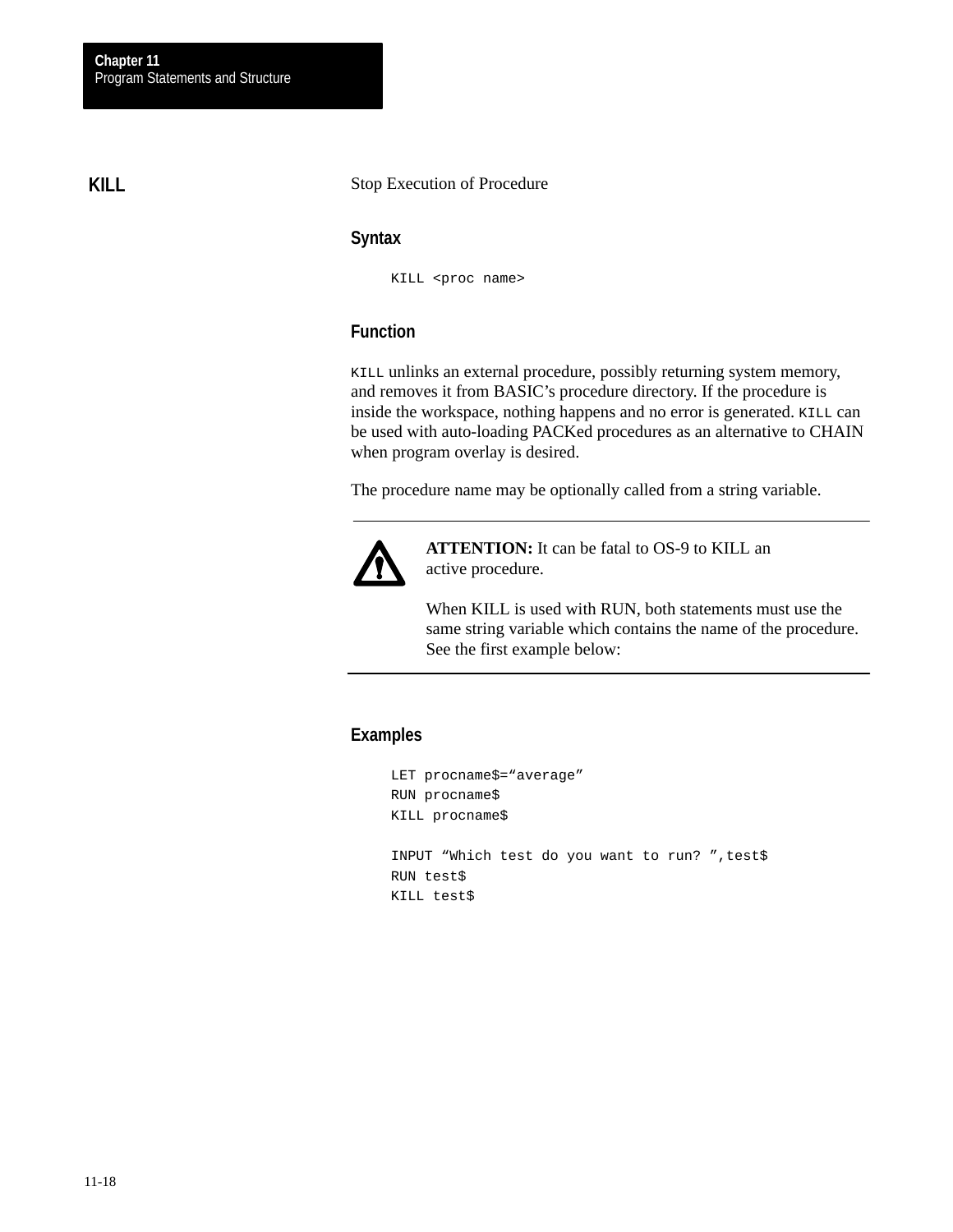## KILL

Stop Execution of Procedure

### Syntax

```
KILL <proc name>
```

### Function

`KILL` unlinks an external procedure, possibly returning system memory, and removes it from BASIC's procedure directory. If the procedure is inside the workspace, nothing happens and no error is generated. `KILL` can be used with auto-loading PACKed procedures as an alternative to CHAIN when program overlay is desired.

The procedure name may be optionally called from a string variable.

> **ATTENTION:** It can be fatal to OS-9 to KILL an active procedure.
>
> When KILL is used with RUN, both statements must use the same string variable which contains the name of the procedure. See the first example below:

### Examples

```
LET procname$=“average”
RUN procname$
KILL procname$

INPUT “Which test do you want to run? ”,test$
RUN test$
KILL test$
```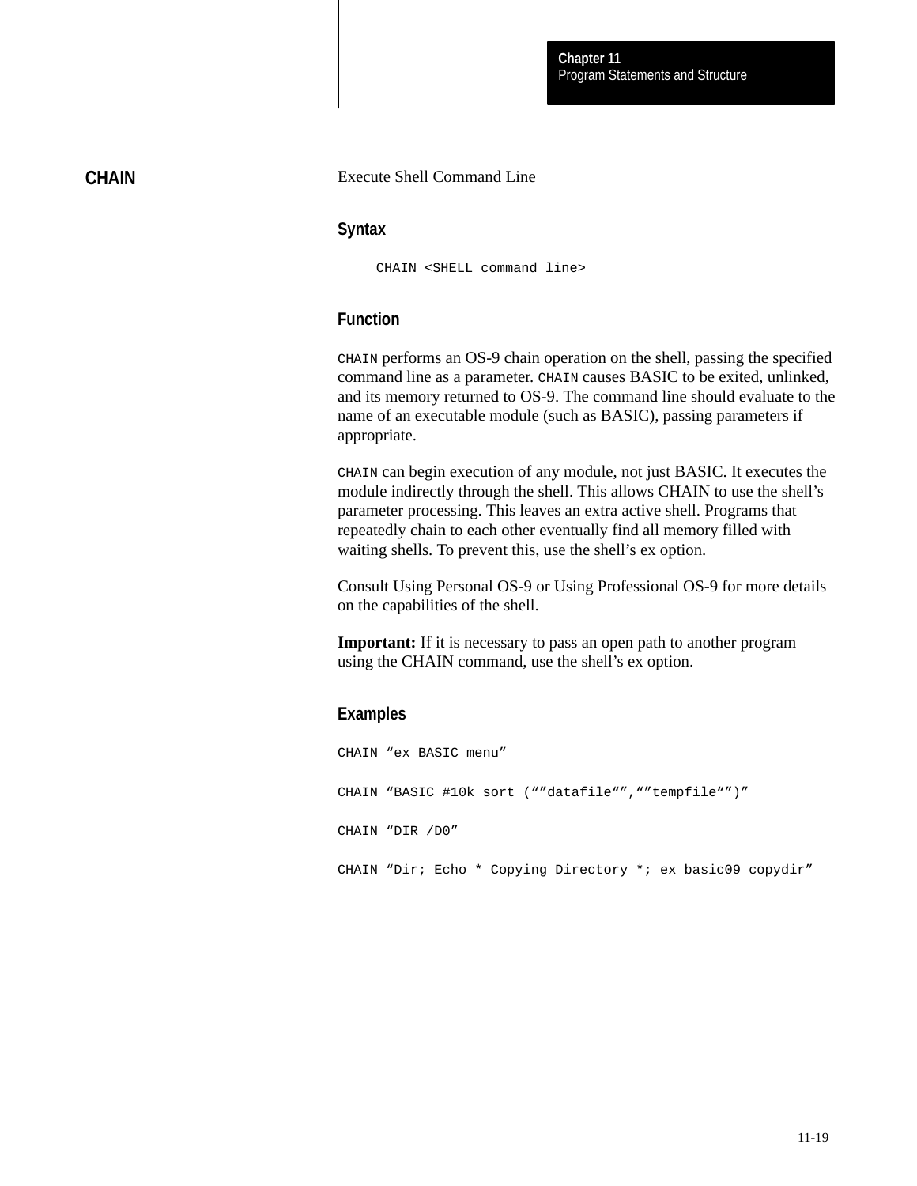## CHAIN

Execute Shell Command Line

### Syntax

```
CHAIN <SHELL command line>
```

### Function

CHAIN performs an OS-9 chain operation on the shell, passing the specified command line as a parameter. CHAIN causes BASIC to be exited, unlinked, and its memory returned to OS-9. The command line should evaluate to the name of an executable module (such as BASIC), passing parameters if appropriate.

CHAIN can begin execution of any module, not just BASIC. It executes the module indirectly through the shell. This allows CHAIN to use the shell’s parameter processing. This leaves an extra active shell. Programs that repeatedly chain to each other eventually find all memory filled with waiting shells. To prevent this, use the shell’s ex option.

Consult Using Personal OS-9 or Using Professional OS-9 for more details on the capabilities of the shell.

**Important:** If it is necessary to pass an open path to another program using the CHAIN command, use the shell’s ex option.

### Examples

```
CHAIN “ex BASIC menu”

CHAIN “BASIC #10k sort (“”datafile“”,“”tempfile“”)”

CHAIN “DIR /D0”

CHAIN “Dir; Echo * Copying Directory *; ex basic09 copydir”
```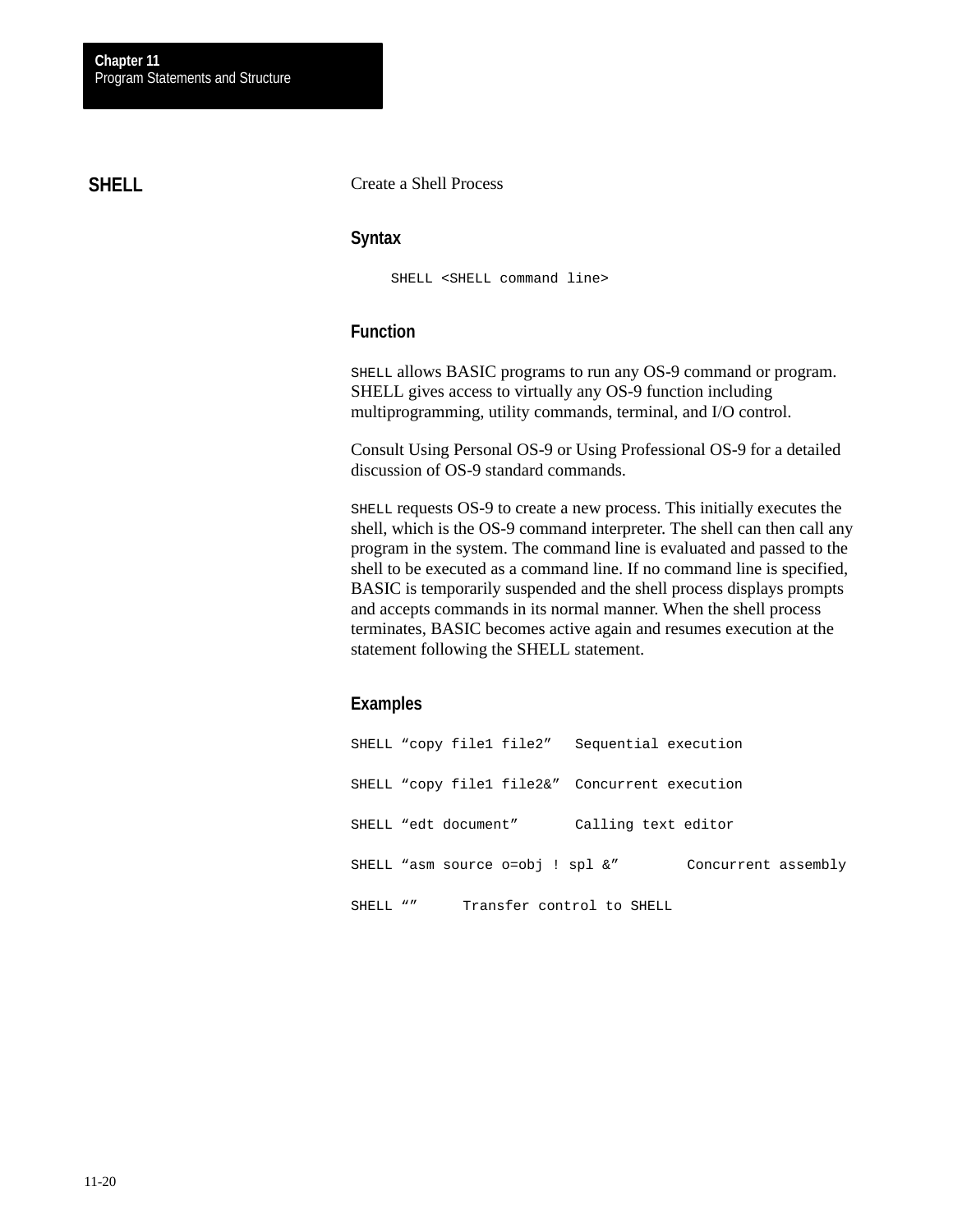## SHELL

Create a Shell Process

### Syntax

```
SHELL <SHELL command line>
```

### Function

SHELL allows BASIC programs to run any OS-9 command or program. SHELL gives access to virtually any OS-9 function including multiprogramming, utility commands, terminal, and I/O control.

Consult Using Personal OS-9 or Using Professional OS-9 for a detailed discussion of OS-9 standard commands.

SHELL requests OS-9 to create a new process. This initially executes the shell, which is the OS-9 command interpreter. The shell can then call any program in the system. The command line is evaluated and passed to the shell to be executed as a command line. If no command line is specified, BASIC is temporarily suspended and the shell process displays prompts and accepts commands in its normal manner. When the shell process terminates, BASIC becomes active again and resumes execution at the statement following the SHELL statement.

### Examples

```
SHELL “copy file1 file2”   Sequential execution

SHELL “copy file1 file2&”  Concurrent execution

SHELL “edt document”       Calling text editor

SHELL “asm source o=obj ! spl &”        Concurrent assembly

SHELL “”     Transfer control to SHELL
```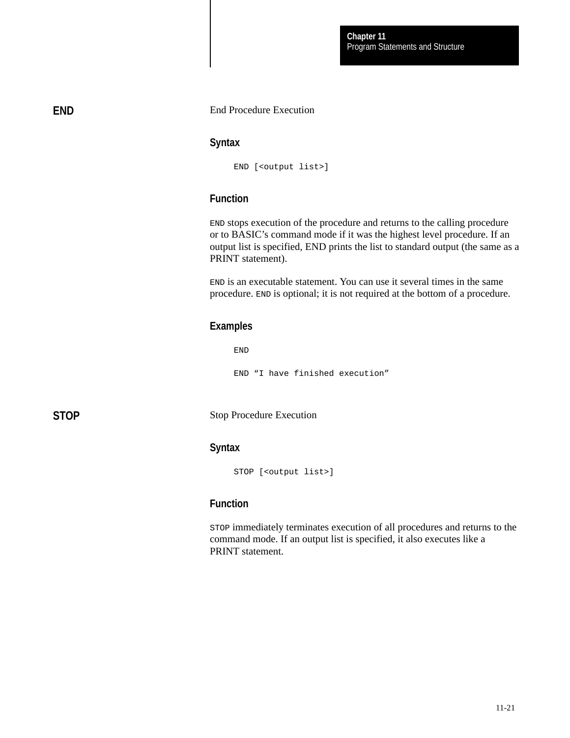## END

End Procedure Execution

### Syntax

```
END [<output list>]
```

### Function

`END` stops execution of the procedure and returns to the calling procedure or to BASIC's command mode if it was the highest level procedure. If an output list is specified, END prints the list to standard output (the same as a PRINT statement).

`END` is an executable statement. You can use it several times in the same procedure. `END` is optional; it is not required at the bottom of a procedure.

### Examples

```
END

END "I have finished execution"
```

## STOP

Stop Procedure Execution

### Syntax

```
STOP [<output list>]
```

### Function

`STOP` immediately terminates execution of all procedures and returns to the command mode. If an output list is specified, it also executes like a PRINT statement.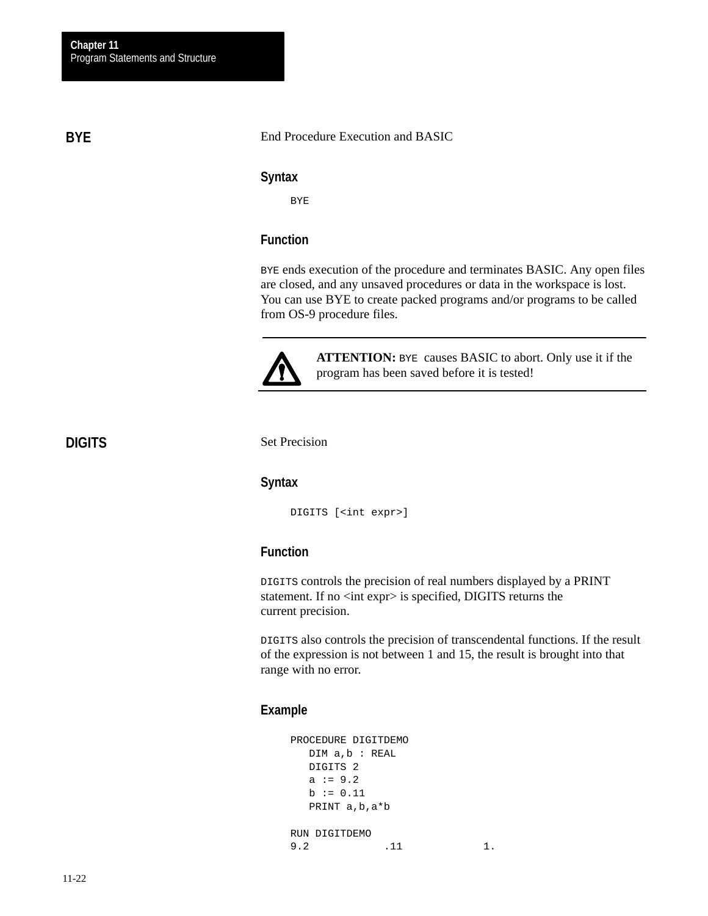## BYE

End Procedure Execution and BASIC

### Syntax

```
BYE
```

### Function

BYE ends execution of the procedure and terminates BASIC. Any open files are closed, and any unsaved procedures or data in the workspace is lost. You can use BYE to create packed programs and/or programs to be called from OS-9 procedure files.

> **ATTENTION:** BYE causes BASIC to abort. Only use it if the program has been saved before it is tested!

## DIGITS

Set Precision

### Syntax

```
DIGITS [<int expr>]
```

### Function

DIGITS controls the precision of real numbers displayed by a PRINT statement. If no <int expr> is specified, DIGITS returns the current precision.

DIGITS also controls the precision of transcendental functions. If the result of the expression is not between 1 and 15, the result is brought into that range with no error.

### Example

```
PROCEDURE DIGITDEMO
   DIM a,b : REAL
   DIGITS 2
   a := 9.2
   b := 0.11
   PRINT a,b,a*b

RUN DIGITDEMO
9.2          .11           1.
```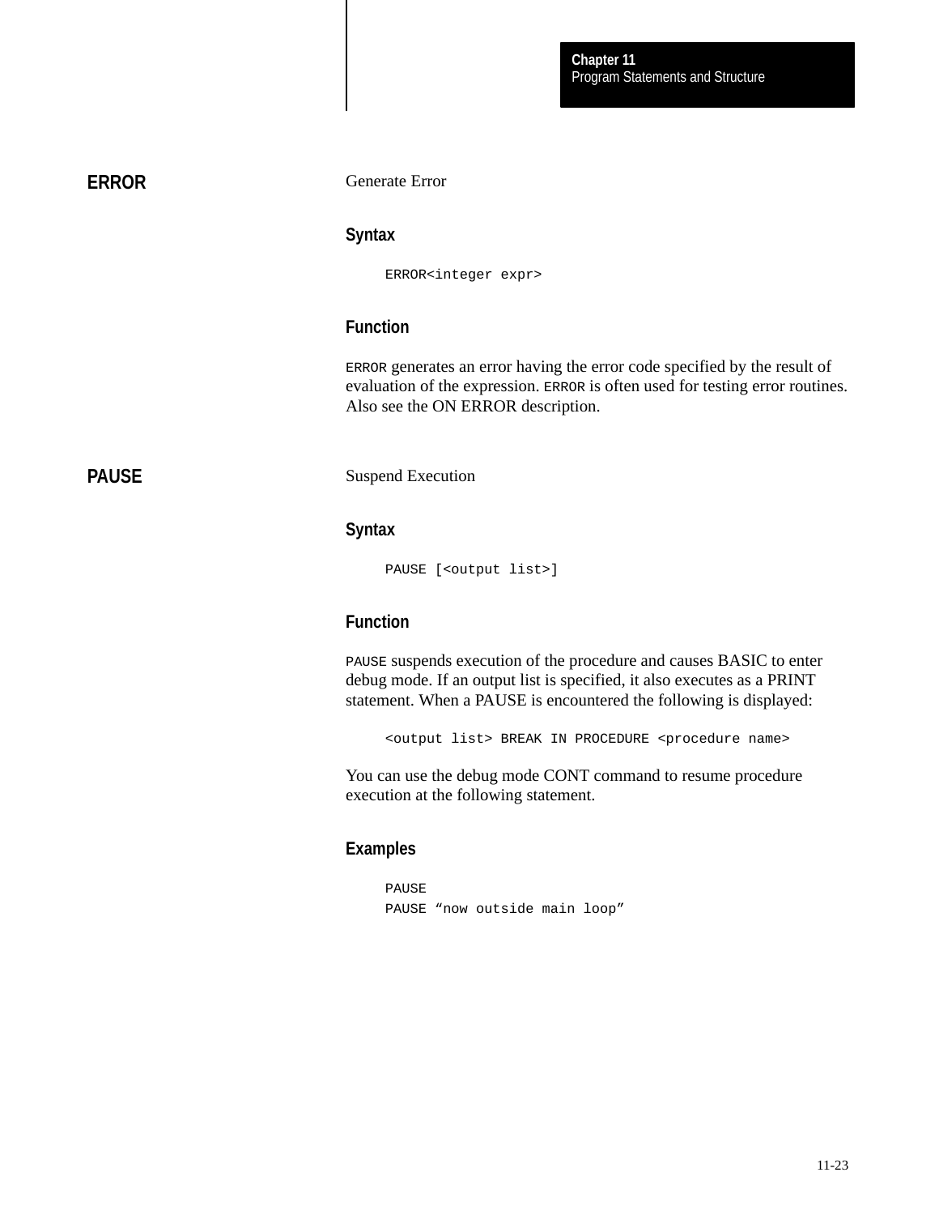## ERROR

Generate Error

### Syntax

```
ERROR<integer expr>
```

### Function

ERROR generates an error having the error code specified by the result of evaluation of the expression. ERROR is often used for testing error routines. Also see the ON ERROR description.

## PAUSE

Suspend Execution

### Syntax

```
PAUSE [<output list>]
```

### Function

PAUSE suspends execution of the procedure and causes BASIC to enter debug mode. If an output list is specified, it also executes as a PRINT statement. When a PAUSE is encountered the following is displayed:

```
<output list> BREAK IN PROCEDURE <procedure name>
```

You can use the debug mode CONT command to resume procedure execution at the following statement.

### Examples

```
PAUSE
PAUSE “now outside main loop”
```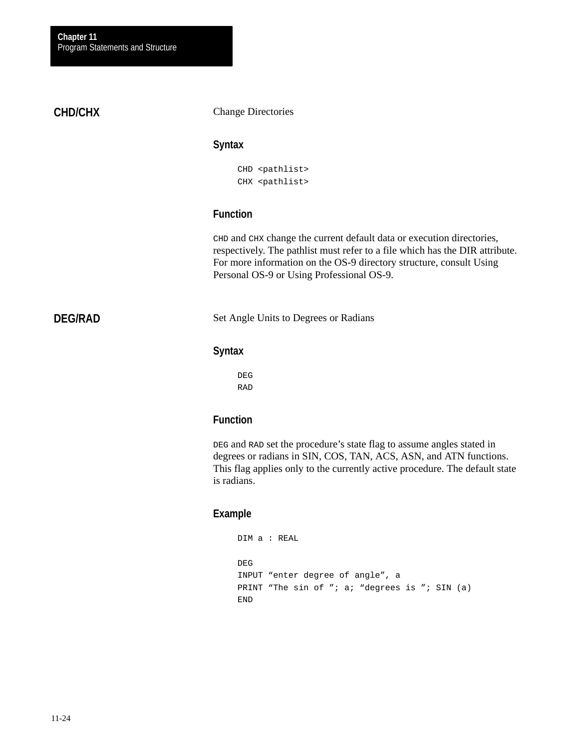## CHD/CHX

Change Directories

### Syntax

```
CHD <pathlist>
CHX <pathlist>
```

### Function

`CHD` and `CHX` change the current default data or execution directories, respectively. The pathlist must refer to a file which has the DIR attribute. For more information on the OS-9 directory structure, consult Using Personal OS-9 or Using Professional OS-9.

## DEG/RAD

Set Angle Units to Degrees or Radians

### Syntax

```
DEG
RAD
```

### Function

`DEG` and `RAD` set the procedure's state flag to assume angles stated in degrees or radians in SIN, COS, TAN, ACS, ASN, and ATN functions. This flag applies only to the currently active procedure. The default state is radians.

### Example

```
DIM a : REAL

DEG
INPUT “enter degree of angle”, a
PRINT “The sin of ”; a; “degrees is ”; SIN (a)
END
```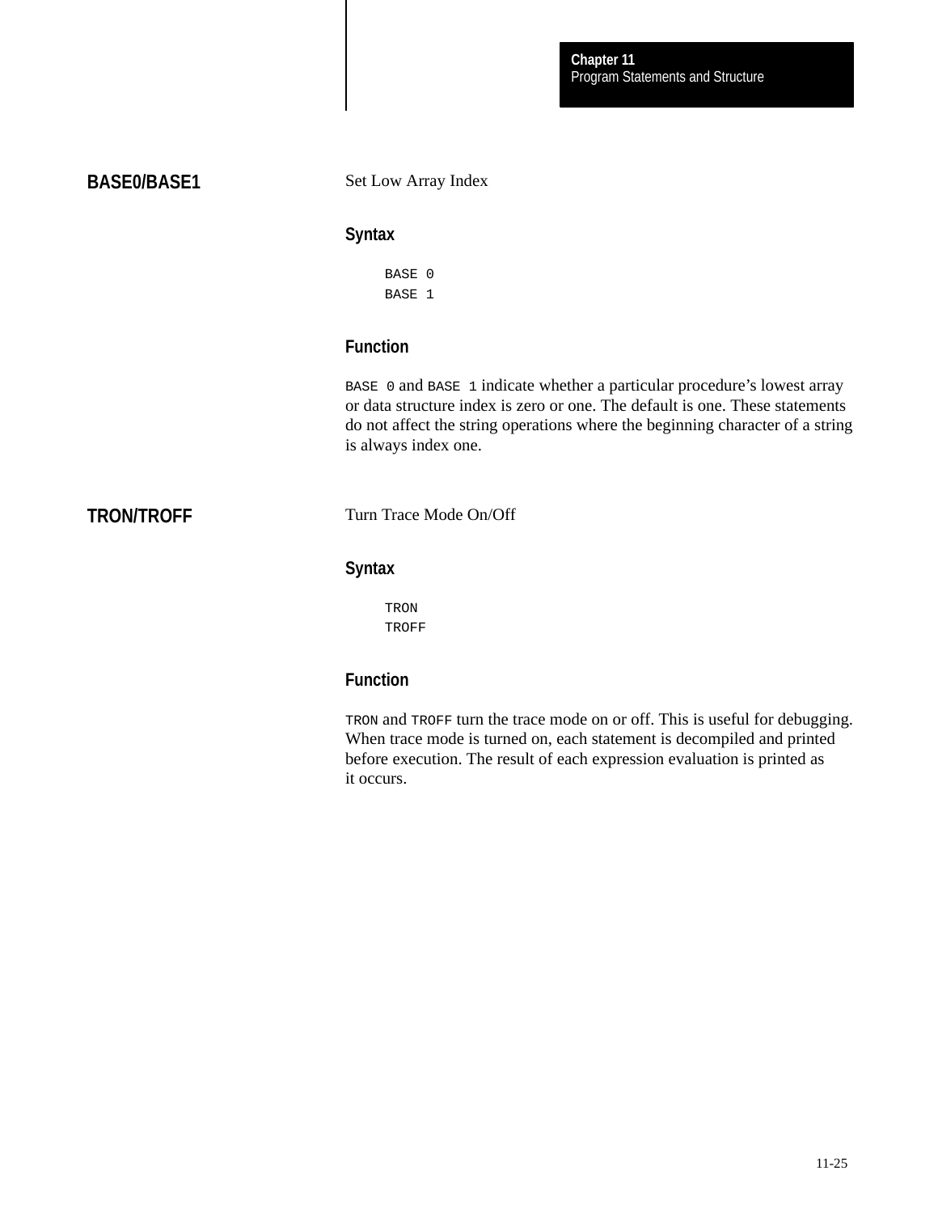## BASE0/BASE1

Set Low Array Index

### Syntax

```
BASE 0
BASE 1
```

### Function

`BASE 0` and `BASE 1` indicate whether a particular procedure's lowest array or data structure index is zero or one. The default is one. These statements do not affect the string operations where the beginning character of a string is always index one.

## TRON/TROFF

Turn Trace Mode On/Off

### Syntax

```
TRON
TROFF
```

### Function

`TRON` and `TROFF` turn the trace mode on or off. This is useful for debugging. When trace mode is turned on, each statement is decompiled and printed before execution. The result of each expression evaluation is printed as it occurs.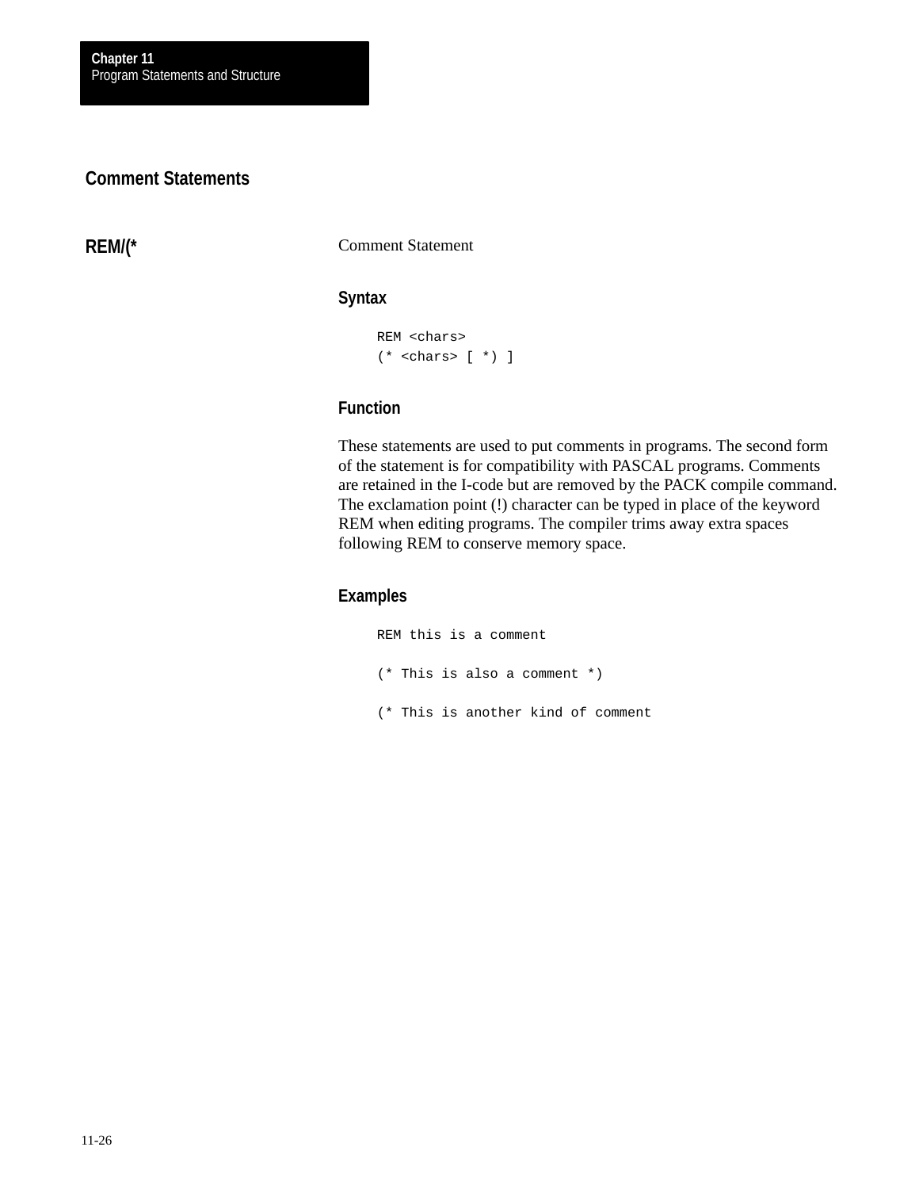## Comment Statements

### REM/(*

Comment Statement

#### Syntax

```
REM <chars>
(* <chars> [ *) ]
```

#### Function

These statements are used to put comments in programs. The second form of the statement is for compatibility with PASCAL programs. Comments are retained in the I-code but are removed by the PACK compile command. The exclamation point (!) character can be typed in place of the keyword REM when editing programs. The compiler trims away extra spaces following REM to conserve memory space.

#### Examples

```
REM this is a comment

(* This is also a comment *)

(* This is another kind of comment
```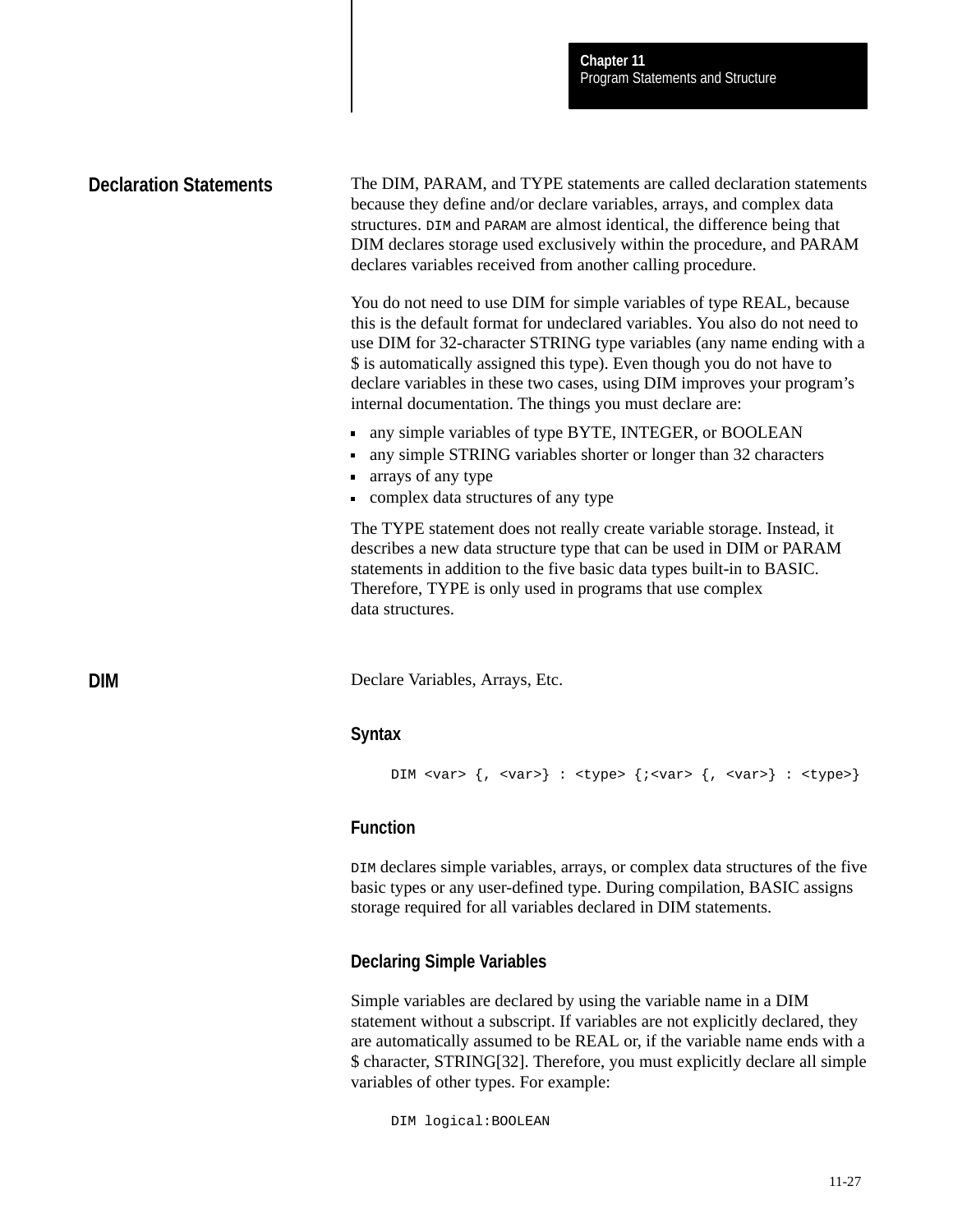## Declaration Statements

The DIM, PARAM, and TYPE statements are called declaration statements because they define and/or declare variables, arrays, and complex data structures. `DIM` and `PARAM` are almost identical, the difference being that DIM declares storage used exclusively within the procedure, and PARAM declares variables received from another calling procedure.

You do not need to use DIM for simple variables of type REAL, because this is the default format for undeclared variables. You also do not need to use DIM for 32-character STRING type variables (any name ending with a $ is automatically assigned this type). Even though you do not have to declare variables in these two cases, using DIM improves your program's internal documentation. The things you must declare are:

- any simple variables of type BYTE, INTEGER, or BOOLEAN
- any simple STRING variables shorter or longer than 32 characters
- arrays of any type
- complex data structures of any type

The TYPE statement does not really create variable storage. Instead, it describes a new data structure type that can be used in DIM or PARAM statements in addition to the five basic data types built-in to BASIC. Therefore, TYPE is only used in programs that use complex data structures.

## DIM

Declare Variables, Arrays, Etc.

### Syntax

```
DIM <var> {, <var>} : <type> {;<var> {, <var>} : <type>}
```

### Function

`DIM` declares simple variables, arrays, or complex data structures of the five basic types or any user-defined type. During compilation, BASIC assigns storage required for all variables declared in DIM statements.

### Declaring Simple Variables

Simple variables are declared by using the variable name in a DIM statement without a subscript. If variables are not explicitly declared, they are automatically assumed to be REAL or, if the variable name ends with a $ character, STRING[32]. Therefore, you must explicitly declare all simple variables of other types. For example:

```
DIM logical:BOOLEAN
```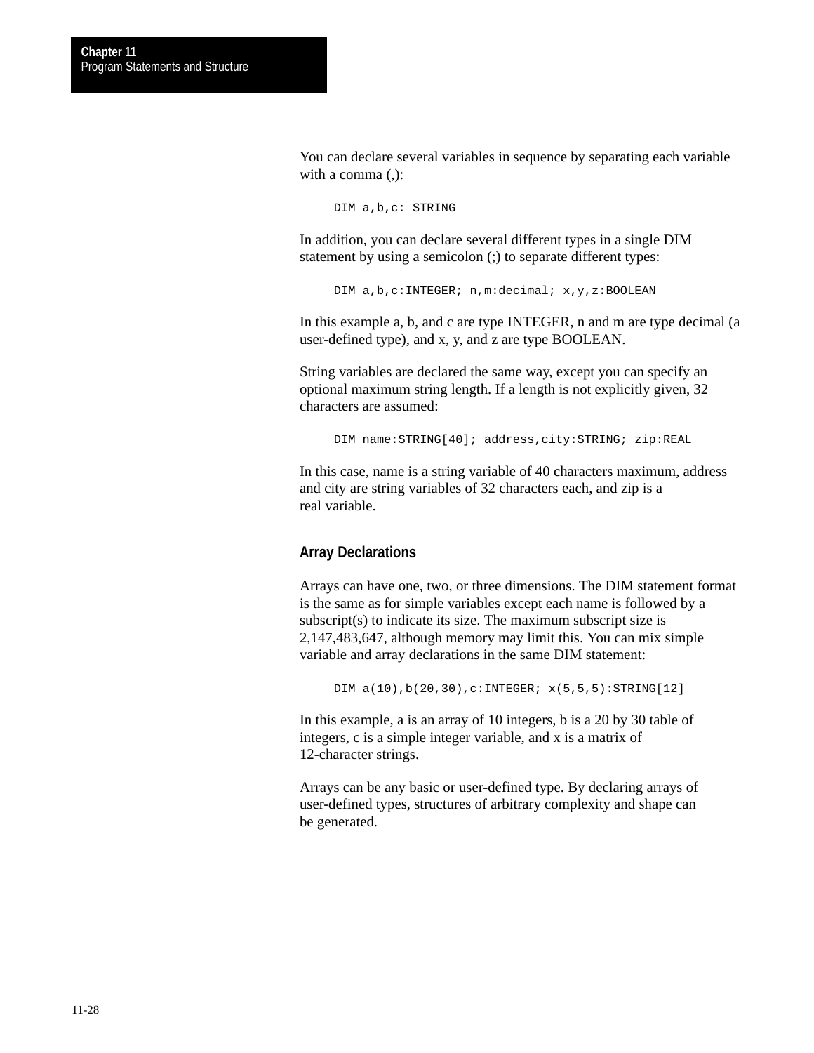You can declare several variables in sequence by separating each variable with a comma (,):

```
DIM a,b,c: STRING
```

In addition, you can declare several different types in a single DIM statement by using a semicolon (;) to separate different types:

```
DIM a,b,c:INTEGER; n,m:decimal; x,y,z:BOOLEAN
```

In this example a, b, and c are type INTEGER, n and m are type decimal (a user-defined type), and x, y, and z are type BOOLEAN.

String variables are declared the same way, except you can specify an optional maximum string length. If a length is not explicitly given, 32 characters are assumed:

```
DIM name:STRING[40]; address,city:STRING; zip:REAL
```

In this case, name is a string variable of 40 characters maximum, address and city are string variables of 32 characters each, and zip is a real variable.

### Array Declarations

Arrays can have one, two, or three dimensions. The DIM statement format is the same as for simple variables except each name is followed by a subscript(s) to indicate its size. The maximum subscript size is 2,147,483,647, although memory may limit this. You can mix simple variable and array declarations in the same DIM statement:

```
DIM a(10),b(20,30),c:INTEGER; x(5,5,5):STRING[12]
```

In this example, a is an array of 10 integers, b is a 20 by 30 table of integers, c is a simple integer variable, and x is a matrix of 12-character strings.

Arrays can be any basic or user-defined type. By declaring arrays of user-defined types, structures of arbitrary complexity and shape can be generated.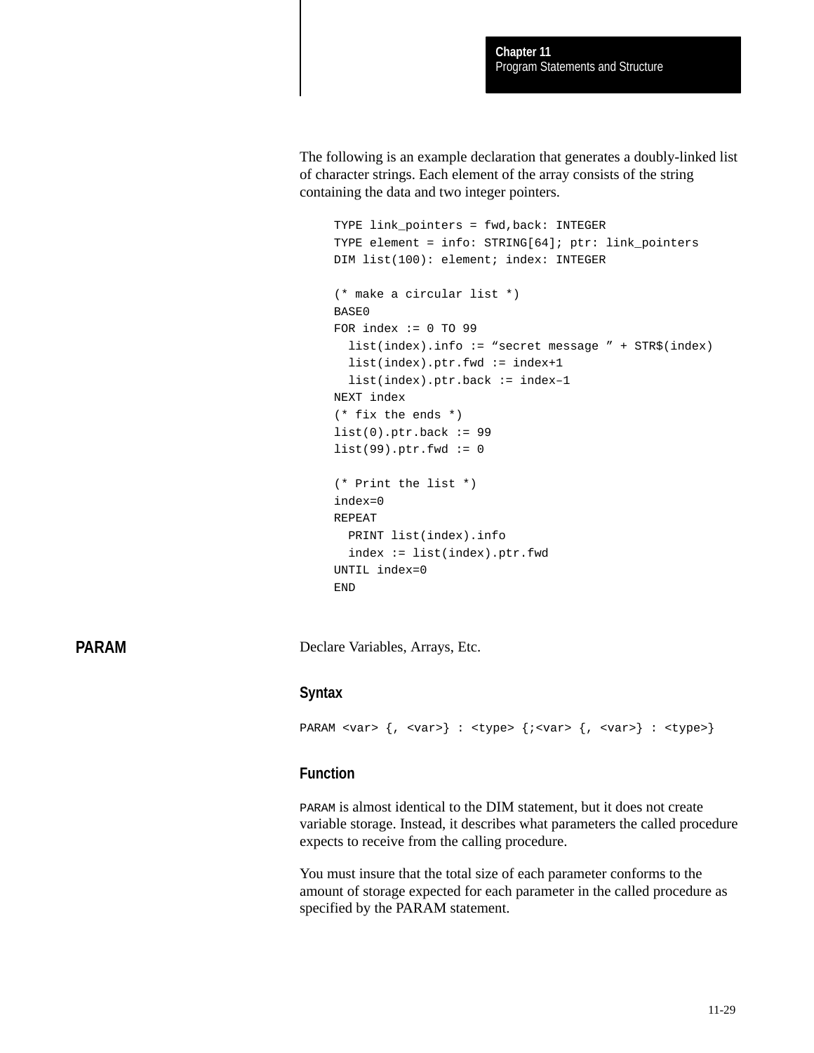The following is an example declaration that generates a doubly-linked list of character strings. Each element of the array consists of the string containing the data and two integer pointers.

```
TYPE link_pointers = fwd,back: INTEGER
TYPE element = info: STRING[64]; ptr: link_pointers
DIM list(100): element; index: INTEGER

(* make a circular list *)
BASE0
FOR index := 0 TO 99
  list(index).info := “secret message ” + STR$(index)
  list(index).ptr.fwd := index+1
  list(index).ptr.back := index–1
NEXT index
(* fix the ends *)
list(0).ptr.back := 99
list(99).ptr.fwd := 0

(* Print the list *)
index=0
REPEAT
  PRINT list(index).info
  index := list(index).ptr.fwd
UNTIL index=0
END
```

## PARAM

Declare Variables, Arrays, Etc.

### Syntax

```
PARAM <var> {, <var>} : <type> {;<var> {, <var>} : <type>}
```

### Function

PARAM is almost identical to the DIM statement, but it does not create variable storage. Instead, it describes what parameters the called procedure expects to receive from the calling procedure.

You must insure that the total size of each parameter conforms to the amount of storage expected for each parameter in the called procedure as specified by the PARAM statement.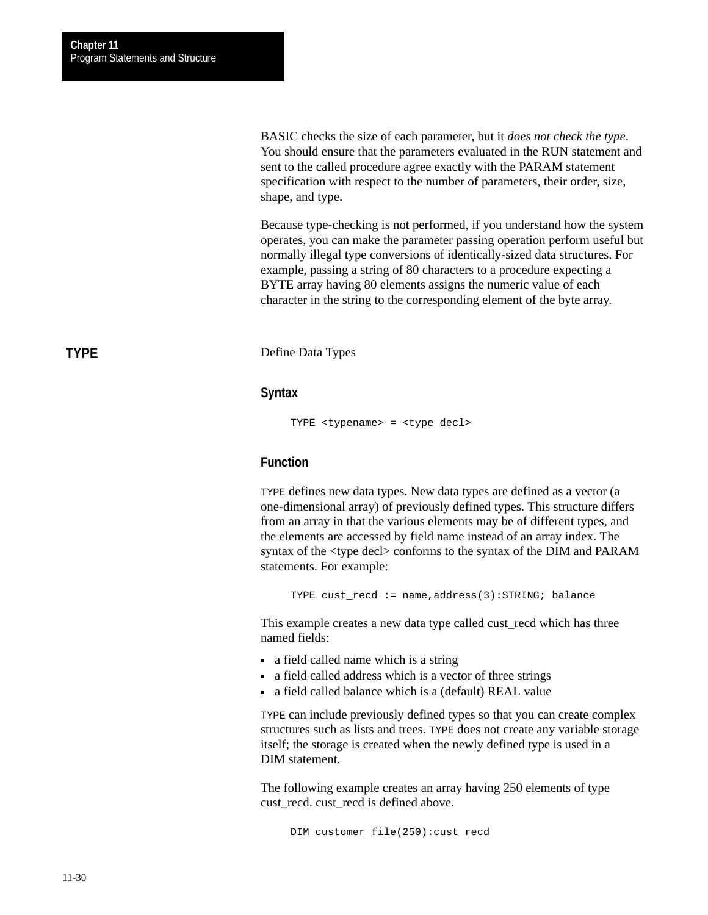BASIC checks the size of each parameter, but it *does not check the type*. You should ensure that the parameters evaluated in the RUN statement and sent to the called procedure agree exactly with the PARAM statement specification with respect to the number of parameters, their order, size, shape, and type.

Because type-checking is not performed, if you understand how the system operates, you can make the parameter passing operation perform useful but normally illegal type conversions of identically-sized data structures. For example, passing a string of 80 characters to a procedure expecting a BYTE array having 80 elements assigns the numeric value of each character in the string to the corresponding element of the byte array.

## TYPE

Define Data Types

### Syntax

```
TYPE <typename> = <type decl>
```

### Function

TYPE defines new data types. New data types are defined as a vector (a one-dimensional array) of previously defined types. This structure differs from an array in that the various elements may be of different types, and the elements are accessed by field name instead of an array index. The syntax of the <type decl> conforms to the syntax of the DIM and PARAM statements. For example:

```
TYPE cust_recd := name,address(3):STRING; balance
```

This example creates a new data type called cust_recd which has three named fields:

- a field called name which is a string
- a field called address which is a vector of three strings
- a field called balance which is a (default) REAL value

TYPE can include previously defined types so that you can create complex structures such as lists and trees. TYPE does not create any variable storage itself; the storage is created when the newly defined type is used in a DIM statement.

The following example creates an array having 250 elements of type cust_recd. cust_recd is defined above.

```
DIM customer_file(250):cust_recd
```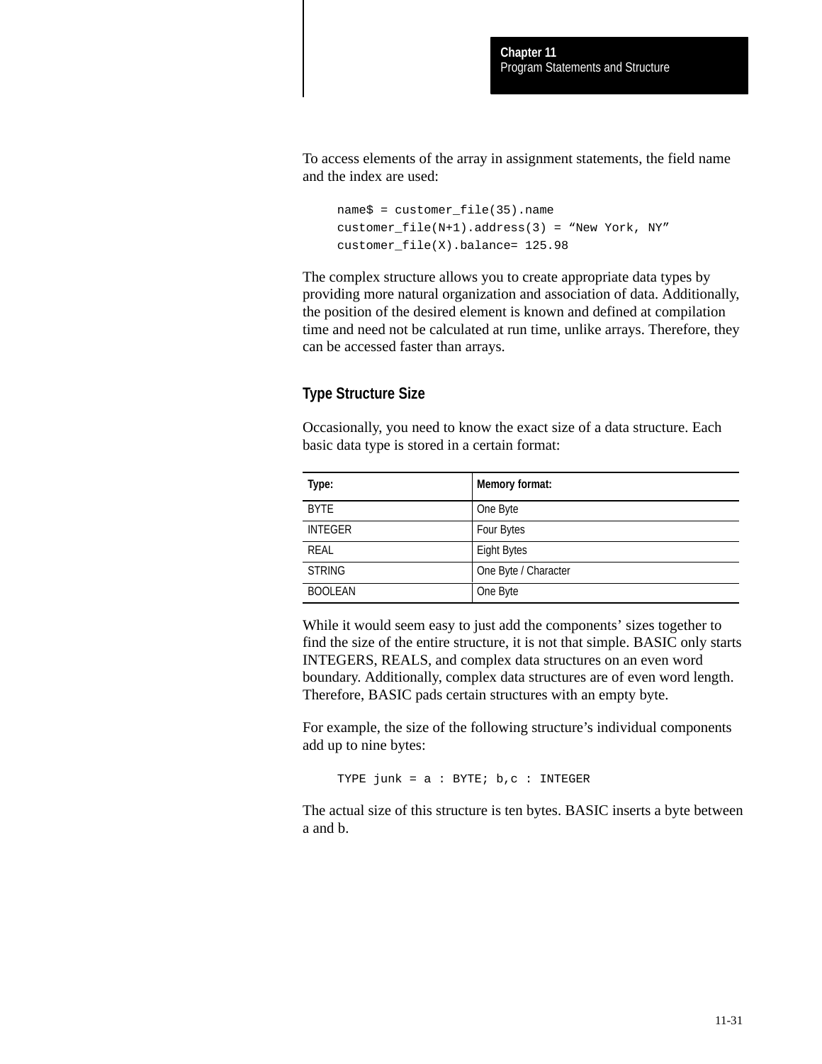To access elements of the array in assignment statements, the field name and the index are used:

```
name$ = customer_file(35).name
customer_file(N+1).address(3) = “New York, NY”
customer_file(X).balance= 125.98
```

The complex structure allows you to create appropriate data types by providing more natural organization and association of data. Additionally, the position of the desired element is known and defined at compilation time and need not be calculated at run time, unlike arrays. Therefore, they can be accessed faster than arrays.

## Type Structure Size

Occasionally, you need to know the exact size of a data structure. Each basic data type is stored in a certain format:

| Type: | Memory format: |
|---|---|
| BYTE | One Byte |
| INTEGER | Four Bytes |
| REAL | Eight Bytes |
| STRING | One Byte / Character |
| BOOLEAN | One Byte |

While it would seem easy to just add the components’ sizes together to find the size of the entire structure, it is not that simple. BASIC only starts INTEGERS, REALS, and complex data structures on an even word boundary. Additionally, complex data structures are of even word length. Therefore, BASIC pads certain structures with an empty byte.

For example, the size of the following structure’s individual components add up to nine bytes:

```
TYPE junk = a : BYTE; b,c : INTEGER
```

The actual size of this structure is ten bytes. BASIC inserts a byte between a and b.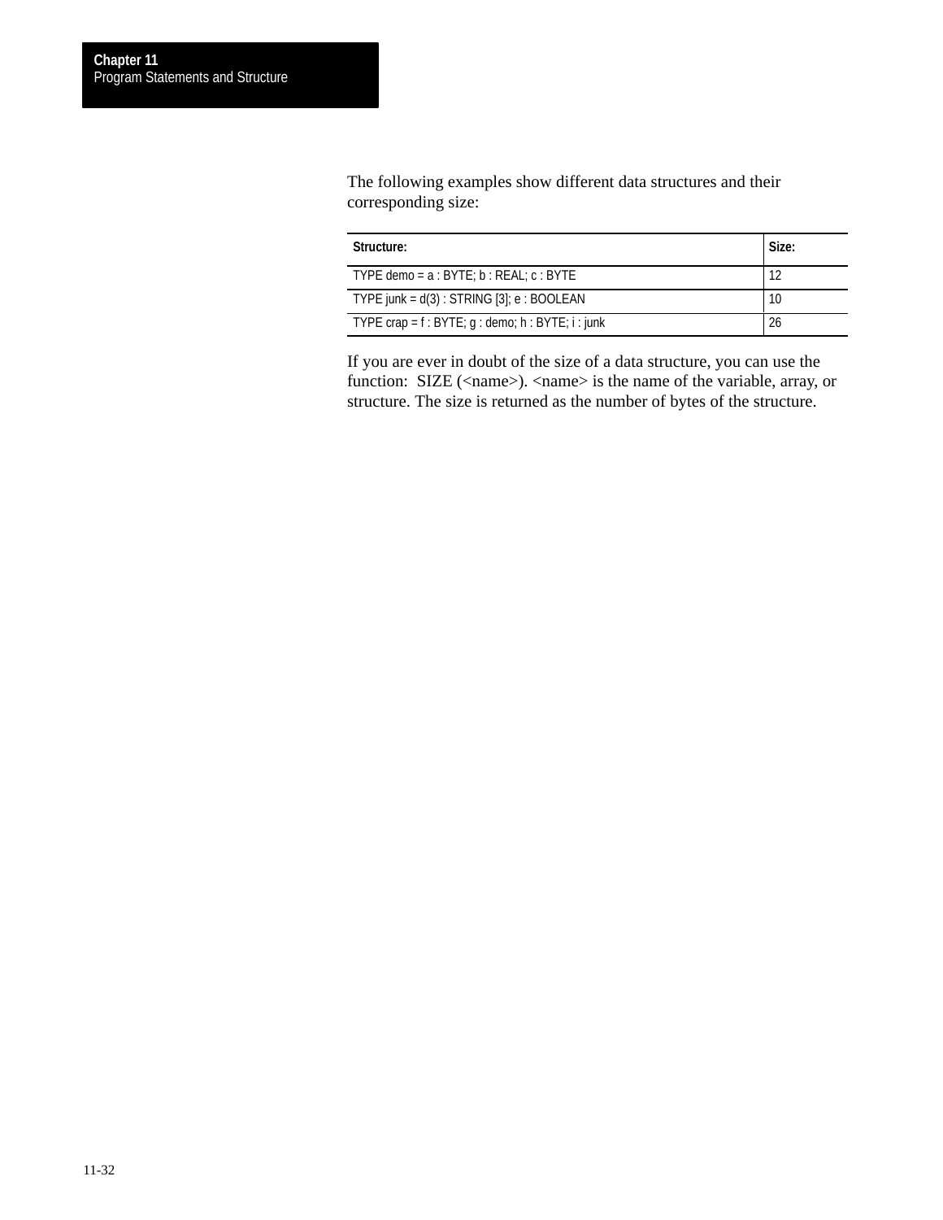The following examples show different data structures and their corresponding size:

| Structure: | Size: |
| --- | --- |
| TYPE demo = a : BYTE; b : REAL; c : BYTE | 12 |
| TYPE junk = d(3) : STRING [3]; e : BOOLEAN | 10 |
| TYPE crap = f : BYTE; g : demo; h : BYTE; i : junk | 26 |

If you are ever in doubt of the size of a data structure, you can use the function: SIZE (<name>). <name> is the name of the variable, array, or structure. The size is returned as the number of bytes of the structure.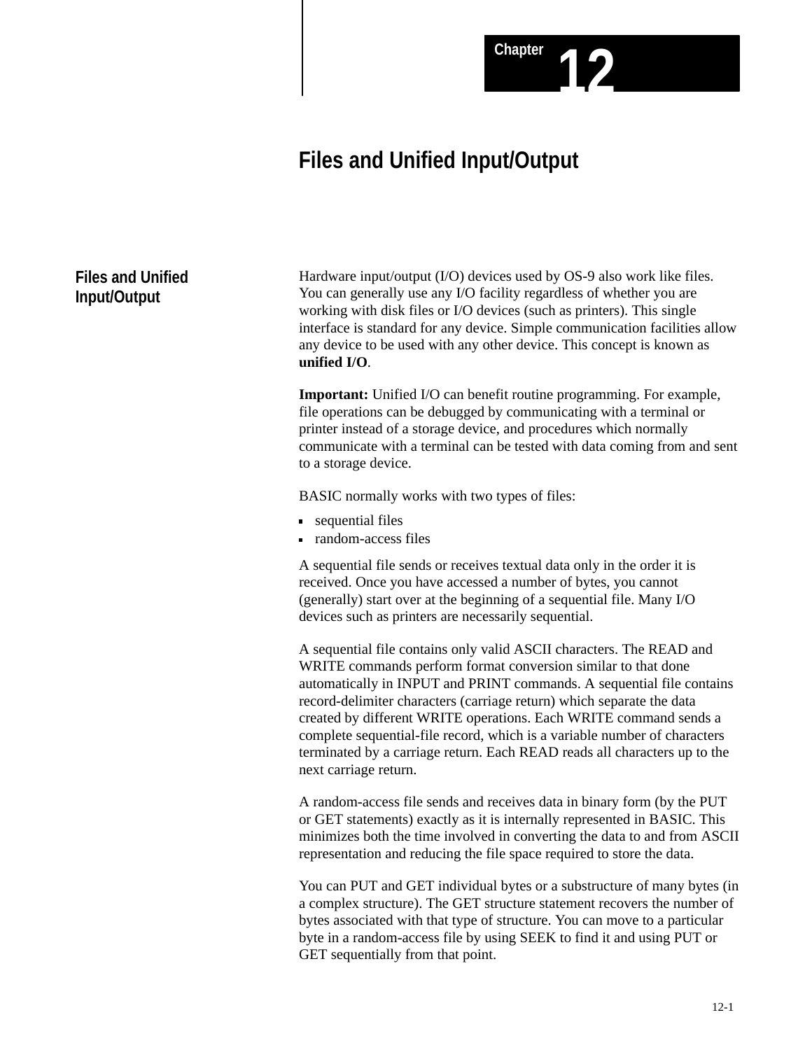# Chapter 12

# Files and Unified Input/Output

## Files and Unified Input/Output

Hardware input/output (I/O) devices used by OS-9 also work like files. You can generally use any I/O facility regardless of whether you are working with disk files or I/O devices (such as printers). This single interface is standard for any device. Simple communication facilities allow any device to be used with any other device. This concept is known as **unified I/O**.

**Important:** Unified I/O can benefit routine programming. For example, file operations can be debugged by communicating with a terminal or printer instead of a storage device, and procedures which normally communicate with a terminal can be tested with data coming from and sent to a storage device.

BASIC normally works with two types of files:

- sequential files
- random-access files

A sequential file sends or receives textual data only in the order it is received. Once you have accessed a number of bytes, you cannot (generally) start over at the beginning of a sequential file. Many I/O devices such as printers are necessarily sequential.

A sequential file contains only valid ASCII characters. The READ and WRITE commands perform format conversion similar to that done automatically in INPUT and PRINT commands. A sequential file contains record-delimiter characters (carriage return) which separate the data created by different WRITE operations. Each WRITE command sends a complete sequential-file record, which is a variable number of characters terminated by a carriage return. Each READ reads all characters up to the next carriage return.

A random-access file sends and receives data in binary form (by the PUT or GET statements) exactly as it is internally represented in BASIC. This minimizes both the time involved in converting the data to and from ASCII representation and reducing the file space required to store the data.

You can PUT and GET individual bytes or a substructure of many bytes (in a complex structure). The GET structure statement recovers the number of bytes associated with that type of structure. You can move to a particular byte in a random-access file by using SEEK to find it and using PUT or GET sequentially from that point.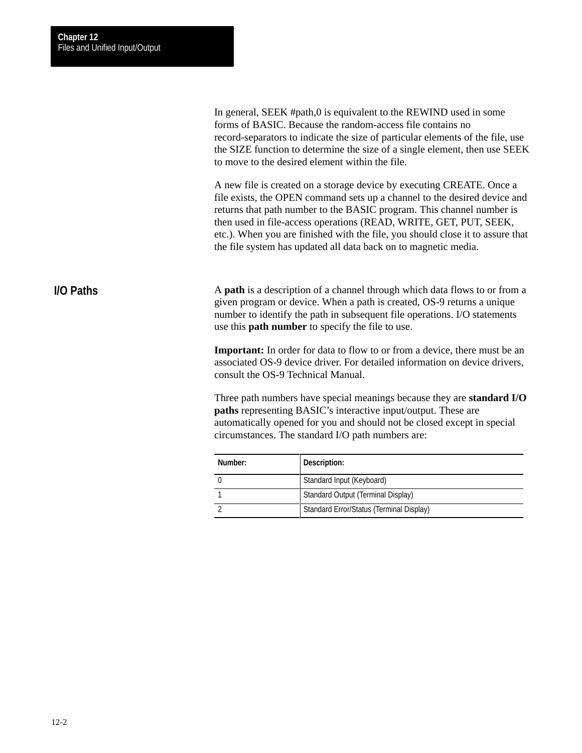In general, SEEK #path,0 is equivalent to the REWIND used in some forms of BASIC. Because the random-access file contains no record-separators to indicate the size of particular elements of the file, use the SIZE function to determine the size of a single element, then use SEEK to move to the desired element within the file.

A new file is created on a storage device by executing CREATE. Once a file exists, the OPEN command sets up a channel to the desired device and returns that path number to the BASIC program. This channel number is then used in file-access operations (READ, WRITE, GET, PUT, SEEK, etc.). When you are finished with the file, you should close it to assure that the file system has updated all data back on to magnetic media.

## I/O Paths

A **path** is a description of a channel through which data flows to or from a given program or device. When a path is created, OS-9 returns a unique number to identify the path in subsequent file operations. I/O statements use this **path number** to specify the file to use.

**Important:** In order for data to flow to or from a device, there must be an associated OS-9 device driver. For detailed information on device drivers, consult the OS-9 Technical Manual.

Three path numbers have special meanings because they are **standard I/O paths** representing BASIC's interactive input/output. These are automatically opened for you and should not be closed except in special circumstances. The standard I/O path numbers are:

| Number: | Description: |
|---|---|
| 0 | Standard Input (Keyboard) |
| 1 | Standard Output (Terminal Display) |
| 2 | Standard Error/Status (Terminal Display) |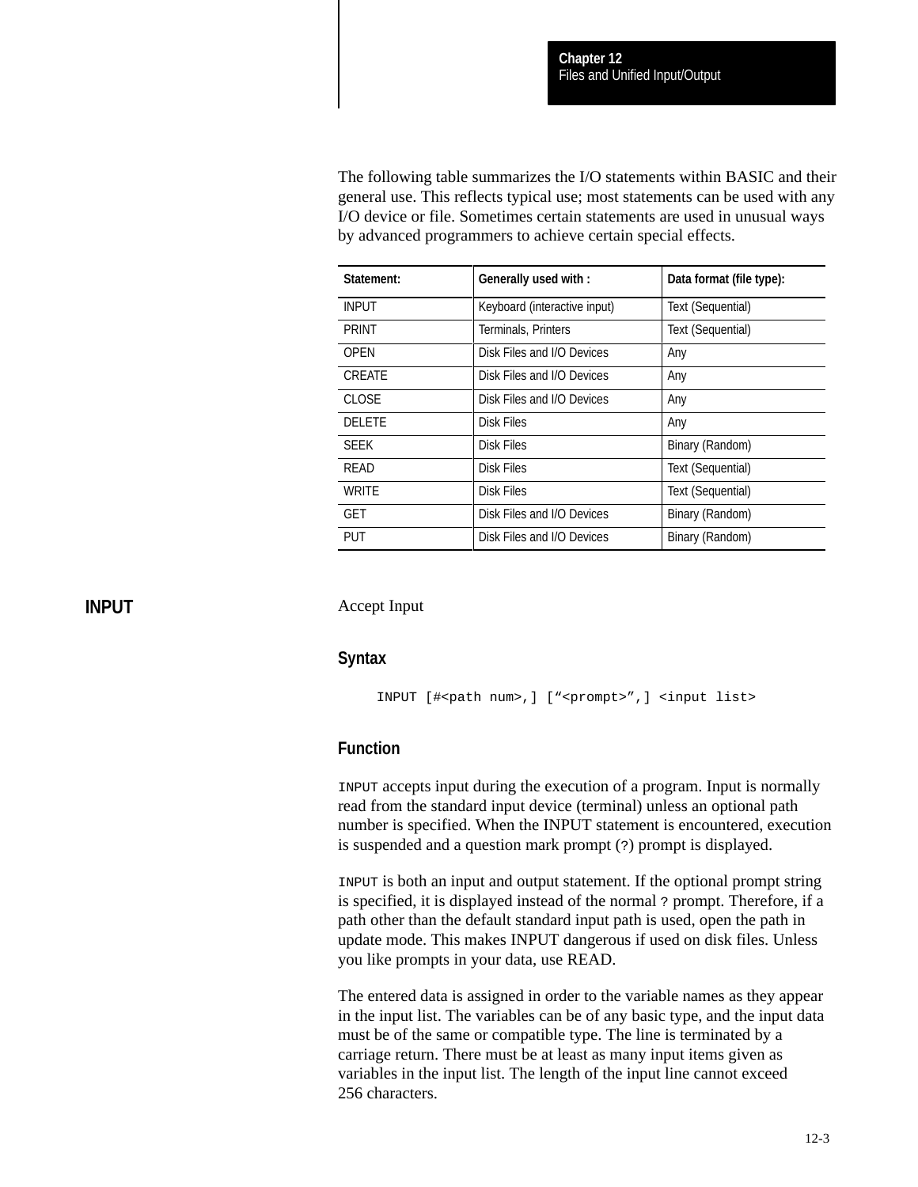The following table summarizes the I/O statements within BASIC and their general use. This reflects typical use; most statements can be used with any I/O device or file. Sometimes certain statements are used in unusual ways by advanced programmers to achieve certain special effects.

| Statement: | Generally used with : | Data format (file type): |
|---|---|---|
| INPUT | Keyboard (interactive input) | Text (Sequential) |
| PRINT | Terminals, Printers | Text (Sequential) |
| OPEN | Disk Files and I/O Devices | Any |
| CREATE | Disk Files and I/O Devices | Any |
| CLOSE | Disk Files and I/O Devices | Any |
| DELETE | Disk Files | Any |
| SEEK | Disk Files | Binary (Random) |
| READ | Disk Files | Text (Sequential) |
| WRITE | Disk Files | Text (Sequential) |
| GET | Disk Files and I/O Devices | Binary (Random) |
| PUT | Disk Files and I/O Devices | Binary (Random) |

## INPUT

Accept Input

### Syntax

```
INPUT [#<path num>,] [“<prompt>”,] <input list>
```

### Function

`INPUT` accepts input during the execution of a program. Input is normally read from the standard input device (terminal) unless an optional path number is specified. When the INPUT statement is encountered, execution is suspended and a question mark prompt (`?`) prompt is displayed.

`INPUT` is both an input and output statement. If the optional prompt string is specified, it is displayed instead of the normal `?` prompt. Therefore, if a path other than the default standard input path is used, open the path in update mode. This makes INPUT dangerous if used on disk files. Unless you like prompts in your data, use READ.

The entered data is assigned in order to the variable names as they appear in the input list. The variables can be of any basic type, and the input data must be of the same or compatible type. The line is terminated by a carriage return. There must be at least as many input items given as variables in the input list. The length of the input line cannot exceed 256 characters.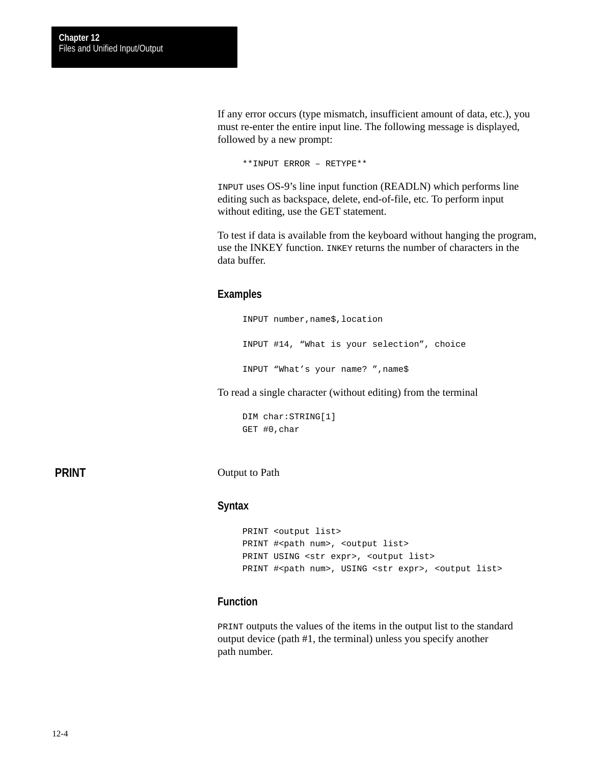If any error occurs (type mismatch, insufficient amount of data, etc.), you must re-enter the entire input line. The following message is displayed, followed by a new prompt:

```
**INPUT ERROR – RETYPE**
```

`INPUT` uses OS-9's line input function (READLN) which performs line editing such as backspace, delete, end-of-file, etc. To perform input without editing, use the GET statement.

To test if data is available from the keyboard without hanging the program, use the INKEY function. `INKEY` returns the number of characters in the data buffer.

### Examples

```
INPUT number,name$,location

INPUT #14, “What is your selection”, choice

INPUT “What’s your name? ”,name$
```

To read a single character (without editing) from the terminal

```
DIM char:STRING[1]
GET #0,char
```

## PRINT

Output to Path

### Syntax

```
PRINT <output list>
PRINT #<path num>, <output list>
PRINT USING <str expr>, <output list>
PRINT #<path num>, USING <str expr>, <output list>
```

### Function

`PRINT` outputs the values of the items in the output list to the standard output device (path #1, the terminal) unless you specify another path number.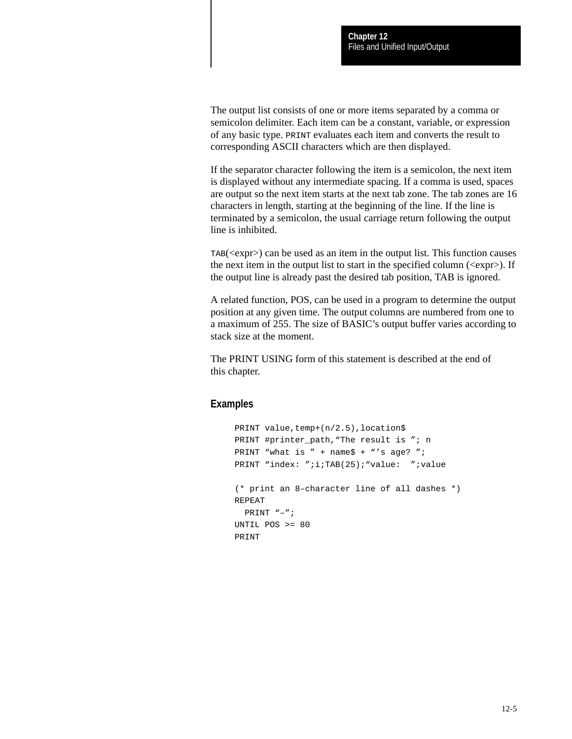The output list consists of one or more items separated by a comma or semicolon delimiter. Each item can be a constant, variable, or expression of any basic type. `PRINT` evaluates each item and converts the result to corresponding ASCII characters which are then displayed.

If the separator character following the item is a semicolon, the next item is displayed without any intermediate spacing. If a comma is used, spaces are output so the next item starts at the next tab zone. The tab zones are 16 characters in length, starting at the beginning of the line. If the line is terminated by a semicolon, the usual carriage return following the output line is inhibited.

`TAB`(<expr>) can be used as an item in the output list. This function causes the next item in the output list to start in the specified column (<expr>). If the output line is already past the desired tab position, TAB is ignored.

A related function, POS, can be used in a program to determine the output position at any given time. The output columns are numbered from one to a maximum of 255. The size of BASIC's output buffer varies according to stack size at the moment.

The PRINT USING form of this statement is described at the end of this chapter.

### Examples

```
PRINT value,temp+(n/2.5),location$
PRINT #printer_path,“The result is ”; n
PRINT “what is ” + name$ + “’s age? ”;
PRINT “index: ”;i;TAB(25);“value:  ”;value

(* print an 8–character line of all dashes *)
REPEAT
  PRINT “–”;
UNTIL POS >= 80
PRINT
```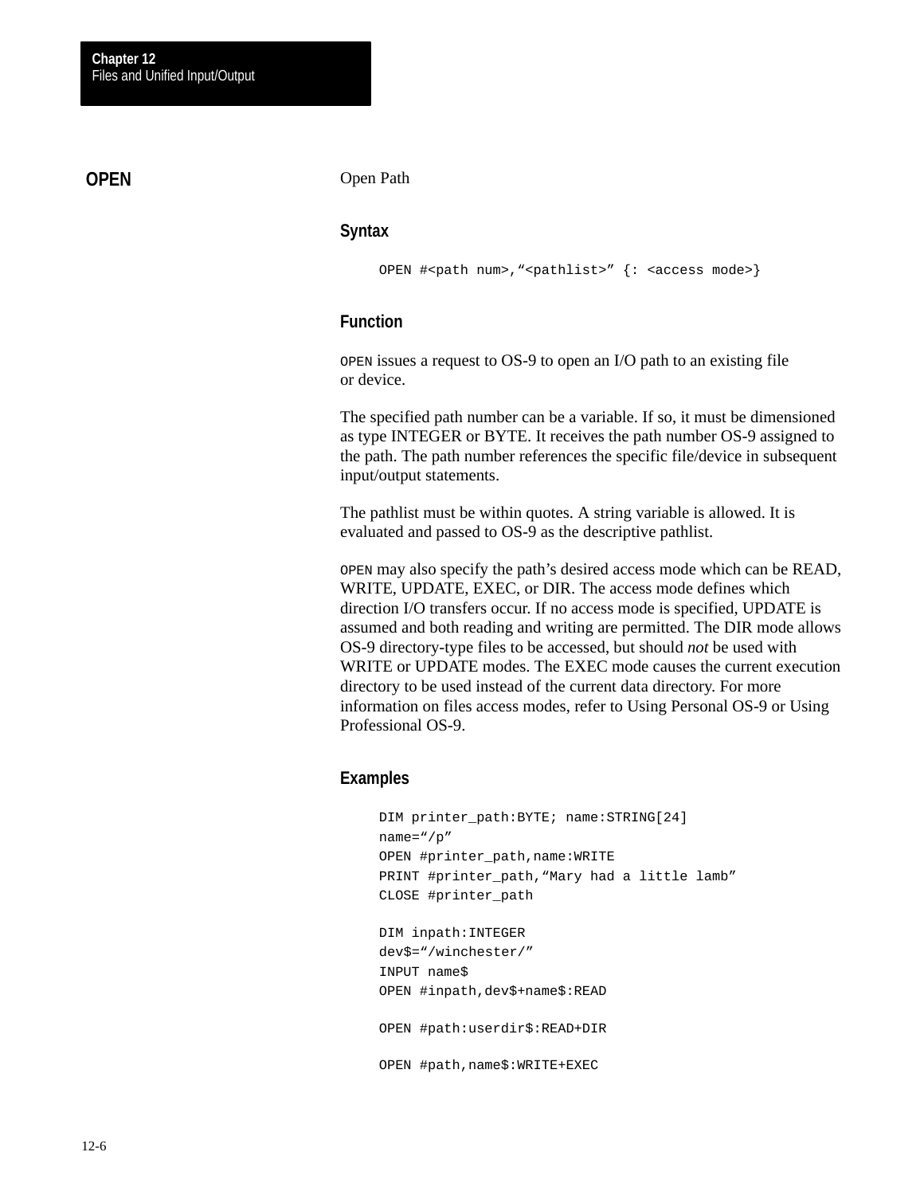## OPEN

Open Path

### Syntax

```
OPEN #<path num>,“<pathlist>” {: <access mode>}
```

### Function

`OPEN` issues a request to OS-9 to open an I/O path to an existing file or device.

The specified path number can be a variable. If so, it must be dimensioned as type INTEGER or BYTE. It receives the path number OS-9 assigned to the path. The path number references the specific file/device in subsequent input/output statements.

The pathlist must be within quotes. A string variable is allowed. It is evaluated and passed to OS-9 as the descriptive pathlist.

`OPEN` may also specify the path’s desired access mode which can be READ, WRITE, UPDATE, EXEC, or DIR. The access mode defines which direction I/O transfers occur. If no access mode is specified, UPDATE is assumed and both reading and writing are permitted. The DIR mode allows OS-9 directory-type files to be accessed, but should *not* be used with WRITE or UPDATE modes. The EXEC mode causes the current execution directory to be used instead of the current data directory. For more information on files access modes, refer to Using Personal OS-9 or Using Professional OS-9.

### Examples

```
DIM printer_path:BYTE; name:STRING[24]
name=“/p”
OPEN #printer_path,name:WRITE
PRINT #printer_path,“Mary had a little lamb”
CLOSE #printer_path

DIM inpath:INTEGER
dev$=“/winchester/”
INPUT name$
OPEN #inpath,dev$+name$:READ

OPEN #path:userdir$:READ+DIR

OPEN #path,name$:WRITE+EXEC
```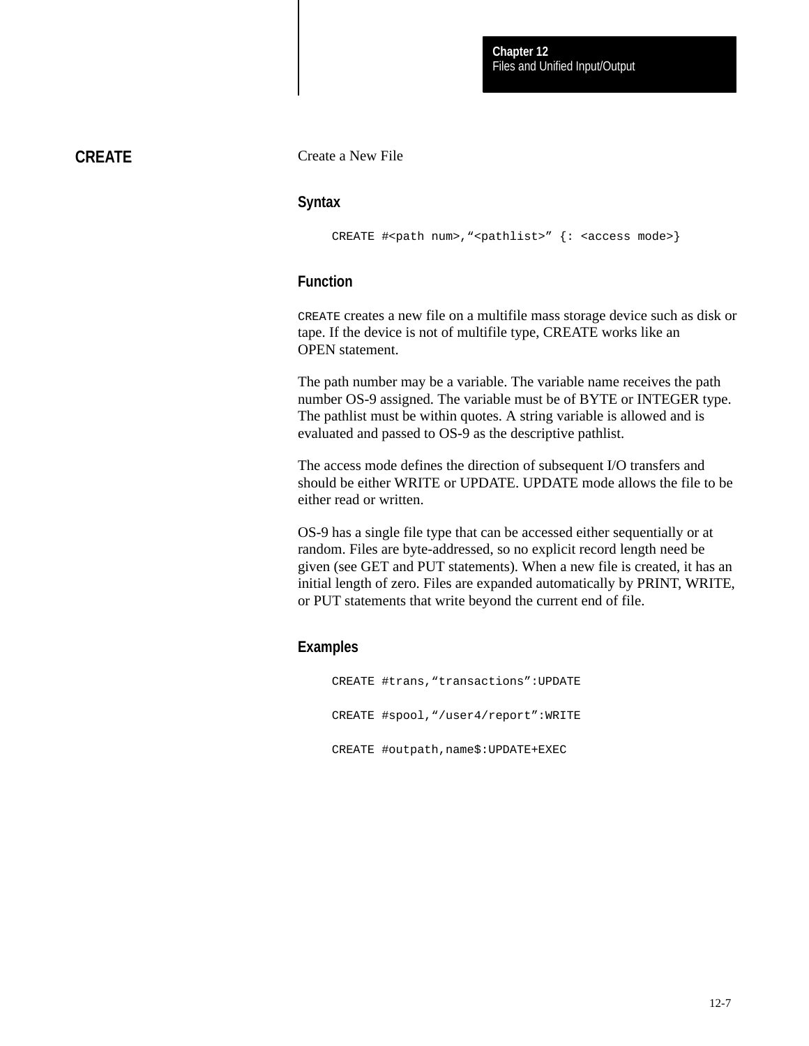## CREATE

Create a New File

### Syntax

```
CREATE #<path num>,“<pathlist>” {: <access mode>}
```

### Function

`CREATE` creates a new file on a multifile mass storage device such as disk or tape. If the device is not of multifile type, CREATE works like an OPEN statement.

The path number may be a variable. The variable name receives the path number OS-9 assigned. The variable must be of BYTE or INTEGER type. The pathlist must be within quotes. A string variable is allowed and is evaluated and passed to OS-9 as the descriptive pathlist.

The access mode defines the direction of subsequent I/O transfers and should be either WRITE or UPDATE. UPDATE mode allows the file to be either read or written.

OS-9 has a single file type that can be accessed either sequentially or at random. Files are byte-addressed, so no explicit record length need be given (see GET and PUT statements). When a new file is created, it has an initial length of zero. Files are expanded automatically by PRINT, WRITE, or PUT statements that write beyond the current end of file.

### Examples

```
CREATE #trans,“transactions”:UPDATE

CREATE #spool,“/user4/report”:WRITE

CREATE #outpath,name$:UPDATE+EXEC
```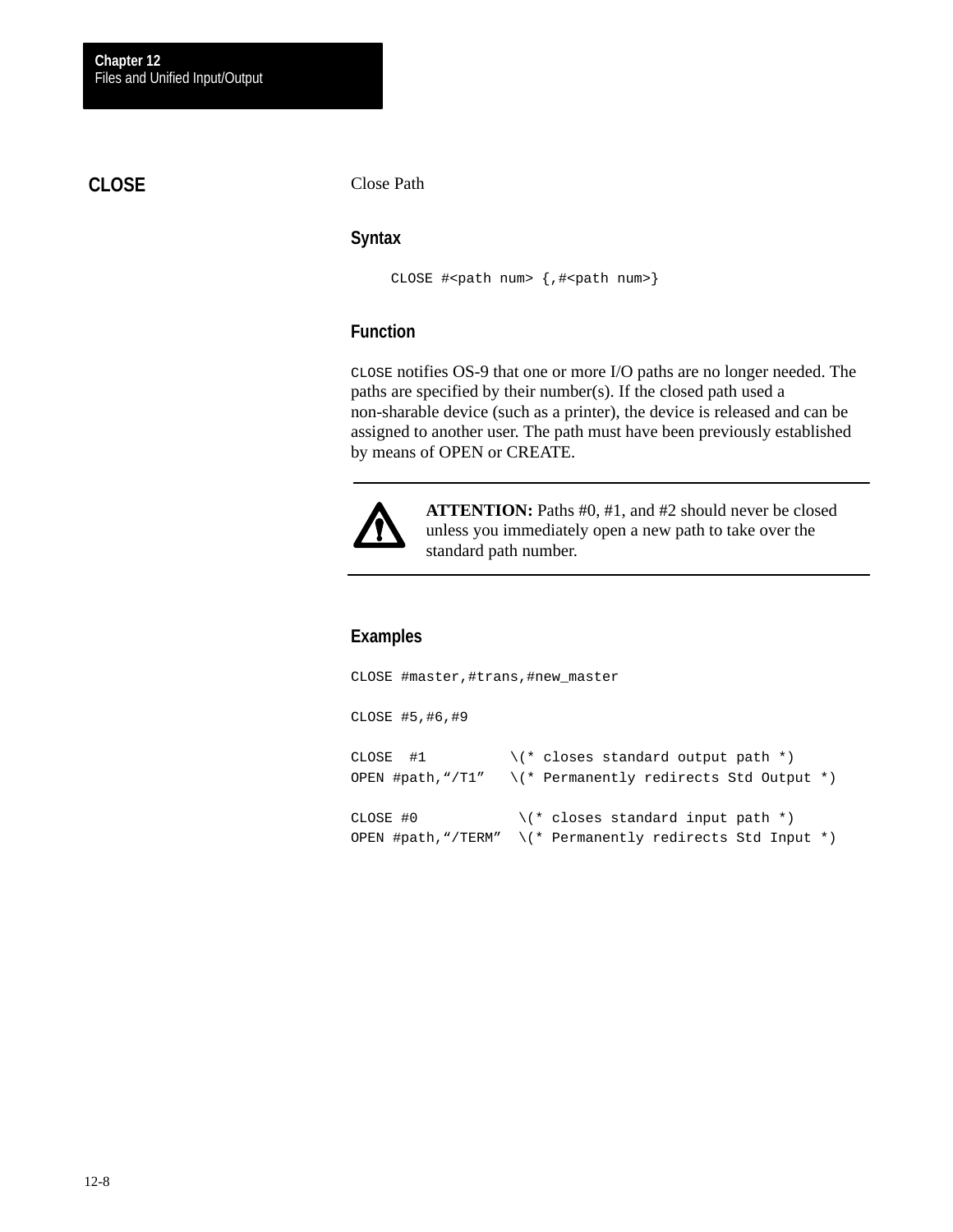## CLOSE

Close Path

### Syntax

```
CLOSE #<path num> {,#<path num>}
```

### Function

CLOSE notifies OS-9 that one or more I/O paths are no longer needed. The paths are specified by their number(s). If the closed path used a non-sharable device (such as a printer), the device is released and can be assigned to another user. The path must have been previously established by means of OPEN or CREATE.

**ATTENTION:** Paths #0, #1, and #2 should never be closed unless you immediately open a new path to take over the standard path number.

### Examples

```
CLOSE #master,#trans,#new_master

CLOSE #5,#6,#9

CLOSE  #1          \(* closes standard output path *)
OPEN #path,“/T1”   \(* Permanently redirects Std Output *)

CLOSE #0            \(* closes standard input path *)
OPEN #path,“/TERM”  \(* Permanently redirects Std Input *)
```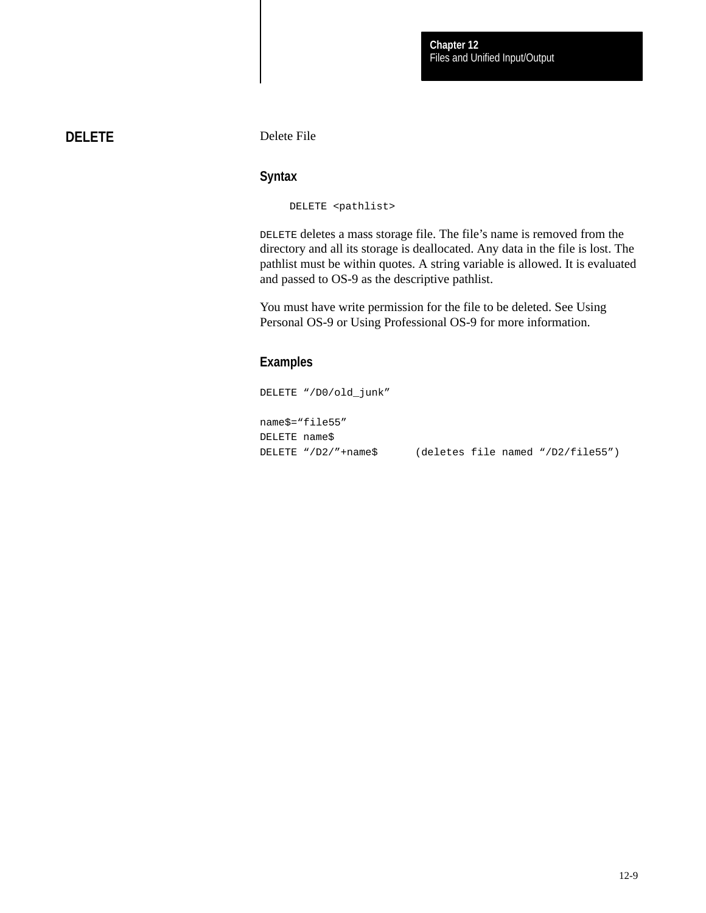## DELETE

Delete File

### Syntax

```
DELETE <pathlist>
```

DELETE deletes a mass storage file. The file’s name is removed from the directory and all its storage is deallocated. Any data in the file is lost. The pathlist must be within quotes. A string variable is allowed. It is evaluated and passed to OS-9 as the descriptive pathlist.

You must have write permission for the file to be deleted. See Using Personal OS-9 or Using Professional OS-9 for more information.

### Examples

```
DELETE “/D0/old_junk”

name$=“file55”
DELETE name$
DELETE “/D2/”+name$      (deletes file named “/D2/file55”)
```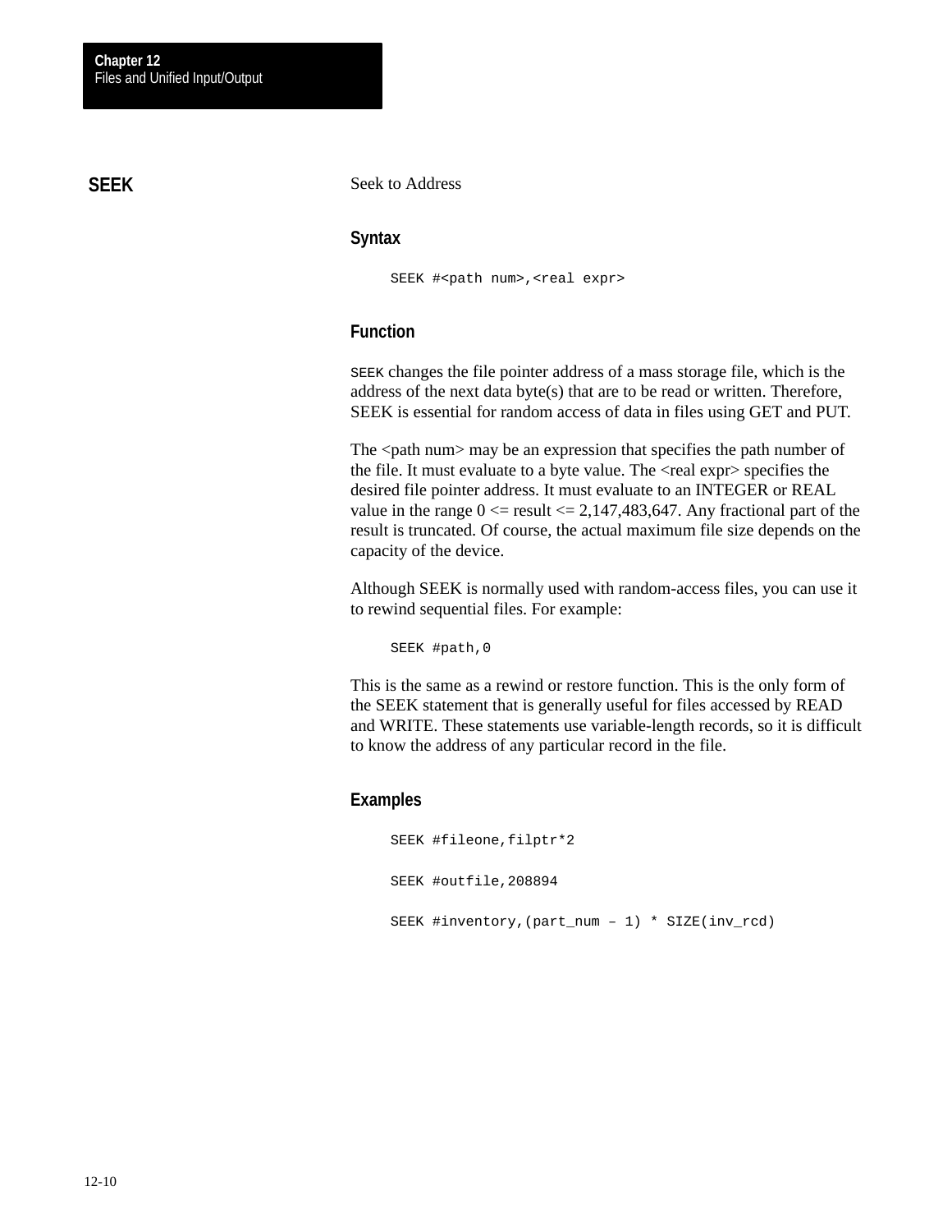## SEEK

Seek to Address

### Syntax

```
SEEK #<path num>,<real expr>
```

### Function

SEEK changes the file pointer address of a mass storage file, which is the address of the next data byte(s) that are to be read or written. Therefore, SEEK is essential for random access of data in files using GET and PUT.

The <path num> may be an expression that specifies the path number of the file. It must evaluate to a byte value. The <real expr> specifies the desired file pointer address. It must evaluate to an INTEGER or REAL value in the range 0 <= result <= 2,147,483,647. Any fractional part of the result is truncated. Of course, the actual maximum file size depends on the capacity of the device.

Although SEEK is normally used with random-access files, you can use it to rewind sequential files. For example:

```
SEEK #path,0
```

This is the same as a rewind or restore function. This is the only form of the SEEK statement that is generally useful for files accessed by READ and WRITE. These statements use variable-length records, so it is difficult to know the address of any particular record in the file.

### Examples

```
SEEK #fileone,filptr*2

SEEK #outfile,208894

SEEK #inventory,(part_num – 1) * SIZE(inv_rcd)
```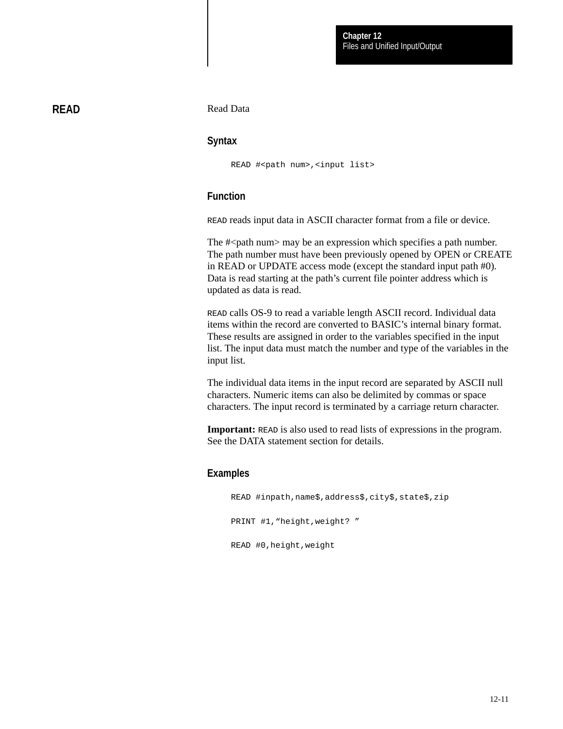## READ

Read Data

### Syntax

```
READ #<path num>,<input list>
```

### Function

`READ` reads input data in ASCII character format from a file or device.

The #<path num> may be an expression which specifies a path number. The path number must have been previously opened by OPEN or CREATE in READ or UPDATE access mode (except the standard input path #0). Data is read starting at the path's current file pointer address which is updated as data is read.

`READ` calls OS-9 to read a variable length ASCII record. Individual data items within the record are converted to BASIC's internal binary format. These results are assigned in order to the variables specified in the input list. The input data must match the number and type of the variables in the input list.

The individual data items in the input record are separated by ASCII null characters. Numeric items can also be delimited by commas or space characters. The input record is terminated by a carriage return character.

**Important:** `READ` is also used to read lists of expressions in the program. See the DATA statement section for details.

### Examples

```
READ #inpath,name$,address$,city$,state$,zip

PRINT #1,“height,weight? ”

READ #0,height,weight
```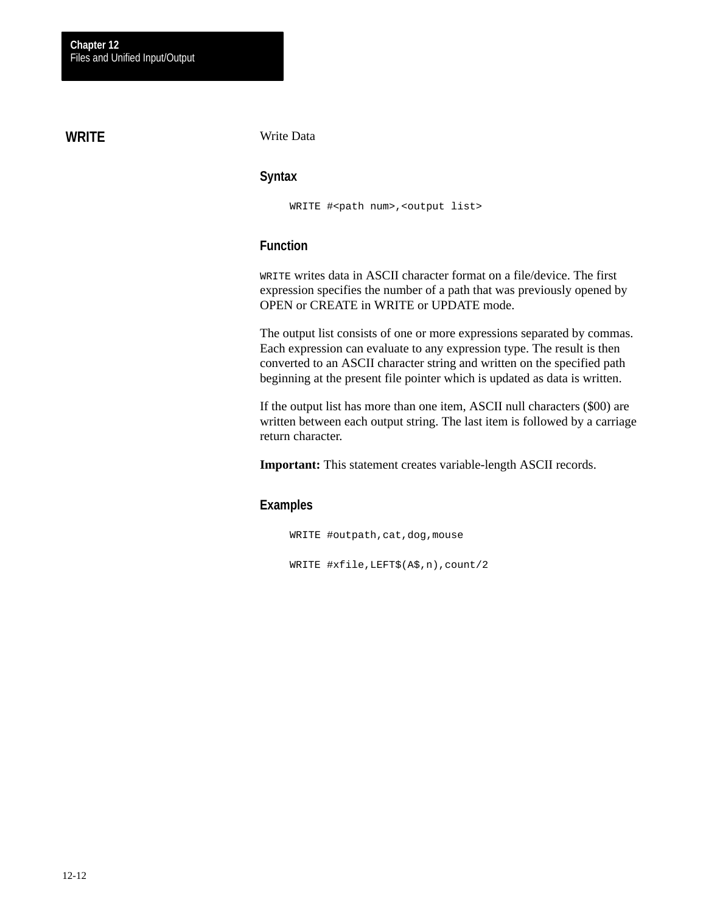## WRITE

Write Data

### Syntax

```
WRITE #<path num>,<output list>
```

### Function

`WRITE` writes data in ASCII character format on a file/device. The first expression specifies the number of a path that was previously opened by OPEN or CREATE in WRITE or UPDATE mode.

The output list consists of one or more expressions separated by commas. Each expression can evaluate to any expression type. The result is then converted to an ASCII character string and written on the specified path beginning at the present file pointer which is updated as data is written.

If the output list has more than one item, ASCII null characters ($00) are written between each output string. The last item is followed by a carriage return character.

**Important:** This statement creates variable-length ASCII records.

### Examples

```
WRITE #outpath,cat,dog,mouse

WRITE #xfile,LEFT$(A$,n),count/2
```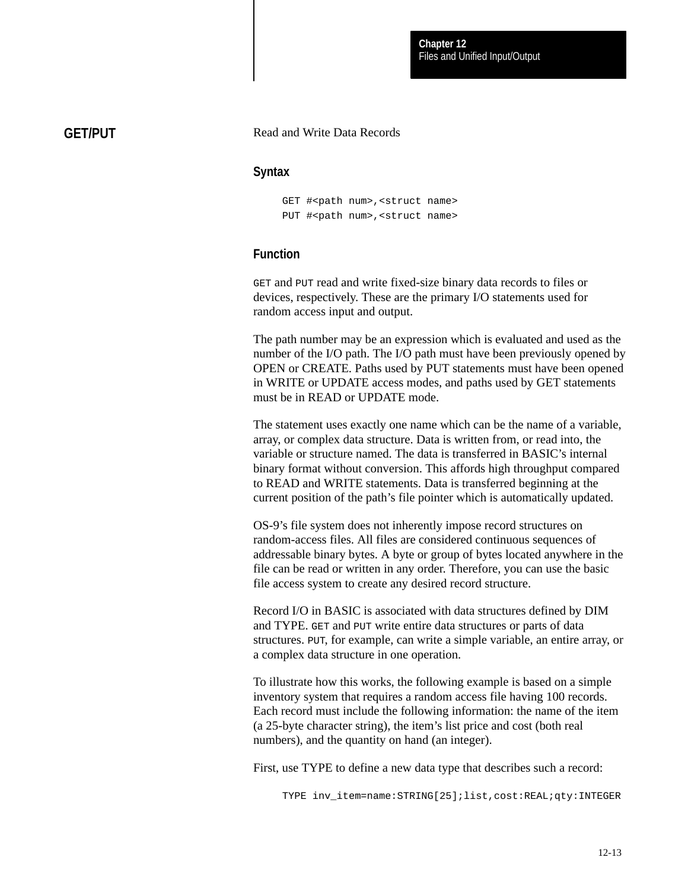## GET/PUT

Read and Write Data Records

### Syntax

```
GET #<path num>,<struct name>
PUT #<path num>,<struct name>
```

### Function

GET and PUT read and write fixed-size binary data records to files or devices, respectively. These are the primary I/O statements used for random access input and output.

The path number may be an expression which is evaluated and used as the number of the I/O path. The I/O path must have been previously opened by OPEN or CREATE. Paths used by PUT statements must have been opened in WRITE or UPDATE access modes, and paths used by GET statements must be in READ or UPDATE mode.

The statement uses exactly one name which can be the name of a variable, array, or complex data structure. Data is written from, or read into, the variable or structure named. The data is transferred in BASIC's internal binary format without conversion. This affords high throughput compared to READ and WRITE statements. Data is transferred beginning at the current position of the path's file pointer which is automatically updated.

OS-9's file system does not inherently impose record structures on random-access files. All files are considered continuous sequences of addressable binary bytes. A byte or group of bytes located anywhere in the file can be read or written in any order. Therefore, you can use the basic file access system to create any desired record structure.

Record I/O in BASIC is associated with data structures defined by DIM and TYPE. GET and PUT write entire data structures or parts of data structures. PUT, for example, can write a simple variable, an entire array, or a complex data structure in one operation.

To illustrate how this works, the following example is based on a simple inventory system that requires a random access file having 100 records. Each record must include the following information: the name of the item (a 25-byte character string), the item's list price and cost (both real numbers), and the quantity on hand (an integer).

First, use TYPE to define a new data type that describes such a record:

```
TYPE inv_item=name:STRING[25];list,cost:REAL;qty:INTEGER
```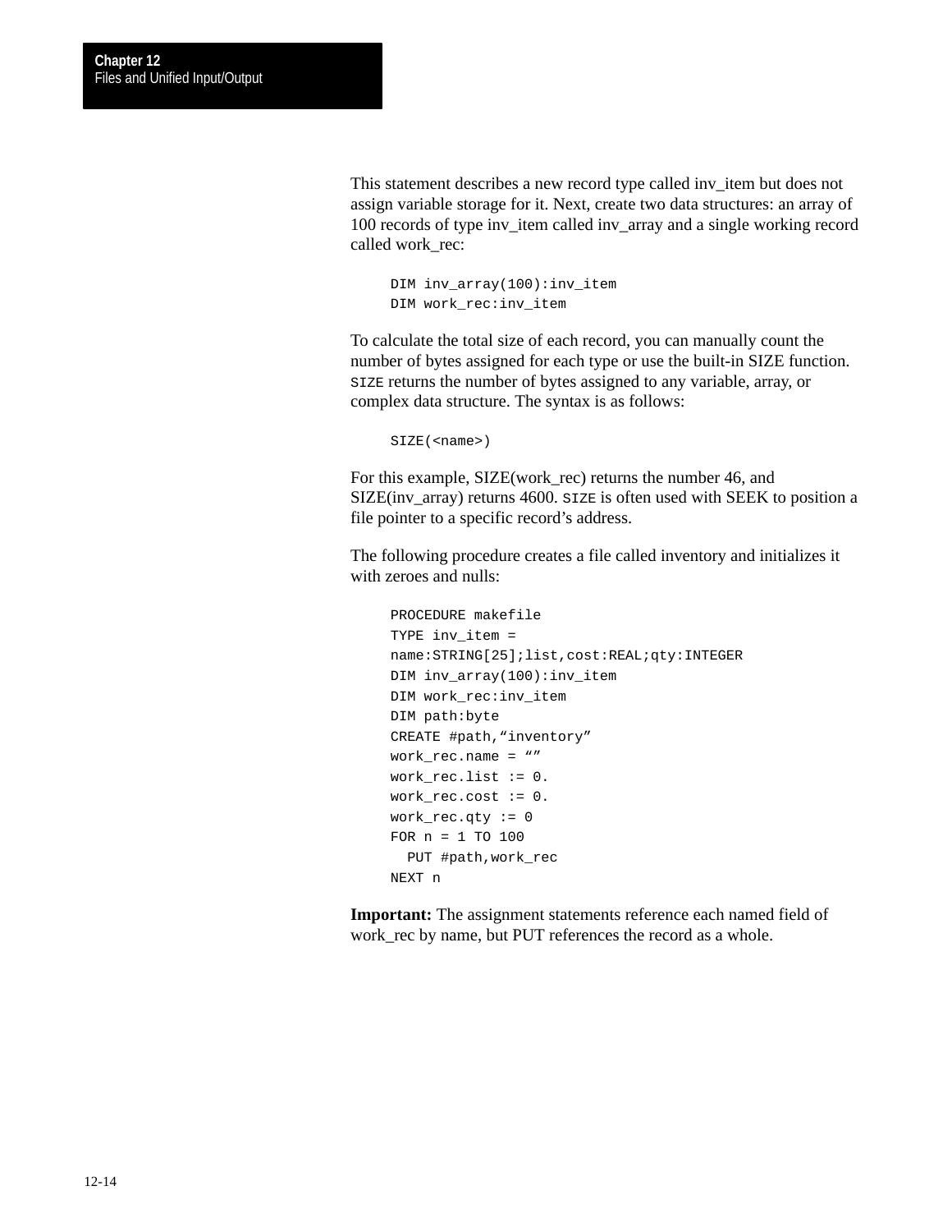This statement describes a new record type called inv_item but does not assign variable storage for it. Next, create two data structures: an array of 100 records of type inv_item called inv_array and a single working record called work_rec:

```
DIM inv_array(100):inv_item
DIM work_rec:inv_item
```

To calculate the total size of each record, you can manually count the number of bytes assigned for each type or use the built-in SIZE function. `SIZE` returns the number of bytes assigned to any variable, array, or complex data structure. The syntax is as follows:

```
SIZE(<name>)
```

For this example, SIZE(work_rec) returns the number 46, and SIZE(inv_array) returns 4600. `SIZE` is often used with SEEK to position a file pointer to a specific record's address.

The following procedure creates a file called inventory and initializes it with zeroes and nulls:

```
PROCEDURE makefile
TYPE inv_item =
name:STRING[25];list,cost:REAL;qty:INTEGER
DIM inv_array(100):inv_item
DIM work_rec:inv_item
DIM path:byte
CREATE #path,“inventory”
work_rec.name = “”
work_rec.list := 0.
work_rec.cost := 0.
work_rec.qty := 0
FOR n = 1 TO 100
  PUT #path,work_rec
NEXT n
```

**Important:** The assignment statements reference each named field of work_rec by name, but PUT references the record as a whole.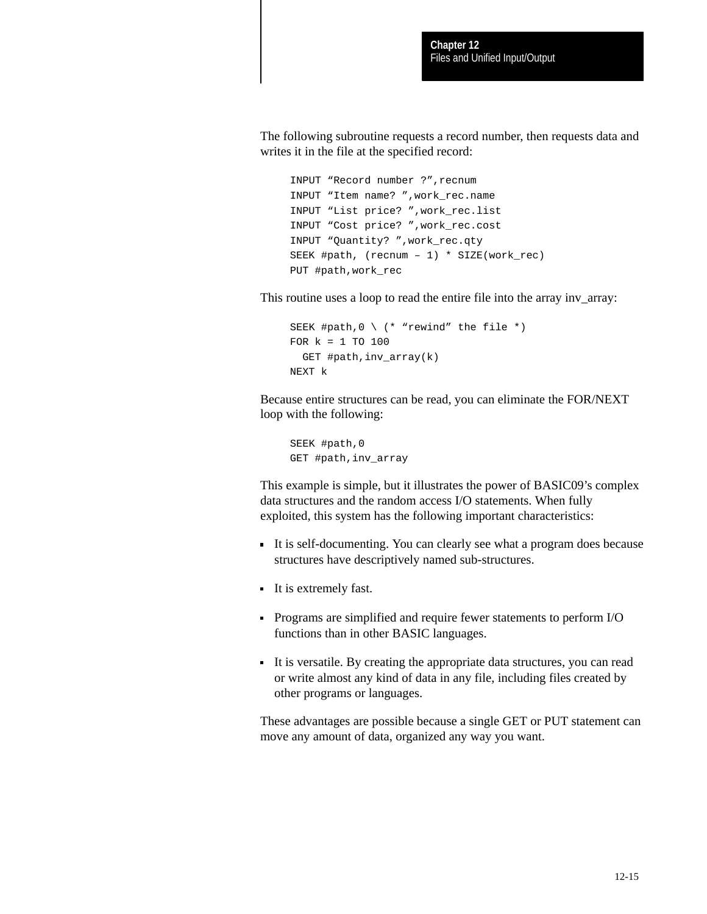The following subroutine requests a record number, then requests data and writes it in the file at the specified record:

```
INPUT “Record number ?”,recnum
INPUT “Item name? ”,work_rec.name
INPUT “List price? ”,work_rec.list
INPUT “Cost price? ”,work_rec.cost
INPUT “Quantity? ”,work_rec.qty
SEEK #path, (recnum – 1) * SIZE(work_rec)
PUT #path,work_rec
```

This routine uses a loop to read the entire file into the array inv_array:

```
SEEK #path,0 \ (* “rewind” the file *)
FOR k = 1 TO 100
  GET #path,inv_array(k)
NEXT k
```

Because entire structures can be read, you can eliminate the FOR/NEXT loop with the following:

```
SEEK #path,0
GET #path,inv_array
```

This example is simple, but it illustrates the power of BASIC09’s complex data structures and the random access I/O statements. When fully exploited, this system has the following important characteristics:

- It is self-documenting. You can clearly see what a program does because structures have descriptively named sub-structures.
- It is extremely fast.
- Programs are simplified and require fewer statements to perform I/O functions than in other BASIC languages.
- It is versatile. By creating the appropriate data structures, you can read or write almost any kind of data in any file, including files created by other programs or languages.

These advantages are possible because a single GET or PUT statement can move any amount of data, organized any way you want.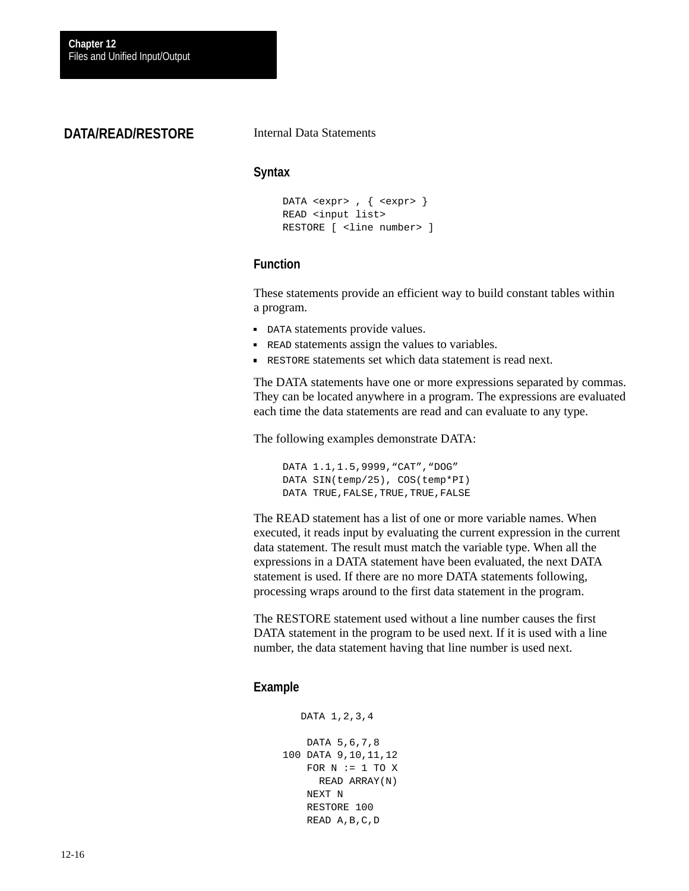## DATA/READ/RESTORE

Internal Data Statements

### Syntax

```
DATA <expr> , { <expr> }
READ <input list>
RESTORE [ <line number> ]
```

### Function

These statements provide an efficient way to build constant tables within a program.

- DATA statements provide values.
- READ statements assign the values to variables.
- RESTORE statements set which data statement is read next.

The DATA statements have one or more expressions separated by commas. They can be located anywhere in a program. The expressions are evaluated each time the data statements are read and can evaluate to any type.

The following examples demonstrate DATA:

```
DATA 1.1,1.5,9999,“CAT”,“DOG”
DATA SIN(temp/25), COS(temp*PI)
DATA TRUE,FALSE,TRUE,TRUE,FALSE
```

The READ statement has a list of one or more variable names. When executed, it reads input by evaluating the current expression in the current data statement. The result must match the variable type. When all the expressions in a DATA statement have been evaluated, the next DATA statement is used. If there are no more DATA statements following, processing wraps around to the first data statement in the program.

The RESTORE statement used without a line number causes the first DATA statement in the program to be used next. If it is used with a line number, the data statement having that line number is used next.

### Example

```
   DATA 1,2,3,4

    DATA 5,6,7,8
100 DATA 9,10,11,12
    FOR N := 1 TO X
      READ ARRAY(N)
    NEXT N
    RESTORE 100
    READ A,B,C,D
```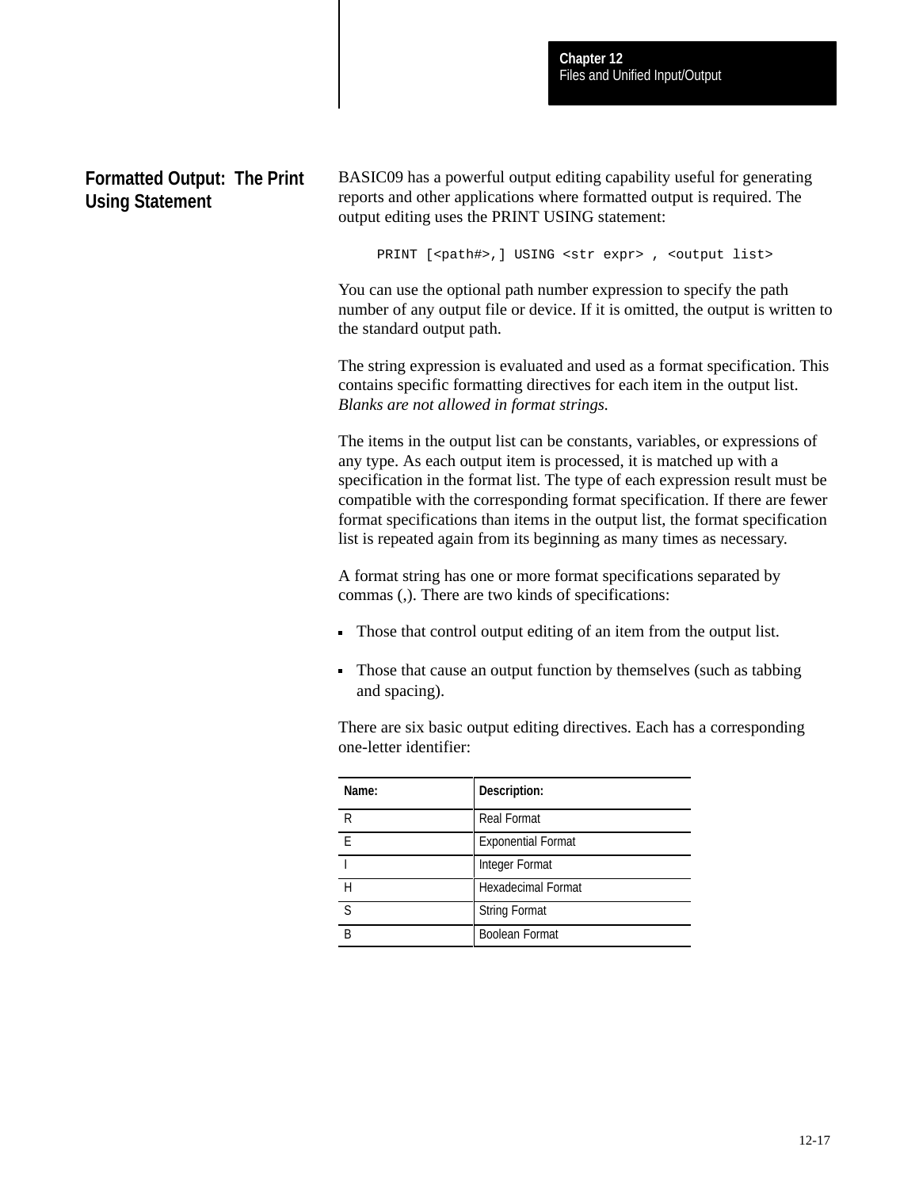## Formatted Output: The Print Using Statement

BASIC09 has a powerful output editing capability useful for generating reports and other applications where formatted output is required. The output editing uses the PRINT USING statement:

```
PRINT [<path#>,] USING <str expr> , <output list>
```

You can use the optional path number expression to specify the path number of any output file or device. If it is omitted, the output is written to the standard output path.

The string expression is evaluated and used as a format specification. This contains specific formatting directives for each item in the output list. *Blanks are not allowed in format strings.*

The items in the output list can be constants, variables, or expressions of any type. As each output item is processed, it is matched up with a specification in the format list. The type of each expression result must be compatible with the corresponding format specification. If there are fewer format specifications than items in the output list, the format specification list is repeated again from its beginning as many times as necessary.

A format string has one or more format specifications separated by commas (,). There are two kinds of specifications:

- Those that control output editing of an item from the output list.
- Those that cause an output function by themselves (such as tabbing and spacing).

There are six basic output editing directives. Each has a corresponding one-letter identifier:

| Name: | Description: |
|---|---|
| R | Real Format |
| E | Exponential Format |
| I | Integer Format |
| H | Hexadecimal Format |
| S | String Format |
| B | Boolean Format |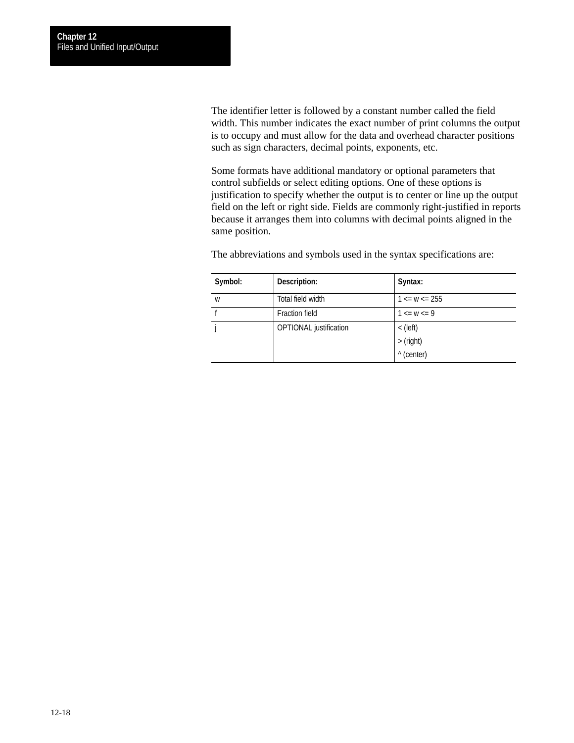The identifier letter is followed by a constant number called the field width. This number indicates the exact number of print columns the output is to occupy and must allow for the data and overhead character positions such as sign characters, decimal points, exponents, etc.

Some formats have additional mandatory or optional parameters that control subfields or select editing options. One of these options is justification to specify whether the output is to center or line up the output field on the left or right side. Fields are commonly right-justified in reports because it arranges them into columns with decimal points aligned in the same position.

The abbreviations and symbols used in the syntax specifications are:

| Symbol: | Description: | Syntax: |
|---|---|---|
| w | Total field width | 1 <= w <= 255 |
| f | Fraction field | 1 <= w <= 9 |
| j | OPTIONAL justification | < (left)<br>> (right)<br>^ (center) |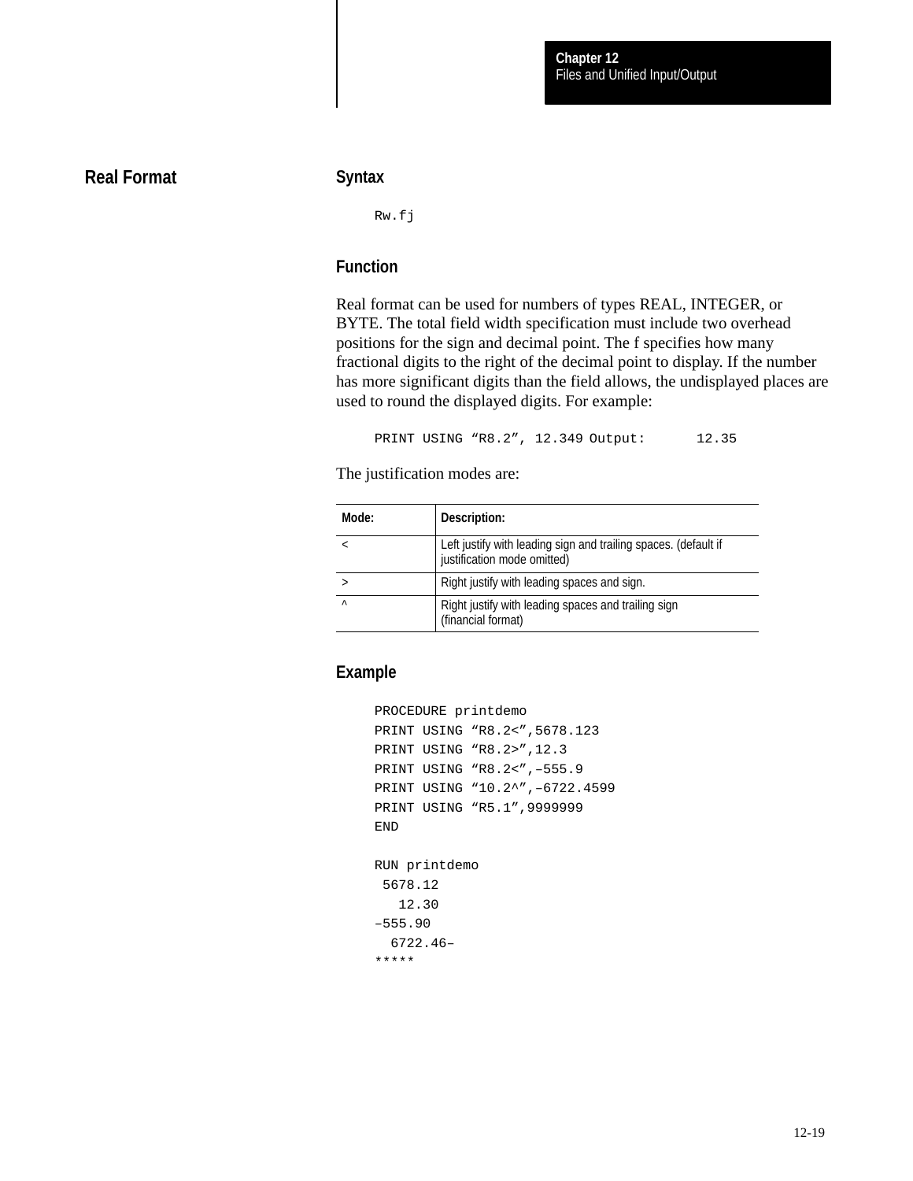## Real Format

### Syntax

```
Rw.fj
```

### Function

Real format can be used for numbers of types REAL, INTEGER, or BYTE. The total field width specification must include two overhead positions for the sign and decimal point. The f specifies how many fractional digits to the right of the decimal point to display. If the number has more significant digits than the field allows, the undisplayed places are used to round the displayed digits. For example:

```
PRINT USING “R8.2”, 12.349 Output:      12.35
```

The justification modes are:

| Mode: | Description: |
|---|---|
| < | Left justify with leading sign and trailing spaces. (default if justification mode omitted) |
| > | Right justify with leading spaces and sign. |
| ^ | Right justify with leading spaces and trailing sign (financial format) |

### Example

```
PROCEDURE printdemo
PRINT USING “R8.2<”,5678.123
PRINT USING “R8.2>”,12.3
PRINT USING “R8.2<”,–555.9
PRINT USING “10.2^”,–6722.4599
PRINT USING “R5.1”,9999999
END

RUN printdemo
 5678.12
   12.30
–555.90
  6722.46–
*****
```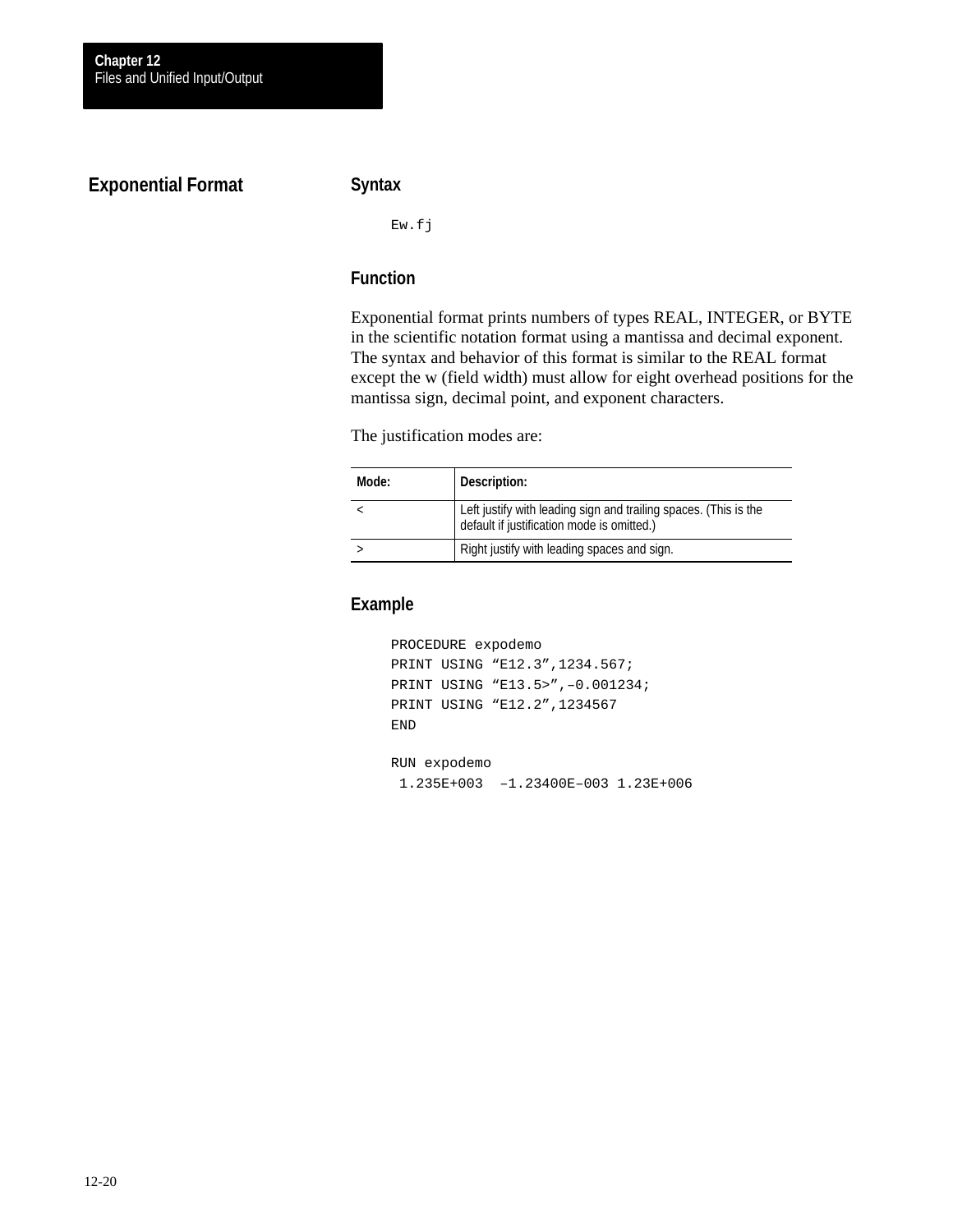## Exponential Format

### Syntax

```
Ew.fj
```

### Function

Exponential format prints numbers of types REAL, INTEGER, or BYTE in the scientific notation format using a mantissa and decimal exponent. The syntax and behavior of this format is similar to the REAL format except the w (field width) must allow for eight overhead positions for the mantissa sign, decimal point, and exponent characters.

The justification modes are:

| Mode: | Description: |
| --- | --- |
| < | Left justify with leading sign and trailing spaces. (This is the default if justification mode is omitted.) |
| > | Right justify with leading spaces and sign. |

### Example

```
PROCEDURE expodemo
PRINT USING “E12.3”,1234.567;
PRINT USING “E13.5>”,–0.001234;
PRINT USING “E12.2”,1234567
END

RUN expodemo
 1.235E+003  –1.23400E–003 1.23E+006
```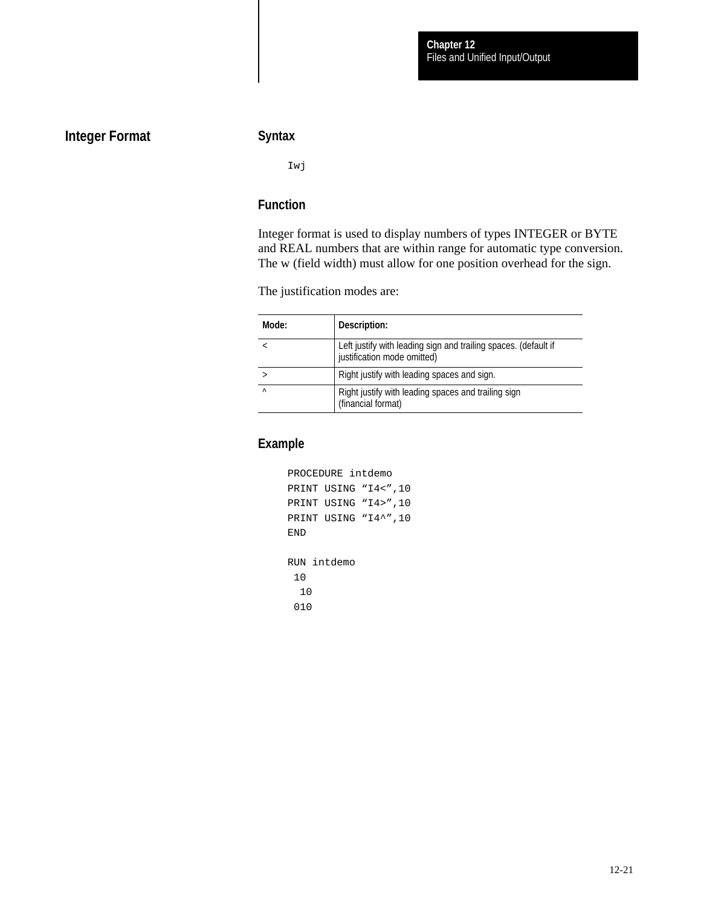## Integer Format

### Syntax

```
Iwj
```

### Function

Integer format is used to display numbers of types INTEGER or BYTE and REAL numbers that are within range for automatic type conversion. The w (field width) must allow for one position overhead for the sign.

The justification modes are:

| Mode: | Description: |
|---|---|
| < | Left justify with leading sign and trailing spaces. (default if justification mode omitted) |
| > | Right justify with leading spaces and sign. |
| ^ | Right justify with leading spaces and trailing sign (financial format) |

### Example

```
PROCEDURE intdemo
PRINT USING “I4<”,10
PRINT USING “I4>”,10
PRINT USING “I4^”,10
END

RUN intdemo
 10
  10
 010
```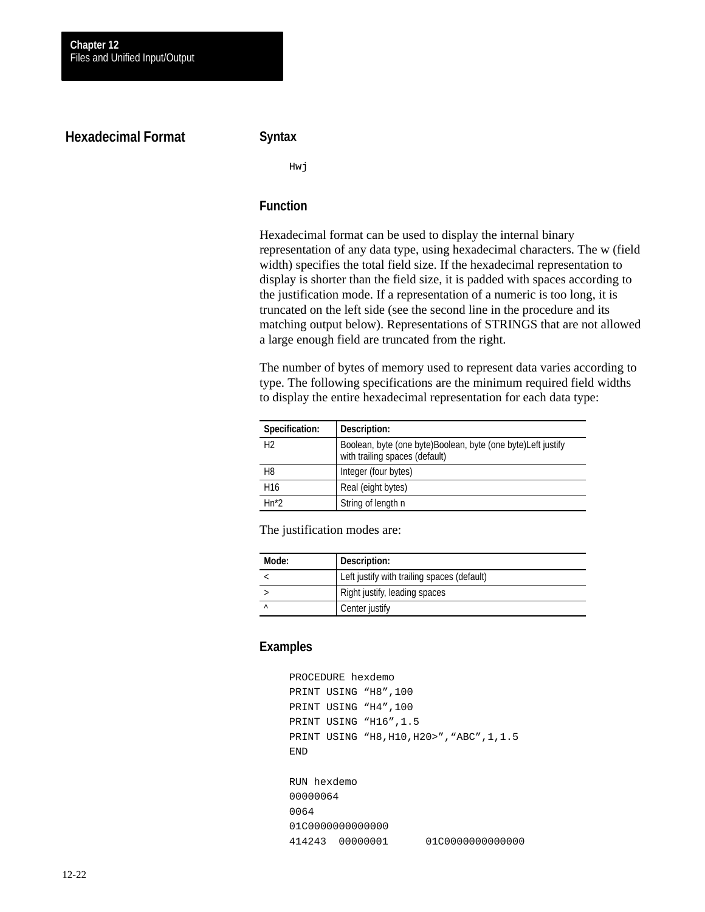# Hexadecimal Format

### Syntax

```
Hwj
```

### Function

Hexadecimal format can be used to display the internal binary representation of any data type, using hexadecimal characters. The w (field width) specifies the total field size. If the hexadecimal representation to display is shorter than the field size, it is padded with spaces according to the justification mode. If a representation of a numeric is too long, it is truncated on the left side (see the second line in the procedure and its matching output below). Representations of STRINGS that are not allowed a large enough field are truncated from the right.

The number of bytes of memory used to represent data varies according to type. The following specifications are the minimum required field widths to display the entire hexadecimal representation for each data type:

| Specification: | Description: |
|---|---|
| H2 | Boolean, byte (one byte)Boolean, byte (one byte)Left justify with trailing spaces (default) |
| H8 | Integer (four bytes) |
| H16 | Real (eight bytes) |
| Hn*2 | String of length n |

The justification modes are:

| Mode: | Description: |
|---|---|
| < | Left justify with trailing spaces (default) |
| > | Right justify, leading spaces |
| ^ | Center justify |

### Examples

```
PROCEDURE hexdemo
PRINT USING “H8”,100
PRINT USING “H4”,100
PRINT USING “H16”,1.5
PRINT USING “H8,H10,H20>”,“ABC”,1,1.5
END

RUN hexdemo
00000064
0064
01C0000000000000
414243  00000001      01C0000000000000
```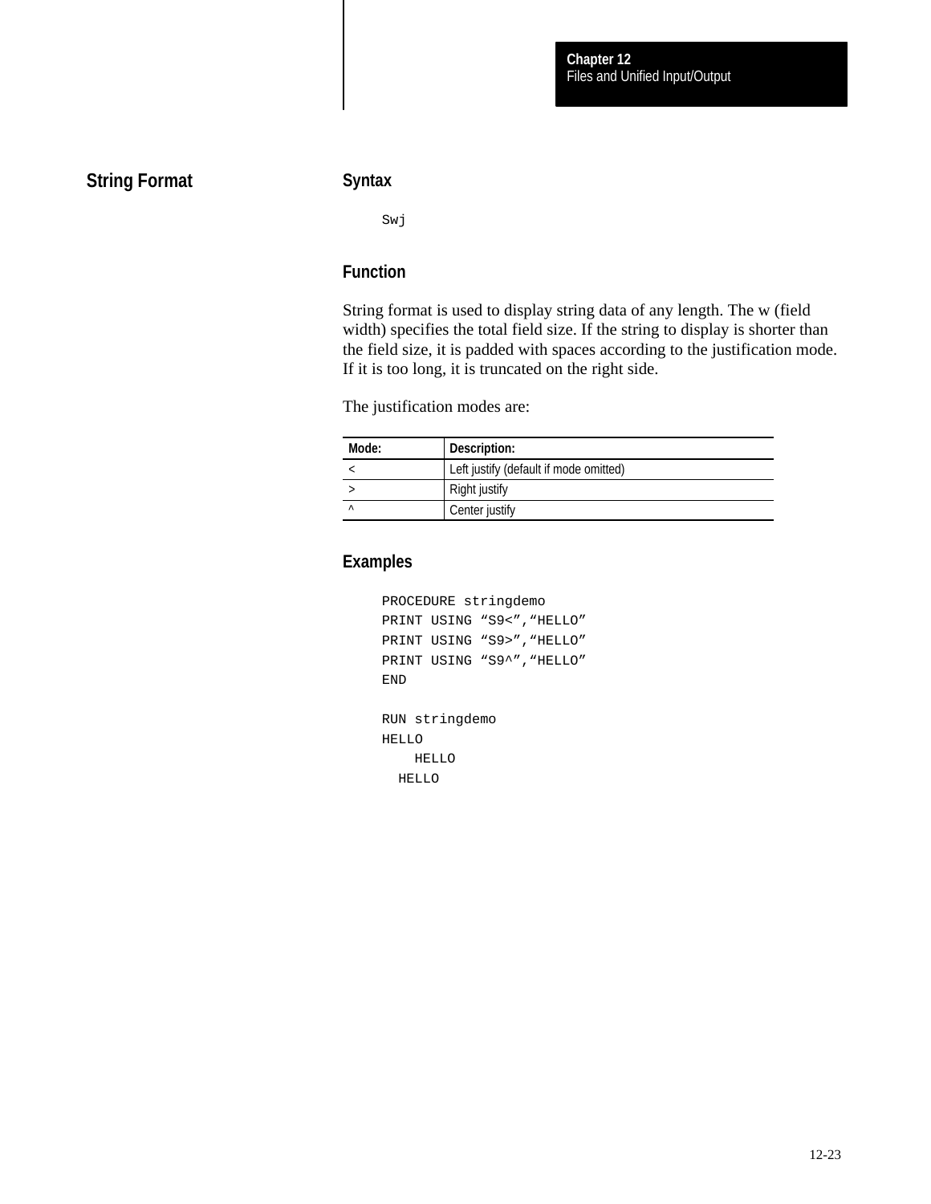## String Format

### Syntax

```
Swj
```

### Function

String format is used to display string data of any length. The w (field width) specifies the total field size. If the string to display is shorter than the field size, it is padded with spaces according to the justification mode. If it is too long, it is truncated on the right side.

The justification modes are:

| Mode: | Description: |
|---|---|
| < | Left justify (default if mode omitted) |
| > | Right justify |
| ^ | Center justify |

### Examples

```
PROCEDURE stringdemo
PRINT USING “S9<”,“HELLO”
PRINT USING “S9>”,“HELLO”
PRINT USING “S9^”,“HELLO”
END

RUN stringdemo
HELLO
    HELLO
  HELLO
```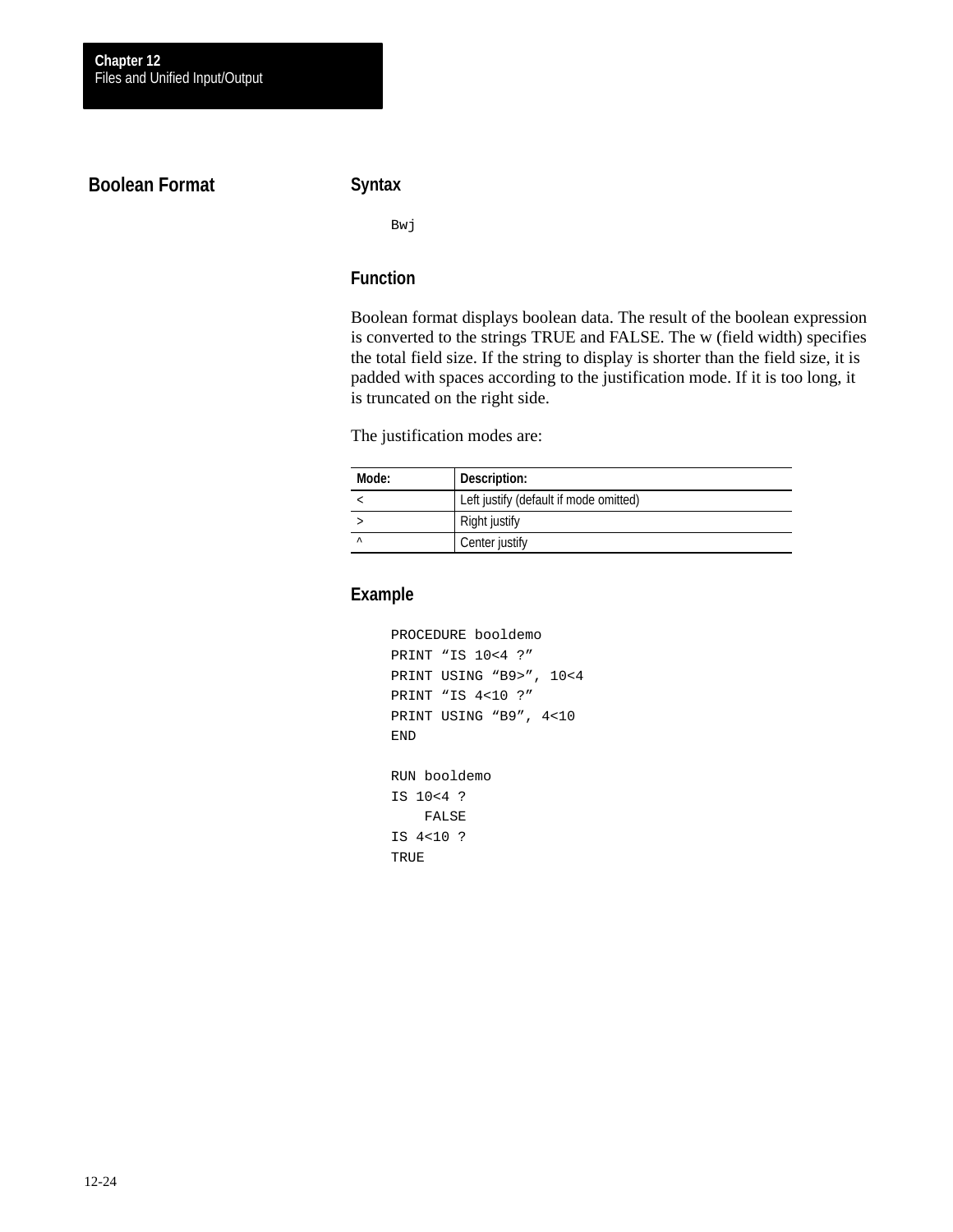## Boolean Format

### Syntax

```
Bwj
```

### Function

Boolean format displays boolean data. The result of the boolean expression is converted to the strings TRUE and FALSE. The w (field width) specifies the total field size. If the string to display is shorter than the field size, it is padded with spaces according to the justification mode. If it is too long, it is truncated on the right side.

The justification modes are:

| Mode: | Description: |
|---|---|
| < | Left justify (default if mode omitted) |
| > | Right justify |
| ^ | Center justify |

### Example

```
PROCEDURE booldemo
PRINT “IS 10<4 ?”
PRINT USING “B9>”, 10<4
PRINT “IS 4<10 ?”
PRINT USING “B9”, 4<10
END

RUN booldemo
IS 10<4 ?
    FALSE
IS 4<10 ?
TRUE
```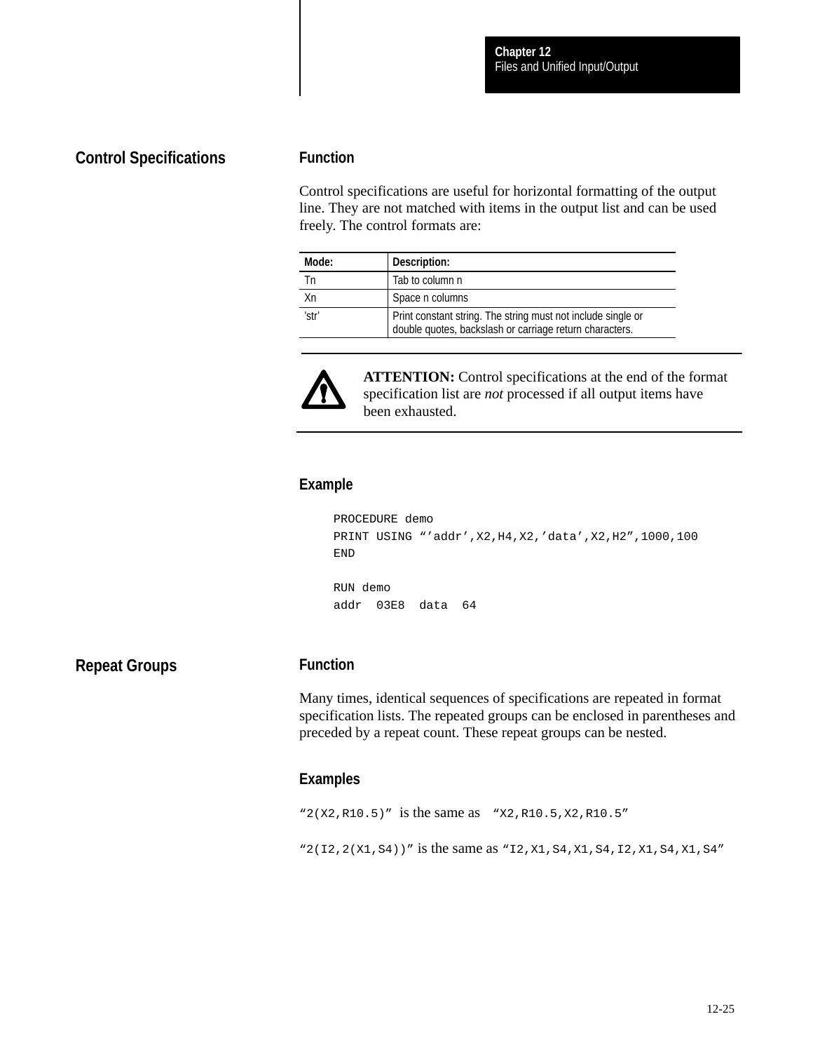## Control Specifications

### Function

Control specifications are useful for horizontal formatting of the output line. They are not matched with items in the output list and can be used freely. The control formats are:

| Mode: | Description: |
|---|---|
| Tn | Tab to column n |
| Xn | Space n columns |
| 'str' | Print constant string. The string must not include single or double quotes, backslash or carriage return characters. |

**ATTENTION:** Control specifications at the end of the format specification list are *not* processed if all output items have been exhausted.

### Example

```
PROCEDURE demo
PRINT USING “’addr’,X2,H4,X2,’data’,X2,H2”,1000,100
END

RUN demo
addr  03E8  data  64
```

## Repeat Groups

### Function

Many times, identical sequences of specifications are repeated in format specification lists. The repeated groups can be enclosed in parentheses and preceded by a repeat count. These repeat groups can be nested.

### Examples

`“2(X2,R10.5)”` is the same as `“X2,R10.5,X2,R10.5”`

`“2(I2,2(X1,S4))”` is the same as `“I2,X1,S4,X1,S4,I2,X1,S4,X1,S4”`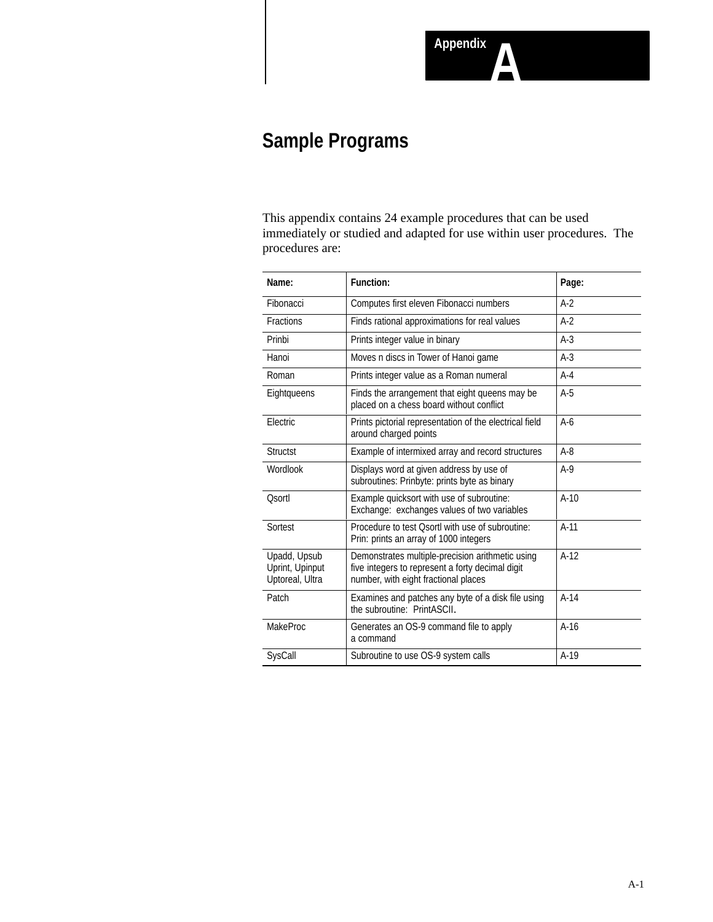# Appendix A

## Sample Programs

This appendix contains 24 example procedures that can be used immediately or studied and adapted for use within user procedures. The procedures are:

| Name: | Function: | Page: |
|---|---|---|
| Fibonacci | Computes first eleven Fibonacci numbers | A-2 |
| Fractions | Finds rational approximations for real values | A-2 |
| Prinbi | Prints integer value in binary | A-3 |
| Hanoi | Moves n discs in Tower of Hanoi game | A-3 |
| Roman | Prints integer value as a Roman numeral | A-4 |
| Eightqueens | Finds the arrangement that eight queens may be placed on a chess board without conflict | A-5 |
| Electric | Prints pictorial representation of the electrical field around charged points | A-6 |
| Structst | Example of intermixed array and record structures | A-8 |
| Wordlook | Displays word at given address by use of subroutines: Prinbyte: prints byte as binary | A-9 |
| Qsortl | Example quicksort with use of subroutine: Exchange: exchanges values of two variables | A-10 |
| Sortest | Procedure to test Qsortl with use of subroutine: Prin: prints an array of 1000 integers | A-11 |
| Upadd, Upsub Uprint, Upinput Uptoreal, Ultra | Demonstrates multiple-precision arithmetic using five integers to represent a forty decimal digit number, with eight fractional places | A-12 |
| Patch | Examines and patches any byte of a disk file using the subroutine: PrintASCII. | A-14 |
| MakeProc | Generates an OS-9 command file to apply a command | A-16 |
| SysCall | Subroutine to use OS-9 system calls | A-19 |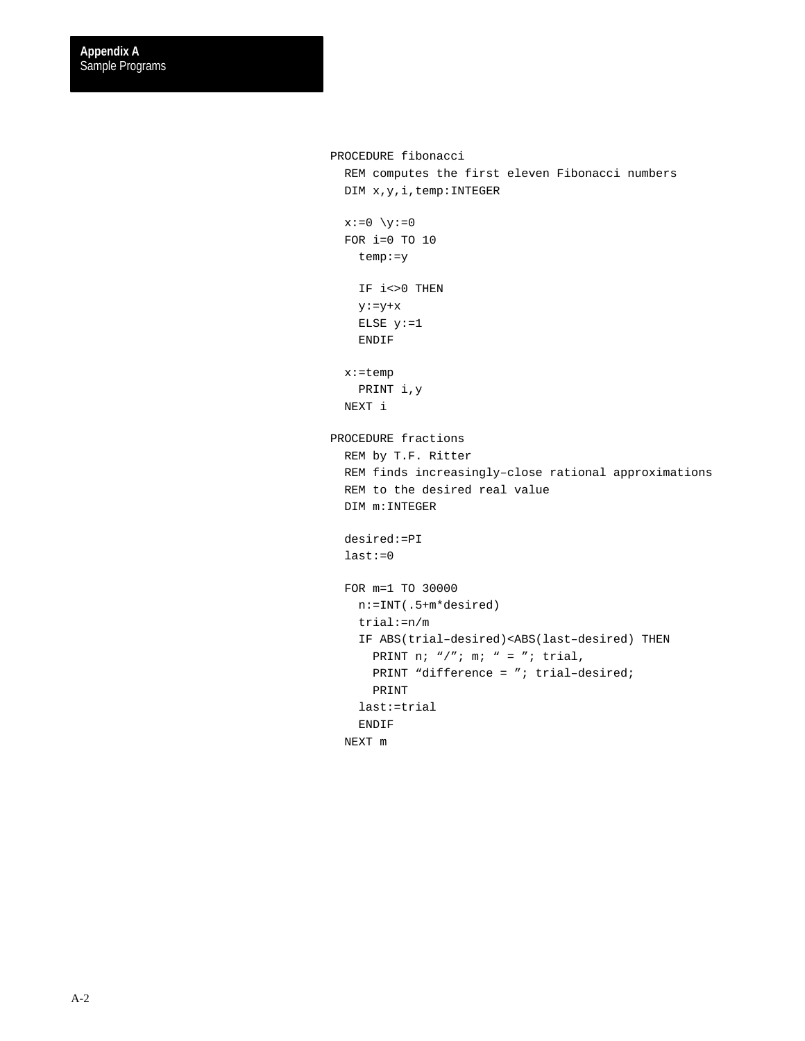```
PROCEDURE fibonacci
  REM computes the first eleven Fibonacci numbers
  DIM x,y,i,temp:INTEGER

  x:=0 \y:=0
  FOR i=0 TO 10
    temp:=y

    IF i<>0 THEN
    y:=y+x
    ELSE y:=1
    ENDIF

  x:=temp
    PRINT i,y
  NEXT i

PROCEDURE fractions
  REM by T.F. Ritter
  REM finds increasingly–close rational approximations
  REM to the desired real value
  DIM m:INTEGER

  desired:=PI
  last:=0

  FOR m=1 TO 30000
    n:=INT(.5+m*desired)
    trial:=n/m
    IF ABS(trial–desired)<ABS(last–desired) THEN
      PRINT n; “/”; m; “ = ”; trial,
      PRINT “difference = ”; trial–desired;
      PRINT
    last:=trial
    ENDIF
  NEXT m
```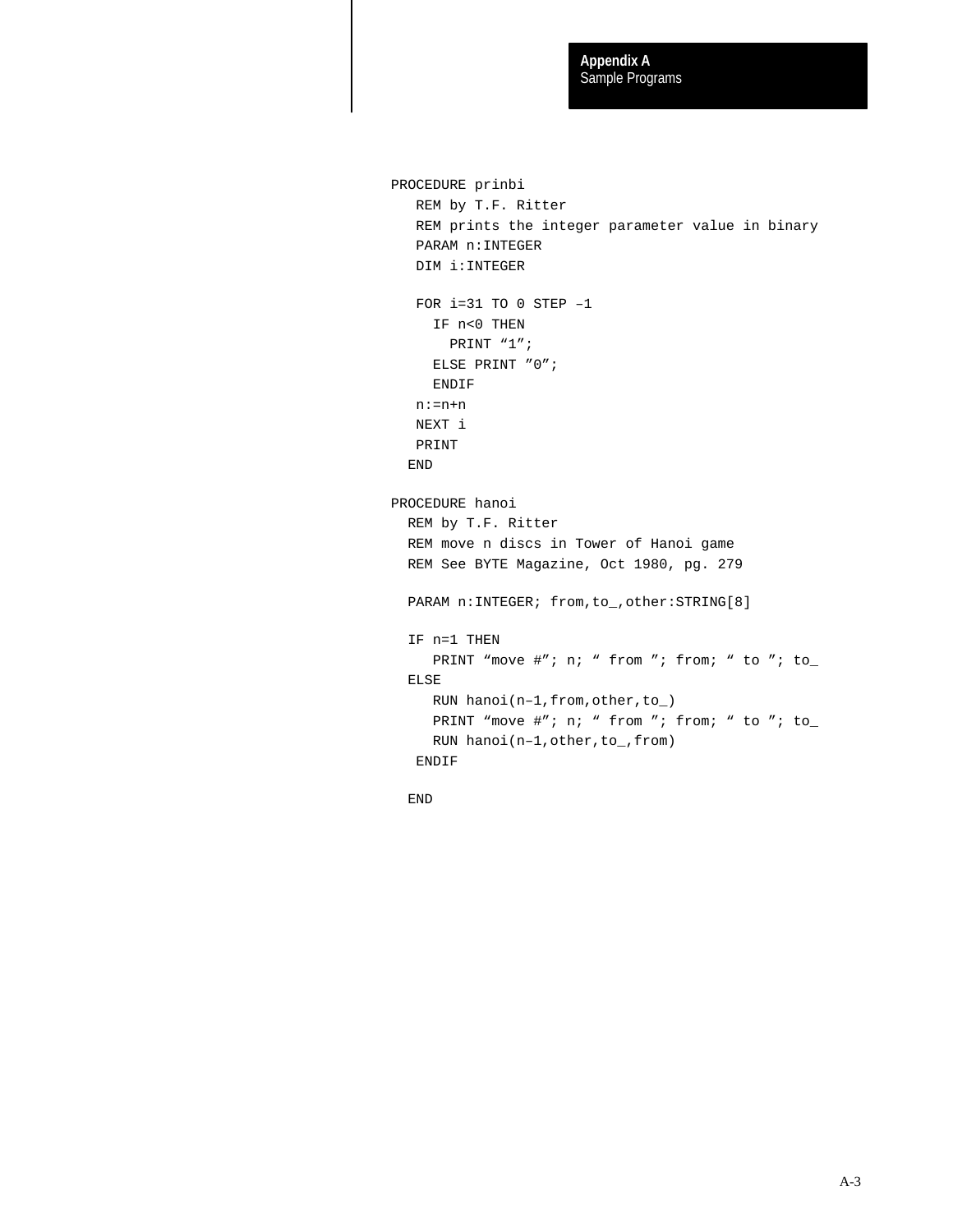```
PROCEDURE prinbi
   REM by T.F. Ritter
   REM prints the integer parameter value in binary
   PARAM n:INTEGER
   DIM i:INTEGER

   FOR i=31 TO 0 STEP –1
     IF n<0 THEN
       PRINT “1”;
     ELSE PRINT ”0”;
     ENDIF
   n:=n+n
   NEXT i
   PRINT
  END

PROCEDURE hanoi
  REM by T.F. Ritter
  REM move n discs in Tower of Hanoi game
  REM See BYTE Magazine, Oct 1980, pg. 279

  PARAM n:INTEGER; from,to_,other:STRING[8]

  IF n=1 THEN
     PRINT “move #”; n; “ from ”; from; “ to ”; to_
  ELSE
     RUN hanoi(n–1,from,other,to_)
     PRINT “move #”; n; “ from ”; from; “ to ”; to_
     RUN hanoi(n–1,other,to_,from)
   ENDIF

  END
```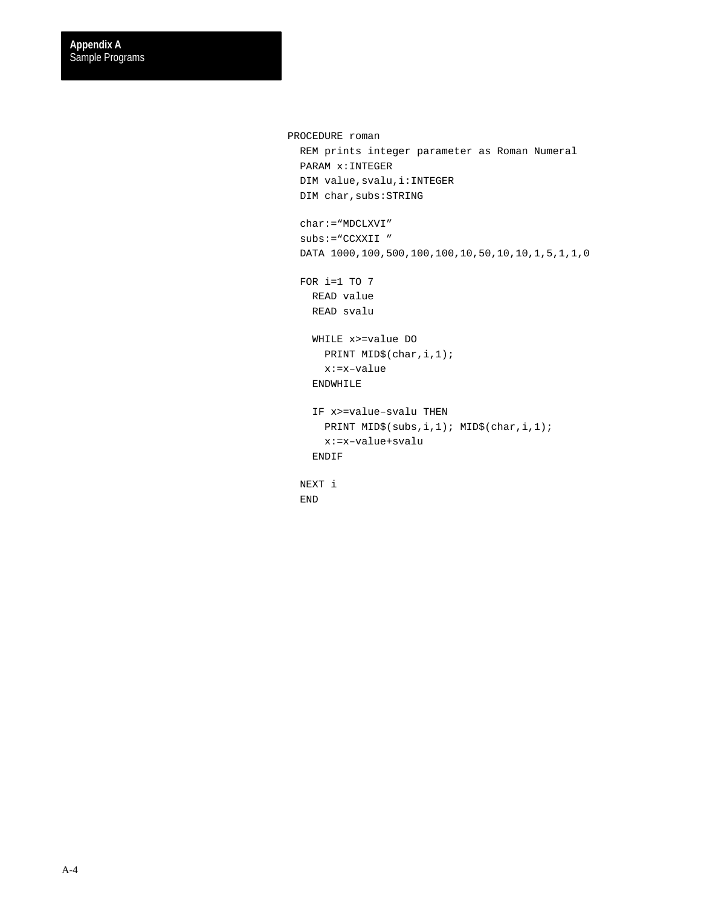```
PROCEDURE roman
  REM prints integer parameter as Roman Numeral
  PARAM x:INTEGER
  DIM value,svalu,i:INTEGER
  DIM char,subs:STRING

  char:="MDCLXVI"
  subs:="CCXXII "
  DATA 1000,100,500,100,100,10,50,10,10,1,5,1,1,0

  FOR i=1 TO 7
    READ value
    READ svalu

    WHILE x>=value DO
      PRINT MID$(char,i,1);
      x:=x–value
    ENDWHILE

    IF x>=value–svalu THEN
      PRINT MID$(subs,i,1); MID$(char,i,1);
      x:=x–value+svalu
    ENDIF

  NEXT i
  END
```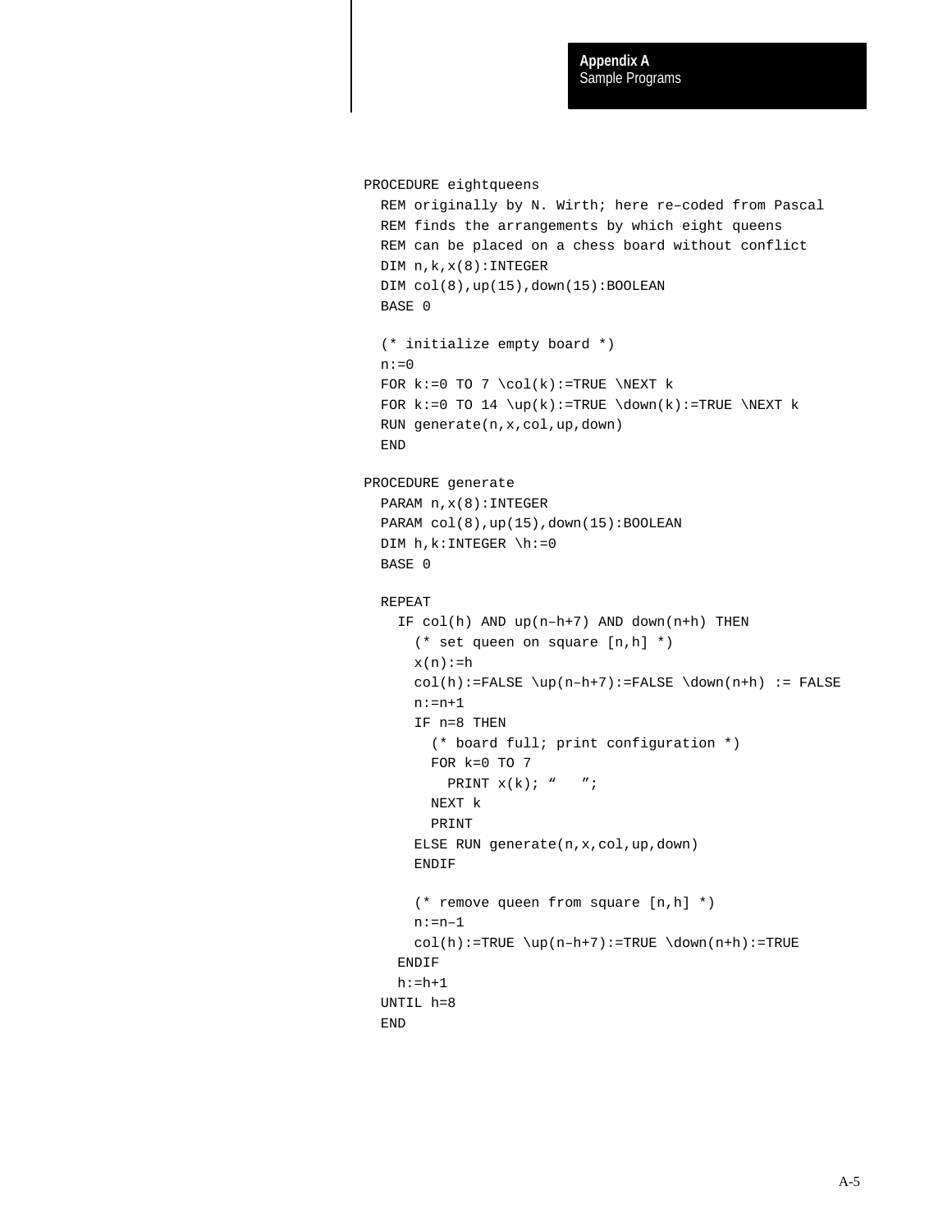```
PROCEDURE eightqueens
  REM originally by N. Wirth; here re–coded from Pascal
  REM finds the arrangements by which eight queens
  REM can be placed on a chess board without conflict
  DIM n,k,x(8):INTEGER
  DIM col(8),up(15),down(15):BOOLEAN
  BASE 0

  (* initialize empty board *)
  n:=0
  FOR k:=0 TO 7 \col(k):=TRUE \NEXT k
  FOR k:=0 TO 14 \up(k):=TRUE \down(k):=TRUE \NEXT k
  RUN generate(n,x,col,up,down)
  END

PROCEDURE generate
  PARAM n,x(8):INTEGER
  PARAM col(8),up(15),down(15):BOOLEAN
  DIM h,k:INTEGER \h:=0
  BASE 0

  REPEAT
    IF col(h) AND up(n–h+7) AND down(n+h) THEN
      (* set queen on square [n,h] *)
      x(n):=h
      col(h):=FALSE \up(n–h+7):=FALSE \down(n+h) := FALSE
      n:=n+1
      IF n=8 THEN
        (* board full; print configuration *)
        FOR k=0 TO 7
          PRINT x(k); “   ”;
        NEXT k
        PRINT
      ELSE RUN generate(n,x,col,up,down)
      ENDIF

      (* remove queen from square [n,h] *)
      n:=n–1
      col(h):=TRUE \up(n–h+7):=TRUE \down(n+h):=TRUE
    ENDIF
    h:=h+1
  UNTIL h=8
  END
```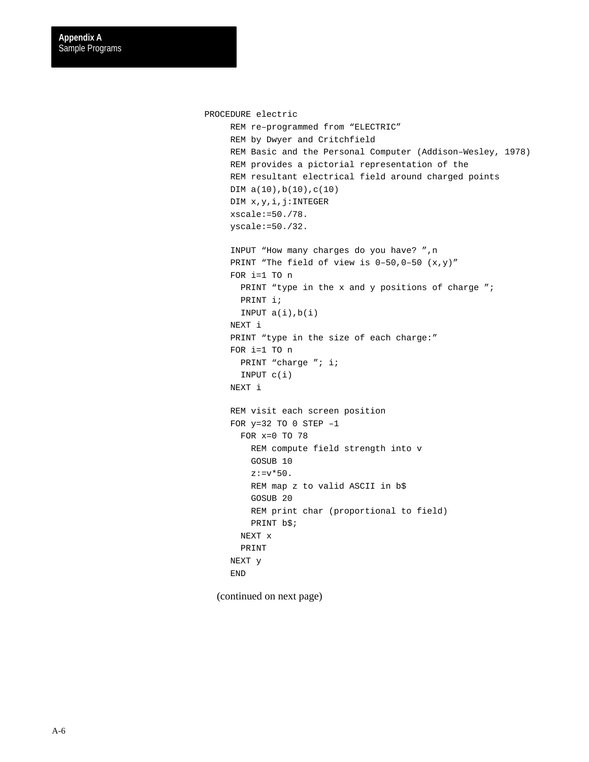```
PROCEDURE electric
     REM re–programmed from “ELECTRIC”
     REM by Dwyer and Critchfield
     REM Basic and the Personal Computer (Addison–Wesley, 1978)
     REM provides a pictorial representation of the
     REM resultant electrical field around charged points
     DIM a(10),b(10),c(10)
     DIM x,y,i,j:INTEGER
     xscale:=50./78.
     yscale:=50./32.

     INPUT “How many charges do you have? ”,n
     PRINT “The field of view is 0–50,0–50 (x,y)”
     FOR i=1 TO n
       PRINT “type in the x and y positions of charge ”;
       PRINT i;
       INPUT a(i),b(i)
     NEXT i
     PRINT “type in the size of each charge:”
     FOR i=1 TO n
       PRINT “charge ”; i;
       INPUT c(i)
     NEXT i

     REM visit each screen position
     FOR y=32 TO 0 STEP –1
       FOR x=0 TO 78
         REM compute field strength into v
         GOSUB 10
         z:=v*50.
         REM map z to valid ASCII in b$
         GOSUB 20
         REM print char (proportional to field)
         PRINT b$;
       NEXT x
       PRINT
     NEXT y
     END
```

(continued on next page)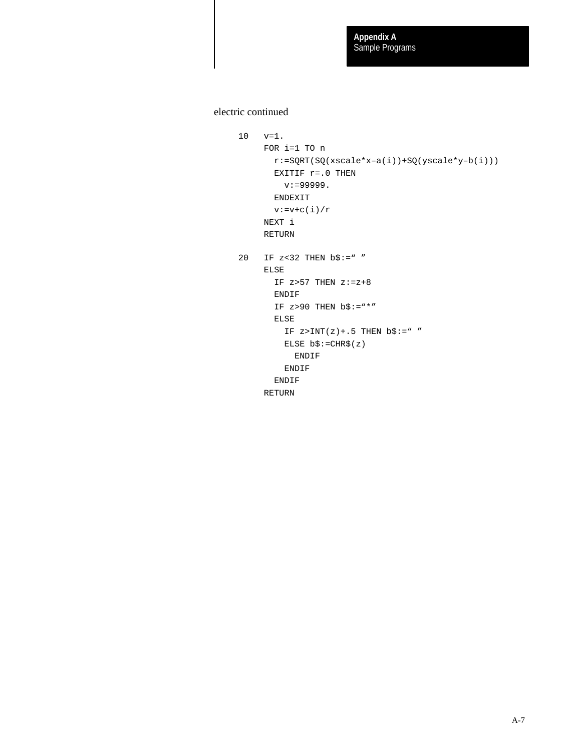electric continued

```
10   v=1.
     FOR i=1 TO n
       r:=SQRT(SQ(xscale*x–a(i))+SQ(yscale*y–b(i)))
       EXITIF r=.0 THEN
         v:=99999.
       ENDEXIT
       v:=v+c(i)/r
     NEXT i
     RETURN

20   IF z<32 THEN b$:=“ ”
     ELSE
       IF z>57 THEN z:=z+8
       ENDIF
       IF z>90 THEN b$:=“*”
       ELSE
         IF z>INT(z)+.5 THEN b$:=“ ”
         ELSE b$:=CHR$(z)
           ENDIF
         ENDIF
       ENDIF
     RETURN
```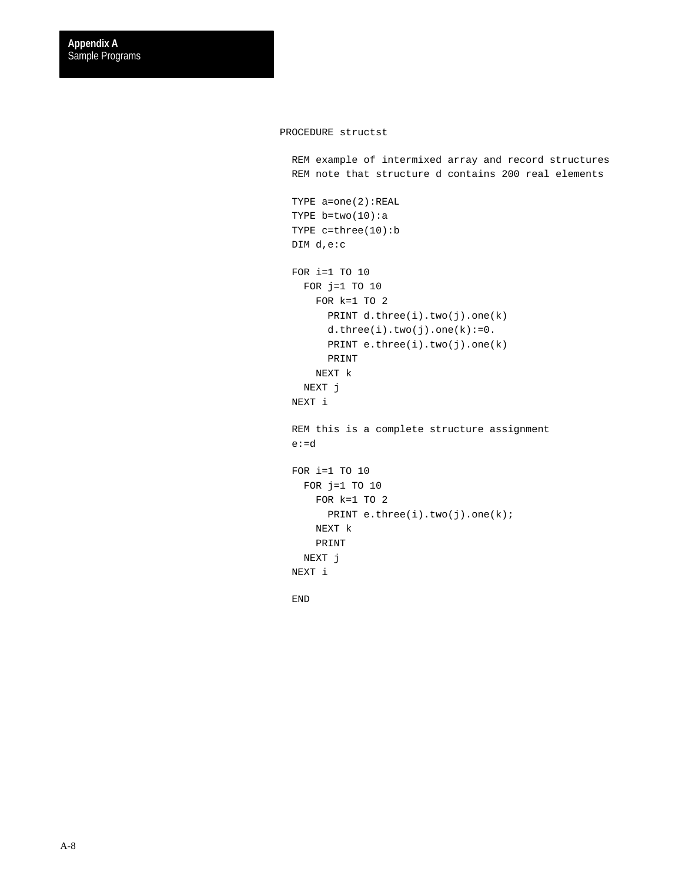```
PROCEDURE structst

  REM example of intermixed array and record structures
  REM note that structure d contains 200 real elements

  TYPE a=one(2):REAL
  TYPE b=two(10):a
  TYPE c=three(10):b
  DIM d,e:c

  FOR i=1 TO 10
    FOR j=1 TO 10
      FOR k=1 TO 2
        PRINT d.three(i).two(j).one(k)
        d.three(i).two(j).one(k):=0.
        PRINT e.three(i).two(j).one(k)
        PRINT
      NEXT k
    NEXT j
  NEXT i

  REM this is a complete structure assignment
  e:=d

  FOR i=1 TO 10
    FOR j=1 TO 10
      FOR k=1 TO 2
        PRINT e.three(i).two(j).one(k);
      NEXT k
      PRINT
    NEXT j
  NEXT i

  END
```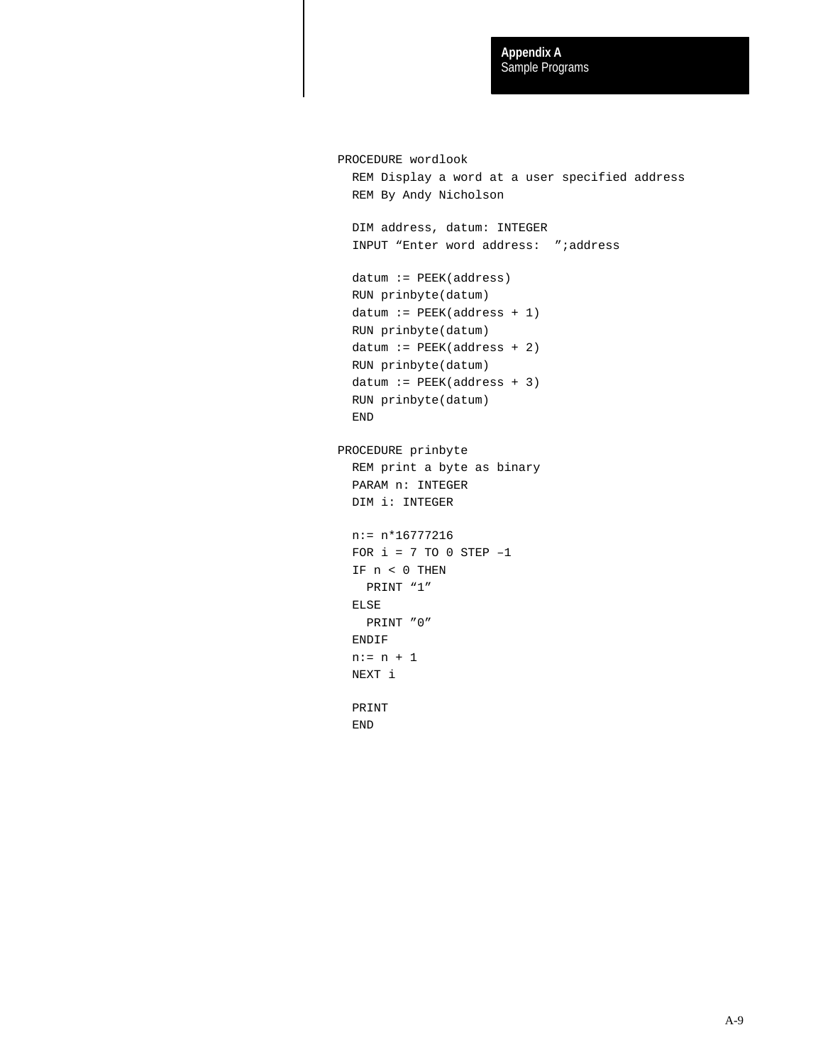```
PROCEDURE wordlook
  REM Display a word at a user specified address
  REM By Andy Nicholson

  DIM address, datum: INTEGER
  INPUT “Enter word address:  ”;address

  datum := PEEK(address)
  RUN prinbyte(datum)
  datum := PEEK(address + 1)
  RUN prinbyte(datum)
  datum := PEEK(address + 2)
  RUN prinbyte(datum)
  datum := PEEK(address + 3)
  RUN prinbyte(datum)
  END

PROCEDURE prinbyte
  REM print a byte as binary
  PARAM n: INTEGER
  DIM i: INTEGER

  n:= n*16777216
  FOR i = 7 TO 0 STEP –1
  IF n < 0 THEN
    PRINT “1”
  ELSE
    PRINT ”0”
  ENDIF
  n:= n + 1
  NEXT i

  PRINT
  END
```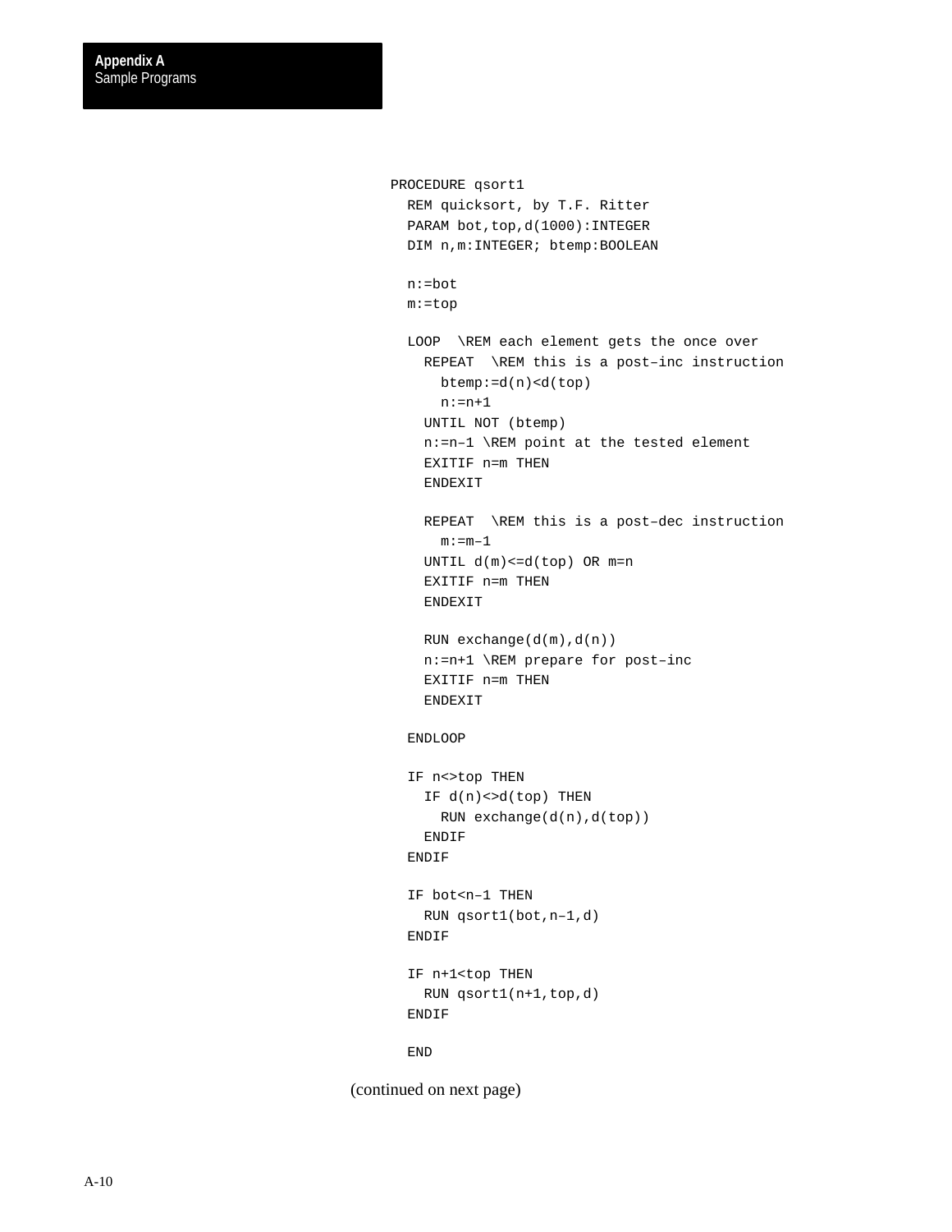```
PROCEDURE qsort1
  REM quicksort, by T.F. Ritter
  PARAM bot,top,d(1000):INTEGER
  DIM n,m:INTEGER; btemp:BOOLEAN

  n:=bot
  m:=top

  LOOP  \REM each element gets the once over
    REPEAT  \REM this is a post–inc instruction
      btemp:=d(n)<d(top)
      n:=n+1
    UNTIL NOT (btemp)
    n:=n–1 \REM point at the tested element
    EXITIF n=m THEN
    ENDEXIT

    REPEAT  \REM this is a post–dec instruction
      m:=m–1
    UNTIL d(m)<=d(top) OR m=n
    EXITIF n=m THEN
    ENDEXIT

    RUN exchange(d(m),d(n))
    n:=n+1 \REM prepare for post–inc
    EXITIF n=m THEN
    ENDEXIT

  ENDLOOP

  IF n<>top THEN
    IF d(n)<>d(top) THEN
      RUN exchange(d(n),d(top))
    ENDIF
  ENDIF

  IF bot<n–1 THEN
    RUN qsort1(bot,n–1,d)
  ENDIF

  IF n+1<top THEN
    RUN qsort1(n+1,top,d)
  ENDIF

  END
```

(continued on next page)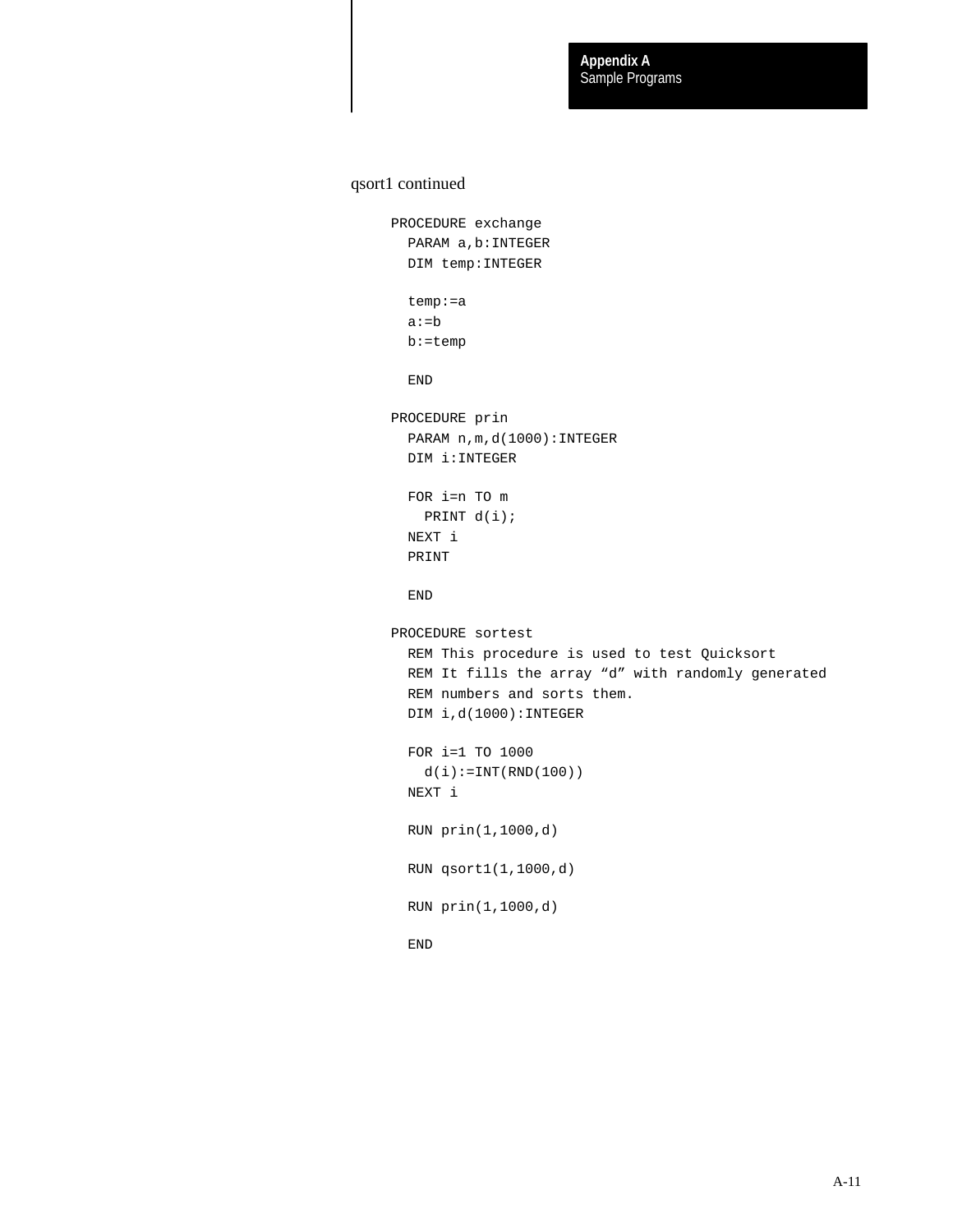qsort1 continued

```
PROCEDURE exchange
  PARAM a,b:INTEGER
  DIM temp:INTEGER

  temp:=a
  a:=b
  b:=temp

  END

PROCEDURE prin
  PARAM n,m,d(1000):INTEGER
  DIM i:INTEGER

  FOR i=n TO m
    PRINT d(i);
  NEXT i
  PRINT

  END

PROCEDURE sortest
  REM This procedure is used to test Quicksort
  REM It fills the array “d” with randomly generated
  REM numbers and sorts them.
  DIM i,d(1000):INTEGER

  FOR i=1 TO 1000
    d(i):=INT(RND(100))
  NEXT i

  RUN prin(1,1000,d)

  RUN qsort1(1,1000,d)

  RUN prin(1,1000,d)

  END
```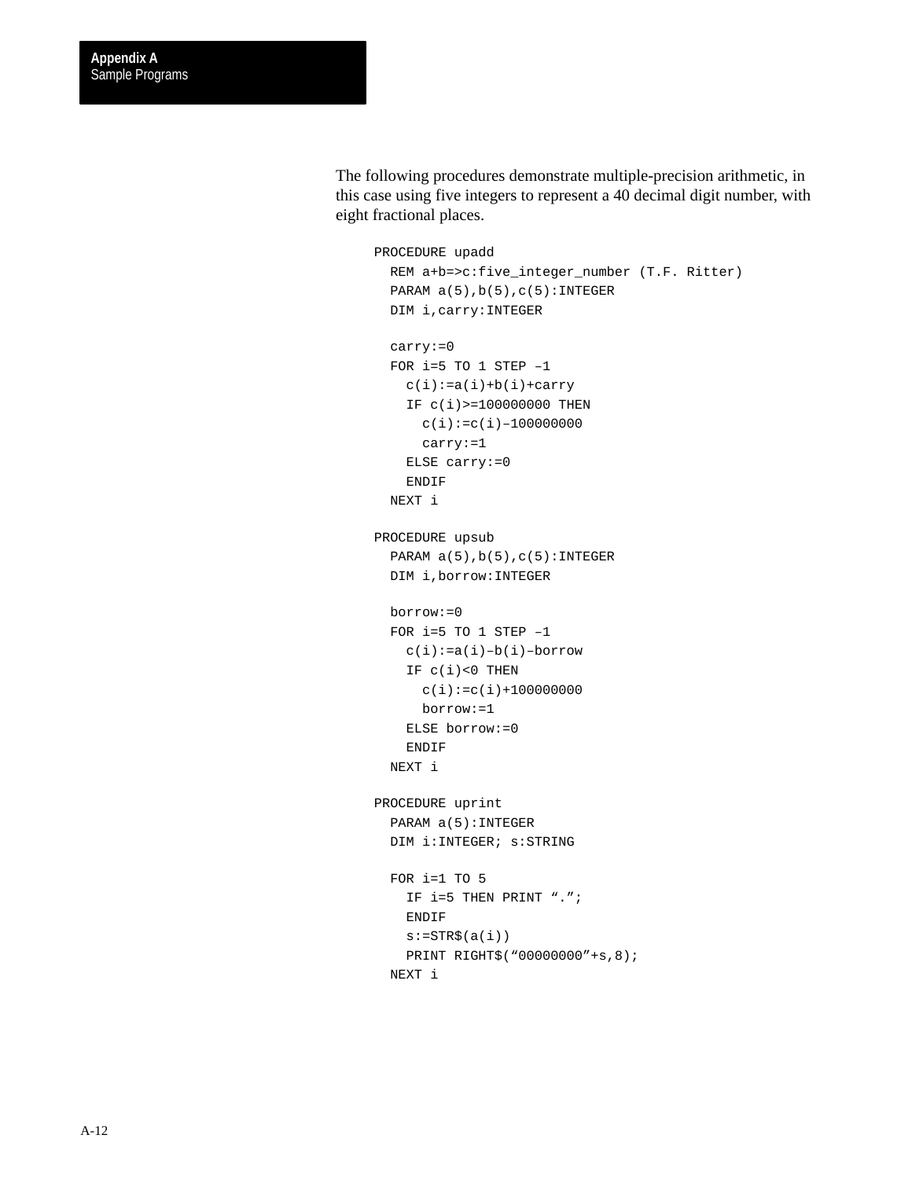The following procedures demonstrate multiple-precision arithmetic, in this case using five integers to represent a 40 decimal digit number, with eight fractional places.

```
PROCEDURE upadd
  REM a+b=>c:five_integer_number (T.F. Ritter)
  PARAM a(5),b(5),c(5):INTEGER
  DIM i,carry:INTEGER

  carry:=0
  FOR i=5 TO 1 STEP –1
    c(i):=a(i)+b(i)+carry
    IF c(i)>=100000000 THEN
      c(i):=c(i)–100000000
      carry:=1
    ELSE carry:=0
    ENDIF
  NEXT i

PROCEDURE upsub
  PARAM a(5),b(5),c(5):INTEGER
  DIM i,borrow:INTEGER

  borrow:=0
  FOR i=5 TO 1 STEP –1
    c(i):=a(i)–b(i)–borrow
    IF c(i)<0 THEN
      c(i):=c(i)+100000000
      borrow:=1
    ELSE borrow:=0
    ENDIF
  NEXT i

PROCEDURE uprint
  PARAM a(5):INTEGER
  DIM i:INTEGER; s:STRING

  FOR i=1 TO 5
    IF i=5 THEN PRINT “.”;
    ENDIF
    s:=STR$(a(i))
    PRINT RIGHT$(“00000000”+s,8);
  NEXT i
```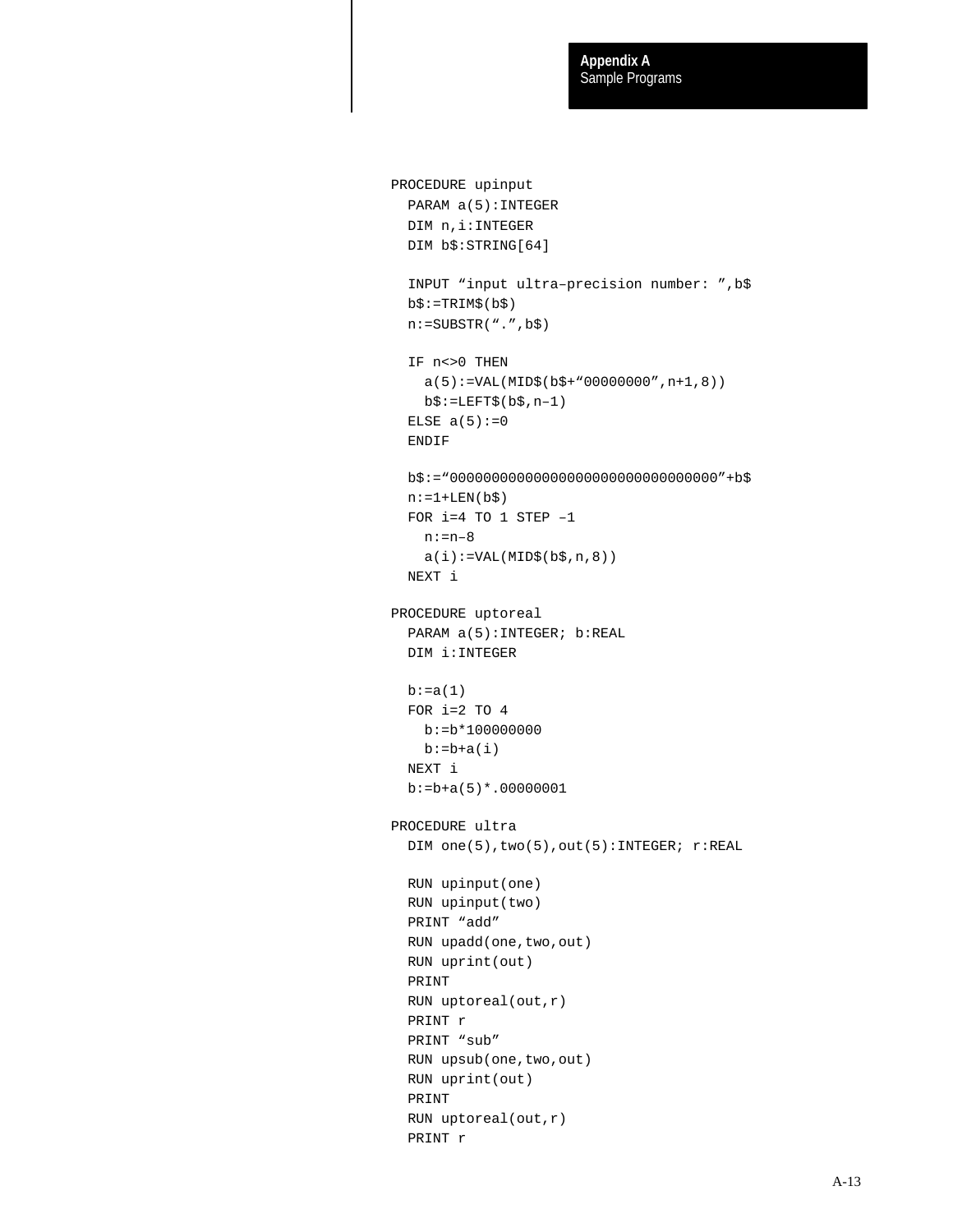```
PROCEDURE upinput
  PARAM a(5):INTEGER
  DIM n,i:INTEGER
  DIM b$:STRING[64]

  INPUT “input ultra–precision number: ”,b$
  b$:=TRIM$(b$)
  n:=SUBSTR(“.”,b$)

  IF n<>0 THEN
    a(5):=VAL(MID$(b$+“00000000”,n+1,8))
    b$:=LEFT$(b$,n–1)
  ELSE a(5):=0
  ENDIF

  b$:=“00000000000000000000000000000000”+b$
  n:=1+LEN(b$)
  FOR i=4 TO 1 STEP –1
    n:=n–8
    a(i):=VAL(MID$(b$,n,8))
  NEXT i

PROCEDURE uptoreal
  PARAM a(5):INTEGER; b:REAL
  DIM i:INTEGER

  b:=a(1)
  FOR i=2 TO 4
    b:=b*100000000
    b:=b+a(i)
  NEXT i
  b:=b+a(5)*.00000001

PROCEDURE ultra
  DIM one(5),two(5),out(5):INTEGER; r:REAL

  RUN upinput(one)
  RUN upinput(two)
  PRINT “add”
  RUN upadd(one,two,out)
  RUN uprint(out)
  PRINT
  RUN uptoreal(out,r)
  PRINT r
  PRINT “sub”
  RUN upsub(one,two,out)
  RUN uprint(out)
  PRINT
  RUN uptoreal(out,r)
  PRINT r
```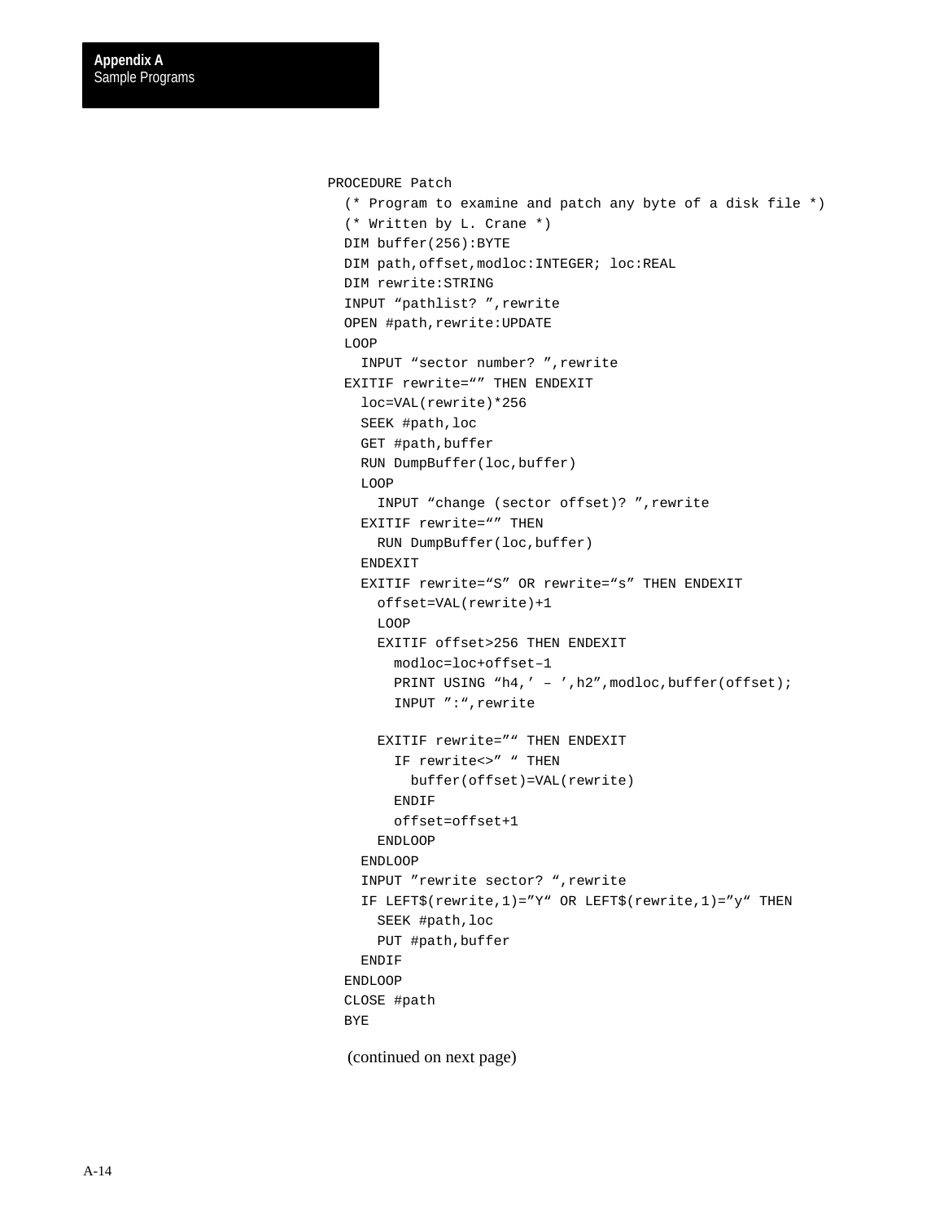```
PROCEDURE Patch
  (* Program to examine and patch any byte of a disk file *)
  (* Written by L. Crane *)
  DIM buffer(256):BYTE
  DIM path,offset,modloc:INTEGER; loc:REAL
  DIM rewrite:STRING
  INPUT “pathlist? ”,rewrite
  OPEN #path,rewrite:UPDATE
  LOOP
    INPUT “sector number? ”,rewrite
  EXITIF rewrite=“” THEN ENDEXIT
    loc=VAL(rewrite)*256
    SEEK #path,loc
    GET #path,buffer
    RUN DumpBuffer(loc,buffer)
    LOOP
      INPUT “change (sector offset)? ”,rewrite
    EXITIF rewrite=“” THEN
      RUN DumpBuffer(loc,buffer)
    ENDEXIT
    EXITIF rewrite=“S” OR rewrite=“s” THEN ENDEXIT
      offset=VAL(rewrite)+1
      LOOP
      EXITIF offset>256 THEN ENDEXIT
        modloc=loc+offset–1
        PRINT USING “h4,’ – ’,h2”,modloc,buffer(offset);
        INPUT ”:“,rewrite

      EXITIF rewrite=”“ THEN ENDEXIT
        IF rewrite<>” “ THEN
          buffer(offset)=VAL(rewrite)
        ENDIF
        offset=offset+1
      ENDLOOP
    ENDLOOP
    INPUT ”rewrite sector? “,rewrite
    IF LEFT$(rewrite,1)=”Y“ OR LEFT$(rewrite,1)=”y“ THEN
      SEEK #path,loc
      PUT #path,buffer
    ENDIF
  ENDLOOP
  CLOSE #path
  BYE
```

(continued on next page)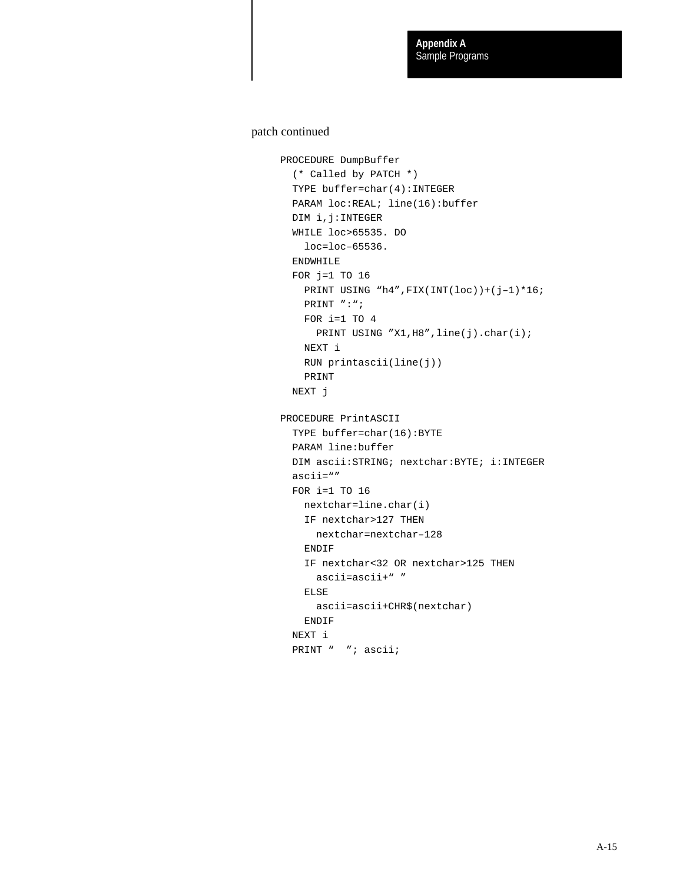patch continued

```
PROCEDURE DumpBuffer
  (* Called by PATCH *)
  TYPE buffer=char(4):INTEGER
  PARAM loc:REAL; line(16):buffer
  DIM i,j:INTEGER
  WHILE loc>65535. DO
    loc=loc–65536.
  ENDWHILE
  FOR j=1 TO 16
    PRINT USING “h4”,FIX(INT(loc))+(j–1)*16;
    PRINT ”:“;
    FOR i=1 TO 4
      PRINT USING ”X1,H8”,line(j).char(i);
    NEXT i
    RUN printascii(line(j))
    PRINT
  NEXT j

PROCEDURE PrintASCII
  TYPE buffer=char(16):BYTE
  PARAM line:buffer
  DIM ascii:STRING; nextchar:BYTE; i:INTEGER
  ascii=“”
  FOR i=1 TO 16
    nextchar=line.char(i)
    IF nextchar>127 THEN
      nextchar=nextchar–128
    ENDIF
    IF nextchar<32 OR nextchar>125 THEN
      ascii=ascii+“ ”
    ELSE
      ascii=ascii+CHR$(nextchar)
    ENDIF
  NEXT i
  PRINT “  ”; ascii;
```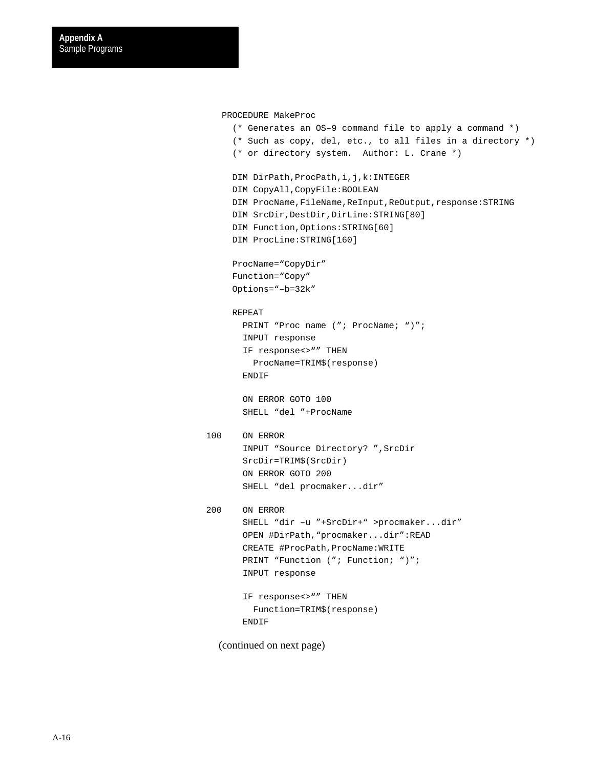```
PROCEDURE MakeProc
  (* Generates an OS–9 command file to apply a command *)
  (* Such as copy, del, etc., to all files in a directory *)
  (* or directory system.  Author: L. Crane *)

  DIM DirPath,ProcPath,i,j,k:INTEGER
  DIM CopyAll,CopyFile:BOOLEAN
  DIM ProcName,FileName,ReInput,ReOutput,response:STRING
  DIM SrcDir,DestDir,DirLine:STRING[80]
  DIM Function,Options:STRING[60]
  DIM ProcLine:STRING[160]

  ProcName=“CopyDir”
  Function=“Copy”
  Options=“–b=32k”

  REPEAT
    PRINT “Proc name (”; ProcName; “)”;
    INPUT response
    IF response<>“” THEN
      ProcName=TRIM$(response)
    ENDIF

    ON ERROR GOTO 100
    SHELL “del ”+ProcName

100    ON ERROR
    INPUT “Source Directory? ”,SrcDir
    SrcDir=TRIM$(SrcDir)
    ON ERROR GOTO 200
    SHELL “del procmaker...dir”

200    ON ERROR
    SHELL “dir –u ”+SrcDir+“ >procmaker...dir”
    OPEN #DirPath,“procmaker...dir”:READ
    CREATE #ProcPath,ProcName:WRITE
    PRINT “Function (”; Function; “)”;
    INPUT response

    IF response<>“” THEN
      Function=TRIM$(response)
    ENDIF
```

(continued on next page)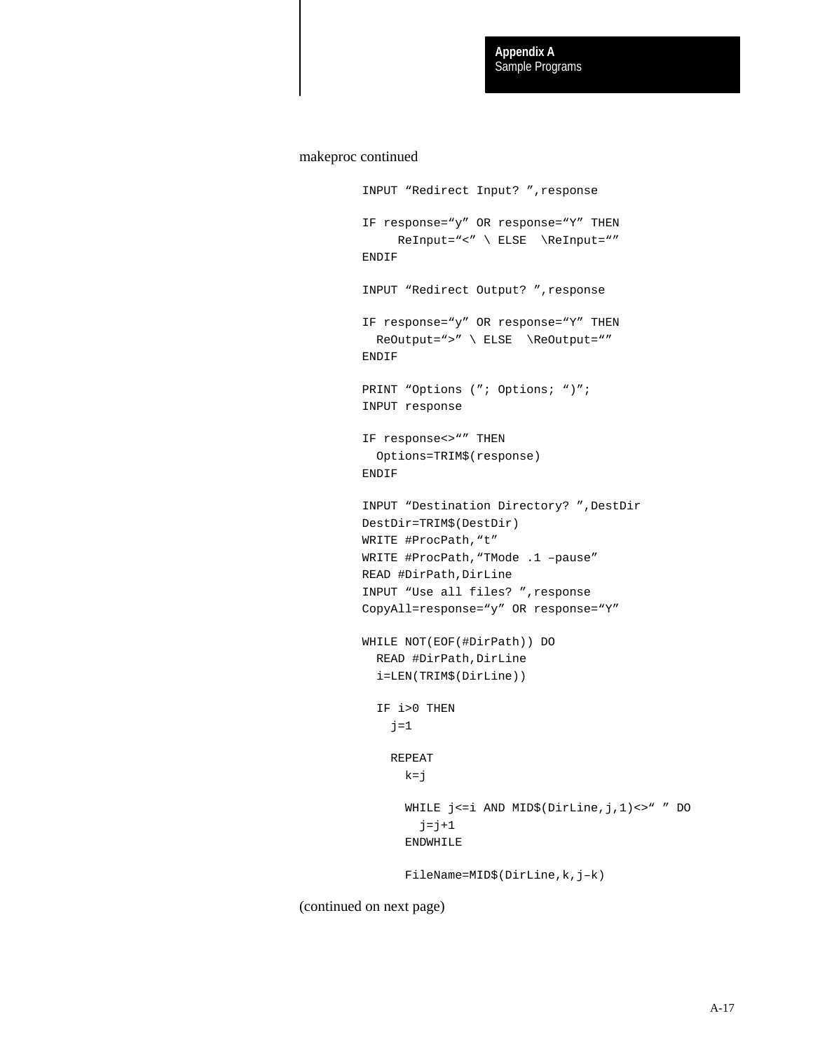makeproc continued

```
INPUT “Redirect Input? ”,response

IF response=“y” OR response=“Y” THEN
     ReInput=“<” \ ELSE  \ReInput=“”
ENDIF

INPUT “Redirect Output? ”,response

IF response=“y” OR response=“Y” THEN
  ReOutput=“>” \ ELSE  \ReOutput=“”
ENDIF

PRINT “Options (”; Options; “)”;
INPUT response

IF response<>“” THEN
  Options=TRIM$(response)
ENDIF

INPUT “Destination Directory? ”,DestDir
DestDir=TRIM$(DestDir)
WRITE #ProcPath,“t”
WRITE #ProcPath,“TMode .1 –pause”
READ #DirPath,DirLine
INPUT “Use all files? ”,response
CopyAll=response=“y” OR response=“Y”

WHILE NOT(EOF(#DirPath)) DO
  READ #DirPath,DirLine
  i=LEN(TRIM$(DirLine))

  IF i>0 THEN
    j=1

    REPEAT
      k=j

      WHILE j<=i AND MID$(DirLine,j,1)<>“ ” DO
        j=j+1
      ENDWHILE

      FileName=MID$(DirLine,k,j–k)
```

(continued on next page)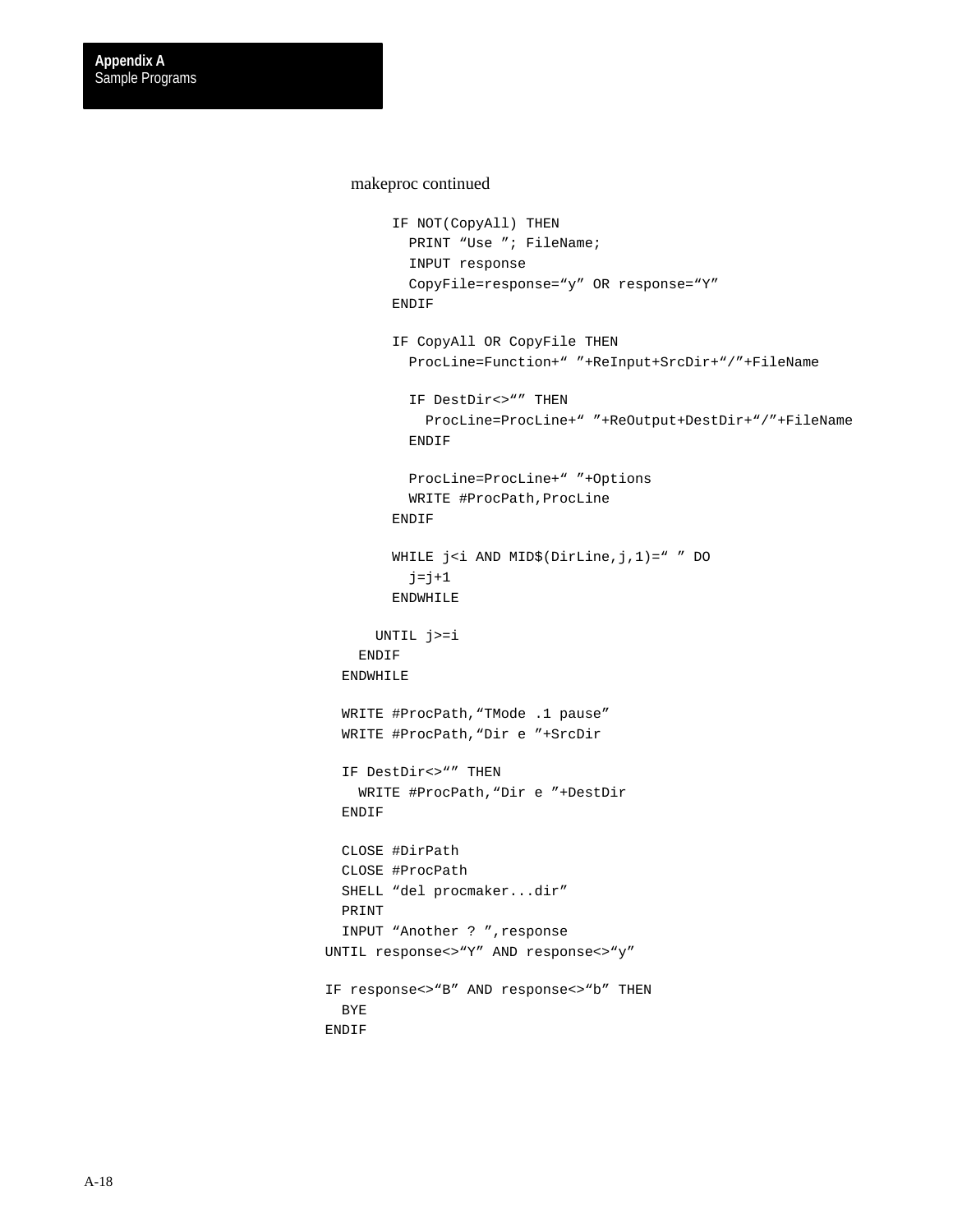makeproc continued

```
        IF NOT(CopyAll) THEN
          PRINT "Use "; FileName;
          INPUT response
          CopyFile=response="y" OR response="Y"
        ENDIF

        IF CopyAll OR CopyFile THEN
          ProcLine=Function+" "+ReInput+SrcDir+"/"+FileName

          IF DestDir<>"" THEN
            ProcLine=ProcLine+" "+ReOutput+DestDir+"/"+FileName
          ENDIF

          ProcLine=ProcLine+" "+Options
          WRITE #ProcPath,ProcLine
        ENDIF

        WHILE j<i AND MID$(DirLine,j,1)=" " DO
          j=j+1
        ENDWHILE

      UNTIL j>=i
    ENDIF
  ENDWHILE

  WRITE #ProcPath,"TMode .1 pause"
  WRITE #ProcPath,"Dir e "+SrcDir

  IF DestDir<>"" THEN
    WRITE #ProcPath,"Dir e "+DestDir
  ENDIF

  CLOSE #DirPath
  CLOSE #ProcPath
  SHELL "del procmaker...dir"
  PRINT
  INPUT "Another ? ",response
UNTIL response<>"Y" AND response<>"y"

IF response<>"B" AND response<>"b" THEN
  BYE
ENDIF
```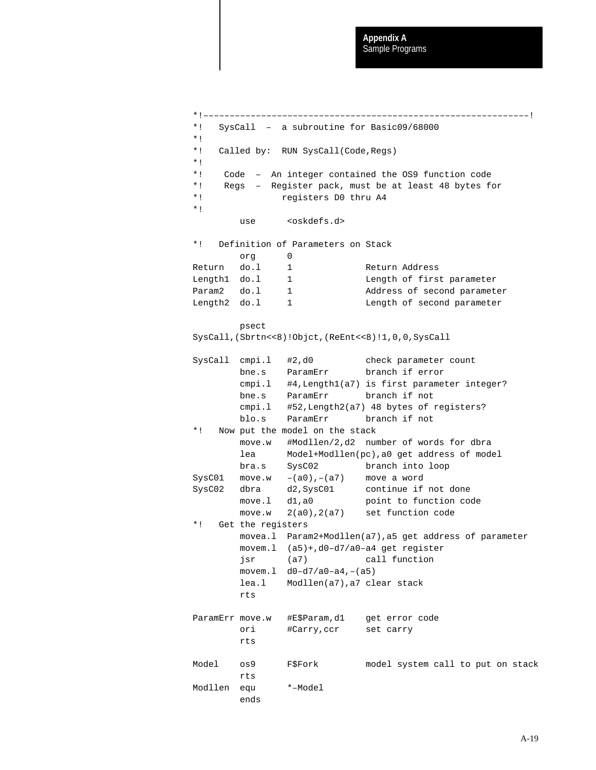```
*!------------------------------------------------------------!
*!   SysCall  –  a subroutine for Basic09/68000
*!
*!   Called by:  RUN SysCall(Code,Regs)
*!
*!    Code  –  An integer contained the OS9 function code
*!    Regs  –  Register pack, must be at least 48 bytes for
*!               registers D0 thru A4
*!
         use      <oskdefs.d>

*!   Definition of Parameters on Stack
         org      0
Return   do.l     1              Return Address
Length1  do.l     1              Length of first parameter
Param2   do.l     1              Address of second parameter
Length2  do.l     1              Length of second parameter

         psect
SysCall,(Sbrtn<<8)!Objct,(ReEnt<<8)!1,0,0,SysCall

SysCall  cmpi.l   #2,d0          check parameter count
         bne.s    ParamErr       branch if error
         cmpi.l   #4,Length1(a7) is first parameter integer?
         bne.s    ParamErr       branch if not
         cmpi.l   #52,Length2(a7) 48 bytes of registers?
         blo.s    ParamErr       branch if not
*!   Now put the model on the stack
         move.w   #Modllen/2,d2  number of words for dbra
         lea      Model+Modllen(pc),a0 get address of model
         bra.s    SysC02         branch into loop
SysC01   move.w   –(a0),–(a7)    move a word
SysC02   dbra     d2,SysC01      continue if not done
         move.l   d1,a0          point to function code
         move.w   2(a0),2(a7)    set function code
*!   Get the registers
         movea.l  Param2+Modllen(a7),a5 get address of parameter
         movem.l  (a5)+,d0–d7/a0–a4 get register
         jsr      (a7)           call function
         movem.l  d0–d7/a0–a4,–(a5)
         lea.l    Modllen(a7),a7 clear stack
         rts

ParamErr move.w   #E$Param,d1    get error code
         ori      #Carry,ccr     set carry
         rts

Model    os9      F$Fork         model system call to put on stack
         rts
Modllen  equ      *–Model
         ends
```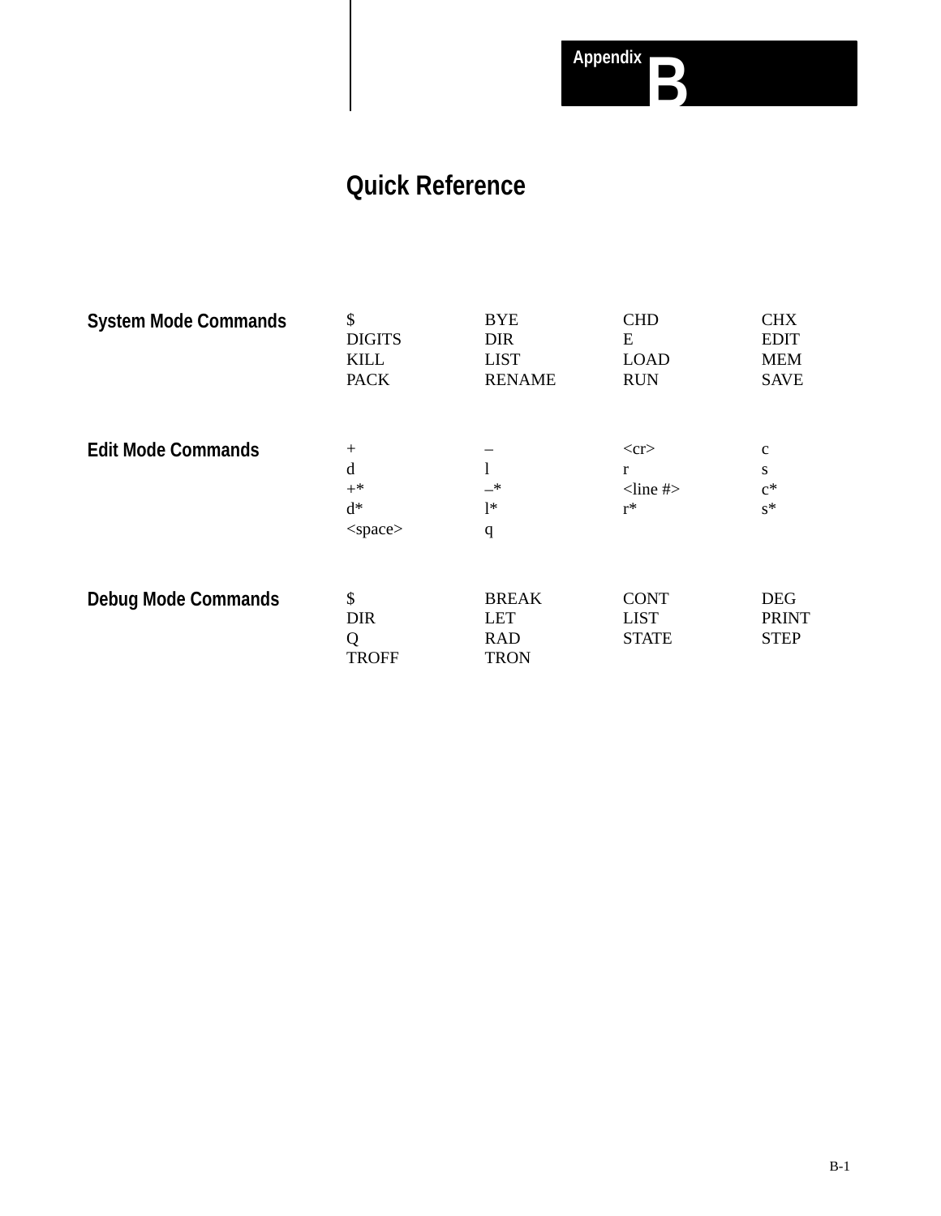# Appendix B

## Quick Reference

### System Mode Commands

| | | | |
|---|---|---|---|
| $ | BYE | CHD | CHX |
| DIGITS | DIR | E | EDIT |
| KILL | LIST | LOAD | MEM |
| PACK | RENAME | RUN | SAVE |

### Edit Mode Commands

| | | | |
|---|---|---|---|
| + | – | <cr> | c |
| d | l | r | s |
| +* | –* | <line #> | c* |
| d* | l* | r* | s* |
| <space> | q | | |

### Debug Mode Commands

| | | | |
|---|---|---|---|
| $ | BREAK | CONT | DEG |
| DIR | LET | LIST | PRINT |
| Q | RAD | STATE | STEP |
| TROFF | TRON | | |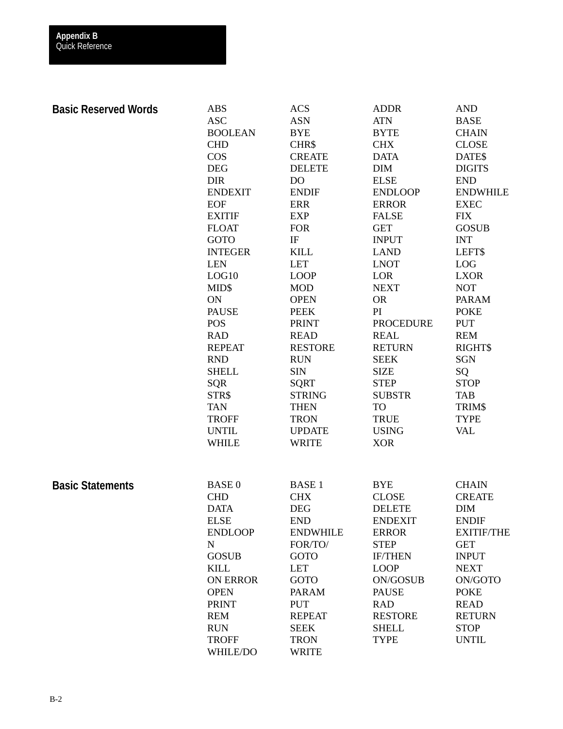## Basic Reserved Words

| | | | |
|---|---|---|---|
| ABS | ACS | ADDR | AND |
| ASC | ASN | ATN | BASE |
| BOOLEAN | BYE | BYTE | CHAIN |
| CHD | CHR$ | CHX | CLOSE |
| COS | CREATE | DATA | DATE$ |
| DEG | DELETE | DIM | DIGITS |
| DIR | DO | ELSE | END |
| ENDEXIT | ENDIF | ENDLOOP | ENDWHILE |
| EOF | ERR | ERROR | EXEC |
| EXITIF | EXP | FALSE | FIX |
| FLOAT | FOR | GET | GOSUB |
| GOTO | IF | INPUT | INT |
| INTEGER | KILL | LAND | LEFT$ |
| LEN | LET | LNOT | LOG |
| LOG10 | LOOP | LOR | LXOR |
| MID$ | MOD | NEXT | NOT |
| ON | OPEN | OR | PARAM |
| PAUSE | PEEK | PI | POKE |
| POS | PRINT | PROCEDURE | PUT |
| RAD | READ | REAL | REM |
| REPEAT | RESTORE | RETURN | RIGHT$ |
| RND | RUN | SEEK | SGN |
| SHELL | SIN | SIZE | SQ |
| SQR | SQRT | STEP | STOP |
| STR$ | STRING | SUBSTR | TAB |
| TAN | THEN | TO | TRIM$ |
| TROFF | TRON | TRUE | TYPE |
| UNTIL | UPDATE | USING | VAL |
| WHILE | WRITE | XOR | |

## Basic Statements

| | | | |
|---|---|---|---|
| BASE 0 | BASE 1 | BYE | CHAIN |
| CHD | CHX | CLOSE | CREATE |
| DATA | DEG | DELETE | DIM |
| ELSE | END | ENDEXIT | ENDIF |
| ENDLOOP | ENDWHILE | ERROR | EXITIF/THE |
| N | FOR/TO/ | STEP | GET |
| GOSUB | GOTO | IF/THEN | INPUT |
| KILL | LET | LOOP | NEXT |
| ON ERROR | GOTO | ON/GOSUB | ON/GOTO |
| OPEN | PARAM | PAUSE | POKE |
| PRINT | PUT | RAD | READ |
| REM | REPEAT | RESTORE | RETURN |
| RUN | SEEK | SHELL | STOP |
| TROFF | TRON | TYPE | UNTIL |
| WHILE/DO | WRITE | | |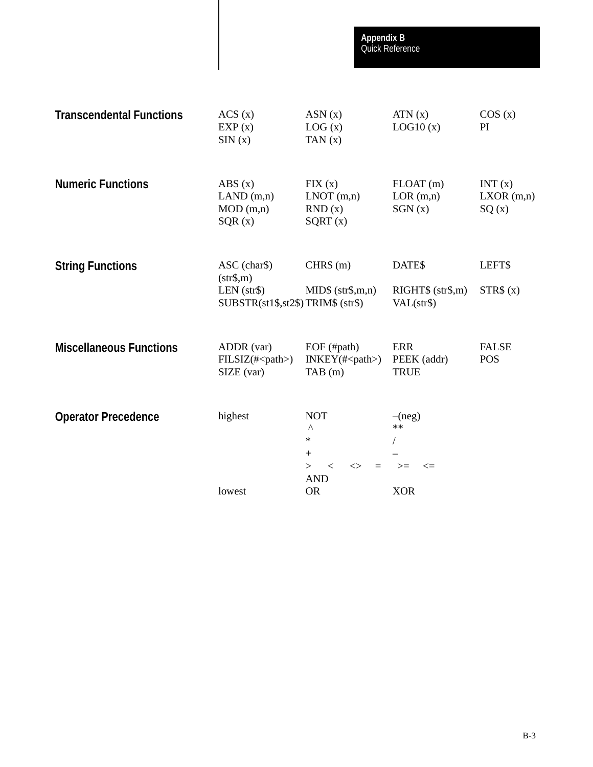## Transcendental Functions

| | | | |
|---|---|---|---|
| ACS (x) | ASN (x) | ATN (x) | COS (x) |
| EXP (x) | LOG (x) | LOG10 (x) | PI |
| SIN (x) | TAN (x) | | |

## Numeric Functions

| | | | |
|---|---|---|---|
| ABS (x) | FIX (x) | FLOAT (m) | INT (x) |
| LAND (m,n) | LNOT (m,n) | LOR (m,n) | LXOR (m,n) |
| MOD (m,n) | RND (x) | SGN (x) | SQ (x) |
| SQR (x) | SQRT (x) | | |

## String Functions

| | | | |
|---|---|---|---|
| ASC (char$) | CHR$ (m) | DATE$ | LEFT$ (str$,m) |
| LEN (str$) | MID$ (str$,m,n) | RIGHT$ (str$,m) | STR$ (x) |
| SUBSTR(st1$,st2$) | TRIM$ (str$) | VAL(str$) | |

## Miscellaneous Functions

| | | | |
|---|---|---|---|
| ADDR (var) | EOF (#path) | ERR | FALSE |
| FILSIZ(#<path>) | INKEY(#<path>) | PEEK (addr) | POS |
| SIZE (var) | TAB (m) | TRUE | |

## Operator Precedence

| | | |
|---|---|---|
| highest | NOT | –(neg) |
| | ^ | ** |
| | * | / |
| | + | – |
| | > < <> = >= <= | |
| | AND | |
| lowest | OR | XOR |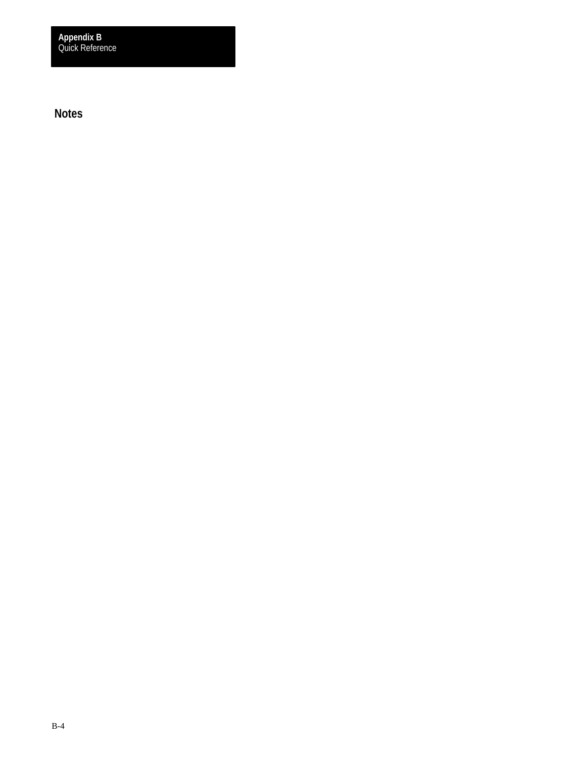## Notes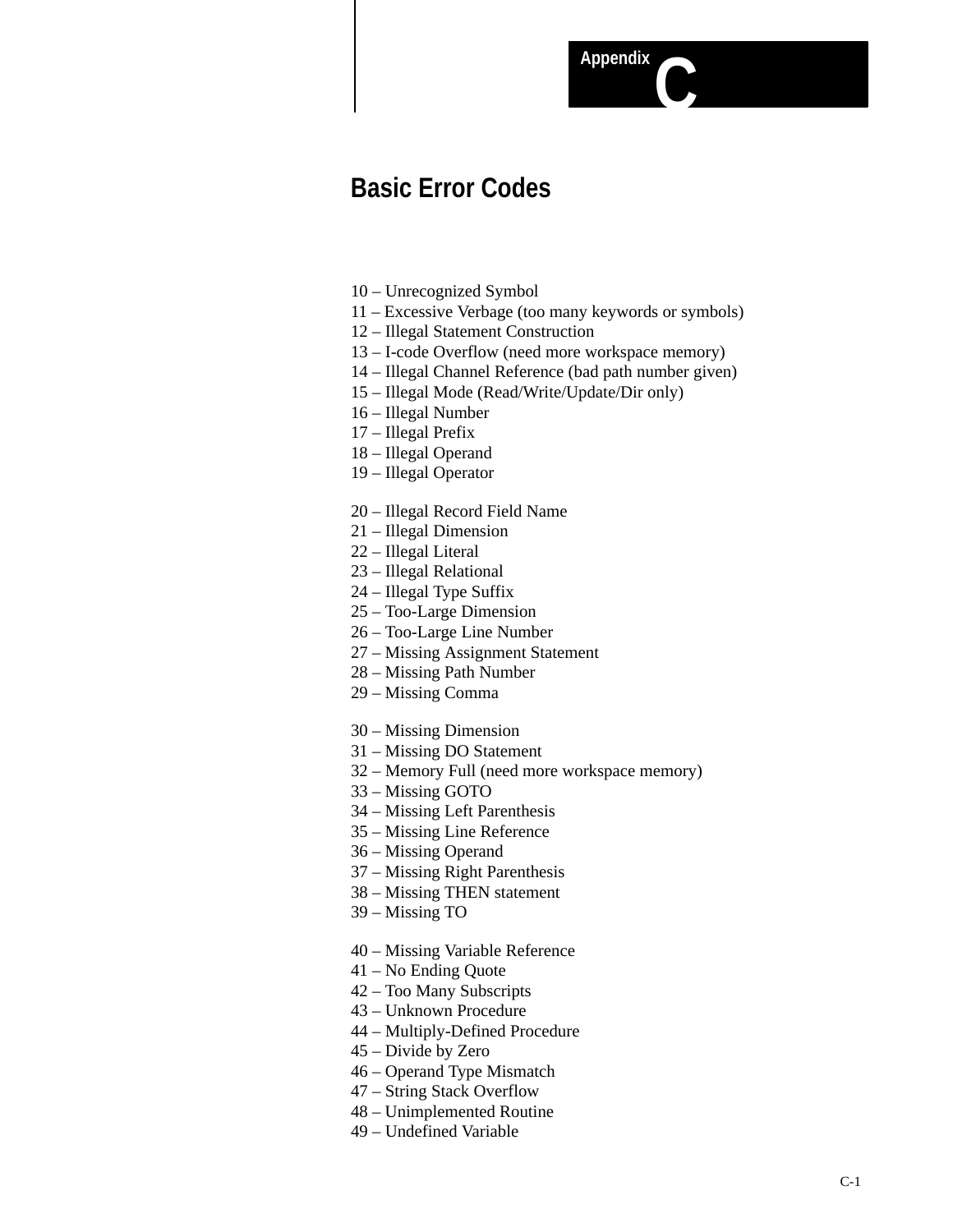Appendix C

# Basic Error Codes

10 – Unrecognized Symbol
11 – Excessive Verbage (too many keywords or symbols)
12 – Illegal Statement Construction
13 – I-code Overflow (need more workspace memory)
14 – Illegal Channel Reference (bad path number given)
15 – Illegal Mode (Read/Write/Update/Dir only)
16 – Illegal Number
17 – Illegal Prefix
18 – Illegal Operand
19 – Illegal Operator

20 – Illegal Record Field Name
21 – Illegal Dimension
22 – Illegal Literal
23 – Illegal Relational
24 – Illegal Type Suffix
25 – Too-Large Dimension
26 – Too-Large Line Number
27 – Missing Assignment Statement
28 – Missing Path Number
29 – Missing Comma

30 – Missing Dimension
31 – Missing DO Statement
32 – Memory Full (need more workspace memory)
33 – Missing GOTO
34 – Missing Left Parenthesis
35 – Missing Line Reference
36 – Missing Operand
37 – Missing Right Parenthesis
38 – Missing THEN statement
39 – Missing TO

40 – Missing Variable Reference
41 – No Ending Quote
42 – Too Many Subscripts
43 – Unknown Procedure
44 – Multiply-Defined Procedure
45 – Divide by Zero
46 – Operand Type Mismatch
47 – String Stack Overflow
48 – Unimplemented Routine
49 – Undefined Variable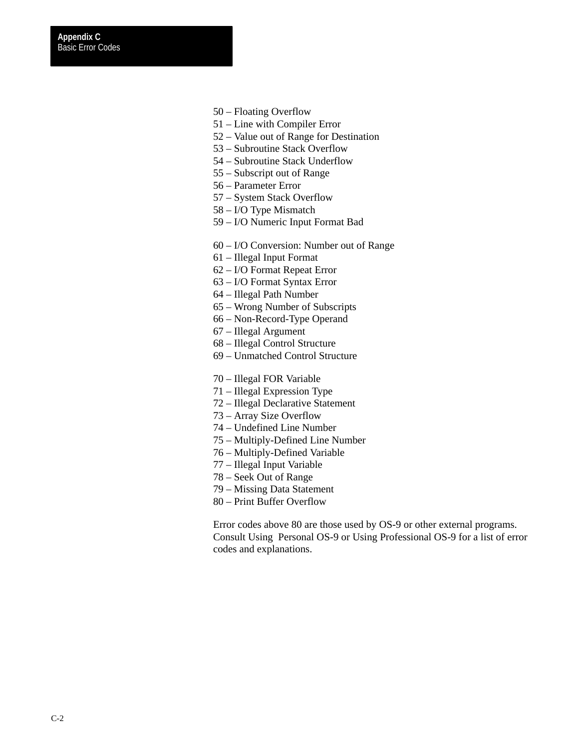50 – Floating Overflow
51 – Line with Compiler Error
52 – Value out of Range for Destination
53 – Subroutine Stack Overflow
54 – Subroutine Stack Underflow
55 – Subscript out of Range
56 – Parameter Error
57 – System Stack Overflow
58 – I/O Type Mismatch
59 – I/O Numeric Input Format Bad

60 – I/O Conversion: Number out of Range
61 – Illegal Input Format
62 – I/O Format Repeat Error
63 – I/O Format Syntax Error
64 – Illegal Path Number
65 – Wrong Number of Subscripts
66 – Non-Record-Type Operand
67 – Illegal Argument
68 – Illegal Control Structure
69 – Unmatched Control Structure

70 – Illegal FOR Variable
71 – Illegal Expression Type
72 – Illegal Declarative Statement
73 – Array Size Overflow
74 – Undefined Line Number
75 – Multiply-Defined Line Number
76 – Multiply-Defined Variable
77 – Illegal Input Variable
78 – Seek Out of Range
79 – Missing Data Statement
80 – Print Buffer Overflow

Error codes above 80 are those used by OS-9 or other external programs. Consult Using Personal OS-9 or Using Professional OS-9 for a list of error codes and explanations.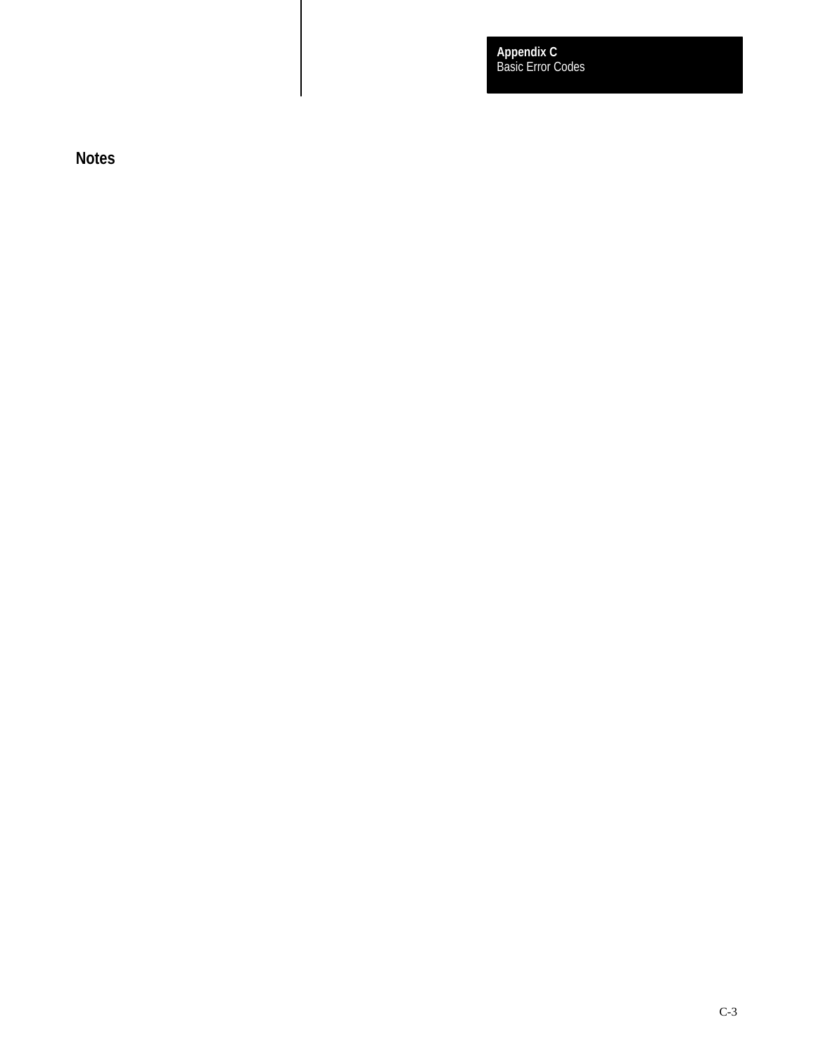## Notes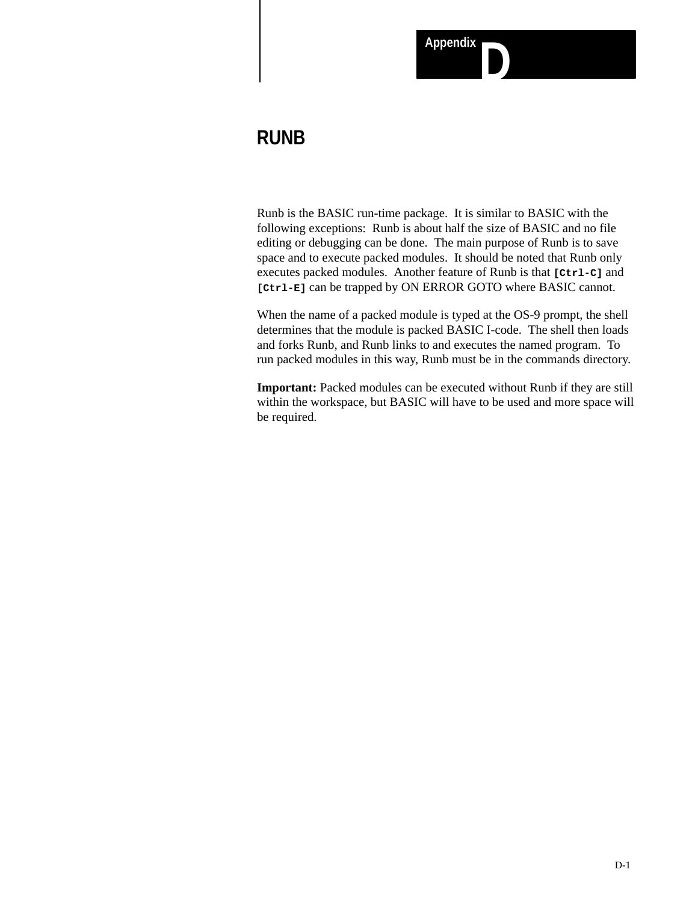# Appendix D

## RUNB

Runb is the BASIC run-time package. It is similar to BASIC with the following exceptions: Runb is about half the size of BASIC and no file editing or debugging can be done. The main purpose of Runb is to save space and to execute packed modules. It should be noted that Runb only executes packed modules. Another feature of Runb is that `[Ctrl-C]` and `[Ctrl-E]` can be trapped by ON ERROR GOTO where BASIC cannot.

When the name of a packed module is typed at the OS-9 prompt, the shell determines that the module is packed BASIC I-code. The shell then loads and forks Runb, and Runb links to and executes the named program. To run packed modules in this way, Runb must be in the commands directory.

**Important:** Packed modules can be executed without Runb if they are still within the workspace, but BASIC will have to be used and more space will be required.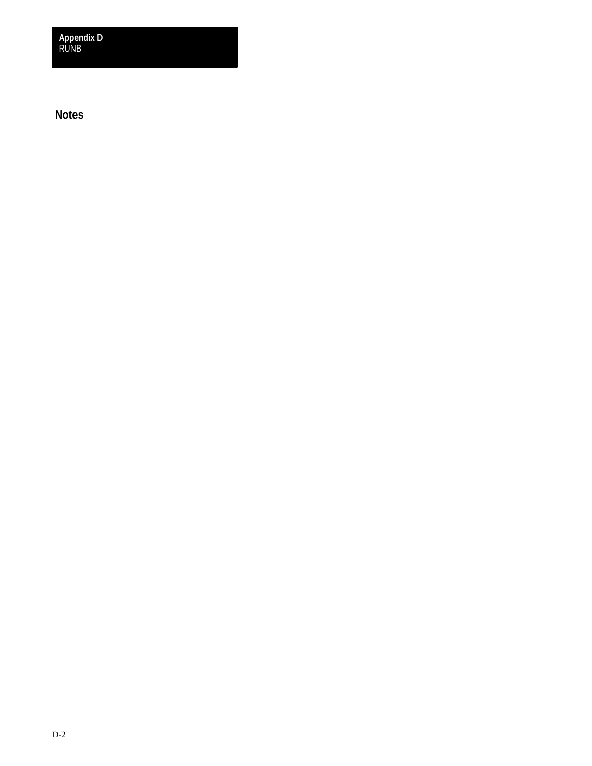## Notes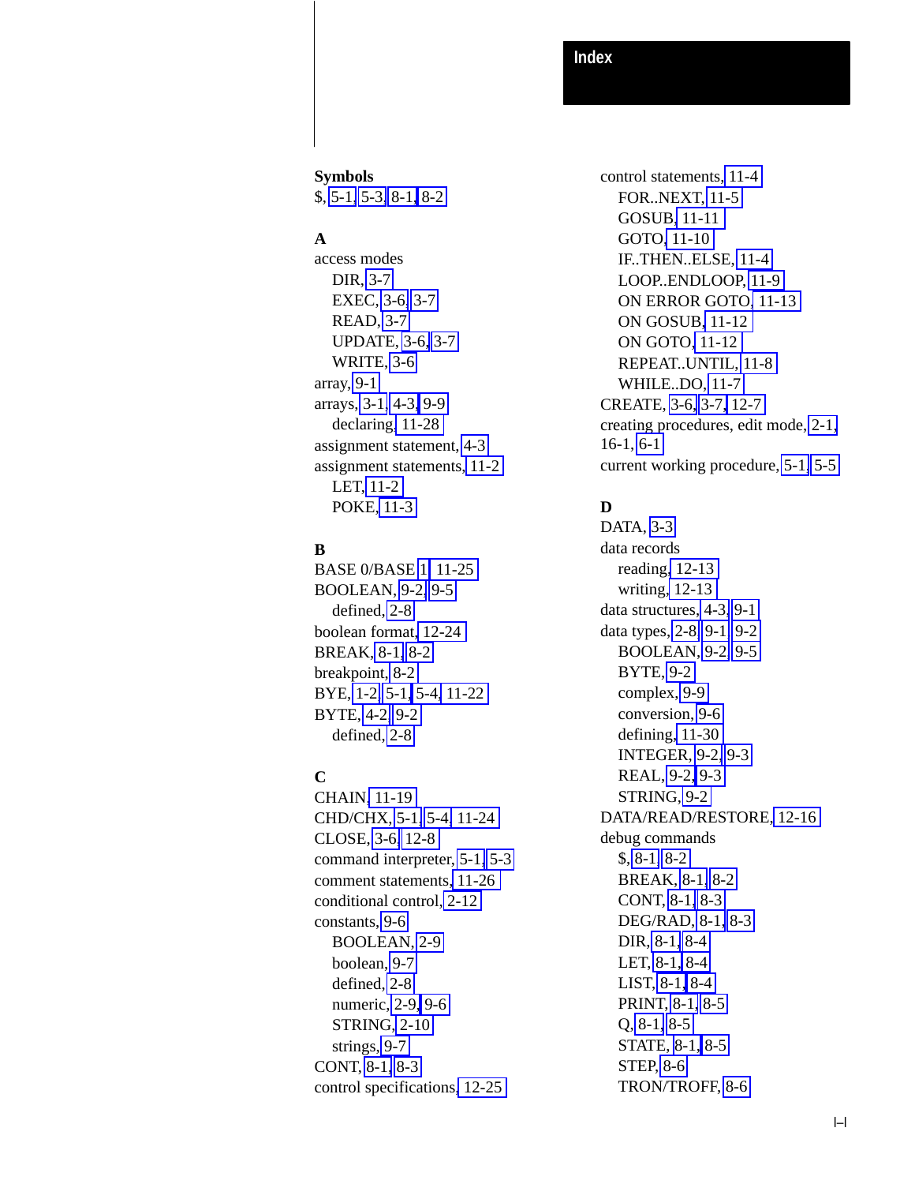# Index

**Symbols**

$, 5-1, 5-3, 8-1, 8-2

**A**

access modes
- DIR, 3-7
- EXEC, 3-6, 3-7
- READ, 3-7
- UPDATE, 3-6, 3-7
- WRITE, 3-6

array, 9-1

arrays, 3-1, 4-3, 9-9
- declaring, 11-28

assignment statement, 4-3

assignment statements, 11-2
- LET, 11-2
- POKE, 11-3

**B**

BASE 0/BASE 1, 11-25

BOOLEAN, 9-2, 9-5
- defined, 2-8

boolean format, 12-24

BREAK, 8-1, 8-2

breakpoint, 8-2

BYE, 1-2, 5-1, 5-4, 11-22

BYTE, 4-2, 9-2
- defined, 2-8

**C**

CHAIN, 11-19

CHD/CHX, 5-1, 5-4, 11-24

CLOSE, 3-6, 12-8

command interpreter, 5-1, 5-3

comment statements, 11-26

conditional control, 2-12

constants, 9-6
- BOOLEAN, 2-9
- boolean, 9-7
- defined, 2-8
- numeric, 2-9, 9-6
- STRING, 2-10
- strings, 9-7

CONT, 8-1, 8-3

control specifications, 12-25

control statements, 11-4
- FOR..NEXT, 11-5
- GOSUB, 11-11
- GOTO, 11-10
- IF..THEN..ELSE, 11-4
- LOOP..ENDLOOP, 11-9
- ON ERROR GOTO, 11-13
- ON GOSUB, 11-12
- ON GOTO, 11-12
- REPEAT..UNTIL, 11-8
- WHILE..DO, 11-7

CREATE, 3-6, 3-7, 12-7

creating procedures, edit mode, 2-1, 16-1, 6-1

current working procedure, 5-1, 5-5

**D**

DATA, 3-3

data records
- reading, 12-13
- writing, 12-13

data structures, 4-3, 9-1

data types, 2-8, 9-1, 9-2
- BOOLEAN, 9-2, 9-5
- BYTE, 9-2
- complex, 9-9
- conversion, 9-6
- defining, 11-30
- INTEGER, 9-2, 9-3
- REAL, 9-2, 9-3
- STRING, 9-2

DATA/READ/RESTORE, 12-16

debug commands
- $, 8-1, 8-2
- BREAK, 8-1, 8-2
- CONT, 8-1, 8-3
- DEG/RAD, 8-1, 8-3
- DIR, 8-1, 8-4
- LET, 8-1, 8-4
- LIST, 8-1, 8-4
- PRINT, 8-1, 8-5
- Q, 8-1, 8-5
- STATE, 8-1, 8-5
- STEP, 8-6
- TRON/TROFF, 8-6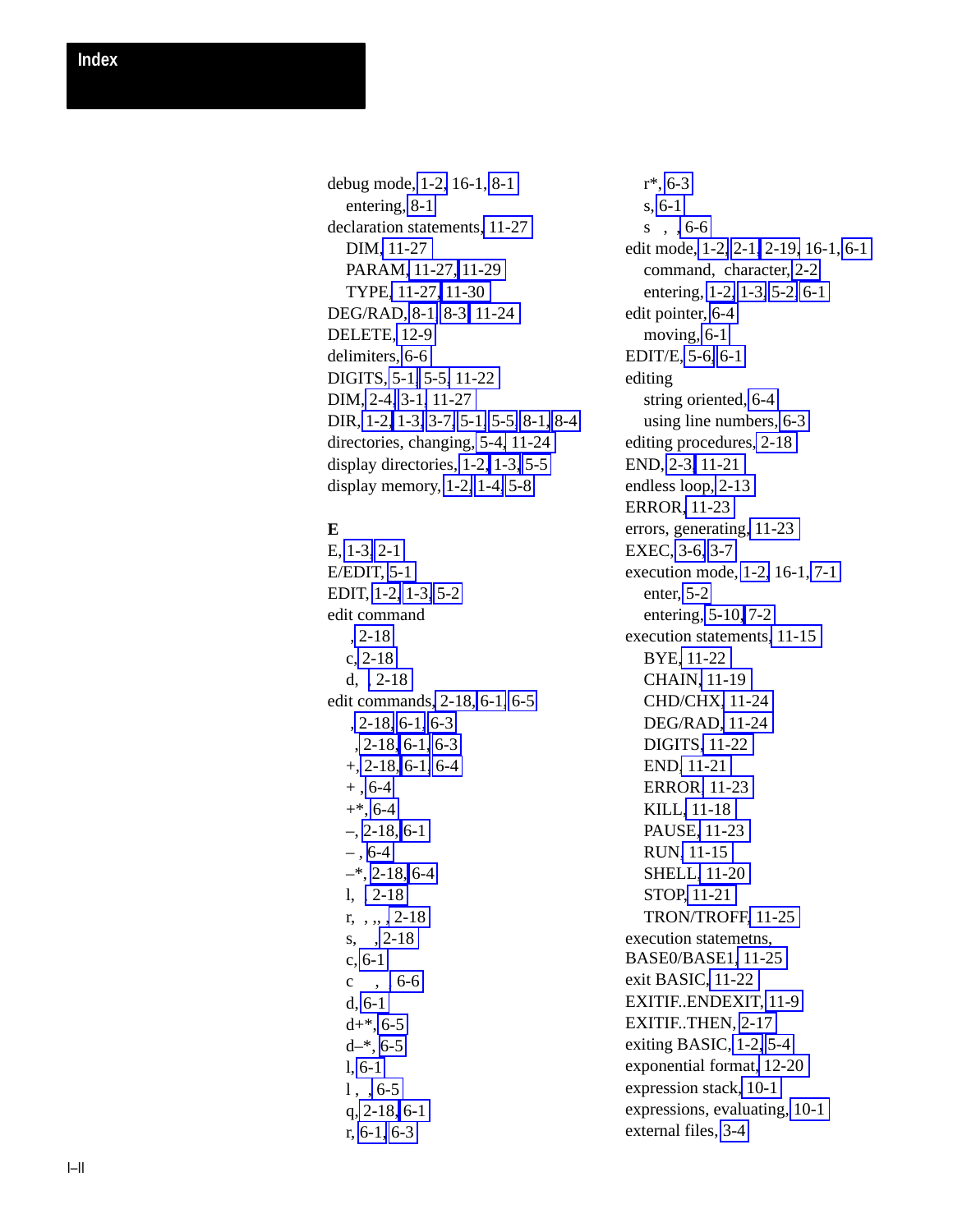# Index

debug mode, 1-2, 16-1, 8-1
  entering, 8-1
declaration statements, 11-27
  DIM, 11-27
  PARAM, 11-27, 11-29
  TYPE, 11-27, 11-30
DEG/RAD, 8-1, 8-3, 11-24
DELETE, 12-9
delimiters, 6-6
DIGITS, 5-1, 5-5, 11-22
DIM, 2-4, 3-1, 11-27
DIR, 1-2, 1-3, 3-7, 5-1, 5-5, 8-1, 8-4
directories, changing, 5-4, 11-24
display directories, 1-2, 1-3, 5-5
display memory, 1-2, 1-4, 5-8

**E**

E, 1-3, 2-1
E/EDIT, 5-1
EDIT, 1-2, 1-3, 5-2
edit command
  , 2-18
  c, 2-18
  d, , 2-18
edit commands, 2-18, 6-1, 6-5
  , 2-18, 6-1, 6-3
  , 2-18, 6-1, 6-3
  +, 2-18, 6-1, 6-4
  + , 6-4
  +*, 6-4
  –, 2-18, 6-1
  – , 6-4
  –*, 2-18, 6-4
  l, , 2-18
  r, , ,, , 2-18
  s, , 2-18
  c, 6-1
  c , 6-6
  d, 6-1
  d+*, 6-5
  d–*, 6-5
  l, 6-1
  l , , 6-5
  q, 2-18, 6-1
  r, 6-1, 6-3
  r*, 6-3
  s, 6-1
  s , , 6-6
edit mode, 1-2, 2-1, 2-19, 16-1, 6-1
  command, character, 2-2
  entering, 1-2, 1-3, 5-2, 6-1
edit pointer, 6-4
  moving, 6-1
EDIT/E, 5-6, 6-1
editing
  string oriented, 6-4
  using line numbers, 6-3
editing procedures, 2-18
END, 2-3, 11-21
endless loop, 2-13
ERROR, 11-23
errors, generating, 11-23
EXEC, 3-6, 3-7
execution mode, 1-2, 16-1, 7-1
  enter, 5-2
  entering, 5-10, 7-2
execution statements, 11-15
  BYE, 11-22
  CHAIN, 11-19
  CHD/CHX, 11-24
  DEG/RAD, 11-24
  DIGITS, 11-22
  END, 11-21
  ERROR, 11-23
  KILL, 11-18
  PAUSE, 11-23
  RUN, 11-15
  SHELL, 11-20
  STOP, 11-21
  TRON/TROFF, 11-25
execution statemetns, BASE0/BASE1, 11-25
exit BASIC, 11-22
EXITIF..ENDEXIT, 11-9
EXITIF..THEN, 2-17
exiting BASIC, 1-2, 5-4
exponential format, 12-20
expression stack, 10-1
expressions, evaluating, 10-1
external files, 3-4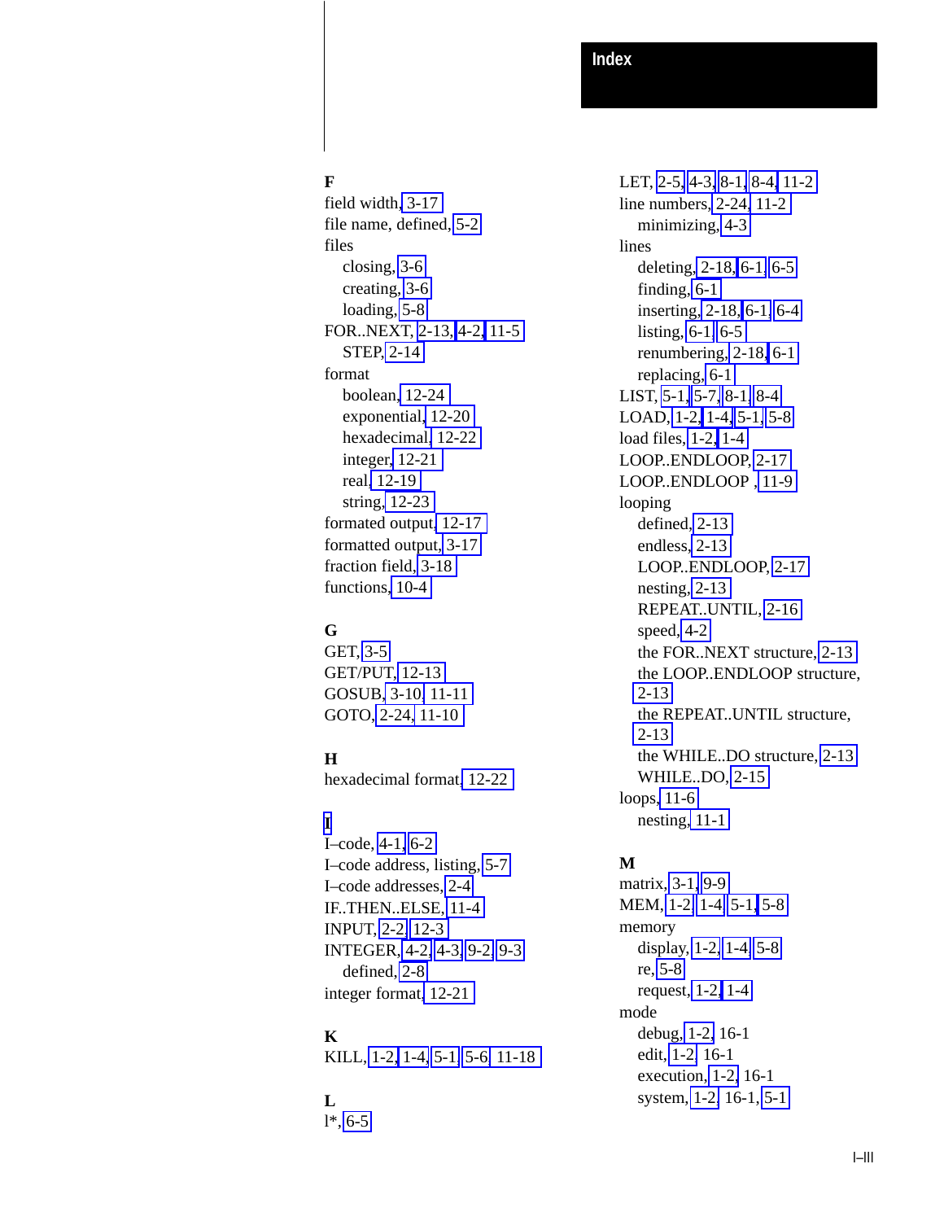# Index

**F**

field width, 3-17
file name, defined, 5-2
files
- closing, 3-6
- creating, 3-6
- loading, 5-8

FOR..NEXT, 2-13, 4-2, 11-5
- STEP, 2-14

format
- boolean, 12-24
- exponential, 12-20
- hexadecimal, 12-22
- integer, 12-21
- real, 12-19
- string, 12-23

formated output, 12-17
formatted output, 3-17
fraction field, 3-18
functions, 10-4

**G**

GET, 3-5
GET/PUT, 12-13
GOSUB, 3-10, 11-11
GOTO, 2-24, 11-10

**H**

hexadecimal format, 12-22

**I**

I–code, 4-1, 6-2
I–code address, listing, 5-7
I–code addresses, 2-4
IF..THEN..ELSE, 11-4
INPUT, 2-2, 12-3
INTEGER, 4-2, 4-3, 9-2, 9-3
- defined, 2-8

integer format, 12-21

**K**

KILL, 1-2, 1-4, 5-1, 5-6, 11-18

**L**

l*, 6-5
LET, 2-5, 4-3, 8-1, 8-4, 11-2
line numbers, 2-24, 11-2
- minimizing, 4-3

lines
- deleting, 2-18, 6-1, 6-5
- finding, 6-1
- inserting, 2-18, 6-1, 6-4
- listing, 6-1, 6-5
- renumbering, 2-18, 6-1
- replacing, 6-1

LIST, 5-1, 5-7, 8-1, 8-4
LOAD, 1-2, 1-4, 5-1, 5-8
load files, 1-2, 1-4
LOOP..ENDLOOP, 2-17
LOOP..ENDLOOP , 11-9
looping
- defined, 2-13
- endless, 2-13
- LOOP..ENDLOOP, 2-17
- nesting, 2-13
- REPEAT..UNTIL, 2-16
- speed, 4-2
- the FOR..NEXT structure, 2-13
- the LOOP..ENDLOOP structure, 2-13
- the REPEAT..UNTIL structure, 2-13
- the WHILE..DO structure, 2-13
- WHILE..DO, 2-15

loops, 11-6
- nesting, 11-1

**M**

matrix, 3-1, 9-9
MEM, 1-2, 1-4, 5-1, 5-8
memory
- display, 1-2, 1-4, 5-8
- re, 5-8
- request, 1-2, 1-4

mode
- debug, 1-2, 16-1
- edit, 1-2, 16-1
- execution, 1-2, 16-1
- system, 1-2, 16-1, 5-1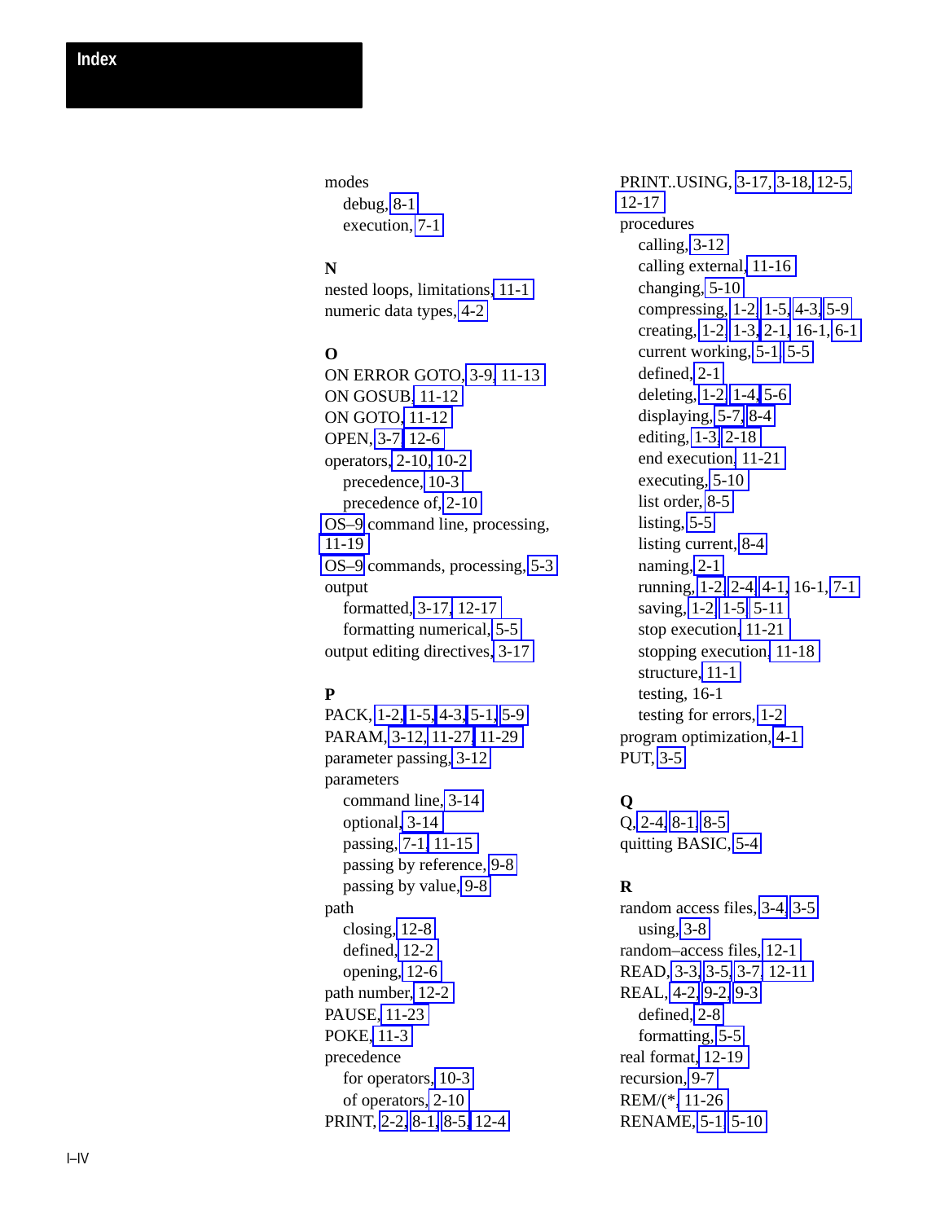# Index

modes
- debug, 8-1
- execution, 7-1

**N**

nested loops, limitations, 11-1

numeric data types, 4-2

**O**

ON ERROR GOTO, 3-9, 11-13

ON GOSUB, 11-12

ON GOTO, 11-12

OPEN, 3-7, 12-6

operators, 2-10, 10-2
- precedence, 10-3
- precedence of, 2-10

OS–9 command line, processing, 11-19

OS–9 commands, processing, 5-3

output
- formatted, 3-17, 12-17
- formatting numerical, 5-5

output editing directives, 3-17

**P**

PACK, 1-2, 1-5, 4-3, 5-1, 5-9

PARAM, 3-12, 11-27, 11-29

parameter passing, 3-12

parameters
- command line, 3-14
- optional, 3-14
- passing, 7-1, 11-15
- passing by reference, 9-8
- passing by value, 9-8

path
- closing, 12-8
- defined, 12-2
- opening, 12-6

path number, 12-2

PAUSE, 11-23

POKE, 11-3

precedence
- for operators, 10-3
- of operators, 2-10

PRINT, 2-2, 8-1, 8-5, 12-4

PRINT..USING, 3-17, 3-18, 12-5, 12-17

procedures
- calling, 3-12
- calling external, 11-16
- changing, 5-10
- compressing, 1-2, 1-5, 4-3, 5-9
- creating, 1-2, 1-3, 2-1, 16-1, 6-1
- current working, 5-1, 5-5
- defined, 2-1
- deleting, 1-2, 1-4, 5-6
- displaying, 5-7, 8-4
- editing, 1-3, 2-18
- end execution, 11-21
- executing, 5-10
- list order, 8-5
- listing, 5-5
- listing current, 8-4
- naming, 2-1
- running, 1-2, 2-4, 4-1, 16-1, 7-1
- saving, 1-2, 1-5, 5-11
- stop execution, 11-21
- stopping execution, 11-18
- structure, 11-1
- testing, 16-1
- testing for errors, 1-2

program optimization, 4-1

PUT, 3-5

**Q**

Q, 2-4, 8-1, 8-5

quitting BASIC, 5-4

**R**

random access files, 3-4, 3-5
- using, 3-8

random–access files, 12-1

READ, 3-3, 3-5, 3-7, 12-11

REAL, 4-2, 9-2, 9-3
- defined, 2-8
- formatting, 5-5

real format, 12-19

recursion, 9-7

REM/(*, 11-26

RENAME, 5-1, 5-10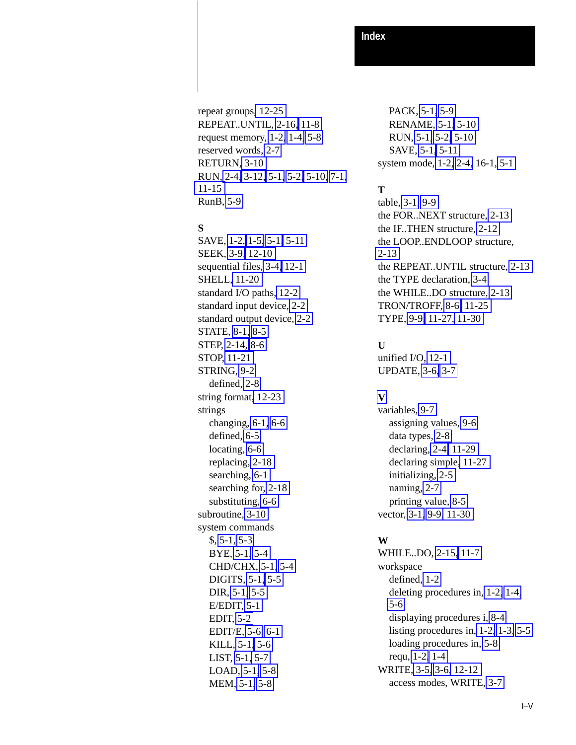# Index

repeat groups, 12-25
REPEAT..UNTIL, 2-16, 11-8
request memory, 1-2, 1-4, 5-8
reserved words, 2-7
RETURN, 3-10
RUN, 2-4, 3-12, 5-1, 5-2, 5-10, 7-1, 11-15
RunB, 5-9

**S**

SAVE, 1-2, 1-5, 5-1, 5-11
SEEK, 3-9, 12-10
sequential files, 3-4, 12-1
SHELL, 11-20
standard I/O paths, 12-2
standard input device, 2-2
standard output device, 2-2
STATE, 8-1, 8-5
STEP, 2-14, 8-6
STOP, 11-21
STRING, 9-2
- defined, 2-8

string format, 12-23
strings
- changing, 6-1, 6-6
- defined, 6-5
- locating, 6-6
- replacing, 2-18
- searching, 6-1
- searching for, 2-18
- substituting, 6-6

subroutine, 3-10
system commands
- $, 5-1, 5-3
- BYE, 5-1, 5-4
- CHD/CHX, 5-1, 5-4
- DIGITS, 5-1, 5-5
- DIR, 5-1, 5-5
- E/EDIT, 5-1
- EDIT, 5-2
- EDIT/E, 5-6, 6-1
- KILL, 5-1, 5-6
- LIST, 5-1, 5-7
- LOAD, 5-1, 5-8
- MEM, 5-1, 5-8
- PACK, 5-1, 5-9
- RENAME, 5-1, 5-10
- RUN, 5-1, 5-2, 5-10
- SAVE, 5-1, 5-11

system mode, 1-2, 2-4, 16-1, 5-1

**T**

table, 3-1, 9-9
the FOR..NEXT structure, 2-13
the IF..THEN structure, 2-12
the LOOP..ENDLOOP structure, 2-13
the REPEAT..UNTIL structure, 2-13
the TYPE declaration, 3-4
the WHILE..DO structure, 2-13
TRON/TROFF, 8-6, 11-25
TYPE, 9-9, 11-27, 11-30

**U**

unified I/O, 12-1
UPDATE, 3-6, 3-7

**V**

variables, 9-7
- assigning values, 9-6
- data types, 2-8
- declaring, 2-4, 11-29
- declaring simple, 11-27
- initializing, 2-5
- naming, 2-7
- printing value, 8-5

vector, 3-1, 9-9, 11-30

**W**

WHILE..DO, 2-15, 11-7
workspace
- defined, 1-2
- deleting procedures in, 1-2, 1-4, 5-6
- displaying procedures i, 8-4
- listing procedures in, 1-2, 1-3, 5-5
- loading procedures in, 5-8
- requ, 1-2, 1-4

WRITE, 3-5, 3-6, 12-12
- access modes, WRITE, 3-7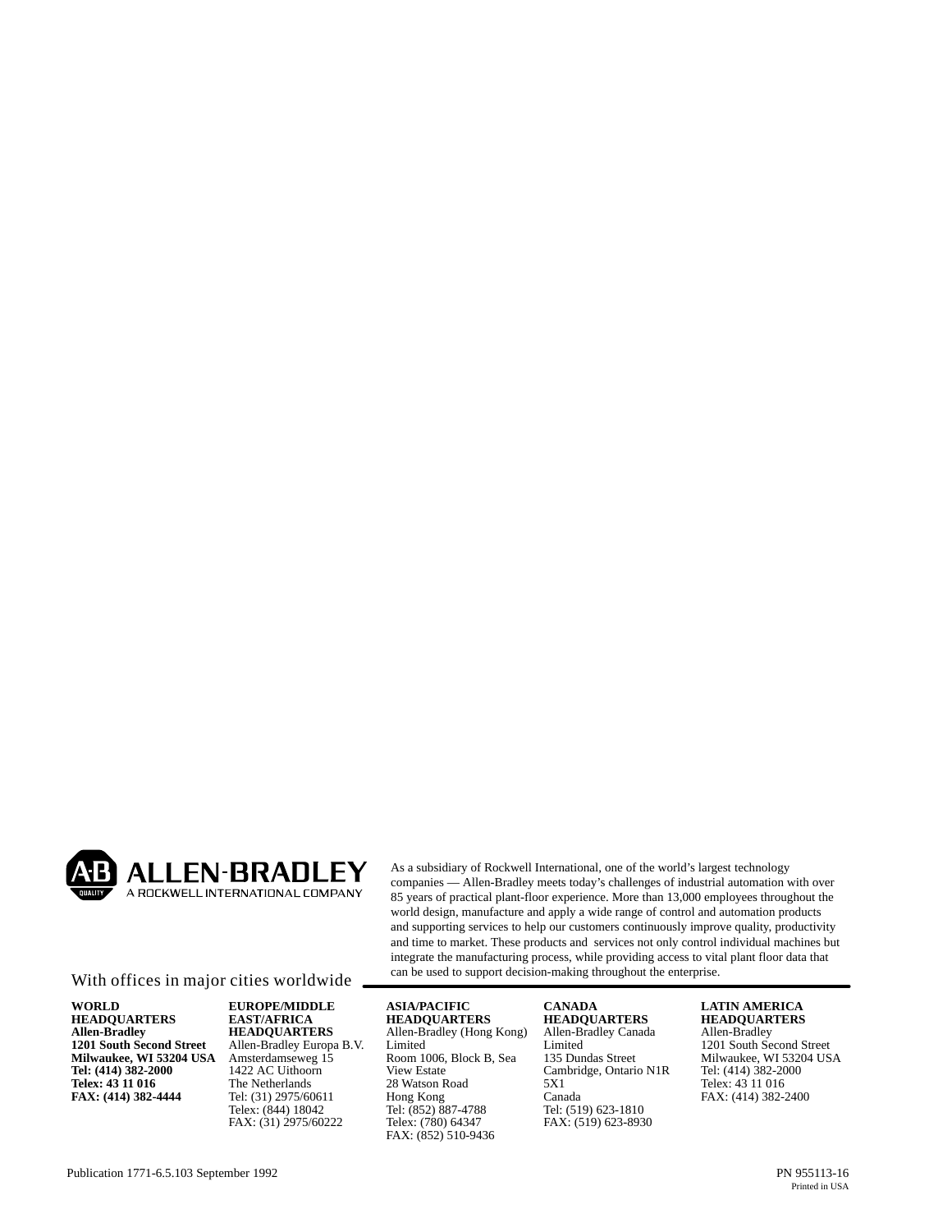**ALLEN-BRADLEY**
A ROCKWELL INTERNATIONAL COMPANY

As a subsidiary of Rockwell International, one of the world's largest technology companies — Allen-Bradley meets today's challenges of industrial automation with over 85 years of practical plant-floor experience. More than 13,000 employees throughout the world design, manufacture and apply a wide range of control and automation products and supporting services to help our customers continuously improve quality, productivity and time to market. These products and services not only control individual machines but integrate the manufacturing process, while providing access to vital plant floor data that can be used to support decision-making throughout the enterprise.

With offices in major cities worldwide

**WORLD HEADQUARTERS**
**Allen-Bradley**
**1201 South Second Street**
**Milwaukee, WI 53204 USA**
**Tel: (414) 382-2000**
**Telex: 43 11 016**
**FAX: (414) 382-4444**

**EUROPE/MIDDLE EAST/AFRICA HEADQUARTERS**
Allen-Bradley Europa B.V.
Amsterdamseweg 15
1422 AC Uithoorn
The Netherlands
Tel: (31) 2975/60611
Telex: (844) 18042
FAX: (31) 2975/60222

**ASIA/PACIFIC HEADQUARTERS**
Allen-Bradley (Hong Kong) Limited
Room 1006, Block B, Sea View Estate
28 Watson Road
Hong Kong
Tel: (852) 887-4788
Telex: (780) 64347
FAX: (852) 510-9436

**CANADA HEADQUARTERS**
Allen-Bradley Canada Limited
135 Dundas Street
Cambridge, Ontario N1R 5X1
Canada
Tel: (519) 623-1810
FAX: (519) 623-8930

**LATIN AMERICA HEADQUARTERS**
Allen-Bradley
1201 South Second Street
Milwaukee, WI 53204 USA
Tel: (414) 382-2000
Telex: 43 11 016
FAX: (414) 382-2400

Publication 1771-6.5.103 September 1992

PN 955113-16
Printed in USA